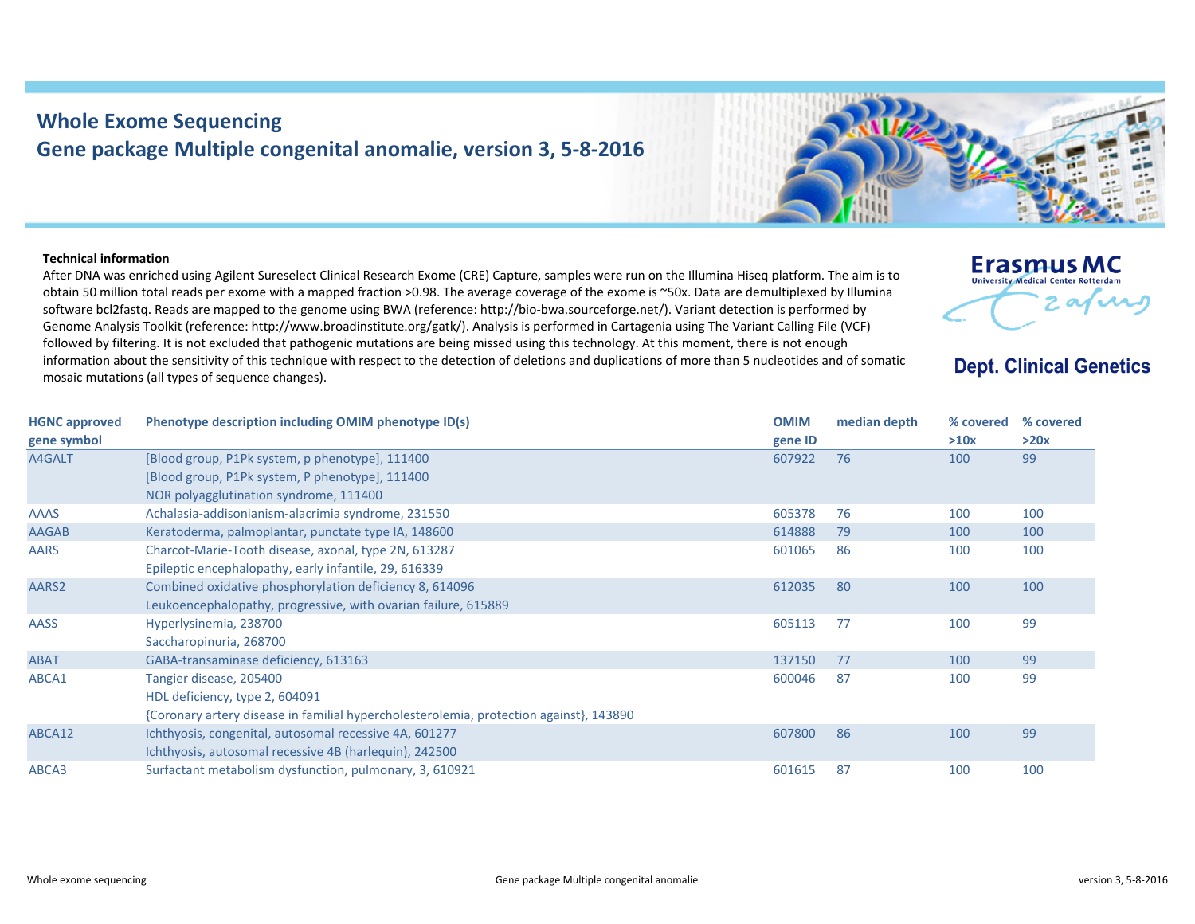# Whole Exome Sequencing

## Gene package Multiple congenital anomalie, version 3, 5-8-2016

Erasmus MC University Medical Center Rotterdam

**Dept. Clinical Genetics**

**Technical information**

After DNA was enriched using Agilent Sureselect Clinical Research Exome (CRE) Capture, samples were run on the Illumina Hiseq platform. The aim is to obtain 50 million total reads per exome with a mapped fraction >0.98. The average coverage of the exome is ~50x. Data are demultiplexed by Illumina software bcl2fastq. Reads are mapped to the genome using BWA (reference: http://bio-bwa.sourceforge.net/). Variant detection is performed by Genome Analysis Toolkit (reference: http://www.broadinstitute.org/gatk/). Analysis is performed in Cartagenia using The Variant Calling File (VCF) followed by filtering. It is not excluded that pathogenic mutations are being missed using this technology. At this moment, there is not enough information about the sensitivity of this technique with respect to the detection of deletions and duplications of more than 5 nucleotides and of somatic mosaic mutations (all types of sequence changes).

| HGNC approved gene symbol | Phenotype description including OMIM phenotype ID(s) | OMIM gene ID | median depth | % covered >10x | % covered >20x |
|---|---|---|---|---|---|
| A4GALT | [Blood group, P1Pk system, p phenotype], 111400<br>[Blood group, P1Pk system, P phenotype], 111400<br>NOR polyagglutination syndrome, 111400 | 607922 | 76 | 100 | 99 |
| AAAS | Achalasia-addisonianism-alacrimia syndrome, 231550 | 605378 | 76 | 100 | 100 |
| AAGAB | Keratoderma, palmoplantar, punctate type IA, 148600 | 614888 | 79 | 100 | 100 |
| AARS | Charcot-Marie-Tooth disease, axonal, type 2N, 613287<br>Epileptic encephalopathy, early infantile, 29, 616339 | 601065 | 86 | 100 | 100 |
| AARS2 | Combined oxidative phosphorylation deficiency 8, 614096<br>Leukoencephalopathy, progressive, with ovarian failure, 615889 | 612035 | 80 | 100 | 100 |
| AASS | Hyperlysinemia, 238700<br>Saccharopinuria, 268700 | 605113 | 77 | 100 | 99 |
| ABAT | GABA-transaminase deficiency, 613163 | 137150 | 77 | 100 | 99 |
| ABCA1 | Tangier disease, 205400<br>HDL deficiency, type 2, 604091<br>{Coronary artery disease in familial hypercholesterolemia, protection against}, 143890 | 600046 | 87 | 100 | 99 |
| ABCA12 | Ichthyosis, congenital, autosomal recessive 4A, 601277<br>Ichthyosis, autosomal recessive 4B (harlequin), 242500 | 607800 | 86 | 100 | 99 |
| ABCA3 | Surfactant metabolism dysfunction, pulmonary, 3, 610921 | 601615 | 87 | 100 | 100 |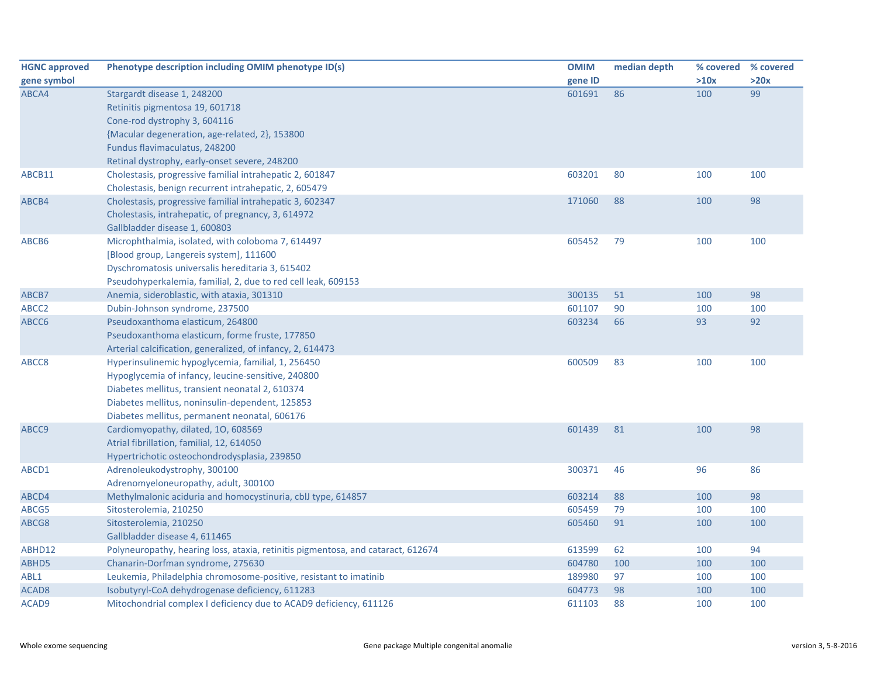| HGNC approved gene symbol | Phenotype description including OMIM phenotype ID(s) | OMIM gene ID | median depth | % covered >10x | % covered >20x |
|---|---|---|---|---|---|
| ABCA4 | Stargardt disease 1, 248200<br>Retinitis pigmentosa 19, 601718<br>Cone-rod dystrophy 3, 604116<br>{Macular degeneration, age-related, 2}, 153800<br>Fundus flavimaculatus, 248200<br>Retinal dystrophy, early-onset severe, 248200 | 601691 | 86 | 100 | 99 |
| ABCB11 | Cholestasis, progressive familial intrahepatic 2, 601847<br>Cholestasis, benign recurrent intrahepatic, 2, 605479 | 603201 | 80 | 100 | 100 |
| ABCB4 | Cholestasis, progressive familial intrahepatic 3, 602347<br>Cholestasis, intrahepatic, of pregnancy, 3, 614972<br>Gallbladder disease 1, 600803 | 171060 | 88 | 100 | 98 |
| ABCB6 | Microphthalmia, isolated, with coloboma 7, 614497<br>[Blood group, Langereis system], 111600<br>Dyschromatosis universalis hereditaria 3, 615402<br>Pseudohyperkalemia, familial, 2, due to red cell leak, 609153 | 605452 | 79 | 100 | 100 |
| ABCB7 | Anemia, sideroblastic, with ataxia, 301310 | 300135 | 51 | 100 | 98 |
| ABCC2 | Dubin-Johnson syndrome, 237500 | 601107 | 90 | 100 | 100 |
| ABCC6 | Pseudoxanthoma elasticum, 264800<br>Pseudoxanthoma elasticum, forme fruste, 177850<br>Arterial calcification, generalized, of infancy, 2, 614473 | 603234 | 66 | 93 | 92 |
| ABCC8 | Hyperinsulinemic hypoglycemia, familial, 1, 256450<br>Hypoglycemia of infancy, leucine-sensitive, 240800<br>Diabetes mellitus, transient neonatal 2, 610374<br>Diabetes mellitus, noninsulin-dependent, 125853<br>Diabetes mellitus, permanent neonatal, 606176 | 600509 | 83 | 100 | 100 |
| ABCC9 | Cardiomyopathy, dilated, 1O, 608569<br>Atrial fibrillation, familial, 12, 614050<br>Hypertrichotic osteochondrodysplasia, 239850 | 601439 | 81 | 100 | 98 |
| ABCD1 | Adrenoleukodystrophy, 300100<br>Adrenomyeloneuropathy, adult, 300100 | 300371 | 46 | 96 | 86 |
| ABCD4 | Methylmalonic aciduria and homocystinuria, cblJ type, 614857 | 603214 | 88 | 100 | 98 |
| ABCG5 | Sitosterolemia, 210250 | 605459 | 79 | 100 | 100 |
| ABCG8 | Sitosterolemia, 210250<br>Gallbladder disease 4, 611465 | 605460 | 91 | 100 | 100 |
| ABHD12 | Polyneuropathy, hearing loss, ataxia, retinitis pigmentosa, and cataract, 612674 | 613599 | 62 | 100 | 94 |
| ABHD5 | Chanarin-Dorfman syndrome, 275630 | 604780 | 100 | 100 | 100 |
| ABL1 | Leukemia, Philadelphia chromosome-positive, resistant to imatinib | 189980 | 97 | 100 | 100 |
| ACAD8 | Isobutyryl-CoA dehydrogenase deficiency, 611283 | 604773 | 98 | 100 | 100 |
| ACAD9 | Mitochondrial complex I deficiency due to ACAD9 deficiency, 611126 | 611103 | 88 | 100 | 100 |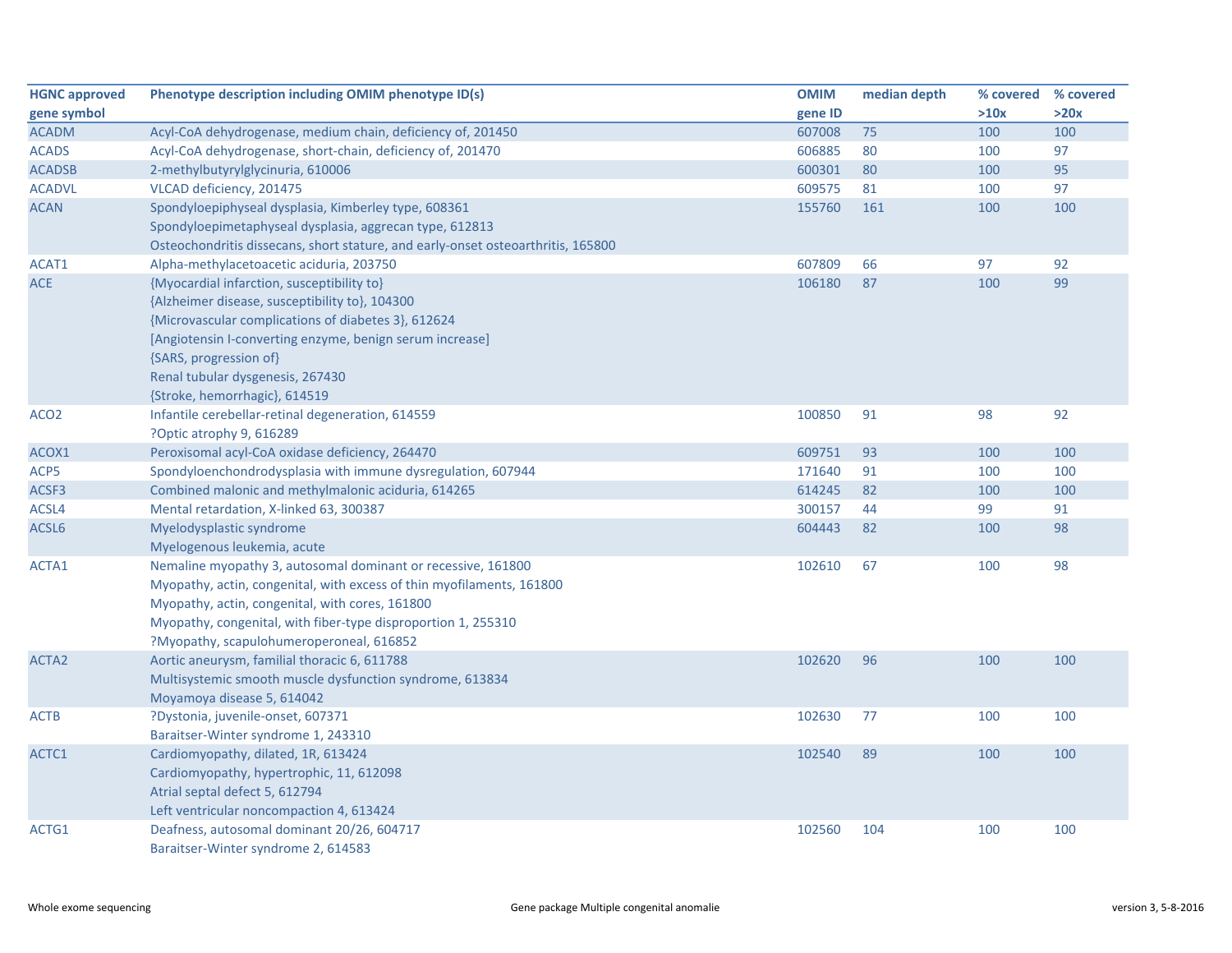| HGNC approved gene symbol | Phenotype description including OMIM phenotype ID(s) | OMIM gene ID | median depth | % covered >10x | % covered >20x |
|---|---|---|---|---|---|
| ACADM | Acyl-CoA dehydrogenase, medium chain, deficiency of, 201450 | 607008 | 75 | 100 | 100 |
| ACADS | Acyl-CoA dehydrogenase, short-chain, deficiency of, 201470 | 606885 | 80 | 100 | 97 |
| ACADSB | 2-methylbutyrylglycinuria, 610006 | 600301 | 80 | 100 | 95 |
| ACADVL | VLCAD deficiency, 201475 | 609575 | 81 | 100 | 97 |
| ACAN | Spondyloepiphyseal dysplasia, Kimberley type, 608361<br>Spondyloepimetaphyseal dysplasia, aggrecan type, 612813<br>Osteochondritis dissecans, short stature, and early-onset osteoarthritis, 165800 | 155760 | 161 | 100 | 100 |
| ACAT1 | Alpha-methylacetoacetic aciduria, 203750 | 607809 | 66 | 97 | 92 |
| ACE | {Myocardial infarction, susceptibility to}<br>{Alzheimer disease, susceptibility to}, 104300<br>{Microvascular complications of diabetes 3}, 612624<br>[Angiotensin I-converting enzyme, benign serum increase]<br>{SARS, progression of}<br>Renal tubular dysgenesis, 267430<br>{Stroke, hemorrhagic}, 614519 | 106180 | 87 | 100 | 99 |
| ACO2 | Infantile cerebellar-retinal degeneration, 614559<br>?Optic atrophy 9, 616289 | 100850 | 91 | 98 | 92 |
| ACOX1 | Peroxisomal acyl-CoA oxidase deficiency, 264470 | 609751 | 93 | 100 | 100 |
| ACP5 | Spondyloenchondrodysplasia with immune dysregulation, 607944 | 171640 | 91 | 100 | 100 |
| ACSF3 | Combined malonic and methylmalonic aciduria, 614265 | 614245 | 82 | 100 | 100 |
| ACSL4 | Mental retardation, X-linked 63, 300387 | 300157 | 44 | 99 | 91 |
| ACSL6 | Myelodysplastic syndrome<br>Myelogenous leukemia, acute | 604443 | 82 | 100 | 98 |
| ACTA1 | Nemaline myopathy 3, autosomal dominant or recessive, 161800<br>Myopathy, actin, congenital, with excess of thin myofilaments, 161800<br>Myopathy, actin, congenital, with cores, 161800<br>Myopathy, congenital, with fiber-type disproportion 1, 255310<br>?Myopathy, scapulohumeroperoneal, 616852 | 102610 | 67 | 100 | 98 |
| ACTA2 | Aortic aneurysm, familial thoracic 6, 611788<br>Multisystemic smooth muscle dysfunction syndrome, 613834<br>Moyamoya disease 5, 614042 | 102620 | 96 | 100 | 100 |
| ACTB | ?Dystonia, juvenile-onset, 607371<br>Baraitser-Winter syndrome 1, 243310 | 102630 | 77 | 100 | 100 |
| ACTC1 | Cardiomyopathy, dilated, 1R, 613424<br>Cardiomyopathy, hypertrophic, 11, 612098<br>Atrial septal defect 5, 612794<br>Left ventricular noncompaction 4, 613424 | 102540 | 89 | 100 | 100 |
| ACTG1 | Deafness, autosomal dominant 20/26, 604717<br>Baraitser-Winter syndrome 2, 614583 | 102560 | 104 | 100 | 100 |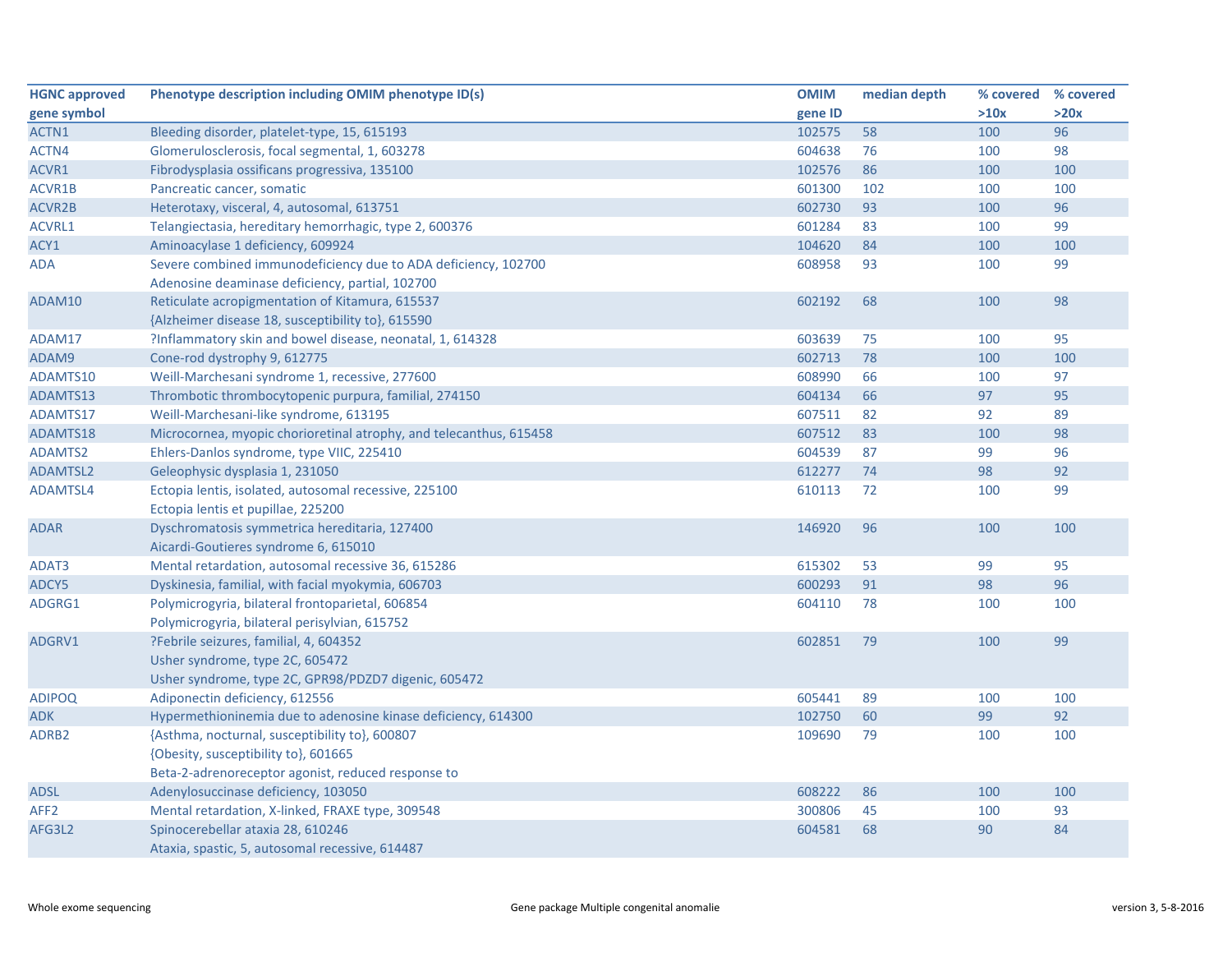| HGNC approved gene symbol | Phenotype description including OMIM phenotype ID(s) | OMIM gene ID | median depth | % covered >10x | % covered >20x |
|---|---|---|---|---|---|
| ACTN1 | Bleeding disorder, platelet-type, 15, 615193 | 102575 | 58 | 100 | 96 |
| ACTN4 | Glomerulosclerosis, focal segmental, 1, 603278 | 604638 | 76 | 100 | 98 |
| ACVR1 | Fibrodysplasia ossificans progressiva, 135100 | 102576 | 86 | 100 | 100 |
| ACVR1B | Pancreatic cancer, somatic | 601300 | 102 | 100 | 100 |
| ACVR2B | Heterotaxy, visceral, 4, autosomal, 613751 | 602730 | 93 | 100 | 96 |
| ACVRL1 | Telangiectasia, hereditary hemorrhagic, type 2, 600376 | 601284 | 83 | 100 | 99 |
| ACY1 | Aminoacylase 1 deficiency, 609924 | 104620 | 84 | 100 | 100 |
| ADA | Severe combined immunodeficiency due to ADA deficiency, 102700<br>Adenosine deaminase deficiency, partial, 102700 | 608958 | 93 | 100 | 99 |
| ADAM10 | Reticulate acropigmentation of Kitamura, 615537<br>{Alzheimer disease 18, susceptibility to}, 615590 | 602192 | 68 | 100 | 98 |
| ADAM17 | ?Inflammatory skin and bowel disease, neonatal, 1, 614328 | 603639 | 75 | 100 | 95 |
| ADAM9 | Cone-rod dystrophy 9, 612775 | 602713 | 78 | 100 | 100 |
| ADAMTS10 | Weill-Marchesani syndrome 1, recessive, 277600 | 608990 | 66 | 100 | 97 |
| ADAMTS13 | Thrombotic thrombocytopenic purpura, familial, 274150 | 604134 | 66 | 97 | 95 |
| ADAMTS17 | Weill-Marchesani-like syndrome, 613195 | 607511 | 82 | 92 | 89 |
| ADAMTS18 | Microcornea, myopic chorioretinal atrophy, and telecanthus, 615458 | 607512 | 83 | 100 | 98 |
| ADAMTS2 | Ehlers-Danlos syndrome, type VIIC, 225410 | 604539 | 87 | 99 | 96 |
| ADAMTSL2 | Geleophysic dysplasia 1, 231050 | 612277 | 74 | 98 | 92 |
| ADAMTSL4 | Ectopia lentis, isolated, autosomal recessive, 225100<br>Ectopia lentis et pupillae, 225200 | 610113 | 72 | 100 | 99 |
| ADAR | Dyschromatosis symmetrica hereditaria, 127400<br>Aicardi-Goutieres syndrome 6, 615010 | 146920 | 96 | 100 | 100 |
| ADAT3 | Mental retardation, autosomal recessive 36, 615286 | 615302 | 53 | 99 | 95 |
| ADCY5 | Dyskinesia, familial, with facial myokymia, 606703 | 600293 | 91 | 98 | 96 |
| ADGRG1 | Polymicrogyria, bilateral frontoparietal, 606854<br>Polymicrogyria, bilateral perisylvian, 615752 | 604110 | 78 | 100 | 100 |
| ADGRV1 | ?Febrile seizures, familial, 4, 604352<br>Usher syndrome, type 2C, 605472<br>Usher syndrome, type 2C, GPR98/PDZD7 digenic, 605472 | 602851 | 79 | 100 | 99 |
| ADIPOQ | Adiponectin deficiency, 612556 | 605441 | 89 | 100 | 100 |
| ADK | Hypermethioninemia due to adenosine kinase deficiency, 614300 | 102750 | 60 | 99 | 92 |
| ADRB2 | {Asthma, nocturnal, susceptibility to}, 600807<br>{Obesity, susceptibility to}, 601665<br>Beta-2-adrenoreceptor agonist, reduced response to | 109690 | 79 | 100 | 100 |
| ADSL | Adenylosuccinase deficiency, 103050 | 608222 | 86 | 100 | 100 |
| AFF2 | Mental retardation, X-linked, FRAXE type, 309548 | 300806 | 45 | 100 | 93 |
| AFG3L2 | Spinocerebellar ataxia 28, 610246<br>Ataxia, spastic, 5, autosomal recessive, 614487 | 604581 | 68 | 90 | 84 |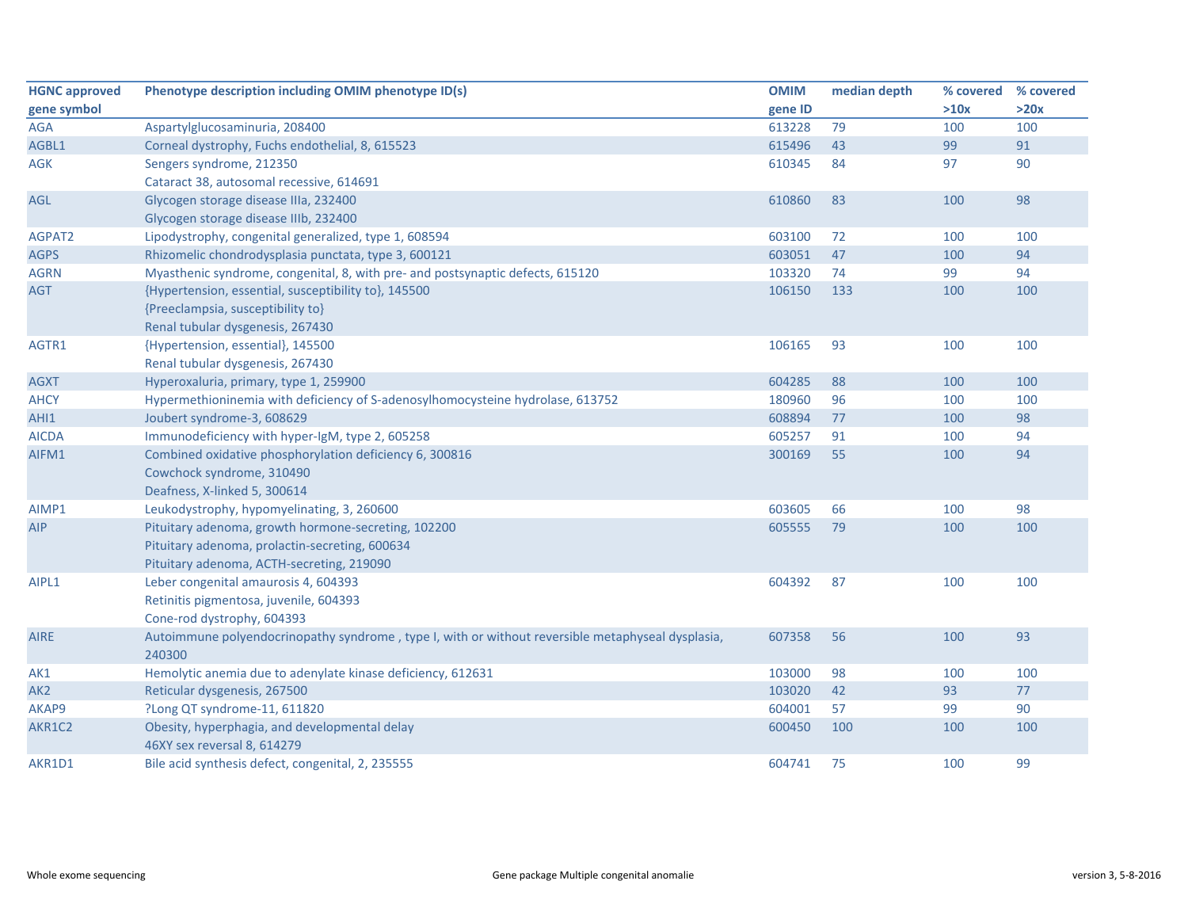| HGNC approved gene symbol | Phenotype description including OMIM phenotype ID(s) | OMIM gene ID | median depth | % covered >10x | % covered >20x |
|---|---|---|---|---|---|
| AGA | Aspartylglucosaminuria, 208400 | 613228 | 79 | 100 | 100 |
| AGBL1 | Corneal dystrophy, Fuchs endothelial, 8, 615523 | 615496 | 43 | 99 | 91 |
| AGK | Sengers syndrome, 212350<br>Cataract 38, autosomal recessive, 614691 | 610345 | 84 | 97 | 90 |
| AGL | Glycogen storage disease IIIa, 232400<br>Glycogen storage disease IIIb, 232400 | 610860 | 83 | 100 | 98 |
| AGPAT2 | Lipodystrophy, congenital generalized, type 1, 608594 | 603100 | 72 | 100 | 100 |
| AGPS | Rhizomelic chondrodysplasia punctata, type 3, 600121 | 603051 | 47 | 100 | 94 |
| AGRN | Myasthenic syndrome, congenital, 8, with pre- and postsynaptic defects, 615120 | 103320 | 74 | 99 | 94 |
| AGT | {Hypertension, essential, susceptibility to}, 145500<br>{Preeclampsia, susceptibility to}<br>Renal tubular dysgenesis, 267430 | 106150 | 133 | 100 | 100 |
| AGTR1 | {Hypertension, essential}, 145500<br>Renal tubular dysgenesis, 267430 | 106165 | 93 | 100 | 100 |
| AGXT | Hyperoxaluria, primary, type 1, 259900 | 604285 | 88 | 100 | 100 |
| AHCY | Hypermethioninemia with deficiency of S-adenosylhomocysteine hydrolase, 613752 | 180960 | 96 | 100 | 100 |
| AHI1 | Joubert syndrome-3, 608629 | 608894 | 77 | 100 | 98 |
| AICDA | Immunodeficiency with hyper-IgM, type 2, 605258 | 605257 | 91 | 100 | 94 |
| AIFM1 | Combined oxidative phosphorylation deficiency 6, 300816<br>Cowchock syndrome, 310490<br>Deafness, X-linked 5, 300614 | 300169 | 55 | 100 | 94 |
| AIMP1 | Leukodystrophy, hypomyelinating, 3, 260600 | 603605 | 66 | 100 | 98 |
| AIP | Pituitary adenoma, growth hormone-secreting, 102200<br>Pituitary adenoma, prolactin-secreting, 600634<br>Pituitary adenoma, ACTH-secreting, 219090 | 605555 | 79 | 100 | 100 |
| AIPL1 | Leber congenital amaurosis 4, 604393<br>Retinitis pigmentosa, juvenile, 604393<br>Cone-rod dystrophy, 604393 | 604392 | 87 | 100 | 100 |
| AIRE | Autoimmune polyendocrinopathy syndrome , type I, with or without reversible metaphyseal dysplasia, 240300 | 607358 | 56 | 100 | 93 |
| AK1 | Hemolytic anemia due to adenylate kinase deficiency, 612631 | 103000 | 98 | 100 | 100 |
| AK2 | Reticular dysgenesis, 267500 | 103020 | 42 | 93 | 77 |
| AKAP9 | ?Long QT syndrome-11, 611820 | 604001 | 57 | 99 | 90 |
| AKR1C2 | Obesity, hyperphagia, and developmental delay<br>46XY sex reversal 8, 614279 | 600450 | 100 | 100 | 100 |
| AKR1D1 | Bile acid synthesis defect, congenital, 2, 235555 | 604741 | 75 | 100 | 99 |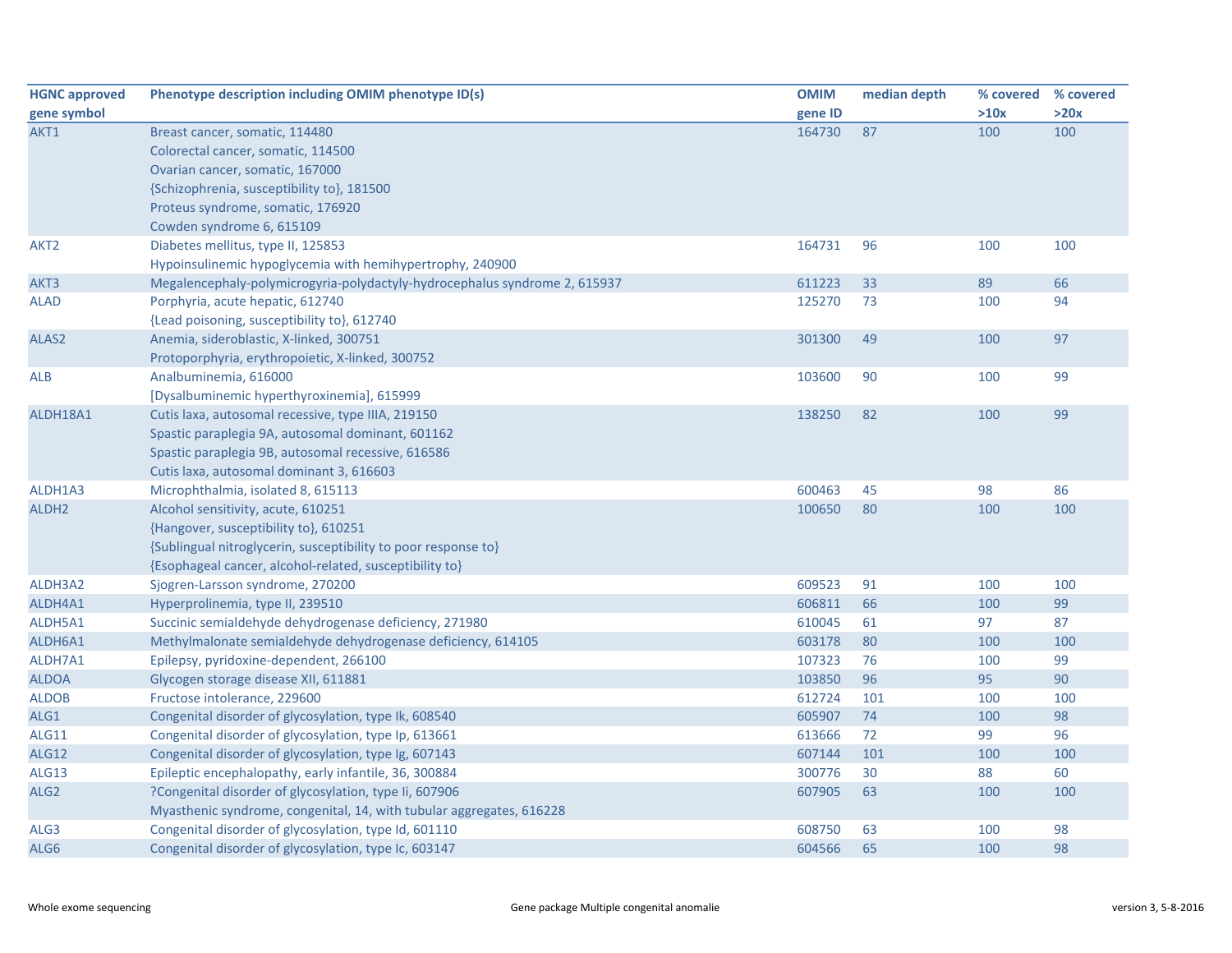| HGNC approved gene symbol | Phenotype description including OMIM phenotype ID(s) | OMIM gene ID | median depth | % covered >10x | % covered >20x |
|---|---|---|---|---|---|
| AKT1 | Breast cancer, somatic, 114480<br>Colorectal cancer, somatic, 114500<br>Ovarian cancer, somatic, 167000<br>{Schizophrenia, susceptibility to}, 181500<br>Proteus syndrome, somatic, 176920<br>Cowden syndrome 6, 615109 | 164730 | 87 | 100 | 100 |
| AKT2 | Diabetes mellitus, type II, 125853<br>Hypoinsulinemic hypoglycemia with hemihypertrophy, 240900 | 164731 | 96 | 100 | 100 |
| AKT3 | Megalencephaly-polymicrogyria-polydactyly-hydrocephalus syndrome 2, 615937 | 611223 | 33 | 89 | 66 |
| ALAD | Porphyria, acute hepatic, 612740<br>{Lead poisoning, susceptibility to}, 612740 | 125270 | 73 | 100 | 94 |
| ALAS2 | Anemia, sideroblastic, X-linked, 300751<br>Protoporphyria, erythropoietic, X-linked, 300752 | 301300 | 49 | 100 | 97 |
| ALB | Analbuminemia, 616000<br>[Dysalbuminemic hyperthyroxinemia], 615999 | 103600 | 90 | 100 | 99 |
| ALDH18A1 | Cutis laxa, autosomal recessive, type IIIA, 219150<br>Spastic paraplegia 9A, autosomal dominant, 601162<br>Spastic paraplegia 9B, autosomal recessive, 616586<br>Cutis laxa, autosomal dominant 3, 616603 | 138250 | 82 | 100 | 99 |
| ALDH1A3 | Microphthalmia, isolated 8, 615113 | 600463 | 45 | 98 | 86 |
| ALDH2 | Alcohol sensitivity, acute, 610251<br>{Hangover, susceptibility to}, 610251<br>{Sublingual nitroglycerin, susceptibility to poor response to}<br>{Esophageal cancer, alcohol-related, susceptibility to} | 100650 | 80 | 100 | 100 |
| ALDH3A2 | Sjogren-Larsson syndrome, 270200 | 609523 | 91 | 100 | 100 |
| ALDH4A1 | Hyperprolinemia, type II, 239510 | 606811 | 66 | 100 | 99 |
| ALDH5A1 | Succinic semialdehyde dehydrogenase deficiency, 271980 | 610045 | 61 | 97 | 87 |
| ALDH6A1 | Methylmalonate semialdehyde dehydrogenase deficiency, 614105 | 603178 | 80 | 100 | 100 |
| ALDH7A1 | Epilepsy, pyridoxine-dependent, 266100 | 107323 | 76 | 100 | 99 |
| ALDOA | Glycogen storage disease XII, 611881 | 103850 | 96 | 95 | 90 |
| ALDOB | Fructose intolerance, 229600 | 612724 | 101 | 100 | 100 |
| ALG1 | Congenital disorder of glycosylation, type Ik, 608540 | 605907 | 74 | 100 | 98 |
| ALG11 | Congenital disorder of glycosylation, type Ip, 613661 | 613666 | 72 | 99 | 96 |
| ALG12 | Congenital disorder of glycosylation, type Ig, 607143 | 607144 | 101 | 100 | 100 |
| ALG13 | Epileptic encephalopathy, early infantile, 36, 300884 | 300776 | 30 | 88 | 60 |
| ALG2 | ?Congenital disorder of glycosylation, type Ii, 607906<br>Myasthenic syndrome, congenital, 14, with tubular aggregates, 616228 | 607905 | 63 | 100 | 100 |
| ALG3 | Congenital disorder of glycosylation, type Id, 601110 | 608750 | 63 | 100 | 98 |
| ALG6 | Congenital disorder of glycosylation, type Ic, 603147 | 604566 | 65 | 100 | 98 |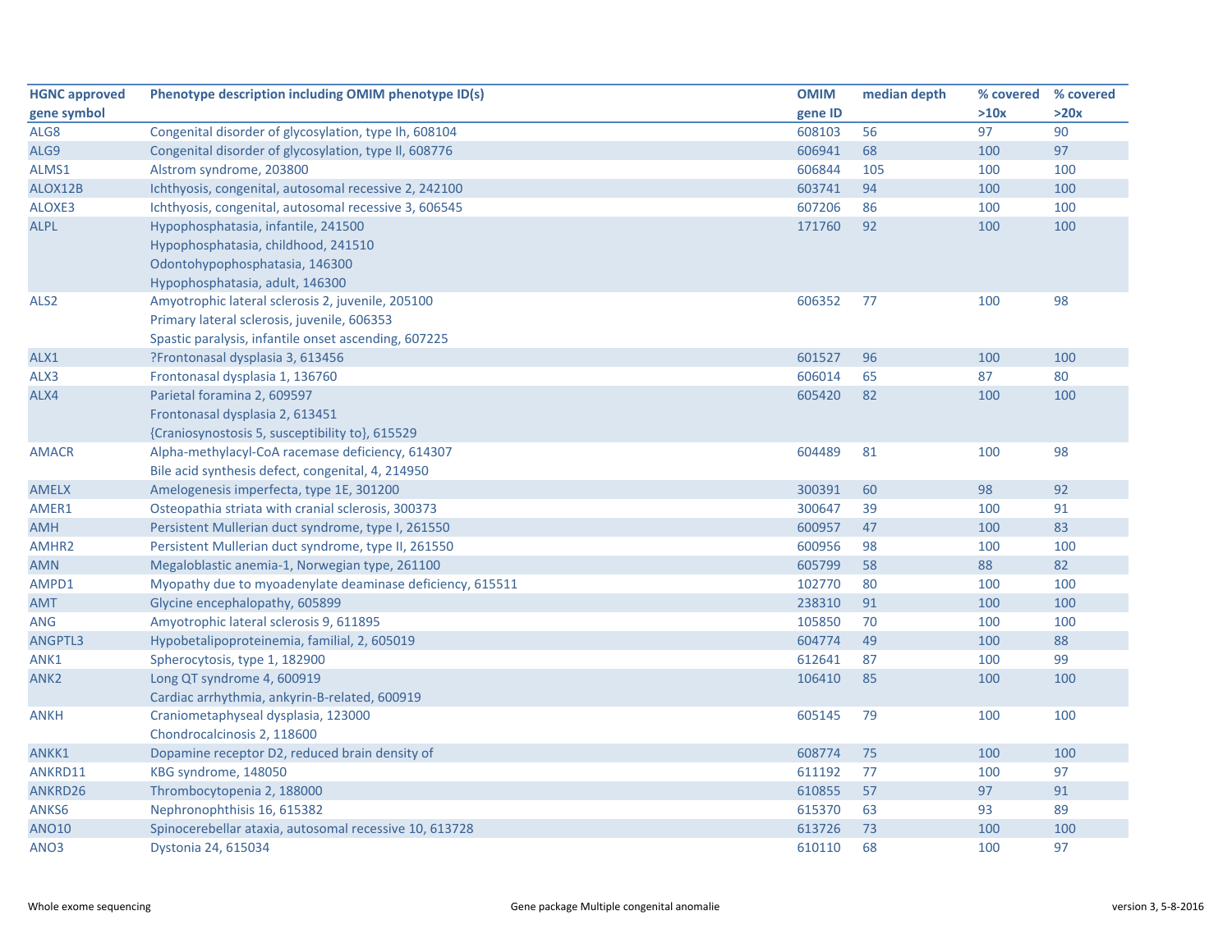| HGNC approved gene symbol | Phenotype description including OMIM phenotype ID(s) | OMIM gene ID | median depth | % covered >10x | % covered >20x |
|---|---|---|---|---|---|
| ALG8 | Congenital disorder of glycosylation, type Ih, 608104 | 608103 | 56 | 97 | 90 |
| ALG9 | Congenital disorder of glycosylation, type Il, 608776 | 606941 | 68 | 100 | 97 |
| ALMS1 | Alstrom syndrome, 203800 | 606844 | 105 | 100 | 100 |
| ALOX12B | Ichthyosis, congenital, autosomal recessive 2, 242100 | 603741 | 94 | 100 | 100 |
| ALOXE3 | Ichthyosis, congenital, autosomal recessive 3, 606545 | 607206 | 86 | 100 | 100 |
| ALPL | Hypophosphatasia, infantile, 241500<br>Hypophosphatasia, childhood, 241510<br>Odontohypophosphatasia, 146300<br>Hypophosphatasia, adult, 146300 | 171760 | 92 | 100 | 100 |
| ALS2 | Amyotrophic lateral sclerosis 2, juvenile, 205100<br>Primary lateral sclerosis, juvenile, 606353<br>Spastic paralysis, infantile onset ascending, 607225 | 606352 | 77 | 100 | 98 |
| ALX1 | ?Frontonasal dysplasia 3, 613456 | 601527 | 96 | 100 | 100 |
| ALX3 | Frontonasal dysplasia 1, 136760 | 606014 | 65 | 87 | 80 |
| ALX4 | Parietal foramina 2, 609597<br>Frontonasal dysplasia 2, 613451<br>{Craniosynostosis 5, susceptibility to}, 615529 | 605420 | 82 | 100 | 100 |
| AMACR | Alpha-methylacyl-CoA racemase deficiency, 614307<br>Bile acid synthesis defect, congenital, 4, 214950 | 604489 | 81 | 100 | 98 |
| AMELX | Amelogenesis imperfecta, type 1E, 301200 | 300391 | 60 | 98 | 92 |
| AMER1 | Osteopathia striata with cranial sclerosis, 300373 | 300647 | 39 | 100 | 91 |
| AMH | Persistent Mullerian duct syndrome, type I, 261550 | 600957 | 47 | 100 | 83 |
| AMHR2 | Persistent Mullerian duct syndrome, type II, 261550 | 600956 | 98 | 100 | 100 |
| AMN | Megaloblastic anemia-1, Norwegian type, 261100 | 605799 | 58 | 88 | 82 |
| AMPD1 | Myopathy due to myoadenylate deaminase deficiency, 615511 | 102770 | 80 | 100 | 100 |
| AMT | Glycine encephalopathy, 605899 | 238310 | 91 | 100 | 100 |
| ANG | Amyotrophic lateral sclerosis 9, 611895 | 105850 | 70 | 100 | 100 |
| ANGPTL3 | Hypobetalipoproteinemia, familial, 2, 605019 | 604774 | 49 | 100 | 88 |
| ANK1 | Spherocytosis, type 1, 182900 | 612641 | 87 | 100 | 99 |
| ANK2 | Long QT syndrome 4, 600919<br>Cardiac arrhythmia, ankyrin-B-related, 600919 | 106410 | 85 | 100 | 100 |
| ANKH | Craniometaphyseal dysplasia, 123000<br>Chondrocalcinosis 2, 118600 | 605145 | 79 | 100 | 100 |
| ANKK1 | Dopamine receptor D2, reduced brain density of | 608774 | 75 | 100 | 100 |
| ANKRD11 | KBG syndrome, 148050 | 611192 | 77 | 100 | 97 |
| ANKRD26 | Thrombocytopenia 2, 188000 | 610855 | 57 | 97 | 91 |
| ANKS6 | Nephronophthisis 16, 615382 | 615370 | 63 | 93 | 89 |
| ANO10 | Spinocerebellar ataxia, autosomal recessive 10, 613728 | 613726 | 73 | 100 | 100 |
| ANO3 | Dystonia 24, 615034 | 610110 | 68 | 100 | 97 |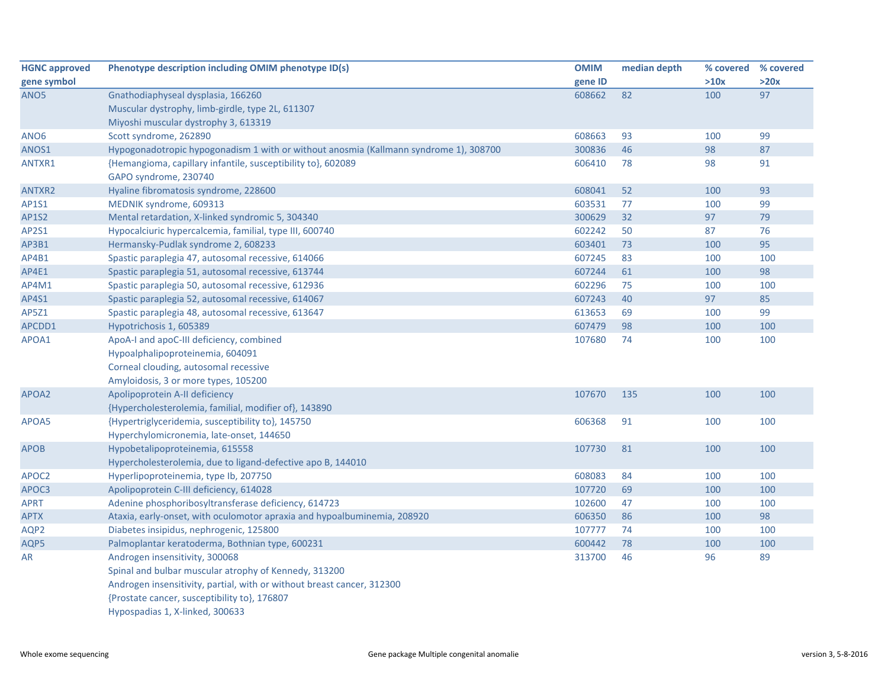| HGNC approved gene symbol | Phenotype description including OMIM phenotype ID(s) | OMIM gene ID | median depth | % covered >10x | % covered >20x |
|---|---|---|---|---|---|
| ANO5 | Gnathodiaphyseal dysplasia, 166260<br>Muscular dystrophy, limb-girdle, type 2L, 611307<br>Miyoshi muscular dystrophy 3, 613319 | 608662 | 82 | 100 | 97 |
| ANO6 | Scott syndrome, 262890 | 608663 | 93 | 100 | 99 |
| ANOS1 | Hypogonadotropic hypogonadism 1 with or without anosmia (Kallmann syndrome 1), 308700 | 300836 | 46 | 98 | 87 |
| ANTXR1 | {Hemangioma, capillary infantile, susceptibility to}, 602089<br>GAPO syndrome, 230740 | 606410 | 78 | 98 | 91 |
| ANTXR2 | Hyaline fibromatosis syndrome, 228600 | 608041 | 52 | 100 | 93 |
| AP1S1 | MEDNIK syndrome, 609313 | 603531 | 77 | 100 | 99 |
| AP1S2 | Mental retardation, X-linked syndromic 5, 304340 | 300629 | 32 | 97 | 79 |
| AP2S1 | Hypocalciuric hypercalcemia, familial, type III, 600740 | 602242 | 50 | 87 | 76 |
| AP3B1 | Hermansky-Pudlak syndrome 2, 608233 | 603401 | 73 | 100 | 95 |
| AP4B1 | Spastic paraplegia 47, autosomal recessive, 614066 | 607245 | 83 | 100 | 100 |
| AP4E1 | Spastic paraplegia 51, autosomal recessive, 613744 | 607244 | 61 | 100 | 98 |
| AP4M1 | Spastic paraplegia 50, autosomal recessive, 612936 | 602296 | 75 | 100 | 100 |
| AP4S1 | Spastic paraplegia 52, autosomal recessive, 614067 | 607243 | 40 | 97 | 85 |
| AP5Z1 | Spastic paraplegia 48, autosomal recessive, 613647 | 613653 | 69 | 100 | 99 |
| APCDD1 | Hypotrichosis 1, 605389 | 607479 | 98 | 100 | 100 |
| APOA1 | ApoA-I and apoC-III deficiency, combined<br>Hypoalphalipoproteinemia, 604091<br>Corneal clouding, autosomal recessive<br>Amyloidosis, 3 or more types, 105200 | 107680 | 74 | 100 | 100 |
| APOA2 | Apolipoprotein A-II deficiency<br>{Hypercholesterolemia, familial, modifier of}, 143890 | 107670 | 135 | 100 | 100 |
| APOA5 | {Hypertriglyceridemia, susceptibility to}, 145750<br>Hyperchylomicronemia, late-onset, 144650 | 606368 | 91 | 100 | 100 |
| APOB | Hypobetalipoproteinemia, 615558<br>Hypercholesterolemia, due to ligand-defective apo B, 144010 | 107730 | 81 | 100 | 100 |
| APOC2 | Hyperlipoproteinemia, type Ib, 207750 | 608083 | 84 | 100 | 100 |
| APOC3 | Apolipoprotein C-III deficiency, 614028 | 107720 | 69 | 100 | 100 |
| APRT | Adenine phosphoribosyltransferase deficiency, 614723 | 102600 | 47 | 100 | 100 |
| APTX | Ataxia, early-onset, with oculomotor apraxia and hypoalbuminemia, 208920 | 606350 | 86 | 100 | 98 |
| AQP2 | Diabetes insipidus, nephrogenic, 125800 | 107777 | 74 | 100 | 100 |
| AQP5 | Palmoplantar keratoderma, Bothnian type, 600231 | 600442 | 78 | 100 | 100 |
| AR | Androgen insensitivity, 300068<br>Spinal and bulbar muscular atrophy of Kennedy, 313200<br>Androgen insensitivity, partial, with or without breast cancer, 312300<br>{Prostate cancer, susceptibility to}, 176807<br>Hypospadias 1, X-linked, 300633 | 313700 | 46 | 96 | 89 |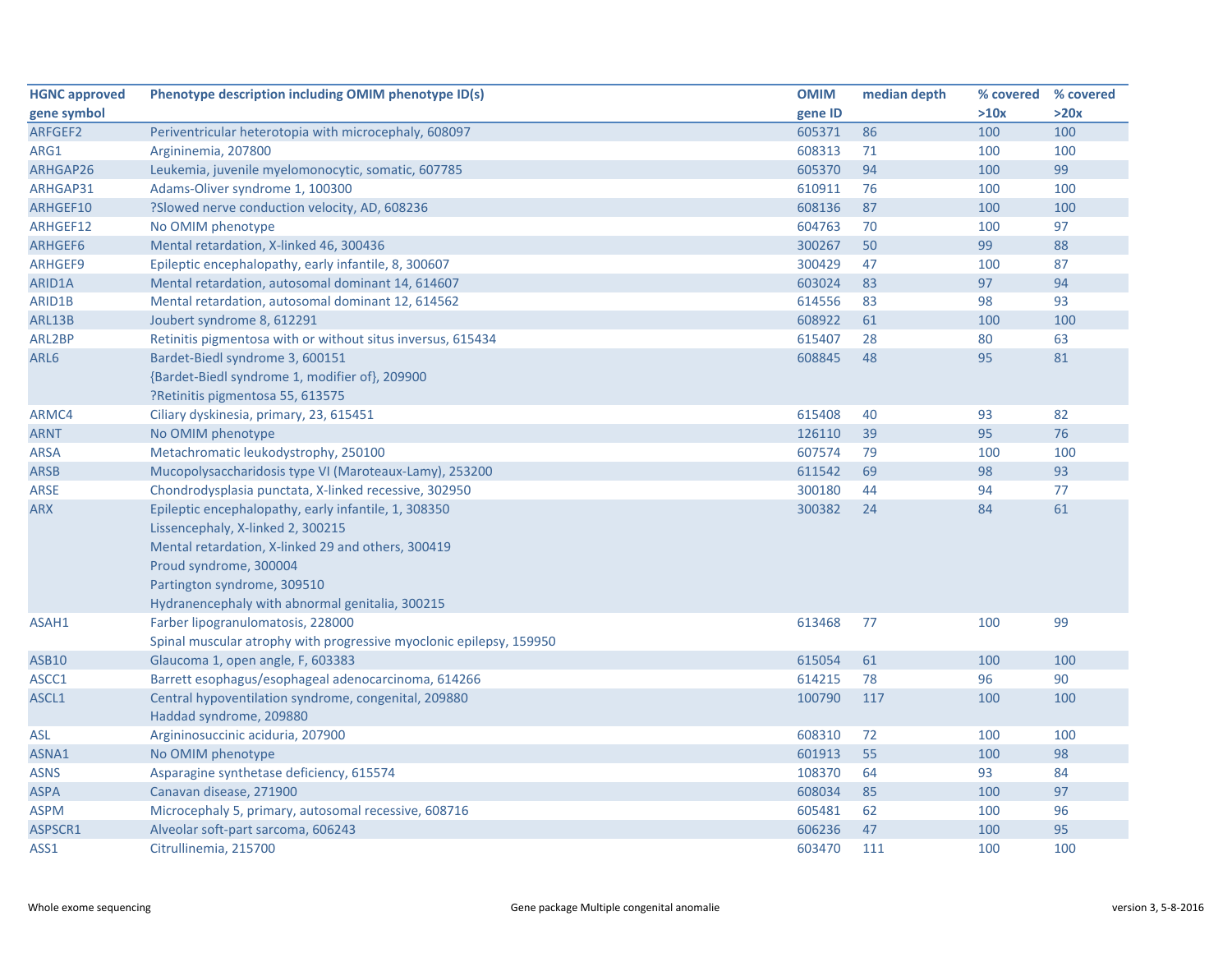| HGNC approved gene symbol | Phenotype description including OMIM phenotype ID(s) | OMIM gene ID | median depth | % covered >10x | % covered >20x |
|---|---|---|---|---|---|
| ARFGEF2 | Periventricular heterotopia with microcephaly, 608097 | 605371 | 86 | 100 | 100 |
| ARG1 | Argininemia, 207800 | 608313 | 71 | 100 | 100 |
| ARHGAP26 | Leukemia, juvenile myelomonocytic, somatic, 607785 | 605370 | 94 | 100 | 99 |
| ARHGAP31 | Adams-Oliver syndrome 1, 100300 | 610911 | 76 | 100 | 100 |
| ARHGEF10 | ?Slowed nerve conduction velocity, AD, 608236 | 608136 | 87 | 100 | 100 |
| ARHGEF12 | No OMIM phenotype | 604763 | 70 | 100 | 97 |
| ARHGEF6 | Mental retardation, X-linked 46, 300436 | 300267 | 50 | 99 | 88 |
| ARHGEF9 | Epileptic encephalopathy, early infantile, 8, 300607 | 300429 | 47 | 100 | 87 |
| ARID1A | Mental retardation, autosomal dominant 14, 614607 | 603024 | 83 | 97 | 94 |
| ARID1B | Mental retardation, autosomal dominant 12, 614562 | 614556 | 83 | 98 | 93 |
| ARL13B | Joubert syndrome 8, 612291 | 608922 | 61 | 100 | 100 |
| ARL2BP | Retinitis pigmentosa with or without situs inversus, 615434 | 615407 | 28 | 80 | 63 |
| ARL6 | Bardet-Biedl syndrome 3, 600151<br>{Bardet-Biedl syndrome 1, modifier of}, 209900<br>?Retinitis pigmentosa 55, 613575 | 608845 | 48 | 95 | 81 |
| ARMC4 | Ciliary dyskinesia, primary, 23, 615451 | 615408 | 40 | 93 | 82 |
| ARNT | No OMIM phenotype | 126110 | 39 | 95 | 76 |
| ARSA | Metachromatic leukodystrophy, 250100 | 607574 | 79 | 100 | 100 |
| ARSB | Mucopolysaccharidosis type VI (Maroteaux-Lamy), 253200 | 611542 | 69 | 98 | 93 |
| ARSE | Chondrodysplasia punctata, X-linked recessive, 302950 | 300180 | 44 | 94 | 77 |
| ARX | Epileptic encephalopathy, early infantile, 1, 308350<br>Lissencephaly, X-linked 2, 300215<br>Mental retardation, X-linked 29 and others, 300419<br>Proud syndrome, 300004<br>Partington syndrome, 309510<br>Hydranencephaly with abnormal genitalia, 300215 | 300382 | 24 | 84 | 61 |
| ASAH1 | Farber lipogranulomatosis, 228000<br>Spinal muscular atrophy with progressive myoclonic epilepsy, 159950 | 613468 | 77 | 100 | 99 |
| ASB10 | Glaucoma 1, open angle, F, 603383 | 615054 | 61 | 100 | 100 |
| ASCC1 | Barrett esophagus/esophageal adenocarcinoma, 614266 | 614215 | 78 | 96 | 90 |
| ASCL1 | Central hypoventilation syndrome, congenital, 209880<br>Haddad syndrome, 209880 | 100790 | 117 | 100 | 100 |
| ASL | Argininosuccinic aciduria, 207900 | 608310 | 72 | 100 | 100 |
| ASNA1 | No OMIM phenotype | 601913 | 55 | 100 | 98 |
| ASNS | Asparagine synthetase deficiency, 615574 | 108370 | 64 | 93 | 84 |
| ASPA | Canavan disease, 271900 | 608034 | 85 | 100 | 97 |
| ASPM | Microcephaly 5, primary, autosomal recessive, 608716 | 605481 | 62 | 100 | 96 |
| ASPSCR1 | Alveolar soft-part sarcoma, 606243 | 606236 | 47 | 100 | 95 |
| ASS1 | Citrullinemia, 215700 | 603470 | 111 | 100 | 100 |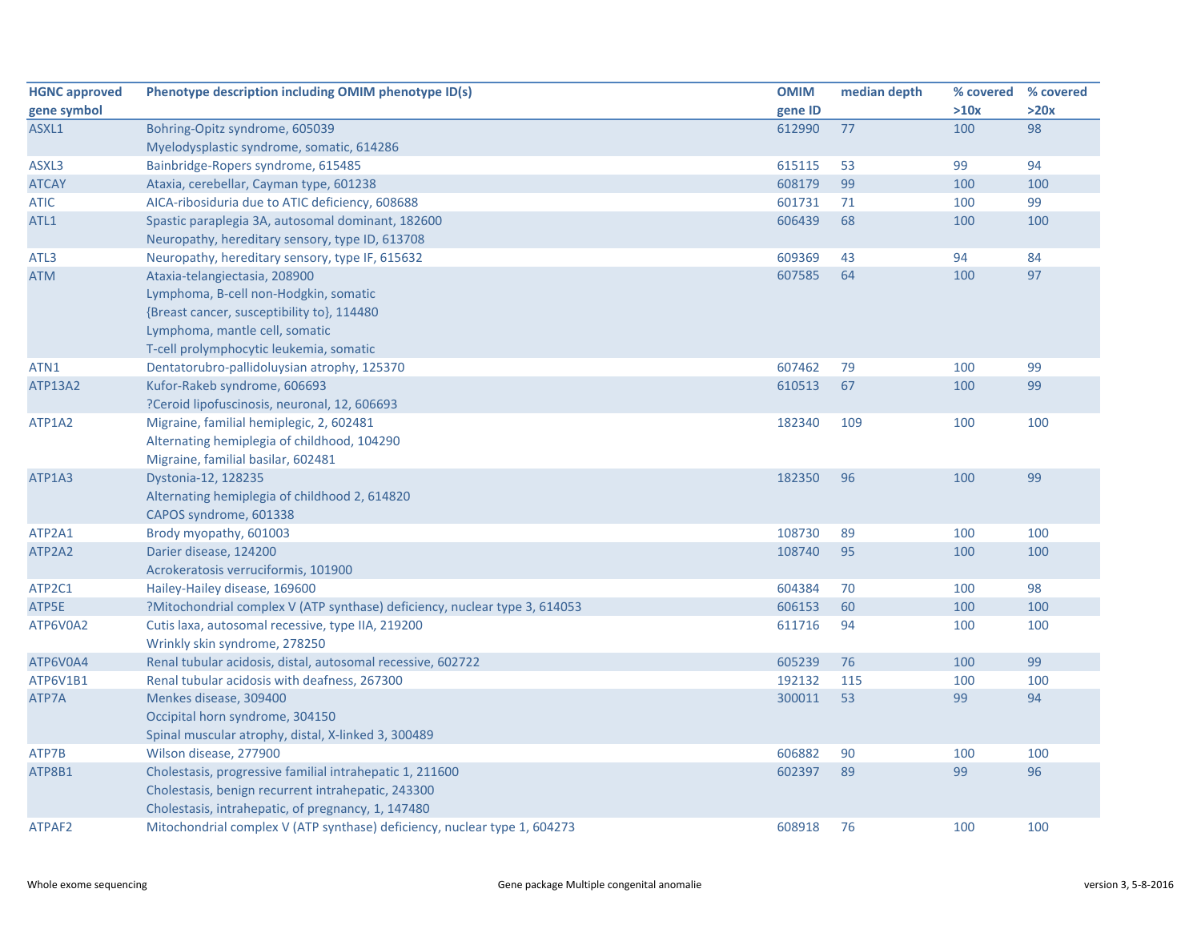| HGNC approved gene symbol | Phenotype description including OMIM phenotype ID(s) | OMIM gene ID | median depth | % covered >10x | % covered >20x |
|---|---|---|---|---|---|
| ASXL1 | Bohring-Opitz syndrome, 605039<br>Myelodysplastic syndrome, somatic, 614286 | 612990 | 77 | 100 | 98 |
| ASXL3 | Bainbridge-Ropers syndrome, 615485 | 615115 | 53 | 99 | 94 |
| ATCAY | Ataxia, cerebellar, Cayman type, 601238 | 608179 | 99 | 100 | 100 |
| ATIC | AICA-ribosiduria due to ATIC deficiency, 608688 | 601731 | 71 | 100 | 99 |
| ATL1 | Spastic paraplegia 3A, autosomal dominant, 182600<br>Neuropathy, hereditary sensory, type ID, 613708 | 606439 | 68 | 100 | 100 |
| ATL3 | Neuropathy, hereditary sensory, type IF, 615632 | 609369 | 43 | 94 | 84 |
| ATM | Ataxia-telangiectasia, 208900<br>Lymphoma, B-cell non-Hodgkin, somatic<br>{Breast cancer, susceptibility to}, 114480<br>Lymphoma, mantle cell, somatic<br>T-cell prolymphocytic leukemia, somatic | 607585 | 64 | 100 | 97 |
| ATN1 | Dentatorubro-pallidoluysian atrophy, 125370 | 607462 | 79 | 100 | 99 |
| ATP13A2 | Kufor-Rakeb syndrome, 606693<br>?Ceroid lipofuscinosis, neuronal, 12, 606693 | 610513 | 67 | 100 | 99 |
| ATP1A2 | Migraine, familial hemiplegic, 2, 602481<br>Alternating hemiplegia of childhood, 104290<br>Migraine, familial basilar, 602481 | 182340 | 109 | 100 | 100 |
| ATP1A3 | Dystonia-12, 128235<br>Alternating hemiplegia of childhood 2, 614820<br>CAPOS syndrome, 601338 | 182350 | 96 | 100 | 99 |
| ATP2A1 | Brody myopathy, 601003 | 108730 | 89 | 100 | 100 |
| ATP2A2 | Darier disease, 124200<br>Acrokeratosis verruciformis, 101900 | 108740 | 95 | 100 | 100 |
| ATP2C1 | Hailey-Hailey disease, 169600 | 604384 | 70 | 100 | 98 |
| ATP5E | ?Mitochondrial complex V (ATP synthase) deficiency, nuclear type 3, 614053 | 606153 | 60 | 100 | 100 |
| ATP6V0A2 | Cutis laxa, autosomal recessive, type IIA, 219200<br>Wrinkly skin syndrome, 278250 | 611716 | 94 | 100 | 100 |
| ATP6V0A4 | Renal tubular acidosis, distal, autosomal recessive, 602722 | 605239 | 76 | 100 | 99 |
| ATP6V1B1 | Renal tubular acidosis with deafness, 267300 | 192132 | 115 | 100 | 100 |
| ATP7A | Menkes disease, 309400<br>Occipital horn syndrome, 304150<br>Spinal muscular atrophy, distal, X-linked 3, 300489 | 300011 | 53 | 99 | 94 |
| ATP7B | Wilson disease, 277900 | 606882 | 90 | 100 | 100 |
| ATP8B1 | Cholestasis, progressive familial intrahepatic 1, 211600<br>Cholestasis, benign recurrent intrahepatic, 243300<br>Cholestasis, intrahepatic, of pregnancy, 1, 147480 | 602397 | 89 | 99 | 96 |
| ATPAF2 | Mitochondrial complex V (ATP synthase) deficiency, nuclear type 1, 604273 | 608918 | 76 | 100 | 100 |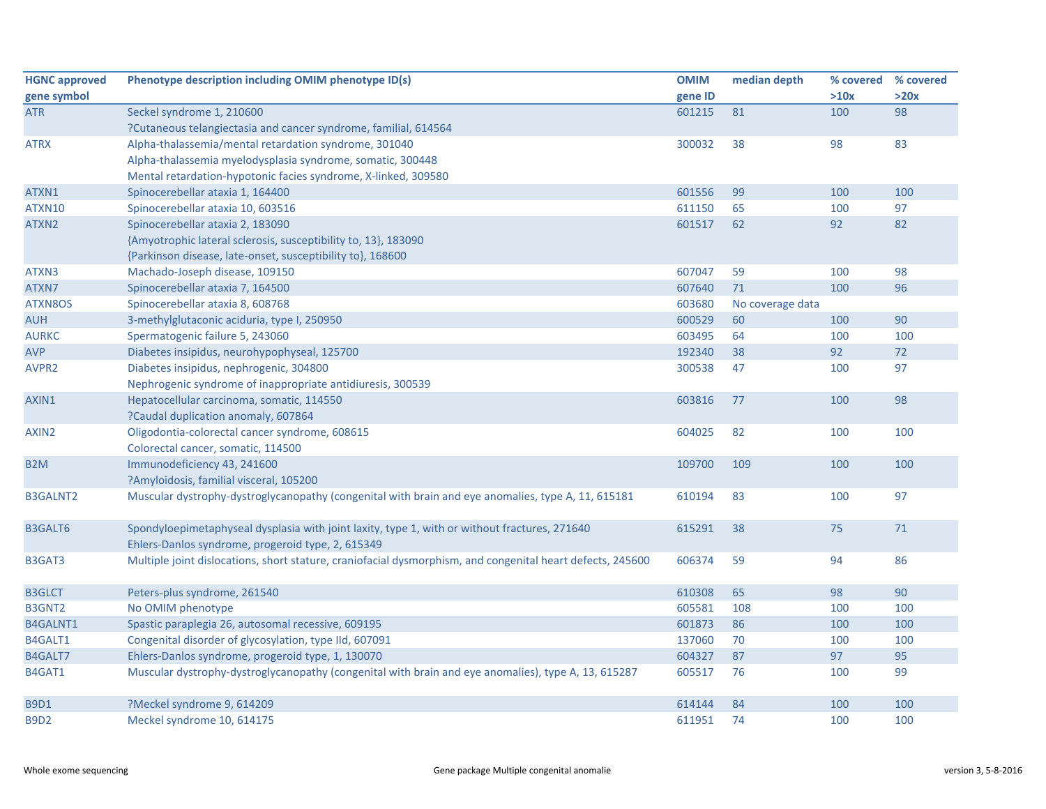| HGNC approved gene symbol | Phenotype description including OMIM phenotype ID(s) | OMIM gene ID | median depth | % covered >10x | % covered >20x |
|---|---|---|---|---|---|
| ATR | Seckel syndrome 1, 210600<br>?Cutaneous telangiectasia and cancer syndrome, familial, 614564 | 601215 | 81 | 100 | 98 |
| ATRX | Alpha-thalassemia/mental retardation syndrome, 301040<br>Alpha-thalassemia myelodysplasia syndrome, somatic, 300448<br>Mental retardation-hypotonic facies syndrome, X-linked, 309580 | 300032 | 38 | 98 | 83 |
| ATXN1 | Spinocerebellar ataxia 1, 164400 | 601556 | 99 | 100 | 100 |
| ATXN10 | Spinocerebellar ataxia 10, 603516 | 611150 | 65 | 100 | 97 |
| ATXN2 | Spinocerebellar ataxia 2, 183090<br>{Amyotrophic lateral sclerosis, susceptibility to, 13}, 183090<br>{Parkinson disease, late-onset, susceptibility to}, 168600 | 601517 | 62 | 92 | 82 |
| ATXN3 | Machado-Joseph disease, 109150 | 607047 | 59 | 100 | 98 |
| ATXN7 | Spinocerebellar ataxia 7, 164500 | 607640 | 71 | 100 | 96 |
| ATXN8OS | Spinocerebellar ataxia 8, 608768 | 603680 | No coverage data | | |
| AUH | 3-methylglutaconic aciduria, type I, 250950 | 600529 | 60 | 100 | 90 |
| AURKC | Spermatogenic failure 5, 243060 | 603495 | 64 | 100 | 100 |
| AVP | Diabetes insipidus, neurohypophyseal, 125700 | 192340 | 38 | 92 | 72 |
| AVPR2 | Diabetes insipidus, nephrogenic, 304800<br>Nephrogenic syndrome of inappropriate antidiuresis, 300539 | 300538 | 47 | 100 | 97 |
| AXIN1 | Hepatocellular carcinoma, somatic, 114550<br>?Caudal duplication anomaly, 607864 | 603816 | 77 | 100 | 98 |
| AXIN2 | Oligodontia-colorectal cancer syndrome, 608615<br>Colorectal cancer, somatic, 114500 | 604025 | 82 | 100 | 100 |
| B2M | Immunodeficiency 43, 241600<br>?Amyloidosis, familial visceral, 105200 | 109700 | 109 | 100 | 100 |
| B3GALNT2 | Muscular dystrophy-dystroglycanopathy (congenital with brain and eye anomalies, type A, 11, 615181 | 610194 | 83 | 100 | 97 |
| B3GALT6 | Spondyloepimetaphyseal dysplasia with joint laxity, type 1, with or without fractures, 271640<br>Ehlers-Danlos syndrome, progeroid type, 2, 615349 | 615291 | 38 | 75 | 71 |
| B3GAT3 | Multiple joint dislocations, short stature, craniofacial dysmorphism, and congenital heart defects, 245600 | 606374 | 59 | 94 | 86 |
| B3GLCT | Peters-plus syndrome, 261540 | 610308 | 65 | 98 | 90 |
| B3GNT2 | No OMIM phenotype | 605581 | 108 | 100 | 100 |
| B4GALNT1 | Spastic paraplegia 26, autosomal recessive, 609195 | 601873 | 86 | 100 | 100 |
| B4GALT1 | Congenital disorder of glycosylation, type IId, 607091 | 137060 | 70 | 100 | 100 |
| B4GALT7 | Ehlers-Danlos syndrome, progeroid type, 1, 130070 | 604327 | 87 | 97 | 95 |
| B4GAT1 | Muscular dystrophy-dystroglycanopathy (congenital with brain and eye anomalies), type A, 13, 615287 | 605517 | 76 | 100 | 99 |
| B9D1 | ?Meckel syndrome 9, 614209 | 614144 | 84 | 100 | 100 |
| B9D2 | Meckel syndrome 10, 614175 | 611951 | 74 | 100 | 100 |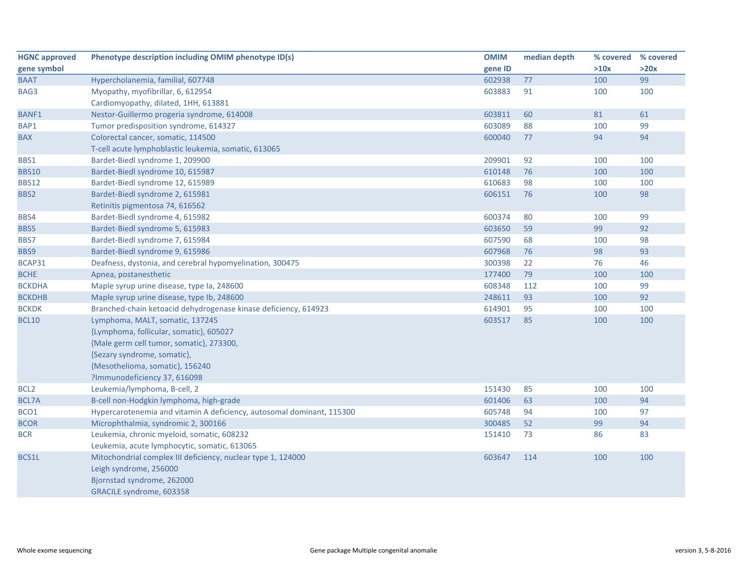| HGNC approved gene symbol | Phenotype description including OMIM phenotype ID(s) | OMIM gene ID | median depth | % covered >10x | % covered >20x |
|---|---|---|---|---|---|
| BAAT | Hypercholanemia, familial, 607748 | 602938 | 77 | 100 | 99 |
| BAG3 | Myopathy, myofibrillar, 6, 612954<br>Cardiomyopathy, dilated, 1HH, 613881 | 603883 | 91 | 100 | 100 |
| BANF1 | Nestor-Guillermo progeria syndrome, 614008 | 603811 | 60 | 81 | 61 |
| BAP1 | Tumor predisposition syndrome, 614327 | 603089 | 88 | 100 | 99 |
| BAX | Colorectal cancer, somatic, 114500<br>T-cell acute lymphoblastic leukemia, somatic, 613065 | 600040 | 77 | 94 | 94 |
| BBS1 | Bardet-Biedl syndrome 1, 209900 | 209901 | 92 | 100 | 100 |
| BBS10 | Bardet-Biedl syndrome 10, 615987 | 610148 | 76 | 100 | 100 |
| BBS12 | Bardet-Biedl syndrome 12, 615989 | 610683 | 98 | 100 | 100 |
| BBS2 | Bardet-Biedl syndrome 2, 615981<br>Retinitis pigmentosa 74, 616562 | 606151 | 76 | 100 | 98 |
| BBS4 | Bardet-Biedl syndrome 4, 615982 | 600374 | 80 | 100 | 99 |
| BBS5 | Bardet-Biedl syndrome 5, 615983 | 603650 | 59 | 99 | 92 |
| BBS7 | Bardet-Biedl syndrome 7, 615984 | 607590 | 68 | 100 | 98 |
| BBS9 | Bardet-Biedl syndrome 9, 615986 | 607968 | 76 | 98 | 93 |
| BCAP31 | Deafness, dystonia, and cerebral hypomyelination, 300475 | 300398 | 22 | 76 | 46 |
| BCHE | Apnea, postanesthetic | 177400 | 79 | 100 | 100 |
| BCKDHA | Maple syrup urine disease, type Ia, 248600 | 608348 | 112 | 100 | 99 |
| BCKDHB | Maple syrup urine disease, type Ib, 248600 | 248611 | 93 | 100 | 92 |
| BCKDK | Branched-chain ketoacid dehydrogenase kinase deficiency, 614923 | 614901 | 95 | 100 | 100 |
| BCL10 | Lymphoma, MALT, somatic, 137245<br>{Lymphoma, follicular, somatic}, 605027<br>{Male germ cell tumor, somatic}, 273300,<br>{Sezary syndrome, somatic},<br>{Mesothelioma, somatic}, 156240<br>?Immunodeficiency 37, 616098 | 603517 | 85 | 100 | 100 |
| BCL2 | Leukemia/lymphoma, B-cell, 2 | 151430 | 85 | 100 | 100 |
| BCL7A | B-cell non-Hodgkin lymphoma, high-grade | 601406 | 63 | 100 | 94 |
| BCO1 | Hypercarotenemia and vitamin A deficiency, autosomal dominant, 115300 | 605748 | 94 | 100 | 97 |
| BCOR | Microphthalmia, syndromic 2, 300166 | 300485 | 52 | 99 | 94 |
| BCR | Leukemia, chronic myeloid, somatic, 608232<br>Leukemia, acute lymphocytic, somatic, 613065 | 151410 | 73 | 86 | 83 |
| BCS1L | Mitochondrial complex III deficiency, nuclear type 1, 124000<br>Leigh syndrome, 256000<br>Bjornstad syndrome, 262000<br>GRACILE syndrome, 603358 | 603647 | 114 | 100 | 100 |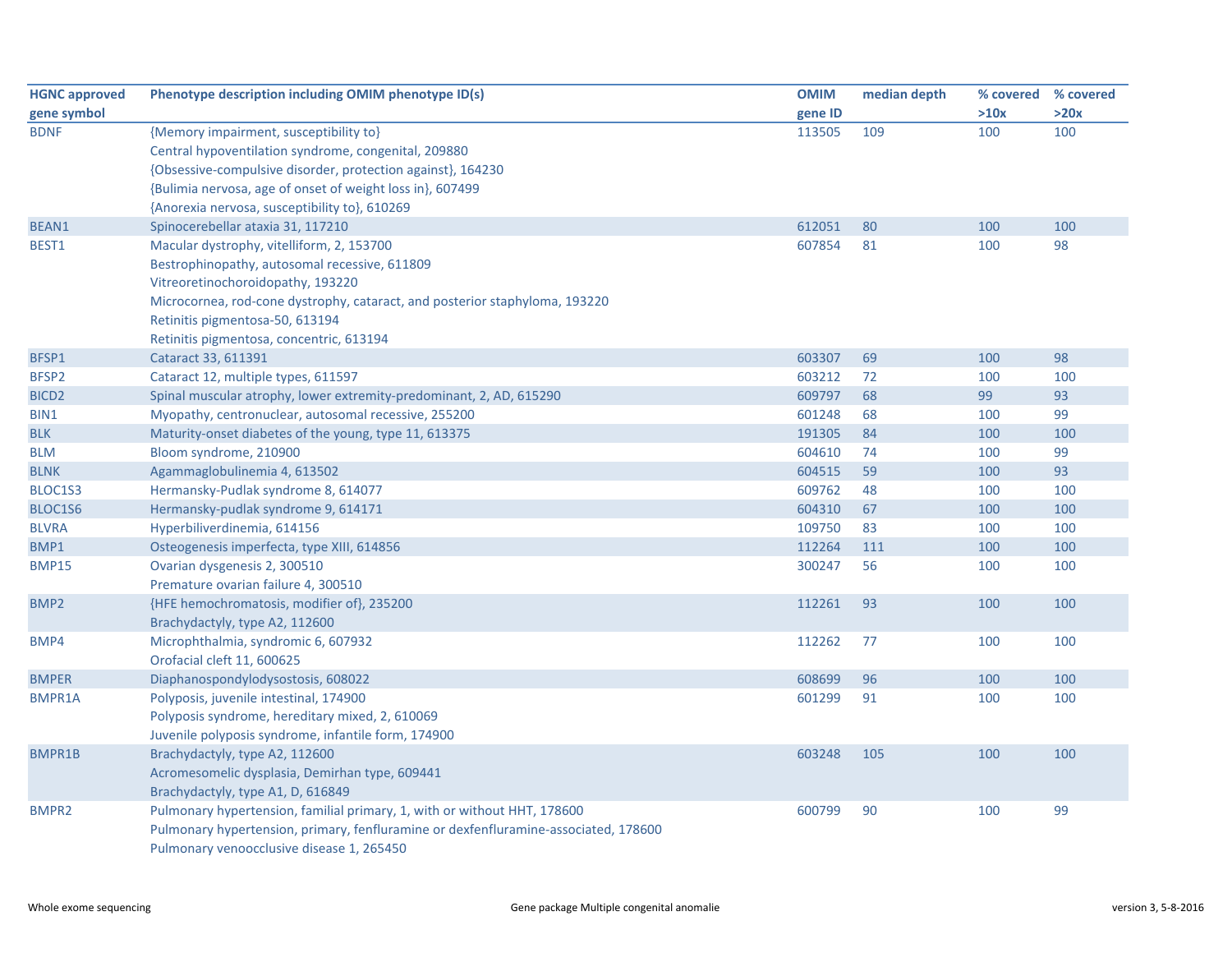| HGNC approved gene symbol | Phenotype description including OMIM phenotype ID(s) | OMIM gene ID | median depth | % covered >10x | % covered >20x |
|---|---|---|---|---|---|
| BDNF | {Memory impairment, susceptibility to} | 113505 | 109 | 100 | 100 |
| | Central hypoventilation syndrome, congenital, 209880 | | | | |
| | {Obsessive-compulsive disorder, protection against}, 164230 | | | | |
| | {Bulimia nervosa, age of onset of weight loss in}, 607499 | | | | |
| | {Anorexia nervosa, susceptibility to}, 610269 | | | | |
| BEAN1 | Spinocerebellar ataxia 31, 117210 | 612051 | 80 | 100 | 100 |
| BEST1 | Macular dystrophy, vitelliform, 2, 153700 | 607854 | 81 | 100 | 98 |
| | Bestrophinopathy, autosomal recessive, 611809 | | | | |
| | Vitreoretinochoroidopathy, 193220 | | | | |
| | Microcornea, rod-cone dystrophy, cataract, and posterior staphyloma, 193220 | | | | |
| | Retinitis pigmentosa-50, 613194 | | | | |
| | Retinitis pigmentosa, concentric, 613194 | | | | |
| BFSP1 | Cataract 33, 611391 | 603307 | 69 | 100 | 98 |
| BFSP2 | Cataract 12, multiple types, 611597 | 603212 | 72 | 100 | 100 |
| BICD2 | Spinal muscular atrophy, lower extremity-predominant, 2, AD, 615290 | 609797 | 68 | 99 | 93 |
| BIN1 | Myopathy, centronuclear, autosomal recessive, 255200 | 601248 | 68 | 100 | 99 |
| BLK | Maturity-onset diabetes of the young, type 11, 613375 | 191305 | 84 | 100 | 100 |
| BLM | Bloom syndrome, 210900 | 604610 | 74 | 100 | 99 |
| BLNK | Agammaglobulinemia 4, 613502 | 604515 | 59 | 100 | 93 |
| BLOC1S3 | Hermansky-Pudlak syndrome 8, 614077 | 609762 | 48 | 100 | 100 |
| BLOC1S6 | Hermansky-pudlak syndrome 9, 614171 | 604310 | 67 | 100 | 100 |
| BLVRA | Hyperbiliverdinemia, 614156 | 109750 | 83 | 100 | 100 |
| BMP1 | Osteogenesis imperfecta, type XIII, 614856 | 112264 | 111 | 100 | 100 |
| BMP15 | Ovarian dysgenesis 2, 300510 | 300247 | 56 | 100 | 100 |
| | Premature ovarian failure 4, 300510 | | | | |
| BMP2 | {HFE hemochromatosis, modifier of}, 235200 | 112261 | 93 | 100 | 100 |
| | Brachydactyly, type A2, 112600 | | | | |
| BMP4 | Microphthalmia, syndromic 6, 607932 | 112262 | 77 | 100 | 100 |
| | Orofacial cleft 11, 600625 | | | | |
| BMPER | Diaphanospondylodysostosis, 608022 | 608699 | 96 | 100 | 100 |
| BMPR1A | Polyposis, juvenile intestinal, 174900 | 601299 | 91 | 100 | 100 |
| | Polyposis syndrome, hereditary mixed, 2, 610069 | | | | |
| | Juvenile polyposis syndrome, infantile form, 174900 | | | | |
| BMPR1B | Brachydactyly, type A2, 112600 | 603248 | 105 | 100 | 100 |
| | Acromesomelic dysplasia, Demirhan type, 609441 | | | | |
| | Brachydactyly, type A1, D, 616849 | | | | |
| BMPR2 | Pulmonary hypertension, familial primary, 1, with or without HHT, 178600 | 600799 | 90 | 100 | 99 |
| | Pulmonary hypertension, primary, fenfluramine or dexfenfluramine-associated, 178600 | | | | |
| | Pulmonary venoocclusive disease 1, 265450 | | | | |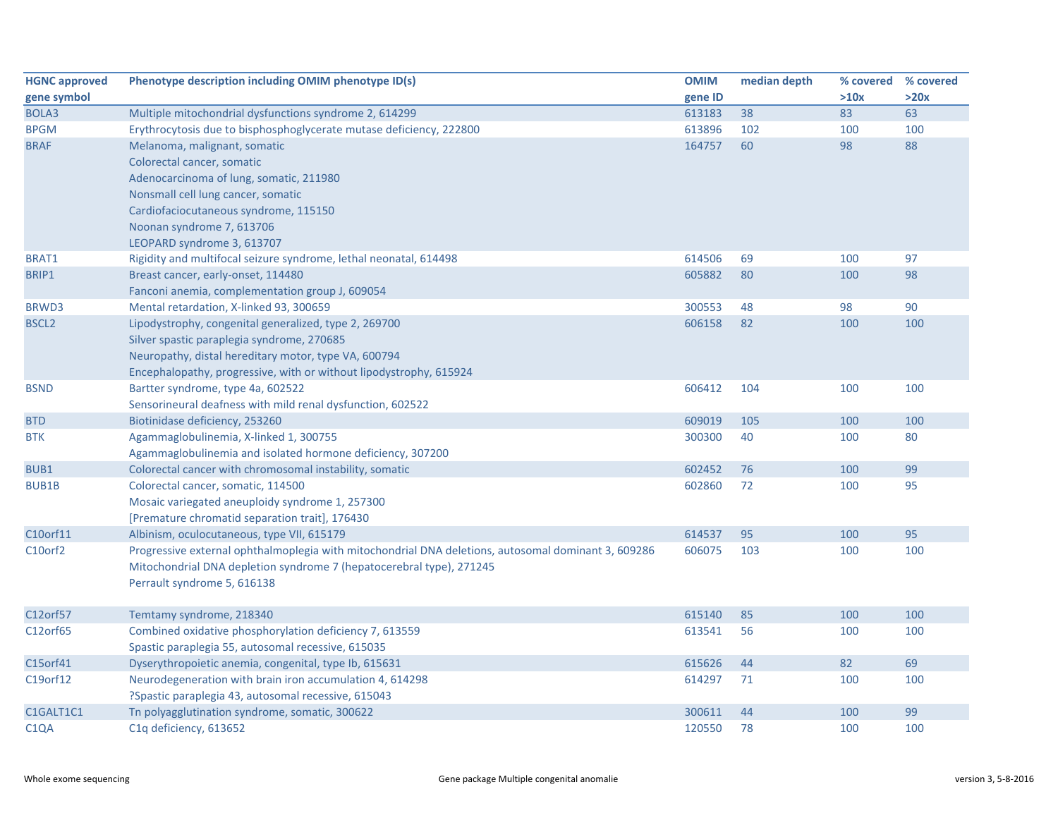| HGNC approved gene symbol | Phenotype description including OMIM phenotype ID(s) | OMIM gene ID | median depth | % covered >10x | % covered >20x |
|---|---|---|---|---|---|
| BOLA3 | Multiple mitochondrial dysfunctions syndrome 2, 614299 | 613183 | 38 | 83 | 63 |
| BPGM | Erythrocytosis due to bisphosphoglycerate mutase deficiency, 222800 | 613896 | 102 | 100 | 100 |
| BRAF | Melanoma, malignant, somatic<br>Colorectal cancer, somatic<br>Adenocarcinoma of lung, somatic, 211980<br>Nonsmall cell lung cancer, somatic<br>Cardiofaciocutaneous syndrome, 115150<br>Noonan syndrome 7, 613706<br>LEOPARD syndrome 3, 613707 | 164757 | 60 | 98 | 88 |
| BRAT1 | Rigidity and multifocal seizure syndrome, lethal neonatal, 614498 | 614506 | 69 | 100 | 97 |
| BRIP1 | Breast cancer, early-onset, 114480<br>Fanconi anemia, complementation group J, 609054 | 605882 | 80 | 100 | 98 |
| BRWD3 | Mental retardation, X-linked 93, 300659 | 300553 | 48 | 98 | 90 |
| BSCL2 | Lipodystrophy, congenital generalized, type 2, 269700<br>Silver spastic paraplegia syndrome, 270685<br>Neuropathy, distal hereditary motor, type VA, 600794<br>Encephalopathy, progressive, with or without lipodystrophy, 615924 | 606158 | 82 | 100 | 100 |
| BSND | Bartter syndrome, type 4a, 602522<br>Sensorineural deafness with mild renal dysfunction, 602522 | 606412 | 104 | 100 | 100 |
| BTD | Biotinidase deficiency, 253260 | 609019 | 105 | 100 | 100 |
| BTK | Agammaglobulinemia, X-linked 1, 300755<br>Agammaglobulinemia and isolated hormone deficiency, 307200 | 300300 | 40 | 100 | 80 |
| BUB1 | Colorectal cancer with chromosomal instability, somatic | 602452 | 76 | 100 | 99 |
| BUB1B | Colorectal cancer, somatic, 114500<br>Mosaic variegated aneuploidy syndrome 1, 257300<br>[Premature chromatid separation trait], 176430 | 602860 | 72 | 100 | 95 |
| C10orf11 | Albinism, oculocutaneous, type VII, 615179 | 614537 | 95 | 100 | 95 |
| C10orf2 | Progressive external ophthalmoplegia with mitochondrial DNA deletions, autosomal dominant 3, 609286<br>Mitochondrial DNA depletion syndrome 7 (hepatocerebral type), 271245<br>Perrault syndrome 5, 616138 | 606075 | 103 | 100 | 100 |
| C12orf57 | Temtamy syndrome, 218340 | 615140 | 85 | 100 | 100 |
| C12orf65 | Combined oxidative phosphorylation deficiency 7, 613559<br>Spastic paraplegia 55, autosomal recessive, 615035 | 613541 | 56 | 100 | 100 |
| C15orf41 | Dyserythropoietic anemia, congenital, type Ib, 615631 | 615626 | 44 | 82 | 69 |
| C19orf12 | Neurodegeneration with brain iron accumulation 4, 614298<br>?Spastic paraplegia 43, autosomal recessive, 615043 | 614297 | 71 | 100 | 100 |
| C1GALT1C1 | Tn polyagglutination syndrome, somatic, 300622 | 300611 | 44 | 100 | 99 |
| C1QA | C1q deficiency, 613652 | 120550 | 78 | 100 | 100 |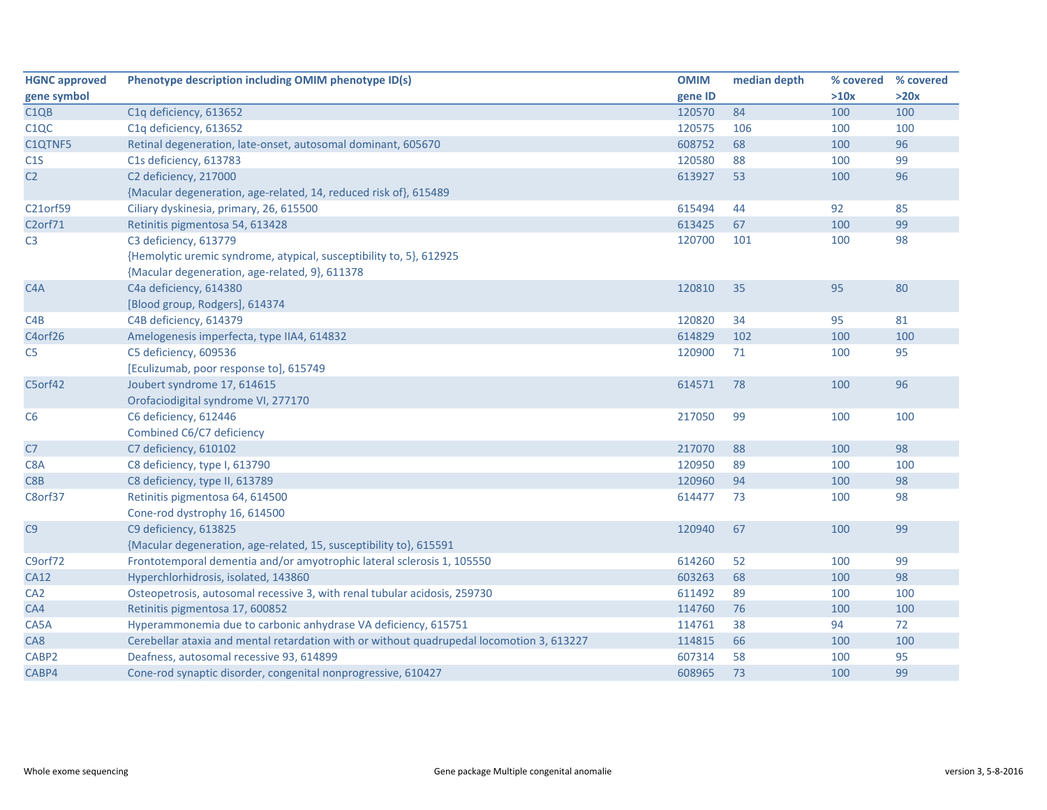| HGNC approved gene symbol | Phenotype description including OMIM phenotype ID(s) | OMIM gene ID | median depth | % covered >10x | % covered >20x |
| --- | --- | --- | --- | --- | --- |
| C1QB | C1q deficiency, 613652 | 120570 | 84 | 100 | 100 |
| C1QC | C1q deficiency, 613652 | 120575 | 106 | 100 | 100 |
| C1QTNF5 | Retinal degeneration, late-onset, autosomal dominant, 605670 | 608752 | 68 | 100 | 96 |
| C1S | C1s deficiency, 613783 | 120580 | 88 | 100 | 99 |
| C2 | C2 deficiency, 217000<br>{Macular degeneration, age-related, 14, reduced risk of}, 615489 | 613927 | 53 | 100 | 96 |
| C21orf59 | Ciliary dyskinesia, primary, 26, 615500 | 615494 | 44 | 92 | 85 |
| C2orf71 | Retinitis pigmentosa 54, 613428 | 613425 | 67 | 100 | 99 |
| C3 | C3 deficiency, 613779<br>{Hemolytic uremic syndrome, atypical, susceptibility to, 5}, 612925<br>{Macular degeneration, age-related, 9}, 611378 | 120700 | 101 | 100 | 98 |
| C4A | C4a deficiency, 614380<br>[Blood group, Rodgers], 614374 | 120810 | 35 | 95 | 80 |
| C4B | C4B deficiency, 614379 | 120820 | 34 | 95 | 81 |
| C4orf26 | Amelogenesis imperfecta, type IIA4, 614832 | 614829 | 102 | 100 | 100 |
| C5 | C5 deficiency, 609536<br>[Eculizumab, poor response to], 615749 | 120900 | 71 | 100 | 95 |
| C5orf42 | Joubert syndrome 17, 614615<br>Orofaciodigital syndrome VI, 277170 | 614571 | 78 | 100 | 96 |
| C6 | C6 deficiency, 612446<br>Combined C6/C7 deficiency | 217050 | 99 | 100 | 100 |
| C7 | C7 deficiency, 610102 | 217070 | 88 | 100 | 98 |
| C8A | C8 deficiency, type I, 613790 | 120950 | 89 | 100 | 100 |
| C8B | C8 deficiency, type II, 613789 | 120960 | 94 | 100 | 98 |
| C8orf37 | Retinitis pigmentosa 64, 614500<br>Cone-rod dystrophy 16, 614500 | 614477 | 73 | 100 | 98 |
| C9 | C9 deficiency, 613825<br>{Macular degeneration, age-related, 15, susceptibility to}, 615591 | 120940 | 67 | 100 | 99 |
| C9orf72 | Frontotemporal dementia and/or amyotrophic lateral sclerosis 1, 105550 | 614260 | 52 | 100 | 99 |
| CA12 | Hyperchlorhidrosis, isolated, 143860 | 603263 | 68 | 100 | 98 |
| CA2 | Osteopetrosis, autosomal recessive 3, with renal tubular acidosis, 259730 | 611492 | 89 | 100 | 100 |
| CA4 | Retinitis pigmentosa 17, 600852 | 114760 | 76 | 100 | 100 |
| CA5A | Hyperammonemia due to carbonic anhydrase VA deficiency, 615751 | 114761 | 38 | 94 | 72 |
| CA8 | Cerebellar ataxia and mental retardation with or without quadrupedal locomotion 3, 613227 | 114815 | 66 | 100 | 100 |
| CABP2 | Deafness, autosomal recessive 93, 614899 | 607314 | 58 | 100 | 95 |
| CABP4 | Cone-rod synaptic disorder, congenital nonprogressive, 610427 | 608965 | 73 | 100 | 99 |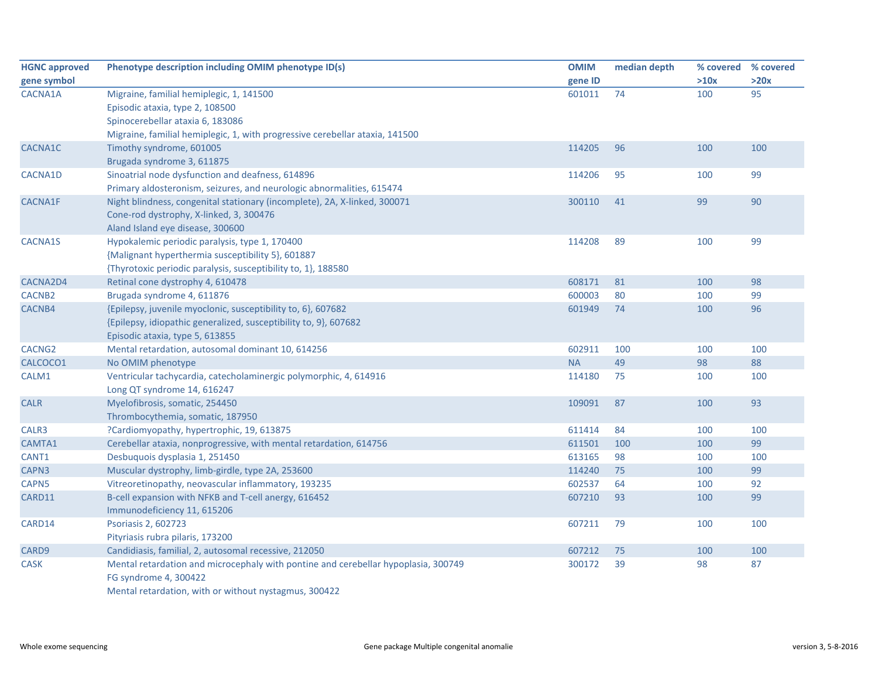| HGNC approved gene symbol | Phenotype description including OMIM phenotype ID(s) | OMIM gene ID | median depth | % covered >10x | % covered >20x |
|---|---|---|---|---|---|
| CACNA1A | Migraine, familial hemiplegic, 1, 141500<br>Episodic ataxia, type 2, 108500<br>Spinocerebellar ataxia 6, 183086<br>Migraine, familial hemiplegic, 1, with progressive cerebellar ataxia, 141500 | 601011 | 74 | 100 | 95 |
| CACNA1C | Timothy syndrome, 601005<br>Brugada syndrome 3, 611875 | 114205 | 96 | 100 | 100 |
| CACNA1D | Sinoatrial node dysfunction and deafness, 614896<br>Primary aldosteronism, seizures, and neurologic abnormalities, 615474 | 114206 | 95 | 100 | 99 |
| CACNA1F | Night blindness, congenital stationary (incomplete), 2A, X-linked, 300071<br>Cone-rod dystrophy, X-linked, 3, 300476<br>Aland Island eye disease, 300600 | 300110 | 41 | 99 | 90 |
| CACNA1S | Hypokalemic periodic paralysis, type 1, 170400<br>{Malignant hyperthermia susceptibility 5}, 601887<br>{Thyrotoxic periodic paralysis, susceptibility to, 1}, 188580 | 114208 | 89 | 100 | 99 |
| CACNA2D4 | Retinal cone dystrophy 4, 610478 | 608171 | 81 | 100 | 98 |
| CACNB2 | Brugada syndrome 4, 611876 | 600003 | 80 | 100 | 99 |
| CACNB4 | {Epilepsy, juvenile myoclonic, susceptibility to, 6}, 607682<br>{Epilepsy, idiopathic generalized, susceptibility to, 9}, 607682<br>Episodic ataxia, type 5, 613855 | 601949 | 74 | 100 | 96 |
| CACNG2 | Mental retardation, autosomal dominant 10, 614256 | 602911 | 100 | 100 | 100 |
| CALCOCO1 | No OMIM phenotype | NA | 49 | 98 | 88 |
| CALM1 | Ventricular tachycardia, catecholaminergic polymorphic, 4, 614916<br>Long QT syndrome 14, 616247 | 114180 | 75 | 100 | 100 |
| CALR | Myelofibrosis, somatic, 254450<br>Thrombocythemia, somatic, 187950 | 109091 | 87 | 100 | 93 |
| CALR3 | ?Cardiomyopathy, hypertrophic, 19, 613875 | 611414 | 84 | 100 | 100 |
| CAMTA1 | Cerebellar ataxia, nonprogressive, with mental retardation, 614756 | 611501 | 100 | 100 | 99 |
| CANT1 | Desbuquois dysplasia 1, 251450 | 613165 | 98 | 100 | 100 |
| CAPN3 | Muscular dystrophy, limb-girdle, type 2A, 253600 | 114240 | 75 | 100 | 99 |
| CAPN5 | Vitreoretinopathy, neovascular inflammatory, 193235 | 602537 | 64 | 100 | 92 |
| CARD11 | B-cell expansion with NFKB and T-cell anergy, 616452<br>Immunodeficiency 11, 615206 | 607210 | 93 | 100 | 99 |
| CARD14 | Psoriasis 2, 602723<br>Pityriasis rubra pilaris, 173200 | 607211 | 79 | 100 | 100 |
| CARD9 | Candidiasis, familial, 2, autosomal recessive, 212050 | 607212 | 75 | 100 | 100 |
| CASK | Mental retardation and microcephaly with pontine and cerebellar hypoplasia, 300749<br>FG syndrome 4, 300422<br>Mental retardation, with or without nystagmus, 300422 | 300172 | 39 | 98 | 87 |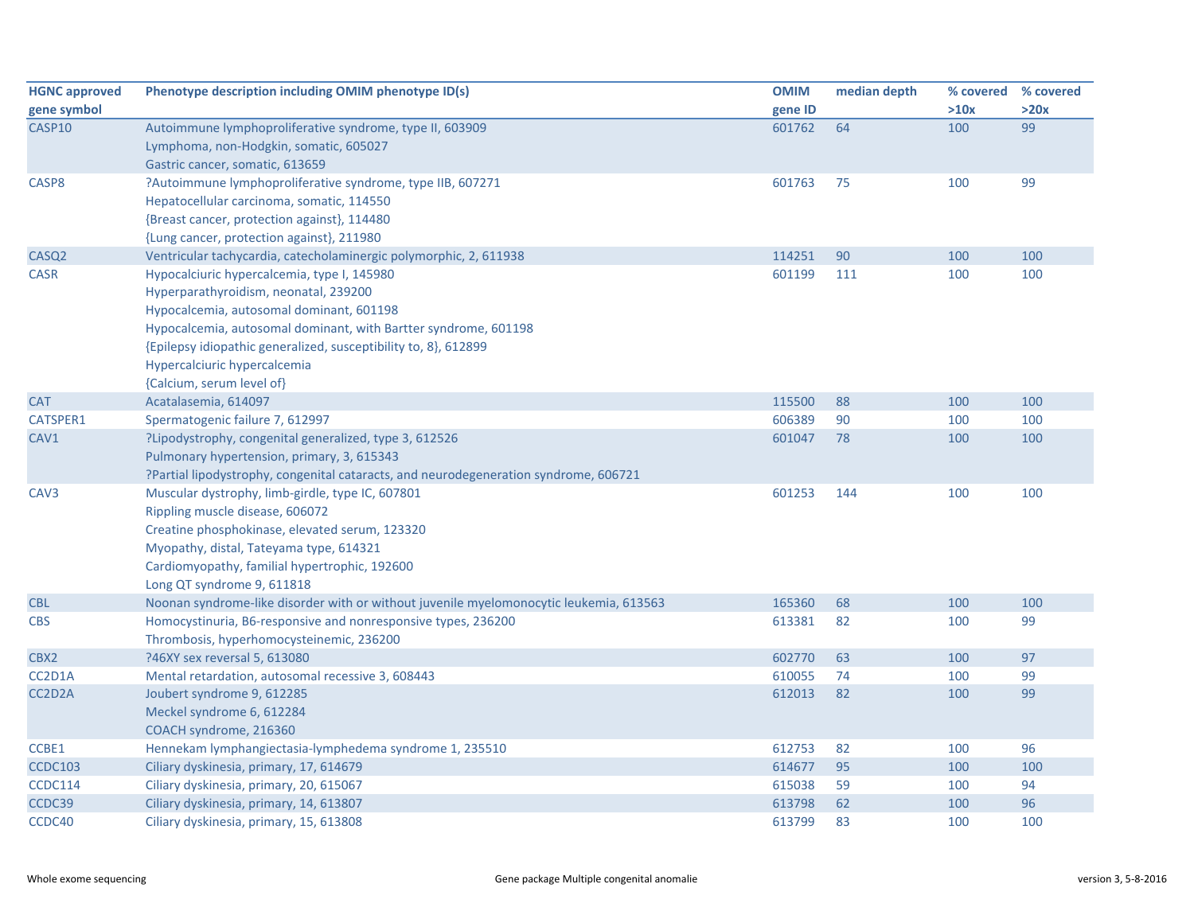| HGNC approved gene symbol | Phenotype description including OMIM phenotype ID(s) | OMIM gene ID | median depth | % covered >10x | % covered >20x |
|---|---|---|---|---|---|
| CASP10 | Autoimmune lymphoproliferative syndrome, type II, 603909<br>Lymphoma, non-Hodgkin, somatic, 605027<br>Gastric cancer, somatic, 613659 | 601762 | 64 | 100 | 99 |
| CASP8 | ?Autoimmune lymphoproliferative syndrome, type IIB, 607271<br>Hepatocellular carcinoma, somatic, 114550<br>{Breast cancer, protection against}, 114480<br>{Lung cancer, protection against}, 211980 | 601763 | 75 | 100 | 99 |
| CASQ2 | Ventricular tachycardia, catecholaminergic polymorphic, 2, 611938 | 114251 | 90 | 100 | 100 |
| CASR | Hypocalciuric hypercalcemia, type I, 145980<br>Hyperparathyroidism, neonatal, 239200<br>Hypocalcemia, autosomal dominant, 601198<br>Hypocalcemia, autosomal dominant, with Bartter syndrome, 601198<br>{Epilepsy idiopathic generalized, susceptibility to, 8}, 612899<br>Hypercalciuric hypercalcemia<br>{Calcium, serum level of} | 601199 | 111 | 100 | 100 |
| CAT | Acatalasemia, 614097 | 115500 | 88 | 100 | 100 |
| CATSPER1 | Spermatogenic failure 7, 612997 | 606389 | 90 | 100 | 100 |
| CAV1 | ?Lipodystrophy, congenital generalized, type 3, 612526<br>Pulmonary hypertension, primary, 3, 615343<br>?Partial lipodystrophy, congenital cataracts, and neurodegeneration syndrome, 606721 | 601047 | 78 | 100 | 100 |
| CAV3 | Muscular dystrophy, limb-girdle, type IC, 607801<br>Rippling muscle disease, 606072<br>Creatine phosphokinase, elevated serum, 123320<br>Myopathy, distal, Tateyama type, 614321<br>Cardiomyopathy, familial hypertrophic, 192600<br>Long QT syndrome 9, 611818 | 601253 | 144 | 100 | 100 |
| CBL | Noonan syndrome-like disorder with or without juvenile myelomonocytic leukemia, 613563 | 165360 | 68 | 100 | 100 |
| CBS | Homocystinuria, B6-responsive and nonresponsive types, 236200<br>Thrombosis, hyperhomocysteinemic, 236200 | 613381 | 82 | 100 | 99 |
| CBX2 | ?46XY sex reversal 5, 613080 | 602770 | 63 | 100 | 97 |
| CC2D1A | Mental retardation, autosomal recessive 3, 608443 | 610055 | 74 | 100 | 99 |
| CC2D2A | Joubert syndrome 9, 612285<br>Meckel syndrome 6, 612284<br>COACH syndrome, 216360 | 612013 | 82 | 100 | 99 |
| CCBE1 | Hennekam lymphangiectasia-lymphedema syndrome 1, 235510 | 612753 | 82 | 100 | 96 |
| CCDC103 | Ciliary dyskinesia, primary, 17, 614679 | 614677 | 95 | 100 | 100 |
| CCDC114 | Ciliary dyskinesia, primary, 20, 615067 | 615038 | 59 | 100 | 94 |
| CCDC39 | Ciliary dyskinesia, primary, 14, 613807 | 613798 | 62 | 100 | 96 |
| CCDC40 | Ciliary dyskinesia, primary, 15, 613808 | 613799 | 83 | 100 | 100 |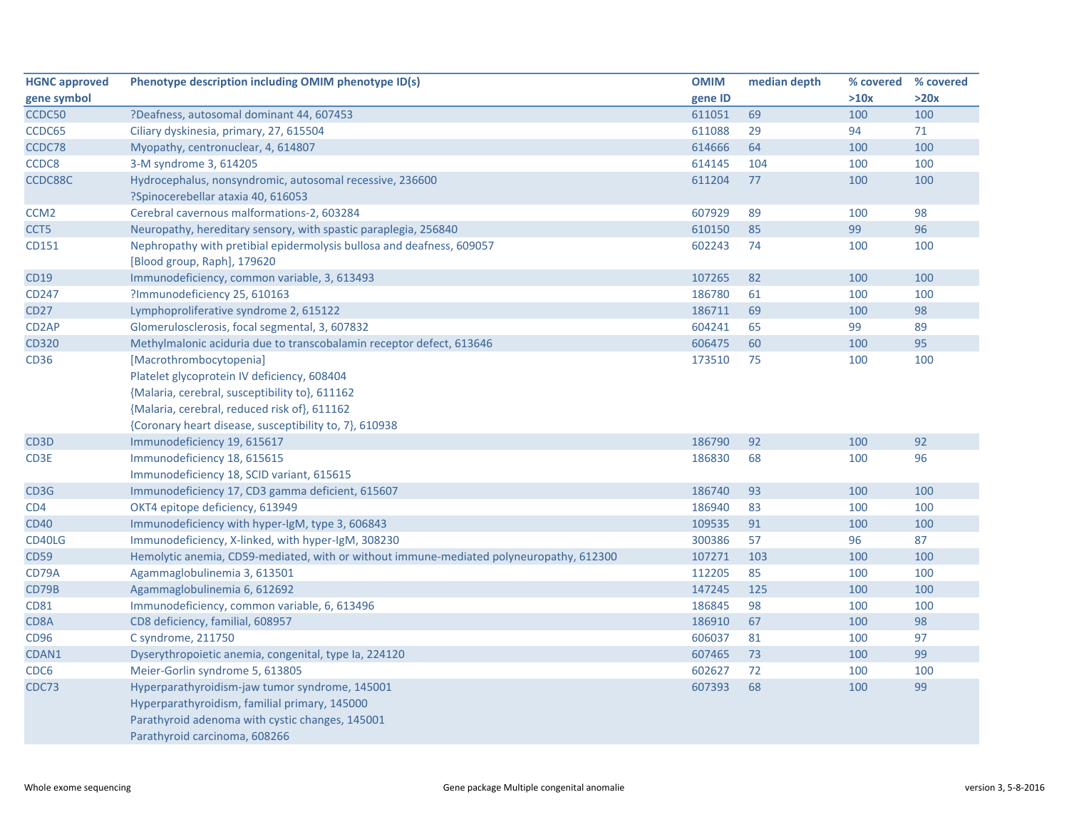| HGNC approved gene symbol | Phenotype description including OMIM phenotype ID(s) | OMIM gene ID | median depth | % covered >10x | % covered >20x |
|---|---|---|---|---|---|
| CCDC50 | ?Deafness, autosomal dominant 44, 607453 | 611051 | 69 | 100 | 100 |
| CCDC65 | Ciliary dyskinesia, primary, 27, 615504 | 611088 | 29 | 94 | 71 |
| CCDC78 | Myopathy, centronuclear, 4, 614807 | 614666 | 64 | 100 | 100 |
| CCDC8 | 3-M syndrome 3, 614205 | 614145 | 104 | 100 | 100 |
| CCDC88C | Hydrocephalus, nonsyndromic, autosomal recessive, 236600<br>?Spinocerebellar ataxia 40, 616053 | 611204 | 77 | 100 | 100 |
| CCM2 | Cerebral cavernous malformations-2, 603284 | 607929 | 89 | 100 | 98 |
| CCT5 | Neuropathy, hereditary sensory, with spastic paraplegia, 256840 | 610150 | 85 | 99 | 96 |
| CD151 | Nephropathy with pretibial epidermolysis bullosa and deafness, 609057<br>[Blood group, Raph], 179620 | 602243 | 74 | 100 | 100 |
| CD19 | Immunodeficiency, common variable, 3, 613493 | 107265 | 82 | 100 | 100 |
| CD247 | ?Immunodeficiency 25, 610163 | 186780 | 61 | 100 | 100 |
| CD27 | Lymphoproliferative syndrome 2, 615122 | 186711 | 69 | 100 | 98 |
| CD2AP | Glomerulosclerosis, focal segmental, 3, 607832 | 604241 | 65 | 99 | 89 |
| CD320 | Methylmalonic aciduria due to transcobalamin receptor defect, 613646 | 606475 | 60 | 100 | 95 |
| CD36 | [Macrothrombocytopenia]<br>Platelet glycoprotein IV deficiency, 608404<br>{Malaria, cerebral, susceptibility to}, 611162<br>{Malaria, cerebral, reduced risk of}, 611162<br>{Coronary heart disease, susceptibility to, 7}, 610938 | 173510 | 75 | 100 | 100 |
| CD3D | Immunodeficiency 19, 615617 | 186790 | 92 | 100 | 92 |
| CD3E | Immunodeficiency 18, 615615<br>Immunodeficiency 18, SCID variant, 615615 | 186830 | 68 | 100 | 96 |
| CD3G | Immunodeficiency 17, CD3 gamma deficient, 615607 | 186740 | 93 | 100 | 100 |
| CD4 | OKT4 epitope deficiency, 613949 | 186940 | 83 | 100 | 100 |
| CD40 | Immunodeficiency with hyper-IgM, type 3, 606843 | 109535 | 91 | 100 | 100 |
| CD40LG | Immunodeficiency, X-linked, with hyper-IgM, 308230 | 300386 | 57 | 96 | 87 |
| CD59 | Hemolytic anemia, CD59-mediated, with or without immune-mediated polyneuropathy, 612300 | 107271 | 103 | 100 | 100 |
| CD79A | Agammaglobulinemia 3, 613501 | 112205 | 85 | 100 | 100 |
| CD79B | Agammaglobulinemia 6, 612692 | 147245 | 125 | 100 | 100 |
| CD81 | Immunodeficiency, common variable, 6, 613496 | 186845 | 98 | 100 | 100 |
| CD8A | CD8 deficiency, familial, 608957 | 186910 | 67 | 100 | 98 |
| CD96 | C syndrome, 211750 | 606037 | 81 | 100 | 97 |
| CDAN1 | Dyserythropoietic anemia, congenital, type Ia, 224120 | 607465 | 73 | 100 | 99 |
| CDC6 | Meier-Gorlin syndrome 5, 613805 | 602627 | 72 | 100 | 100 |
| CDC73 | Hyperparathyroidism-jaw tumor syndrome, 145001<br>Hyperparathyroidism, familial primary, 145000<br>Parathyroid adenoma with cystic changes, 145001<br>Parathyroid carcinoma, 608266 | 607393 | 68 | 100 | 99 |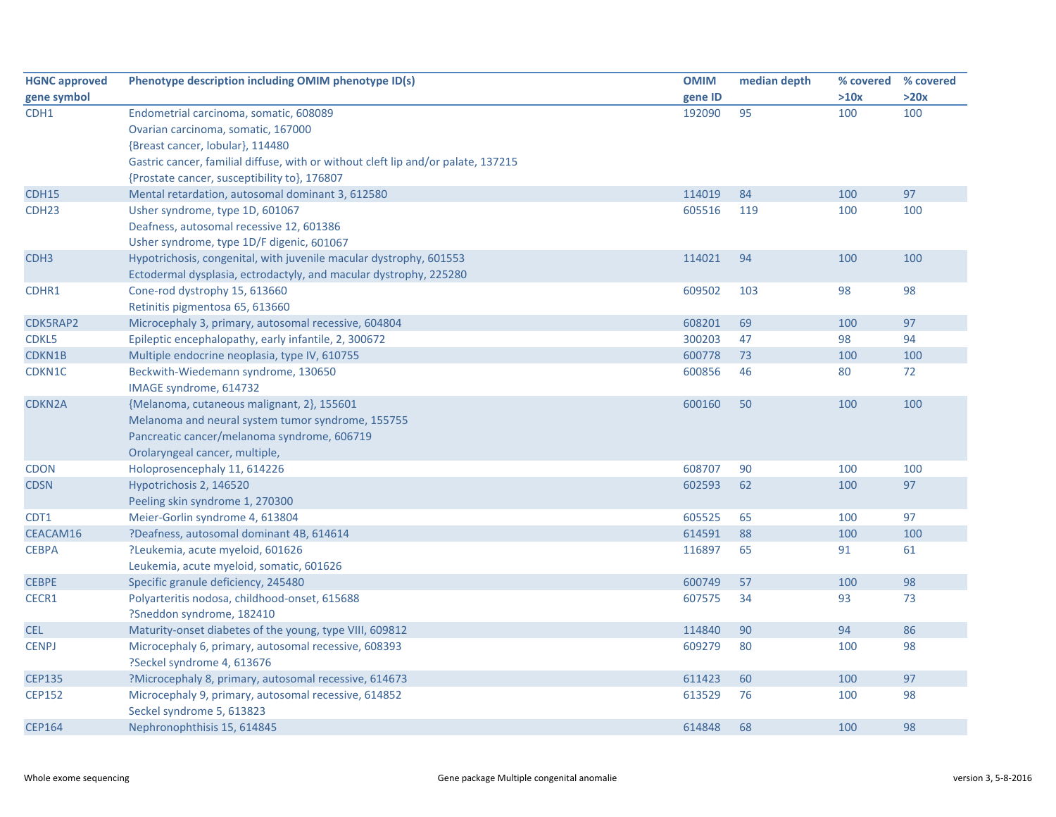| HGNC approved gene symbol | Phenotype description including OMIM phenotype ID(s) | OMIM gene ID | median depth | % covered >10x | % covered >20x |
|---|---|---|---|---|---|
| CDH1 | Endometrial carcinoma, somatic, 608089 | 192090 | 95 | 100 | 100 |
| | Ovarian carcinoma, somatic, 167000 | | | | |
| | {Breast cancer, lobular}, 114480 | | | | |
| | Gastric cancer, familial diffuse, with or without cleft lip and/or palate, 137215 | | | | |
| | {Prostate cancer, susceptibility to}, 176807 | | | | |
| CDH15 | Mental retardation, autosomal dominant 3, 612580 | 114019 | 84 | 100 | 97 |
| CDH23 | Usher syndrome, type 1D, 601067 | 605516 | 119 | 100 | 100 |
| | Deafness, autosomal recessive 12, 601386 | | | | |
| | Usher syndrome, type 1D/F digenic, 601067 | | | | |
| CDH3 | Hypotrichosis, congenital, with juvenile macular dystrophy, 601553 | 114021 | 94 | 100 | 100 |
| | Ectodermal dysplasia, ectrodactyly, and macular dystrophy, 225280 | | | | |
| CDHR1 | Cone-rod dystrophy 15, 613660 | 609502 | 103 | 98 | 98 |
| | Retinitis pigmentosa 65, 613660 | | | | |
| CDK5RAP2 | Microcephaly 3, primary, autosomal recessive, 604804 | 608201 | 69 | 100 | 97 |
| CDKL5 | Epileptic encephalopathy, early infantile, 2, 300672 | 300203 | 47 | 98 | 94 |
| CDKN1B | Multiple endocrine neoplasia, type IV, 610755 | 600778 | 73 | 100 | 100 |
| CDKN1C | Beckwith-Wiedemann syndrome, 130650 | 600856 | 46 | 80 | 72 |
| | IMAGE syndrome, 614732 | | | | |
| CDKN2A | {Melanoma, cutaneous malignant, 2}, 155601 | 600160 | 50 | 100 | 100 |
| | Melanoma and neural system tumor syndrome, 155755 | | | | |
| | Pancreatic cancer/melanoma syndrome, 606719 | | | | |
| | Orolaryngeal cancer, multiple, | | | | |
| CDON | Holoprosencephaly 11, 614226 | 608707 | 90 | 100 | 100 |
| CDSN | Hypotrichosis 2, 146520 | 602593 | 62 | 100 | 97 |
| | Peeling skin syndrome 1, 270300 | | | | |
| CDT1 | Meier-Gorlin syndrome 4, 613804 | 605525 | 65 | 100 | 97 |
| CEACAM16 | ?Deafness, autosomal dominant 4B, 614614 | 614591 | 88 | 100 | 100 |
| CEBPA | ?Leukemia, acute myeloid, 601626 | 116897 | 65 | 91 | 61 |
| | Leukemia, acute myeloid, somatic, 601626 | | | | |
| CEBPE | Specific granule deficiency, 245480 | 600749 | 57 | 100 | 98 |
| CECR1 | Polyarteritis nodosa, childhood-onset, 615688 | 607575 | 34 | 93 | 73 |
| | ?Sneddon syndrome, 182410 | | | | |
| CEL | Maturity-onset diabetes of the young, type VIII, 609812 | 114840 | 90 | 94 | 86 |
| CENPJ | Microcephaly 6, primary, autosomal recessive, 608393 | 609279 | 80 | 100 | 98 |
| | ?Seckel syndrome 4, 613676 | | | | |
| CEP135 | ?Microcephaly 8, primary, autosomal recessive, 614673 | 611423 | 60 | 100 | 97 |
| CEP152 | Microcephaly 9, primary, autosomal recessive, 614852 | 613529 | 76 | 100 | 98 |
| | Seckel syndrome 5, 613823 | | | | |
| CEP164 | Nephronophthisis 15, 614845 | 614848 | 68 | 100 | 98 |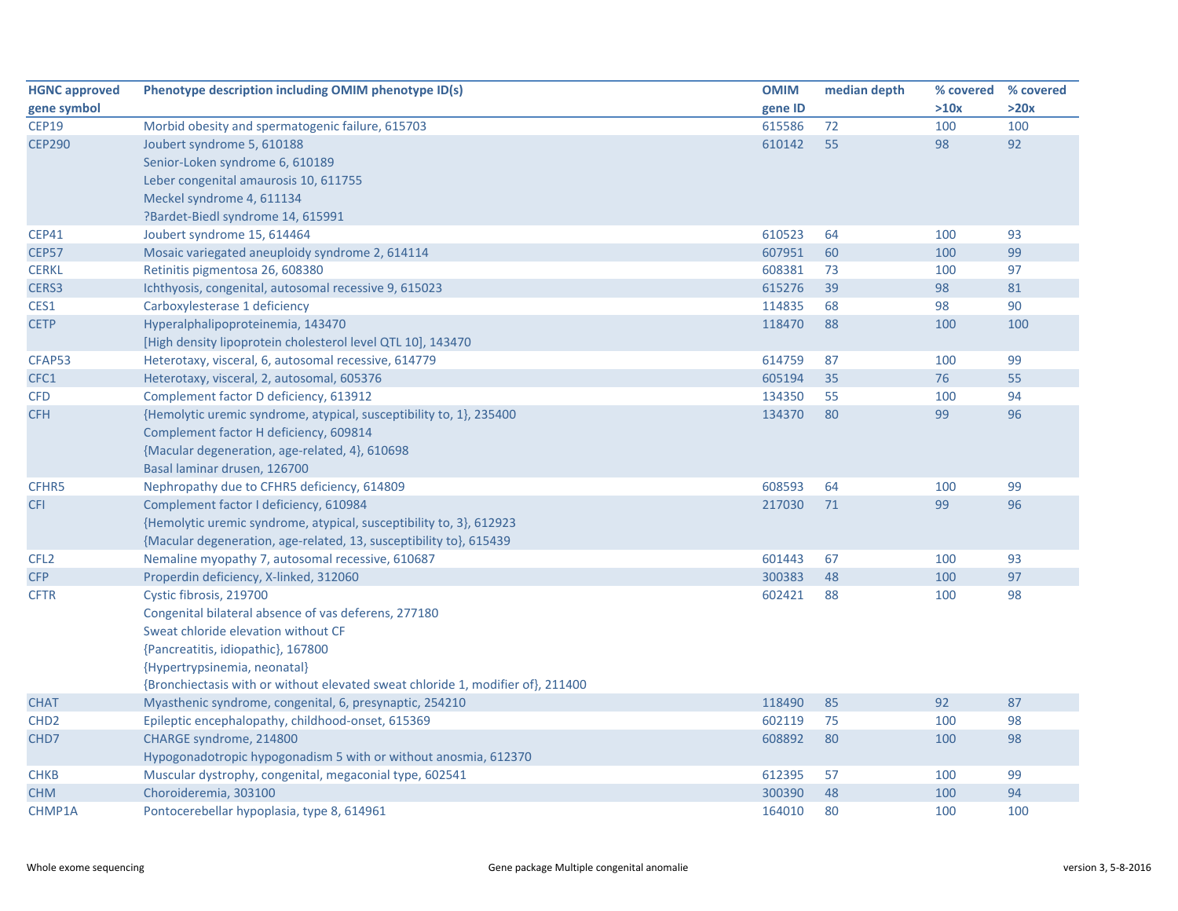| HGNC approved gene symbol | Phenotype description including OMIM phenotype ID(s) | OMIM gene ID | median depth | % covered >10x | % covered >20x |
|---|---|---|---|---|---|
| CEP19 | Morbid obesity and spermatogenic failure, 615703 | 615586 | 72 | 100 | 100 |
| CEP290 | Joubert syndrome 5, 610188<br>Senior-Loken syndrome 6, 610189<br>Leber congenital amaurosis 10, 611755<br>Meckel syndrome 4, 611134<br>?Bardet-Biedl syndrome 14, 615991 | 610142 | 55 | 98 | 92 |
| CEP41 | Joubert syndrome 15, 614464 | 610523 | 64 | 100 | 93 |
| CEP57 | Mosaic variegated aneuploidy syndrome 2, 614114 | 607951 | 60 | 100 | 99 |
| CERKL | Retinitis pigmentosa 26, 608380 | 608381 | 73 | 100 | 97 |
| CERS3 | Ichthyosis, congenital, autosomal recessive 9, 615023 | 615276 | 39 | 98 | 81 |
| CES1 | Carboxylesterase 1 deficiency | 114835 | 68 | 98 | 90 |
| CETP | Hyperalphalipoproteinemia, 143470<br>[High density lipoprotein cholesterol level QTL 10], 143470 | 118470 | 88 | 100 | 100 |
| CFAP53 | Heterotaxy, visceral, 6, autosomal recessive, 614779 | 614759 | 87 | 100 | 99 |
| CFC1 | Heterotaxy, visceral, 2, autosomal, 605376 | 605194 | 35 | 76 | 55 |
| CFD | Complement factor D deficiency, 613912 | 134350 | 55 | 100 | 94 |
| CFH | {Hemolytic uremic syndrome, atypical, susceptibility to, 1}, 235400<br>Complement factor H deficiency, 609814<br>{Macular degeneration, age-related, 4}, 610698<br>Basal laminar drusen, 126700 | 134370 | 80 | 99 | 96 |
| CFHR5 | Nephropathy due to CFHR5 deficiency, 614809 | 608593 | 64 | 100 | 99 |
| CFI | Complement factor I deficiency, 610984<br>{Hemolytic uremic syndrome, atypical, susceptibility to, 3}, 612923<br>{Macular degeneration, age-related, 13, susceptibility to}, 615439 | 217030 | 71 | 99 | 96 |
| CFL2 | Nemaline myopathy 7, autosomal recessive, 610687 | 601443 | 67 | 100 | 93 |
| CFP | Properdin deficiency, X-linked, 312060 | 300383 | 48 | 100 | 97 |
| CFTR | Cystic fibrosis, 219700<br>Congenital bilateral absence of vas deferens, 277180<br>Sweat chloride elevation without CF<br>{Pancreatitis, idiopathic}, 167800<br>{Hypertrypsinemia, neonatal}<br>{Bronchiectasis with or without elevated sweat chloride 1, modifier of}, 211400 | 602421 | 88 | 100 | 98 |
| CHAT | Myasthenic syndrome, congenital, 6, presynaptic, 254210 | 118490 | 85 | 92 | 87 |
| CHD2 | Epileptic encephalopathy, childhood-onset, 615369 | 602119 | 75 | 100 | 98 |
| CHD7 | CHARGE syndrome, 214800<br>Hypogonadotropic hypogonadism 5 with or without anosmia, 612370 | 608892 | 80 | 100 | 98 |
| CHKB | Muscular dystrophy, congenital, megaconial type, 602541 | 612395 | 57 | 100 | 99 |
| CHM | Choroideremia, 303100 | 300390 | 48 | 100 | 94 |
| CHMP1A | Pontocerebellar hypoplasia, type 8, 614961 | 164010 | 80 | 100 | 100 |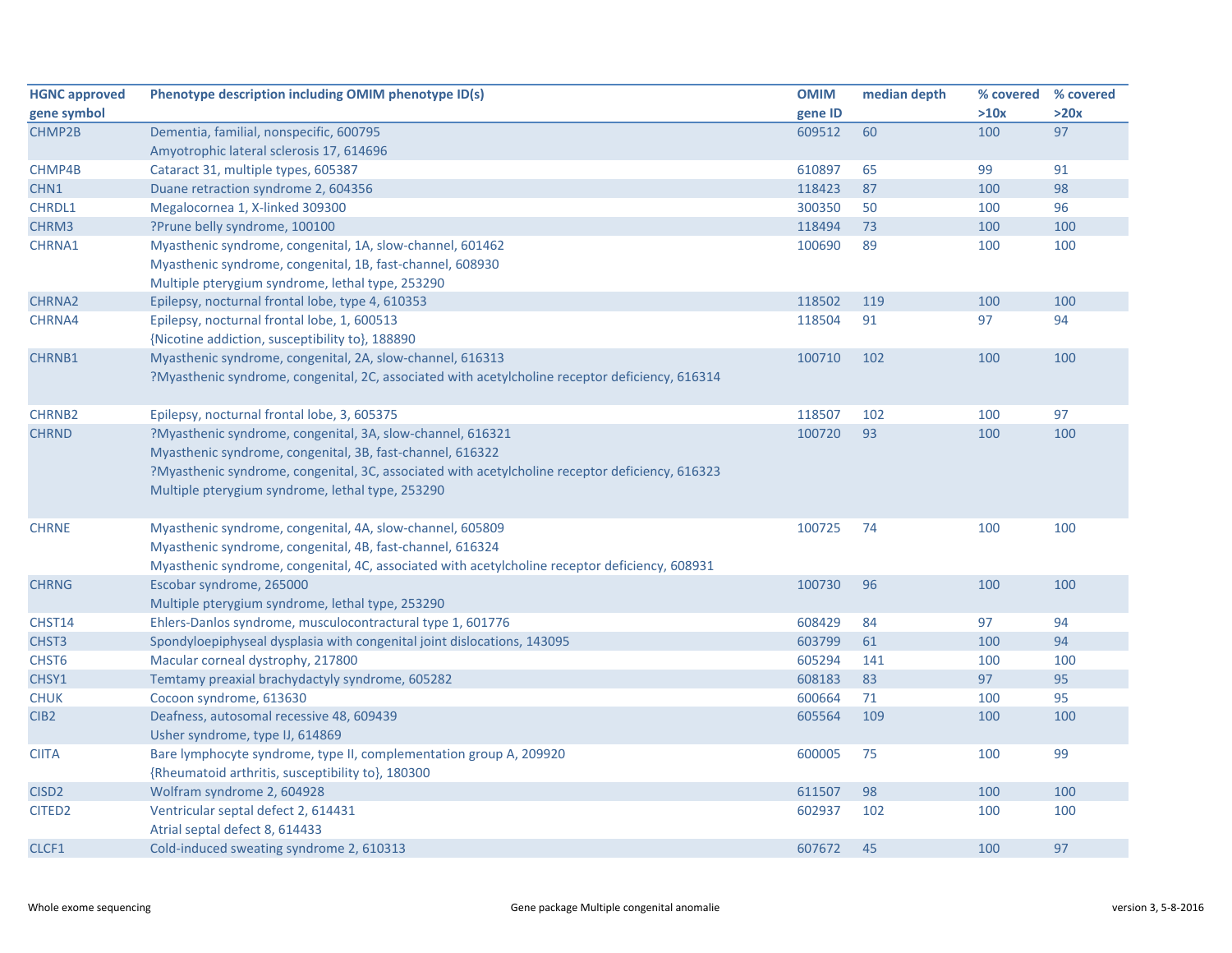| HGNC approved gene symbol | Phenotype description including OMIM phenotype ID(s) | OMIM gene ID | median depth | % covered >10x | % covered >20x |
|---|---|---|---|---|---|
| CHMP2B | Dementia, familial, nonspecific, 600795<br>Amyotrophic lateral sclerosis 17, 614696 | 609512 | 60 | 100 | 97 |
| CHMP4B | Cataract 31, multiple types, 605387 | 610897 | 65 | 99 | 91 |
| CHN1 | Duane retraction syndrome 2, 604356 | 118423 | 87 | 100 | 98 |
| CHRDL1 | Megalocornea 1, X-linked 309300 | 300350 | 50 | 100 | 96 |
| CHRM3 | ?Prune belly syndrome, 100100 | 118494 | 73 | 100 | 100 |
| CHRNA1 | Myasthenic syndrome, congenital, 1A, slow-channel, 601462<br>Myasthenic syndrome, congenital, 1B, fast-channel, 608930<br>Multiple pterygium syndrome, lethal type, 253290 | 100690 | 89 | 100 | 100 |
| CHRNA2 | Epilepsy, nocturnal frontal lobe, type 4, 610353 | 118502 | 119 | 100 | 100 |
| CHRNA4 | Epilepsy, nocturnal frontal lobe, 1, 600513<br>{Nicotine addiction, susceptibility to}, 188890 | 118504 | 91 | 97 | 94 |
| CHRNB1 | Myasthenic syndrome, congenital, 2A, slow-channel, 616313<br>?Myasthenic syndrome, congenital, 2C, associated with acetylcholine receptor deficiency, 616314 | 100710 | 102 | 100 | 100 |
| CHRNB2 | Epilepsy, nocturnal frontal lobe, 3, 605375 | 118507 | 102 | 100 | 97 |
| CHRND | ?Myasthenic syndrome, congenital, 3A, slow-channel, 616321<br>Myasthenic syndrome, congenital, 3B, fast-channel, 616322<br>?Myasthenic syndrome, congenital, 3C, associated with acetylcholine receptor deficiency, 616323<br>Multiple pterygium syndrome, lethal type, 253290 | 100720 | 93 | 100 | 100 |
| CHRNE | Myasthenic syndrome, congenital, 4A, slow-channel, 605809<br>Myasthenic syndrome, congenital, 4B, fast-channel, 616324<br>Myasthenic syndrome, congenital, 4C, associated with acetylcholine receptor deficiency, 608931 | 100725 | 74 | 100 | 100 |
| CHRNG | Escobar syndrome, 265000<br>Multiple pterygium syndrome, lethal type, 253290 | 100730 | 96 | 100 | 100 |
| CHST14 | Ehlers-Danlos syndrome, musculocontractural type 1, 601776 | 608429 | 84 | 97 | 94 |
| CHST3 | Spondyloepiphyseal dysplasia with congenital joint dislocations, 143095 | 603799 | 61 | 100 | 94 |
| CHST6 | Macular corneal dystrophy, 217800 | 605294 | 141 | 100 | 100 |
| CHSY1 | Temtamy preaxial brachydactyly syndrome, 605282 | 608183 | 83 | 97 | 95 |
| CHUK | Cocoon syndrome, 613630 | 600664 | 71 | 100 | 95 |
| CIB2 | Deafness, autosomal recessive 48, 609439<br>Usher syndrome, type IJ, 614869 | 605564 | 109 | 100 | 100 |
| CIITA | Bare lymphocyte syndrome, type II, complementation group A, 209920<br>{Rheumatoid arthritis, susceptibility to}, 180300 | 600005 | 75 | 100 | 99 |
| CISD2 | Wolfram syndrome 2, 604928 | 611507 | 98 | 100 | 100 |
| CITED2 | Ventricular septal defect 2, 614431<br>Atrial septal defect 8, 614433 | 602937 | 102 | 100 | 100 |
| CLCF1 | Cold-induced sweating syndrome 2, 610313 | 607672 | 45 | 100 | 97 |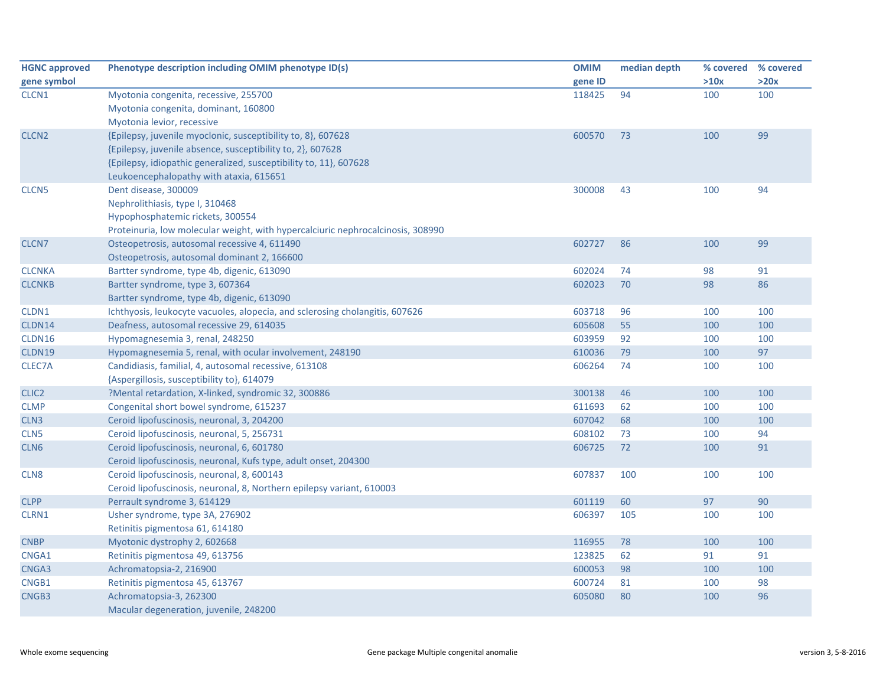| HGNC approved gene symbol | Phenotype description including OMIM phenotype ID(s) | OMIM gene ID | median depth | % covered >10x | % covered >20x |
|---|---|---|---|---|---|
| CLCN1 | Myotonia congenita, recessive, 255700<br>Myotonia congenita, dominant, 160800<br>Myotonia levior, recessive | 118425 | 94 | 100 | 100 |
| CLCN2 | {Epilepsy, juvenile myoclonic, susceptibility to, 8}, 607628<br>{Epilepsy, juvenile absence, susceptibility to, 2}, 607628<br>{Epilepsy, idiopathic generalized, susceptibility to, 11}, 607628<br>Leukoencephalopathy with ataxia, 615651 | 600570 | 73 | 100 | 99 |
| CLCN5 | Dent disease, 300009<br>Nephrolithiasis, type I, 310468<br>Hypophosphatemic rickets, 300554<br>Proteinuria, low molecular weight, with hypercalciuric nephrocalcinosis, 308990 | 300008 | 43 | 100 | 94 |
| CLCN7 | Osteopetrosis, autosomal recessive 4, 611490<br>Osteopetrosis, autosomal dominant 2, 166600 | 602727 | 86 | 100 | 99 |
| CLCNKA | Bartter syndrome, type 4b, digenic, 613090 | 602024 | 74 | 98 | 91 |
| CLCNKB | Bartter syndrome, type 3, 607364<br>Bartter syndrome, type 4b, digenic, 613090 | 602023 | 70 | 98 | 86 |
| CLDN1 | Ichthyosis, leukocyte vacuoles, alopecia, and sclerosing cholangitis, 607626 | 603718 | 96 | 100 | 100 |
| CLDN14 | Deafness, autosomal recessive 29, 614035 | 605608 | 55 | 100 | 100 |
| CLDN16 | Hypomagnesemia 3, renal, 248250 | 603959 | 92 | 100 | 100 |
| CLDN19 | Hypomagnesemia 5, renal, with ocular involvement, 248190 | 610036 | 79 | 100 | 97 |
| CLEC7A | Candidiasis, familial, 4, autosomal recessive, 613108<br>{Aspergillosis, susceptibility to}, 614079 | 606264 | 74 | 100 | 100 |
| CLIC2 | ?Mental retardation, X-linked, syndromic 32, 300886 | 300138 | 46 | 100 | 100 |
| CLMP | Congenital short bowel syndrome, 615237 | 611693 | 62 | 100 | 100 |
| CLN3 | Ceroid lipofuscinosis, neuronal, 3, 204200 | 607042 | 68 | 100 | 100 |
| CLN5 | Ceroid lipofuscinosis, neuronal, 5, 256731 | 608102 | 73 | 100 | 94 |
| CLN6 | Ceroid lipofuscinosis, neuronal, 6, 601780<br>Ceroid lipofuscinosis, neuronal, Kufs type, adult onset, 204300 | 606725 | 72 | 100 | 91 |
| CLN8 | Ceroid lipofuscinosis, neuronal, 8, 600143<br>Ceroid lipofuscinosis, neuronal, 8, Northern epilepsy variant, 610003 | 607837 | 100 | 100 | 100 |
| CLPP | Perrault syndrome 3, 614129 | 601119 | 60 | 97 | 90 |
| CLRN1 | Usher syndrome, type 3A, 276902<br>Retinitis pigmentosa 61, 614180 | 606397 | 105 | 100 | 100 |
| CNBP | Myotonic dystrophy 2, 602668 | 116955 | 78 | 100 | 100 |
| CNGA1 | Retinitis pigmentosa 49, 613756 | 123825 | 62 | 91 | 91 |
| CNGA3 | Achromatopsia-2, 216900 | 600053 | 98 | 100 | 100 |
| CNGB1 | Retinitis pigmentosa 45, 613767 | 600724 | 81 | 100 | 98 |
| CNGB3 | Achromatopsia-3, 262300<br>Macular degeneration, juvenile, 248200 | 605080 | 80 | 100 | 96 |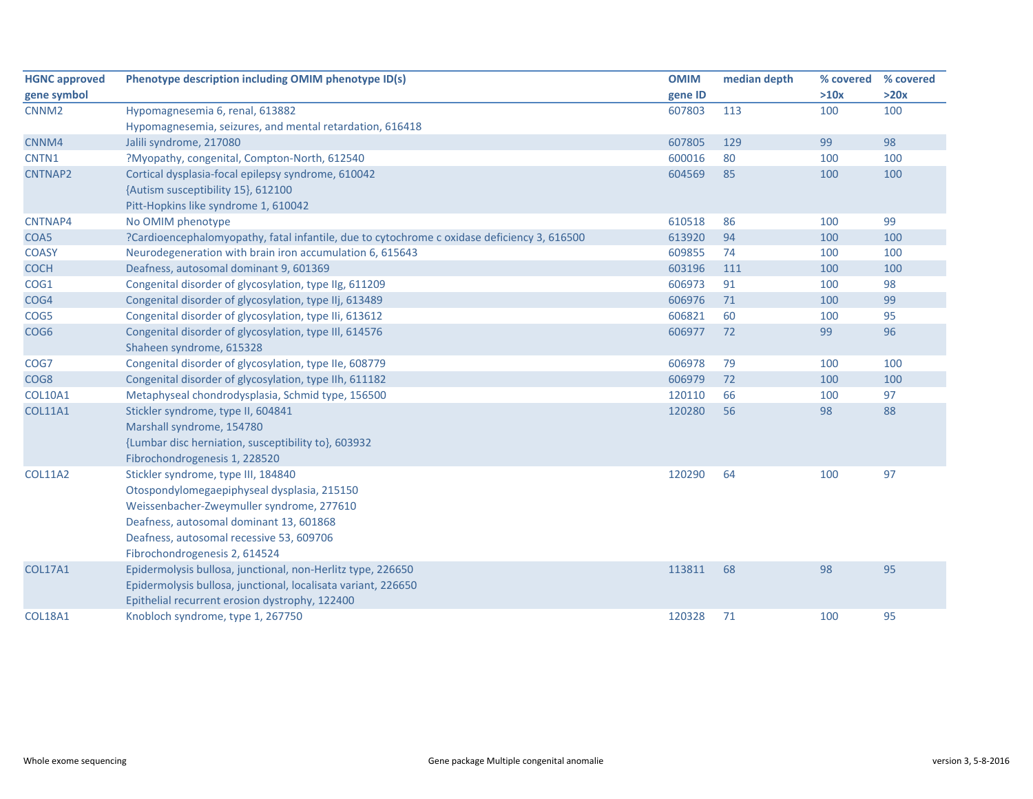| HGNC approved gene symbol | Phenotype description including OMIM phenotype ID(s) | OMIM gene ID | median depth | % covered >10x | % covered >20x |
|---|---|---|---|---|---|
| CNNM2 | Hypomagnesemia 6, renal, 613882<br>Hypomagnesemia, seizures, and mental retardation, 616418 | 607803 | 113 | 100 | 100 |
| CNNM4 | Jalili syndrome, 217080 | 607805 | 129 | 99 | 98 |
| CNTN1 | ?Myopathy, congenital, Compton-North, 612540 | 600016 | 80 | 100 | 100 |
| CNTNAP2 | Cortical dysplasia-focal epilepsy syndrome, 610042<br>{Autism susceptibility 15}, 612100<br>Pitt-Hopkins like syndrome 1, 610042 | 604569 | 85 | 100 | 100 |
| CNTNAP4 | No OMIM phenotype | 610518 | 86 | 100 | 99 |
| COA5 | ?Cardioencephalomyopathy, fatal infantile, due to cytochrome c oxidase deficiency 3, 616500 | 613920 | 94 | 100 | 100 |
| COASY | Neurodegeneration with brain iron accumulation 6, 615643 | 609855 | 74 | 100 | 100 |
| COCH | Deafness, autosomal dominant 9, 601369 | 603196 | 111 | 100 | 100 |
| COG1 | Congenital disorder of glycosylation, type IIg, 611209 | 606973 | 91 | 100 | 98 |
| COG4 | Congenital disorder of glycosylation, type IIj, 613489 | 606976 | 71 | 100 | 99 |
| COG5 | Congenital disorder of glycosylation, type IIi, 613612 | 606821 | 60 | 100 | 95 |
| COG6 | Congenital disorder of glycosylation, type III, 614576<br>Shaheen syndrome, 615328 | 606977 | 72 | 99 | 96 |
| COG7 | Congenital disorder of glycosylation, type IIe, 608779 | 606978 | 79 | 100 | 100 |
| COG8 | Congenital disorder of glycosylation, type IIh, 611182 | 606979 | 72 | 100 | 100 |
| COL10A1 | Metaphyseal chondrodysplasia, Schmid type, 156500 | 120110 | 66 | 100 | 97 |
| COL11A1 | Stickler syndrome, type II, 604841<br>Marshall syndrome, 154780<br>{Lumbar disc herniation, susceptibility to}, 603932<br>Fibrochondrogenesis 1, 228520 | 120280 | 56 | 98 | 88 |
| COL11A2 | Stickler syndrome, type III, 184840<br>Otospondylomegaepiphyseal dysplasia, 215150<br>Weissenbacher-Zweymuller syndrome, 277610<br>Deafness, autosomal dominant 13, 601868<br>Deafness, autosomal recessive 53, 609706<br>Fibrochondrogenesis 2, 614524 | 120290 | 64 | 100 | 97 |
| COL17A1 | Epidermolysis bullosa, junctional, non-Herlitz type, 226650<br>Epidermolysis bullosa, junctional, localisata variant, 226650<br>Epithelial recurrent erosion dystrophy, 122400 | 113811 | 68 | 98 | 95 |
| COL18A1 | Knobloch syndrome, type 1, 267750 | 120328 | 71 | 100 | 95 |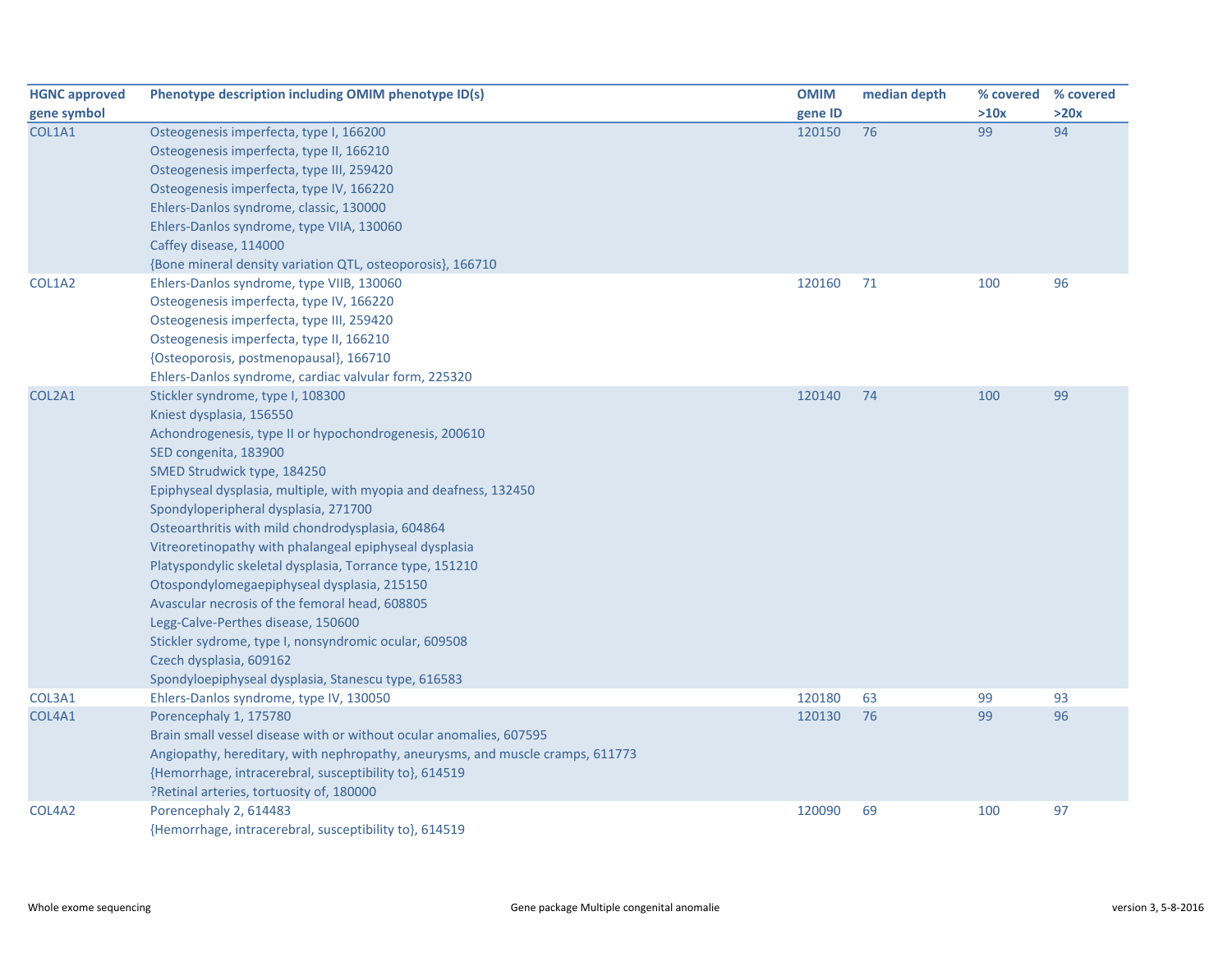| HGNC approved gene symbol | Phenotype description including OMIM phenotype ID(s) | OMIM gene ID | median depth | % covered >10x | % covered >20x |
|---|---|---|---|---|---|
| COL1A1 | Osteogenesis imperfecta, type I, 166200<br>Osteogenesis imperfecta, type II, 166210<br>Osteogenesis imperfecta, type III, 259420<br>Osteogenesis imperfecta, type IV, 166220<br>Ehlers-Danlos syndrome, classic, 130000<br>Ehlers-Danlos syndrome, type VIIA, 130060<br>Caffey disease, 114000<br>{Bone mineral density variation QTL, osteoporosis}, 166710 | 120150 | 76 | 99 | 94 |
| COL1A2 | Ehlers-Danlos syndrome, type VIIB, 130060<br>Osteogenesis imperfecta, type IV, 166220<br>Osteogenesis imperfecta, type III, 259420<br>Osteogenesis imperfecta, type II, 166210<br>{Osteoporosis, postmenopausal}, 166710<br>Ehlers-Danlos syndrome, cardiac valvular form, 225320 | 120160 | 71 | 100 | 96 |
| COL2A1 | Stickler syndrome, type I, 108300<br>Kniest dysplasia, 156550<br>Achondrogenesis, type II or hypochondrogenesis, 200610<br>SED congenita, 183900<br>SMED Strudwick type, 184250<br>Epiphyseal dysplasia, multiple, with myopia and deafness, 132450<br>Spondyloperipheral dysplasia, 271700<br>Osteoarthritis with mild chondrodysplasia, 604864<br>Vitreoretinopathy with phalangeal epiphyseal dysplasia<br>Platyspondylic skeletal dysplasia, Torrance type, 151210<br>Otospondylomegaepiphyseal dysplasia, 215150<br>Avascular necrosis of the femoral head, 608805<br>Legg-Calve-Perthes disease, 150600<br>Stickler sydrome, type I, nonsyndromic ocular, 609508<br>Czech dysplasia, 609162<br>Spondyloepiphyseal dysplasia, Stanescu type, 616583 | 120140 | 74 | 100 | 99 |
| COL3A1 | Ehlers-Danlos syndrome, type IV, 130050 | 120180 | 63 | 99 | 93 |
| COL4A1 | Porencephaly 1, 175780<br>Brain small vessel disease with or without ocular anomalies, 607595<br>Angiopathy, hereditary, with nephropathy, aneurysms, and muscle cramps, 611773<br>{Hemorrhage, intracerebral, susceptibility to}, 614519<br>?Retinal arteries, tortuosity of, 180000 | 120130 | 76 | 99 | 96 |
| COL4A2 | Porencephaly 2, 614483<br>{Hemorrhage, intracerebral, susceptibility to}, 614519 | 120090 | 69 | 100 | 97 |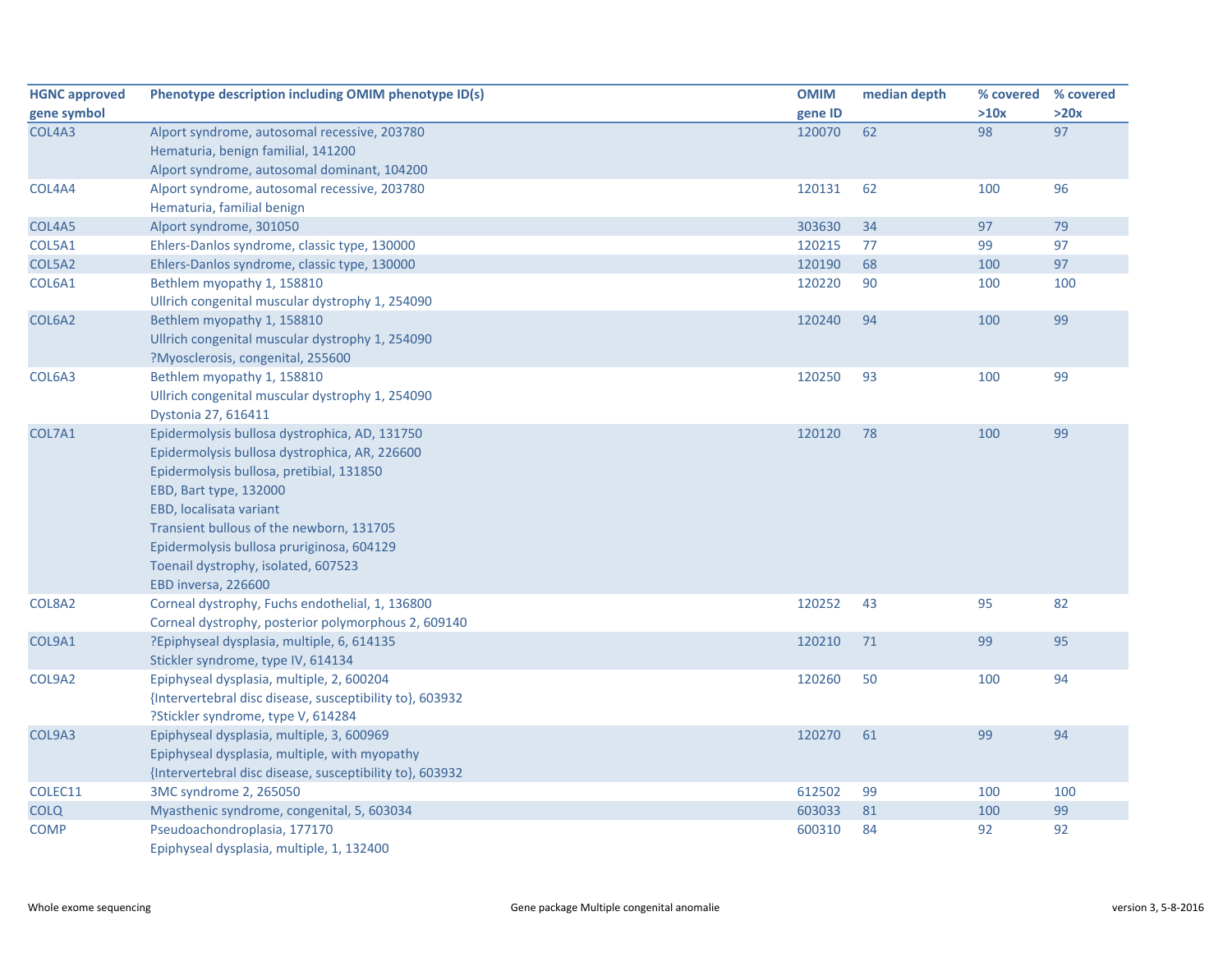| HGNC approved gene symbol | Phenotype description including OMIM phenotype ID(s) | OMIM gene ID | median depth | % covered >10x | % covered >20x |
|---|---|---|---|---|---|
| COL4A3 | Alport syndrome, autosomal recessive, 203780<br>Hematuria, benign familial, 141200<br>Alport syndrome, autosomal dominant, 104200 | 120070 | 62 | 98 | 97 |
| COL4A4 | Alport syndrome, autosomal recessive, 203780<br>Hematuria, familial benign | 120131 | 62 | 100 | 96 |
| COL4A5 | Alport syndrome, 301050 | 303630 | 34 | 97 | 79 |
| COL5A1 | Ehlers-Danlos syndrome, classic type, 130000 | 120215 | 77 | 99 | 97 |
| COL5A2 | Ehlers-Danlos syndrome, classic type, 130000 | 120190 | 68 | 100 | 97 |
| COL6A1 | Bethlem myopathy 1, 158810<br>Ullrich congenital muscular dystrophy 1, 254090 | 120220 | 90 | 100 | 100 |
| COL6A2 | Bethlem myopathy 1, 158810<br>Ullrich congenital muscular dystrophy 1, 254090<br>?Myosclerosis, congenital, 255600 | 120240 | 94 | 100 | 99 |
| COL6A3 | Bethlem myopathy 1, 158810<br>Ullrich congenital muscular dystrophy 1, 254090<br>Dystonia 27, 616411 | 120250 | 93 | 100 | 99 |
| COL7A1 | Epidermolysis bullosa dystrophica, AD, 131750<br>Epidermolysis bullosa dystrophica, AR, 226600<br>Epidermolysis bullosa, pretibial, 131850<br>EBD, Bart type, 132000<br>EBD, localisata variant<br>Transient bullous of the newborn, 131705<br>Epidermolysis bullosa pruriginosa, 604129<br>Toenail dystrophy, isolated, 607523<br>EBD inversa, 226600 | 120120 | 78 | 100 | 99 |
| COL8A2 | Corneal dystrophy, Fuchs endothelial, 1, 136800<br>Corneal dystrophy, posterior polymorphous 2, 609140 | 120252 | 43 | 95 | 82 |
| COL9A1 | ?Epiphyseal dysplasia, multiple, 6, 614135<br>Stickler syndrome, type IV, 614134 | 120210 | 71 | 99 | 95 |
| COL9A2 | Epiphyseal dysplasia, multiple, 2, 600204<br>{Intervertebral disc disease, susceptibility to}, 603932<br>?Stickler syndrome, type V, 614284 | 120260 | 50 | 100 | 94 |
| COL9A3 | Epiphyseal dysplasia, multiple, 3, 600969<br>Epiphyseal dysplasia, multiple, with myopathy<br>{Intervertebral disc disease, susceptibility to}, 603932 | 120270 | 61 | 99 | 94 |
| COLEC11 | 3MC syndrome 2, 265050 | 612502 | 99 | 100 | 100 |
| COLQ | Myasthenic syndrome, congenital, 5, 603034 | 603033 | 81 | 100 | 99 |
| COMP | Pseudoachondroplasia, 177170<br>Epiphyseal dysplasia, multiple, 1, 132400 | 600310 | 84 | 92 | 92 |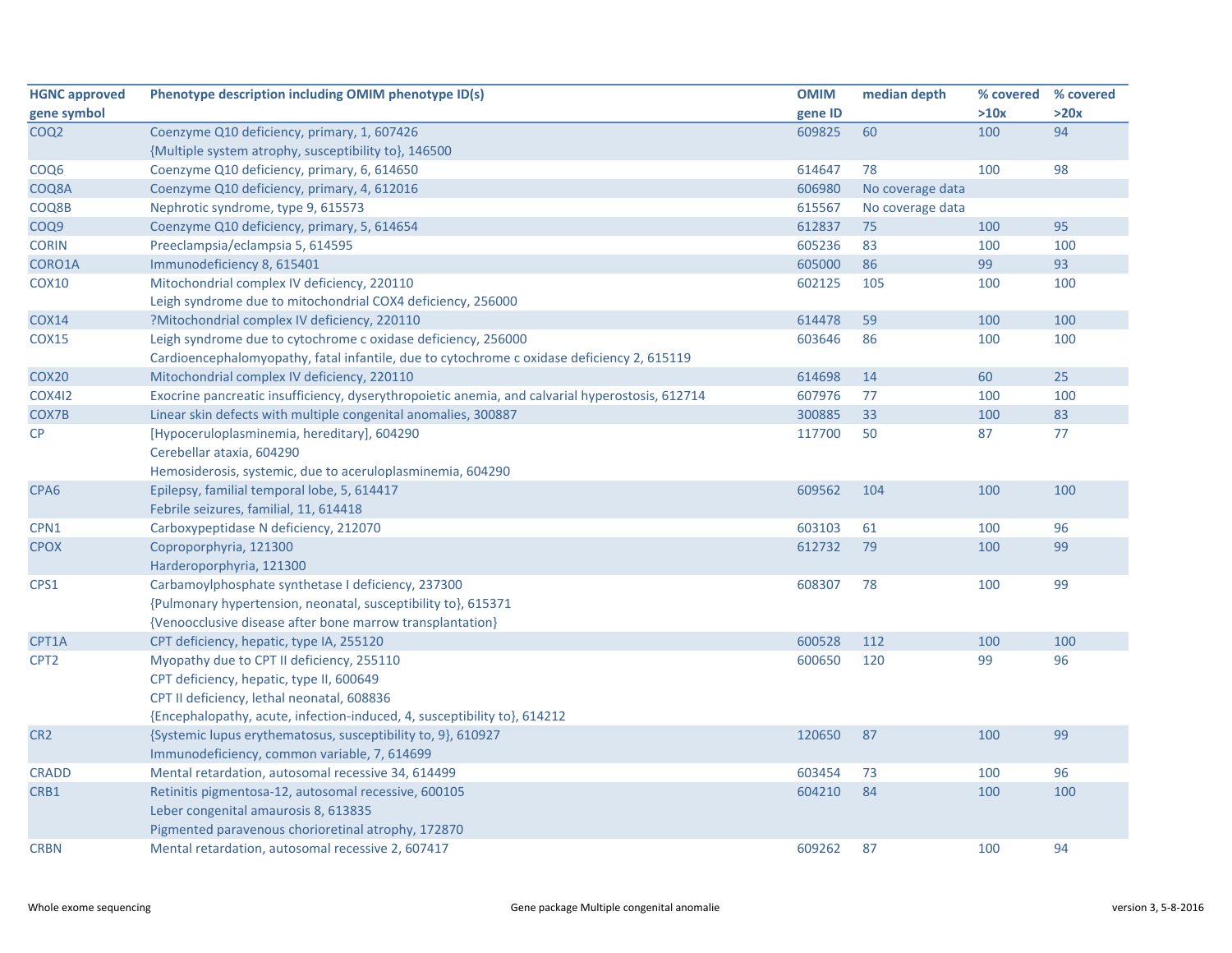| HGNC approved gene symbol | Phenotype description including OMIM phenotype ID(s) | OMIM gene ID | median depth | % covered >10x | % covered >20x |
|---|---|---|---|---|---|
| COQ2 | Coenzyme Q10 deficiency, primary, 1, 607426<br>{Multiple system atrophy, susceptibility to}, 146500 | 609825 | 60 | 100 | 94 |
| COQ6 | Coenzyme Q10 deficiency, primary, 6, 614650 | 614647 | 78 | 100 | 98 |
| COQ8A | Coenzyme Q10 deficiency, primary, 4, 612016 | 606980 | No coverage data | | |
| COQ8B | Nephrotic syndrome, type 9, 615573 | 615567 | No coverage data | | |
| COQ9 | Coenzyme Q10 deficiency, primary, 5, 614654 | 612837 | 75 | 100 | 95 |
| CORIN | Preeclampsia/eclampsia 5, 614595 | 605236 | 83 | 100 | 100 |
| CORO1A | Immunodeficiency 8, 615401 | 605000 | 86 | 99 | 93 |
| COX10 | Mitochondrial complex IV deficiency, 220110<br>Leigh syndrome due to mitochondrial COX4 deficiency, 256000 | 602125 | 105 | 100 | 100 |
| COX14 | ?Mitochondrial complex IV deficiency, 220110 | 614478 | 59 | 100 | 100 |
| COX15 | Leigh syndrome due to cytochrome c oxidase deficiency, 256000<br>Cardioencephalomyopathy, fatal infantile, due to cytochrome c oxidase deficiency 2, 615119 | 603646 | 86 | 100 | 100 |
| COX20 | Mitochondrial complex IV deficiency, 220110 | 614698 | 14 | 60 | 25 |
| COX4I2 | Exocrine pancreatic insufficiency, dyserythropoietic anemia, and calvarial hyperostosis, 612714 | 607976 | 77 | 100 | 100 |
| COX7B | Linear skin defects with multiple congenital anomalies, 300887 | 300885 | 33 | 100 | 83 |
| CP | [Hypoceruloplasminemia, hereditary], 604290<br>Cerebellar ataxia, 604290<br>Hemosiderosis, systemic, due to aceruloplasminemia, 604290 | 117700 | 50 | 87 | 77 |
| CPA6 | Epilepsy, familial temporal lobe, 5, 614417<br>Febrile seizures, familial, 11, 614418 | 609562 | 104 | 100 | 100 |
| CPN1 | Carboxypeptidase N deficiency, 212070 | 603103 | 61 | 100 | 96 |
| CPOX | Coproporphyria, 121300<br>Harderoporphyria, 121300 | 612732 | 79 | 100 | 99 |
| CPS1 | Carbamoylphosphate synthetase I deficiency, 237300<br>{Pulmonary hypertension, neonatal, susceptibility to}, 615371<br>{Venoocclusive disease after bone marrow transplantation} | 608307 | 78 | 100 | 99 |
| CPT1A | CPT deficiency, hepatic, type IA, 255120 | 600528 | 112 | 100 | 100 |
| CPT2 | Myopathy due to CPT II deficiency, 255110<br>CPT deficiency, hepatic, type II, 600649<br>CPT II deficiency, lethal neonatal, 608836<br>{Encephalopathy, acute, infection-induced, 4, susceptibility to}, 614212 | 600650 | 120 | 99 | 96 |
| CR2 | {Systemic lupus erythematosus, susceptibility to, 9}, 610927<br>Immunodeficiency, common variable, 7, 614699 | 120650 | 87 | 100 | 99 |
| CRADD | Mental retardation, autosomal recessive 34, 614499 | 603454 | 73 | 100 | 96 |
| CRB1 | Retinitis pigmentosa-12, autosomal recessive, 600105<br>Leber congenital amaurosis 8, 613835<br>Pigmented paravenous chorioretinal atrophy, 172870 | 604210 | 84 | 100 | 100 |
| CRBN | Mental retardation, autosomal recessive 2, 607417 | 609262 | 87 | 100 | 94 |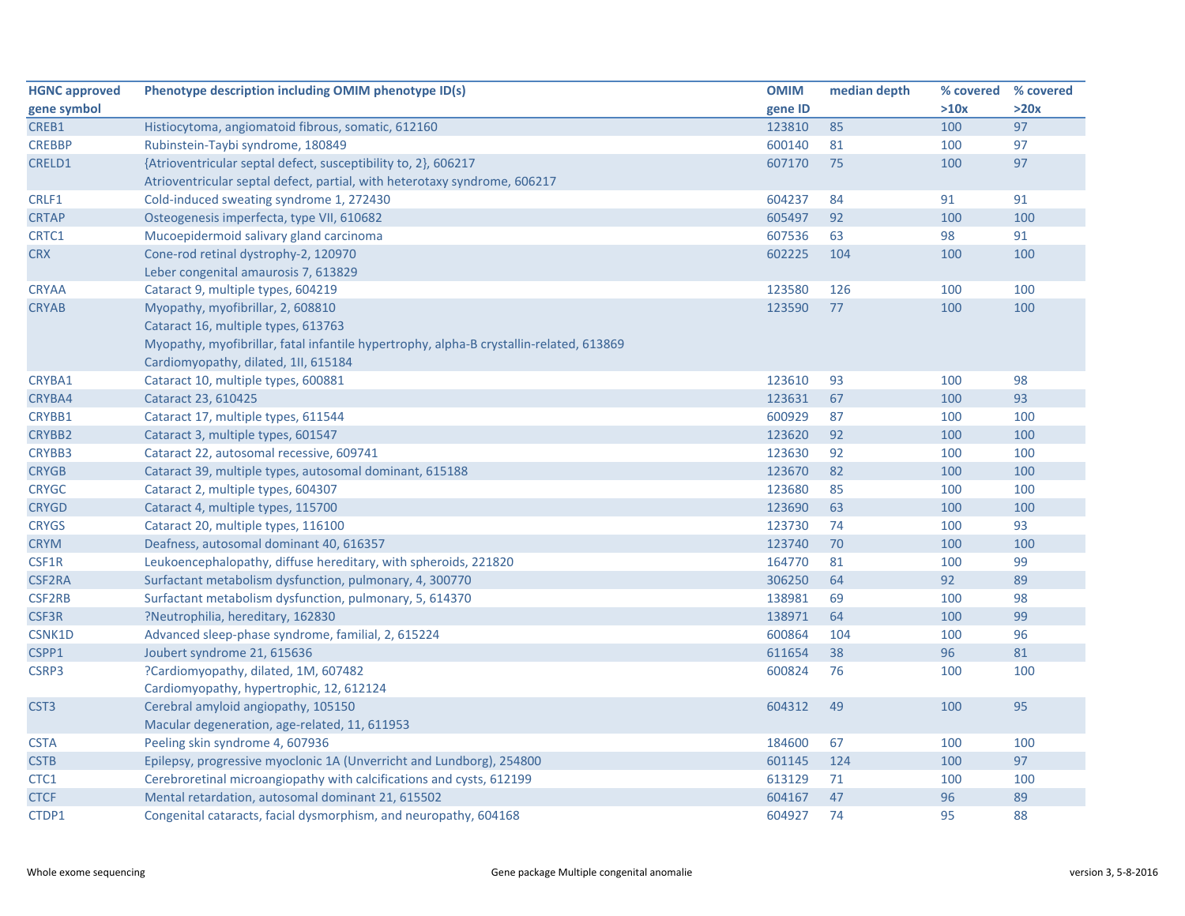| HGNC approved gene symbol | Phenotype description including OMIM phenotype ID(s) | OMIM gene ID | median depth | % covered >10x | % covered >20x |
|---|---|---|---|---|---|
| CREB1 | Histiocytoma, angiomatoid fibrous, somatic, 612160 | 123810 | 85 | 100 | 97 |
| CREBBP | Rubinstein-Taybi syndrome, 180849 | 600140 | 81 | 100 | 97 |
| CRELD1 | {Atrioventricular septal defect, susceptibility to, 2}, 606217<br>Atrioventricular septal defect, partial, with heterotaxy syndrome, 606217 | 607170 | 75 | 100 | 97 |
| CRLF1 | Cold-induced sweating syndrome 1, 272430 | 604237 | 84 | 91 | 91 |
| CRTAP | Osteogenesis imperfecta, type VII, 610682 | 605497 | 92 | 100 | 100 |
| CRTC1 | Mucoepidermoid salivary gland carcinoma | 607536 | 63 | 98 | 91 |
| CRX | Cone-rod retinal dystrophy-2, 120970<br>Leber congenital amaurosis 7, 613829 | 602225 | 104 | 100 | 100 |
| CRYAA | Cataract 9, multiple types, 604219 | 123580 | 126 | 100 | 100 |
| CRYAB | Myopathy, myofibrillar, 2, 608810<br>Cataract 16, multiple types, 613763<br>Myopathy, myofibrillar, fatal infantile hypertrophy, alpha-B crystallin-related, 613869<br>Cardiomyopathy, dilated, 1II, 615184 | 123590 | 77 | 100 | 100 |
| CRYBA1 | Cataract 10, multiple types, 600881 | 123610 | 93 | 100 | 98 |
| CRYBA4 | Cataract 23, 610425 | 123631 | 67 | 100 | 93 |
| CRYBB1 | Cataract 17, multiple types, 611544 | 600929 | 87 | 100 | 100 |
| CRYBB2 | Cataract 3, multiple types, 601547 | 123620 | 92 | 100 | 100 |
| CRYBB3 | Cataract 22, autosomal recessive, 609741 | 123630 | 92 | 100 | 100 |
| CRYGB | Cataract 39, multiple types, autosomal dominant, 615188 | 123670 | 82 | 100 | 100 |
| CRYGC | Cataract 2, multiple types, 604307 | 123680 | 85 | 100 | 100 |
| CRYGD | Cataract 4, multiple types, 115700 | 123690 | 63 | 100 | 100 |
| CRYGS | Cataract 20, multiple types, 116100 | 123730 | 74 | 100 | 93 |
| CRYM | Deafness, autosomal dominant 40, 616357 | 123740 | 70 | 100 | 100 |
| CSF1R | Leukoencephalopathy, diffuse hereditary, with spheroids, 221820 | 164770 | 81 | 100 | 99 |
| CSF2RA | Surfactant metabolism dysfunction, pulmonary, 4, 300770 | 306250 | 64 | 92 | 89 |
| CSF2RB | Surfactant metabolism dysfunction, pulmonary, 5, 614370 | 138981 | 69 | 100 | 98 |
| CSF3R | ?Neutrophilia, hereditary, 162830 | 138971 | 64 | 100 | 99 |
| CSNK1D | Advanced sleep-phase syndrome, familial, 2, 615224 | 600864 | 104 | 100 | 96 |
| CSPP1 | Joubert syndrome 21, 615636 | 611654 | 38 | 96 | 81 |
| CSRP3 | ?Cardiomyopathy, dilated, 1M, 607482<br>Cardiomyopathy, hypertrophic, 12, 612124 | 600824 | 76 | 100 | 100 |
| CST3 | Cerebral amyloid angiopathy, 105150<br>Macular degeneration, age-related, 11, 611953 | 604312 | 49 | 100 | 95 |
| CSTA | Peeling skin syndrome 4, 607936 | 184600 | 67 | 100 | 100 |
| CSTB | Epilepsy, progressive myoclonic 1A (Unverricht and Lundborg), 254800 | 601145 | 124 | 100 | 97 |
| CTC1 | Cerebroretinal microangiopathy with calcifications and cysts, 612199 | 613129 | 71 | 100 | 100 |
| CTCF | Mental retardation, autosomal dominant 21, 615502 | 604167 | 47 | 96 | 89 |
| CTDP1 | Congenital cataracts, facial dysmorphism, and neuropathy, 604168 | 604927 | 74 | 95 | 88 |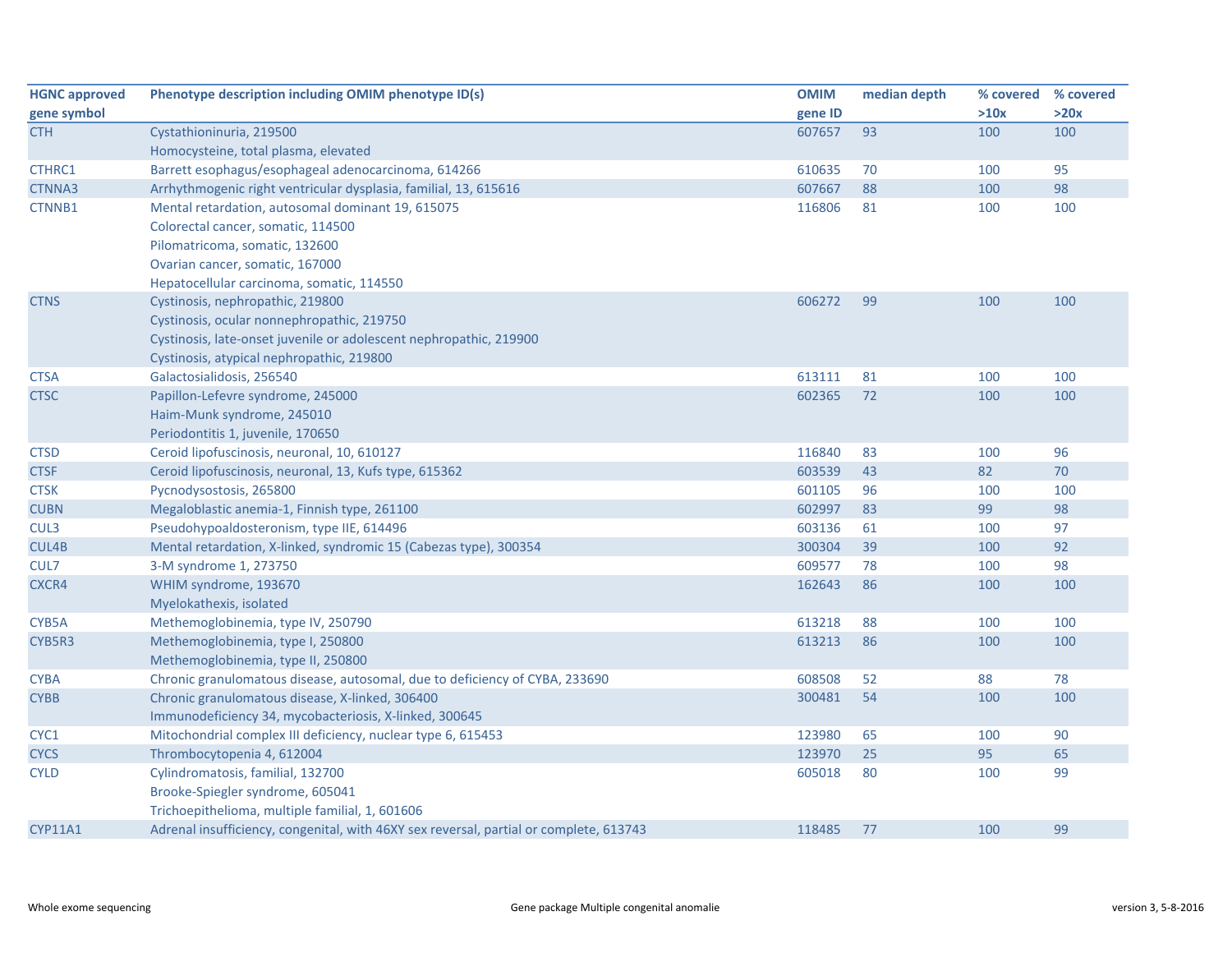| HGNC approved gene symbol | Phenotype description including OMIM phenotype ID(s) | OMIM gene ID | median depth | % covered >10x | % covered >20x |
|---|---|---|---|---|---|
| CTH | Cystathioninuria, 219500<br>Homocysteine, total plasma, elevated | 607657 | 93 | 100 | 100 |
| CTHRC1 | Barrett esophagus/esophageal adenocarcinoma, 614266 | 610635 | 70 | 100 | 95 |
| CTNNA3 | Arrhythmogenic right ventricular dysplasia, familial, 13, 615616 | 607667 | 88 | 100 | 98 |
| CTNNB1 | Mental retardation, autosomal dominant 19, 615075<br>Colorectal cancer, somatic, 114500<br>Pilomatricoma, somatic, 132600<br>Ovarian cancer, somatic, 167000<br>Hepatocellular carcinoma, somatic, 114550 | 116806 | 81 | 100 | 100 |
| CTNS | Cystinosis, nephropathic, 219800<br>Cystinosis, ocular nonnephropathic, 219750<br>Cystinosis, late-onset juvenile or adolescent nephropathic, 219900<br>Cystinosis, atypical nephropathic, 219800 | 606272 | 99 | 100 | 100 |
| CTSA | Galactosialidosis, 256540 | 613111 | 81 | 100 | 100 |
| CTSC | Papillon-Lefevre syndrome, 245000<br>Haim-Munk syndrome, 245010<br>Periodontitis 1, juvenile, 170650 | 602365 | 72 | 100 | 100 |
| CTSD | Ceroid lipofuscinosis, neuronal, 10, 610127 | 116840 | 83 | 100 | 96 |
| CTSF | Ceroid lipofuscinosis, neuronal, 13, Kufs type, 615362 | 603539 | 43 | 82 | 70 |
| CTSK | Pycnodysostosis, 265800 | 601105 | 96 | 100 | 100 |
| CUBN | Megaloblastic anemia-1, Finnish type, 261100 | 602997 | 83 | 99 | 98 |
| CUL3 | Pseudohypoaldosteronism, type IIE, 614496 | 603136 | 61 | 100 | 97 |
| CUL4B | Mental retardation, X-linked, syndromic 15 (Cabezas type), 300354 | 300304 | 39 | 100 | 92 |
| CUL7 | 3-M syndrome 1, 273750 | 609577 | 78 | 100 | 98 |
| CXCR4 | WHIM syndrome, 193670<br>Myelokathexis, isolated | 162643 | 86 | 100 | 100 |
| CYB5A | Methemoglobinemia, type IV, 250790 | 613218 | 88 | 100 | 100 |
| CYB5R3 | Methemoglobinemia, type I, 250800<br>Methemoglobinemia, type II, 250800 | 613213 | 86 | 100 | 100 |
| CYBA | Chronic granulomatous disease, autosomal, due to deficiency of CYBA, 233690 | 608508 | 52 | 88 | 78 |
| CYBB | Chronic granulomatous disease, X-linked, 306400<br>Immunodeficiency 34, mycobacteriosis, X-linked, 300645 | 300481 | 54 | 100 | 100 |
| CYC1 | Mitochondrial complex III deficiency, nuclear type 6, 615453 | 123980 | 65 | 100 | 90 |
| CYCS | Thrombocytopenia 4, 612004 | 123970 | 25 | 95 | 65 |
| CYLD | Cylindromatosis, familial, 132700<br>Brooke-Spiegler syndrome, 605041<br>Trichoepithelioma, multiple familial, 1, 601606 | 605018 | 80 | 100 | 99 |
| CYP11A1 | Adrenal insufficiency, congenital, with 46XY sex reversal, partial or complete, 613743 | 118485 | 77 | 100 | 99 |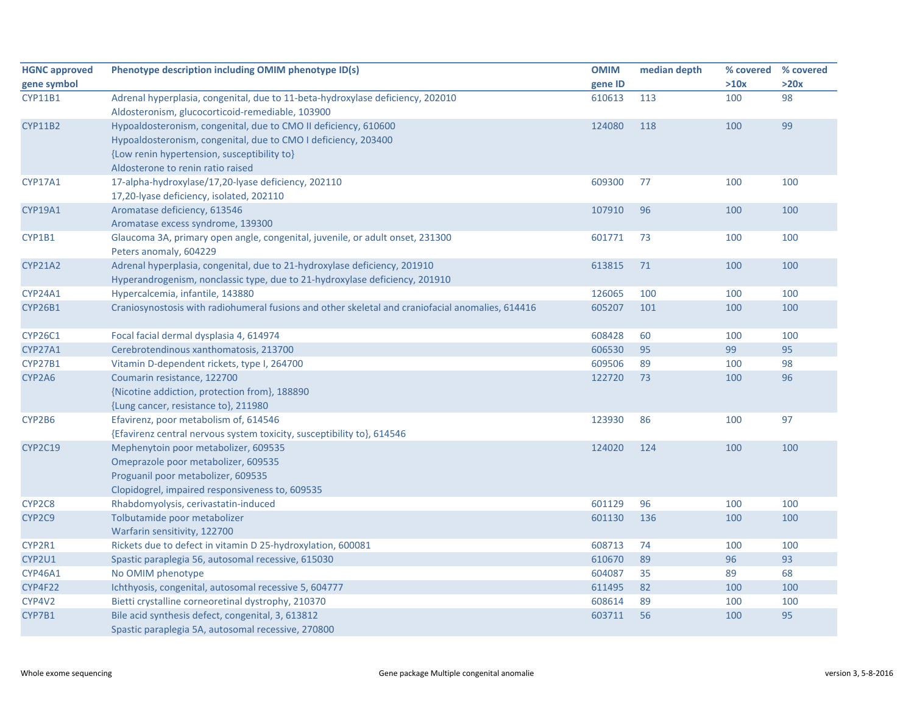| HGNC approved gene symbol | Phenotype description including OMIM phenotype ID(s) | OMIM gene ID | median depth | % covered >10x | % covered >20x |
|---|---|---|---|---|---|
| CYP11B1 | Adrenal hyperplasia, congenital, due to 11-beta-hydroxylase deficiency, 202010<br>Aldosteronism, glucocorticoid-remediable, 103900 | 610613 | 113 | 100 | 98 |
| CYP11B2 | Hypoaldosteronism, congenital, due to CMO II deficiency, 610600<br>Hypoaldosteronism, congenital, due to CMO I deficiency, 203400<br>{Low renin hypertension, susceptibility to}<br>Aldosterone to renin ratio raised | 124080 | 118 | 100 | 99 |
| CYP17A1 | 17-alpha-hydroxylase/17,20-lyase deficiency, 202110<br>17,20-lyase deficiency, isolated, 202110 | 609300 | 77 | 100 | 100 |
| CYP19A1 | Aromatase deficiency, 613546<br>Aromatase excess syndrome, 139300 | 107910 | 96 | 100 | 100 |
| CYP1B1 | Glaucoma 3A, primary open angle, congenital, juvenile, or adult onset, 231300<br>Peters anomaly, 604229 | 601771 | 73 | 100 | 100 |
| CYP21A2 | Adrenal hyperplasia, congenital, due to 21-hydroxylase deficiency, 201910<br>Hyperandrogenism, nonclassic type, due to 21-hydroxylase deficiency, 201910 | 613815 | 71 | 100 | 100 |
| CYP24A1 | Hypercalcemia, infantile, 143880 | 126065 | 100 | 100 | 100 |
| CYP26B1 | Craniosynostosis with radiohumeral fusions and other skeletal and craniofacial anomalies, 614416 | 605207 | 101 | 100 | 100 |
| CYP26C1 | Focal facial dermal dysplasia 4, 614974 | 608428 | 60 | 100 | 100 |
| CYP27A1 | Cerebrotendinous xanthomatosis, 213700 | 606530 | 95 | 99 | 95 |
| CYP27B1 | Vitamin D-dependent rickets, type I, 264700 | 609506 | 89 | 100 | 98 |
| CYP2A6 | Coumarin resistance, 122700<br>{Nicotine addiction, protection from}, 188890<br>{Lung cancer, resistance to}, 211980 | 122720 | 73 | 100 | 96 |
| CYP2B6 | Efavirenz, poor metabolism of, 614546<br>{Efavirenz central nervous system toxicity, susceptibility to}, 614546 | 123930 | 86 | 100 | 97 |
| CYP2C19 | Mephenytoin poor metabolizer, 609535<br>Omeprazole poor metabolizer, 609535<br>Proguanil poor metabolizer, 609535<br>Clopidogrel, impaired responsiveness to, 609535 | 124020 | 124 | 100 | 100 |
| CYP2C8 | Rhabdomyolysis, cerivastatin-induced | 601129 | 96 | 100 | 100 |
| CYP2C9 | Tolbutamide poor metabolizer<br>Warfarin sensitivity, 122700 | 601130 | 136 | 100 | 100 |
| CYP2R1 | Rickets due to defect in vitamin D 25-hydroxylation, 600081 | 608713 | 74 | 100 | 100 |
| CYP2U1 | Spastic paraplegia 56, autosomal recessive, 615030 | 610670 | 89 | 96 | 93 |
| CYP46A1 | No OMIM phenotype | 604087 | 35 | 89 | 68 |
| CYP4F22 | Ichthyosis, congenital, autosomal recessive 5, 604777 | 611495 | 82 | 100 | 100 |
| CYP4V2 | Bietti crystalline corneoretinal dystrophy, 210370 | 608614 | 89 | 100 | 100 |
| CYP7B1 | Bile acid synthesis defect, congenital, 3, 613812<br>Spastic paraplegia 5A, autosomal recessive, 270800 | 603711 | 56 | 100 | 95 |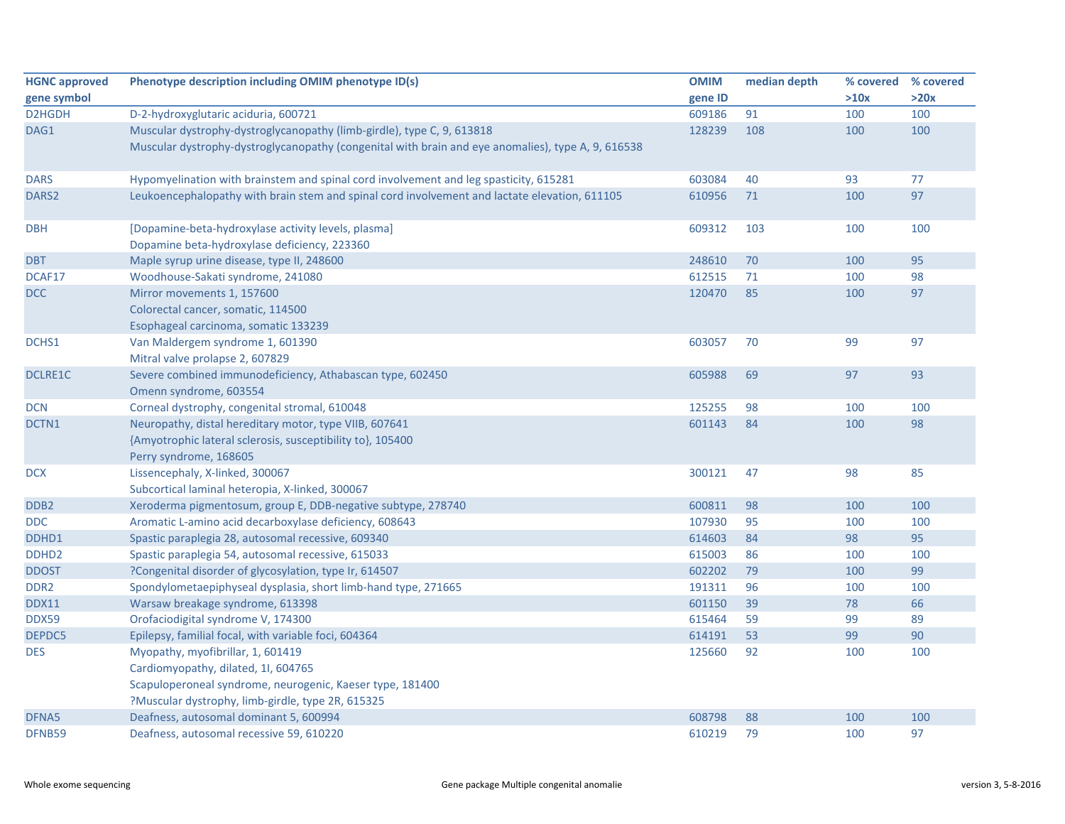| HGNC approved gene symbol | Phenotype description including OMIM phenotype ID(s) | OMIM gene ID | median depth | % covered >10x | % covered >20x |
|---|---|---|---|---|---|
| D2HGDH | D-2-hydroxyglutaric aciduria, 600721 | 609186 | 91 | 100 | 100 |
| DAG1 | Muscular dystrophy-dystroglycanopathy (limb-girdle), type C, 9, 613818<br>Muscular dystrophy-dystroglycanopathy (congenital with brain and eye anomalies), type A, 9, 616538 | 128239 | 108 | 100 | 100 |
| DARS | Hypomyelination with brainstem and spinal cord involvement and leg spasticity, 615281 | 603084 | 40 | 93 | 77 |
| DARS2 | Leukoencephalopathy with brain stem and spinal cord involvement and lactate elevation, 611105 | 610956 | 71 | 100 | 97 |
| DBH | [Dopamine-beta-hydroxylase activity levels, plasma]<br>Dopamine beta-hydroxylase deficiency, 223360 | 609312 | 103 | 100 | 100 |
| DBT | Maple syrup urine disease, type II, 248600 | 248610 | 70 | 100 | 95 |
| DCAF17 | Woodhouse-Sakati syndrome, 241080 | 612515 | 71 | 100 | 98 |
| DCC | Mirror movements 1, 157600<br>Colorectal cancer, somatic, 114500<br>Esophageal carcinoma, somatic 133239 | 120470 | 85 | 100 | 97 |
| DCHS1 | Van Maldergem syndrome 1, 601390<br>Mitral valve prolapse 2, 607829 | 603057 | 70 | 99 | 97 |
| DCLRE1C | Severe combined immunodeficiency, Athabascan type, 602450<br>Omenn syndrome, 603554 | 605988 | 69 | 97 | 93 |
| DCN | Corneal dystrophy, congenital stromal, 610048 | 125255 | 98 | 100 | 100 |
| DCTN1 | Neuropathy, distal hereditary motor, type VIIB, 607641<br>{Amyotrophic lateral sclerosis, susceptibility to}, 105400<br>Perry syndrome, 168605 | 601143 | 84 | 100 | 98 |
| DCX | Lissencephaly, X-linked, 300067<br>Subcortical laminal heteropia, X-linked, 300067 | 300121 | 47 | 98 | 85 |
| DDB2 | Xeroderma pigmentosum, group E, DDB-negative subtype, 278740 | 600811 | 98 | 100 | 100 |
| DDC | Aromatic L-amino acid decarboxylase deficiency, 608643 | 107930 | 95 | 100 | 100 |
| DDHD1 | Spastic paraplegia 28, autosomal recessive, 609340 | 614603 | 84 | 98 | 95 |
| DDHD2 | Spastic paraplegia 54, autosomal recessive, 615033 | 615003 | 86 | 100 | 100 |
| DDOST | ?Congenital disorder of glycosylation, type Ir, 614507 | 602202 | 79 | 100 | 99 |
| DDR2 | Spondylometaepiphyseal dysplasia, short limb-hand type, 271665 | 191311 | 96 | 100 | 100 |
| DDX11 | Warsaw breakage syndrome, 613398 | 601150 | 39 | 78 | 66 |
| DDX59 | Orofaciodigital syndrome V, 174300 | 615464 | 59 | 99 | 89 |
| DEPDC5 | Epilepsy, familial focal, with variable foci, 604364 | 614191 | 53 | 99 | 90 |
| DES | Myopathy, myofibrillar, 1, 601419<br>Cardiomyopathy, dilated, 1I, 604765<br>Scapuloperoneal syndrome, neurogenic, Kaeser type, 181400<br>?Muscular dystrophy, limb-girdle, type 2R, 615325 | 125660 | 92 | 100 | 100 |
| DFNA5 | Deafness, autosomal dominant 5, 600994 | 608798 | 88 | 100 | 100 |
| DFNB59 | Deafness, autosomal recessive 59, 610220 | 610219 | 79 | 100 | 97 |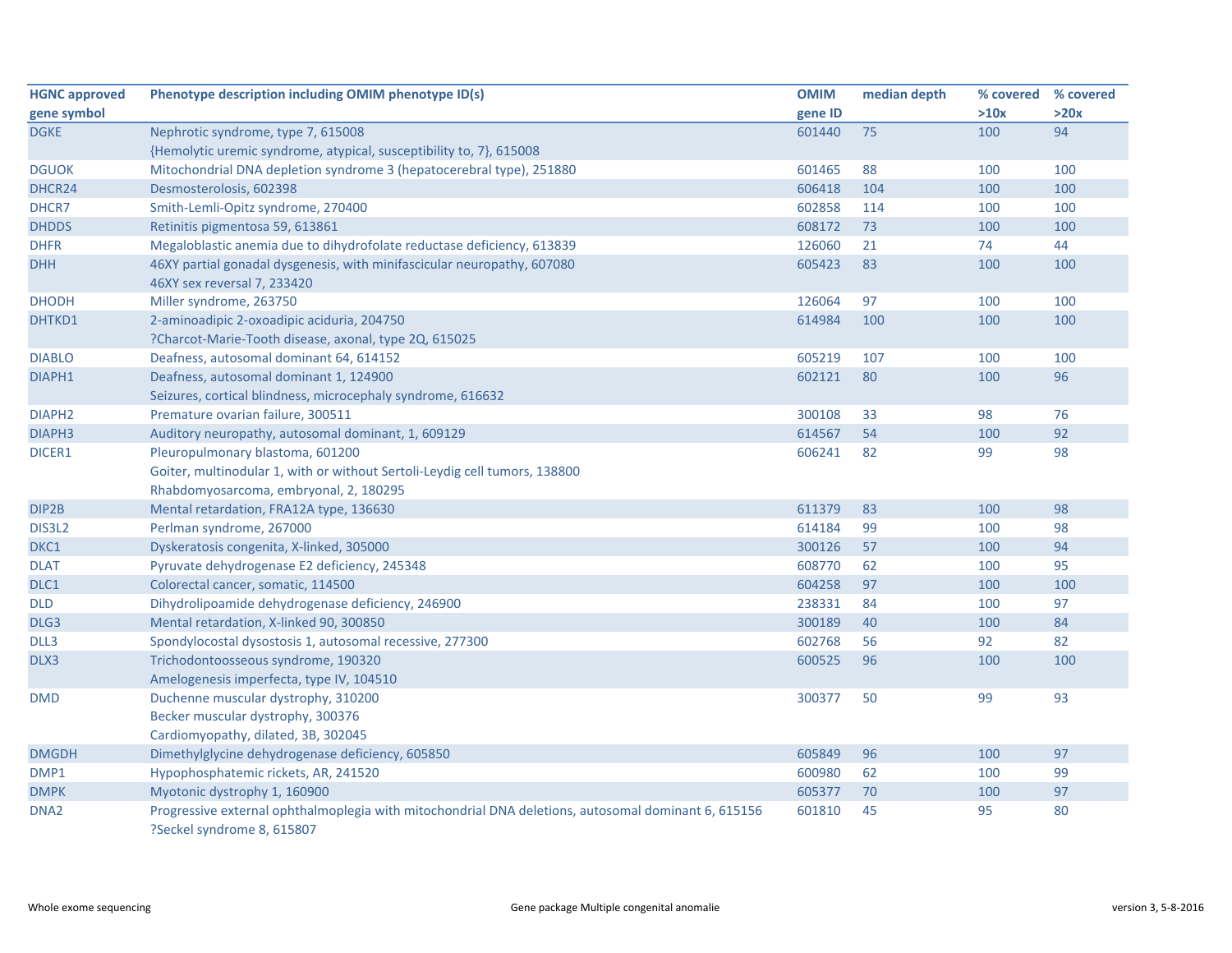| HGNC approved gene symbol | Phenotype description including OMIM phenotype ID(s) | OMIM gene ID | median depth | % covered >10x | % covered >20x |
|---|---|---|---|---|---|
| DGKE | Nephrotic syndrome, type 7, 615008<br>{Hemolytic uremic syndrome, atypical, susceptibility to, 7}, 615008 | 601440 | 75 | 100 | 94 |
| DGUOK | Mitochondrial DNA depletion syndrome 3 (hepatocerebral type), 251880 | 601465 | 88 | 100 | 100 |
| DHCR24 | Desmosterolosis, 602398 | 606418 | 104 | 100 | 100 |
| DHCR7 | Smith-Lemli-Opitz syndrome, 270400 | 602858 | 114 | 100 | 100 |
| DHDDS | Retinitis pigmentosa 59, 613861 | 608172 | 73 | 100 | 100 |
| DHFR | Megaloblastic anemia due to dihydrofolate reductase deficiency, 613839 | 126060 | 21 | 74 | 44 |
| DHH | 46XY partial gonadal dysgenesis, with minifascicular neuropathy, 607080<br>46XY sex reversal 7, 233420 | 605423 | 83 | 100 | 100 |
| DHODH | Miller syndrome, 263750 | 126064 | 97 | 100 | 100 |
| DHTKD1 | 2-aminoadipic 2-oxoadipic aciduria, 204750<br>?Charcot-Marie-Tooth disease, axonal, type 2Q, 615025 | 614984 | 100 | 100 | 100 |
| DIABLO | Deafness, autosomal dominant 64, 614152 | 605219 | 107 | 100 | 100 |
| DIAPH1 | Deafness, autosomal dominant 1, 124900<br>Seizures, cortical blindness, microcephaly syndrome, 616632 | 602121 | 80 | 100 | 96 |
| DIAPH2 | Premature ovarian failure, 300511 | 300108 | 33 | 98 | 76 |
| DIAPH3 | Auditory neuropathy, autosomal dominant, 1, 609129 | 614567 | 54 | 100 | 92 |
| DICER1 | Pleuropulmonary blastoma, 601200<br>Goiter, multinodular 1, with or without Sertoli-Leydig cell tumors, 138800<br>Rhabdomyosarcoma, embryonal, 2, 180295 | 606241 | 82 | 99 | 98 |
| DIP2B | Mental retardation, FRA12A type, 136630 | 611379 | 83 | 100 | 98 |
| DIS3L2 | Perlman syndrome, 267000 | 614184 | 99 | 100 | 98 |
| DKC1 | Dyskeratosis congenita, X-linked, 305000 | 300126 | 57 | 100 | 94 |
| DLAT | Pyruvate dehydrogenase E2 deficiency, 245348 | 608770 | 62 | 100 | 95 |
| DLC1 | Colorectal cancer, somatic, 114500 | 604258 | 97 | 100 | 100 |
| DLD | Dihydrolipoamide dehydrogenase deficiency, 246900 | 238331 | 84 | 100 | 97 |
| DLG3 | Mental retardation, X-linked 90, 300850 | 300189 | 40 | 100 | 84 |
| DLL3 | Spondylocostal dysostosis 1, autosomal recessive, 277300 | 602768 | 56 | 92 | 82 |
| DLX3 | Trichodontoosseous syndrome, 190320<br>Amelogenesis imperfecta, type IV, 104510 | 600525 | 96 | 100 | 100 |
| DMD | Duchenne muscular dystrophy, 310200<br>Becker muscular dystrophy, 300376<br>Cardiomyopathy, dilated, 3B, 302045 | 300377 | 50 | 99 | 93 |
| DMGDH | Dimethylglycine dehydrogenase deficiency, 605850 | 605849 | 96 | 100 | 97 |
| DMP1 | Hypophosphatemic rickets, AR, 241520 | 600980 | 62 | 100 | 99 |
| DMPK | Myotonic dystrophy 1, 160900 | 605377 | 70 | 100 | 97 |
| DNA2 | Progressive external ophthalmoplegia with mitochondrial DNA deletions, autosomal dominant 6, 615156<br>?Seckel syndrome 8, 615807 | 601810 | 45 | 95 | 80 |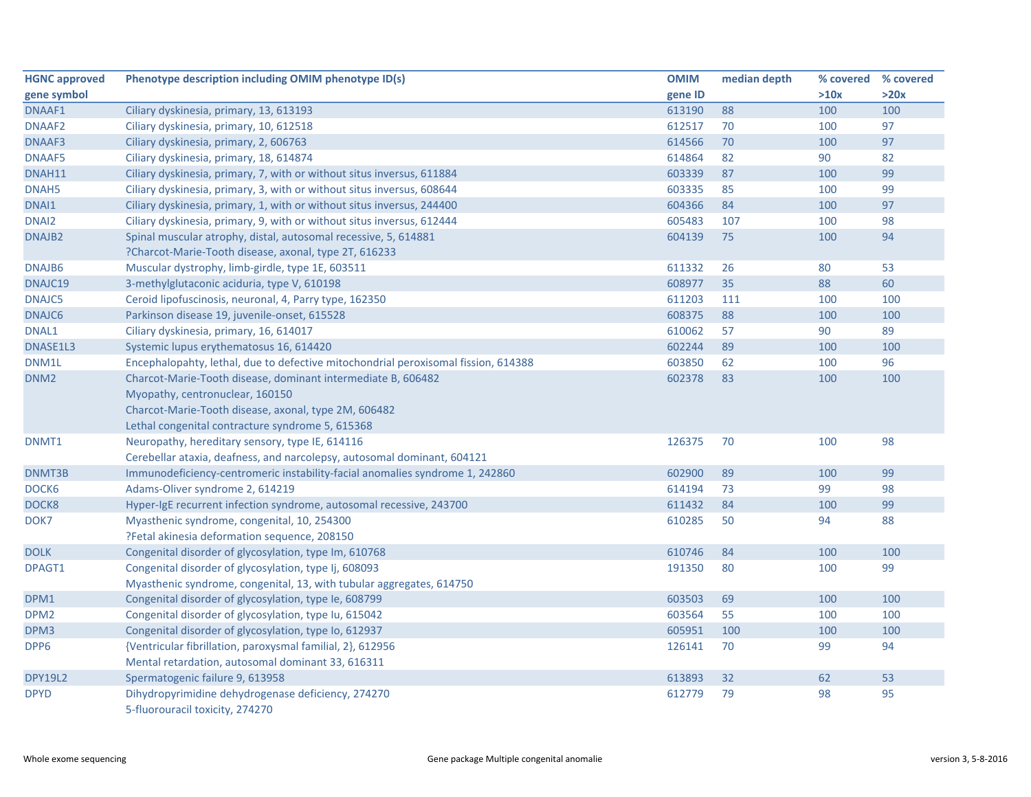| HGNC approved gene symbol | Phenotype description including OMIM phenotype ID(s) | OMIM gene ID | median depth | % covered >10x | % covered >20x |
|---|---|---|---|---|---|
| DNAAF1 | Ciliary dyskinesia, primary, 13, 613193 | 613190 | 88 | 100 | 100 |
| DNAAF2 | Ciliary dyskinesia, primary, 10, 612518 | 612517 | 70 | 100 | 97 |
| DNAAF3 | Ciliary dyskinesia, primary, 2, 606763 | 614566 | 70 | 100 | 97 |
| DNAAF5 | Ciliary dyskinesia, primary, 18, 614874 | 614864 | 82 | 90 | 82 |
| DNAH11 | Ciliary dyskinesia, primary, 7, with or without situs inversus, 611884 | 603339 | 87 | 100 | 99 |
| DNAH5 | Ciliary dyskinesia, primary, 3, with or without situs inversus, 608644 | 603335 | 85 | 100 | 99 |
| DNAI1 | Ciliary dyskinesia, primary, 1, with or without situs inversus, 244400 | 604366 | 84 | 100 | 97 |
| DNAI2 | Ciliary dyskinesia, primary, 9, with or without situs inversus, 612444 | 605483 | 107 | 100 | 98 |
| DNAJB2 | Spinal muscular atrophy, distal, autosomal recessive, 5, 614881<br>?Charcot-Marie-Tooth disease, axonal, type 2T, 616233 | 604139 | 75 | 100 | 94 |
| DNAJB6 | Muscular dystrophy, limb-girdle, type 1E, 603511 | 611332 | 26 | 80 | 53 |
| DNAJC19 | 3-methylglutaconic aciduria, type V, 610198 | 608977 | 35 | 88 | 60 |
| DNAJC5 | Ceroid lipofuscinosis, neuronal, 4, Parry type, 162350 | 611203 | 111 | 100 | 100 |
| DNAJC6 | Parkinson disease 19, juvenile-onset, 615528 | 608375 | 88 | 100 | 100 |
| DNAL1 | Ciliary dyskinesia, primary, 16, 614017 | 610062 | 57 | 90 | 89 |
| DNASE1L3 | Systemic lupus erythematosus 16, 614420 | 602244 | 89 | 100 | 100 |
| DNM1L | Encephalopahty, lethal, due to defective mitochondrial peroxisomal fission, 614388 | 603850 | 62 | 100 | 96 |
| DNM2 | Charcot-Marie-Tooth disease, dominant intermediate B, 606482<br>Myopathy, centronuclear, 160150<br>Charcot-Marie-Tooth disease, axonal, type 2M, 606482<br>Lethal congenital contracture syndrome 5, 615368 | 602378 | 83 | 100 | 100 |
| DNMT1 | Neuropathy, hereditary sensory, type IE, 614116<br>Cerebellar ataxia, deafness, and narcolepsy, autosomal dominant, 604121 | 126375 | 70 | 100 | 98 |
| DNMT3B | Immunodeficiency-centromeric instability-facial anomalies syndrome 1, 242860 | 602900 | 89 | 100 | 99 |
| DOCK6 | Adams-Oliver syndrome 2, 614219 | 614194 | 73 | 99 | 98 |
| DOCK8 | Hyper-IgE recurrent infection syndrome, autosomal recessive, 243700 | 611432 | 84 | 100 | 99 |
| DOK7 | Myasthenic syndrome, congenital, 10, 254300<br>?Fetal akinesia deformation sequence, 208150 | 610285 | 50 | 94 | 88 |
| DOLK | Congenital disorder of glycosylation, type Im, 610768 | 610746 | 84 | 100 | 100 |
| DPAGT1 | Congenital disorder of glycosylation, type Ij, 608093<br>Myasthenic syndrome, congenital, 13, with tubular aggregates, 614750 | 191350 | 80 | 100 | 99 |
| DPM1 | Congenital disorder of glycosylation, type Ie, 608799 | 603503 | 69 | 100 | 100 |
| DPM2 | Congenital disorder of glycosylation, type Iu, 615042 | 603564 | 55 | 100 | 100 |
| DPM3 | Congenital disorder of glycosylation, type Io, 612937 | 605951 | 100 | 100 | 100 |
| DPP6 | {Ventricular fibrillation, paroxysmal familial, 2}, 612956<br>Mental retardation, autosomal dominant 33, 616311 | 126141 | 70 | 99 | 94 |
| DPY19L2 | Spermatogenic failure 9, 613958 | 613893 | 32 | 62 | 53 |
| DPYD | Dihydropyrimidine dehydrogenase deficiency, 274270<br>5-fluorouracil toxicity, 274270 | 612779 | 79 | 98 | 95 |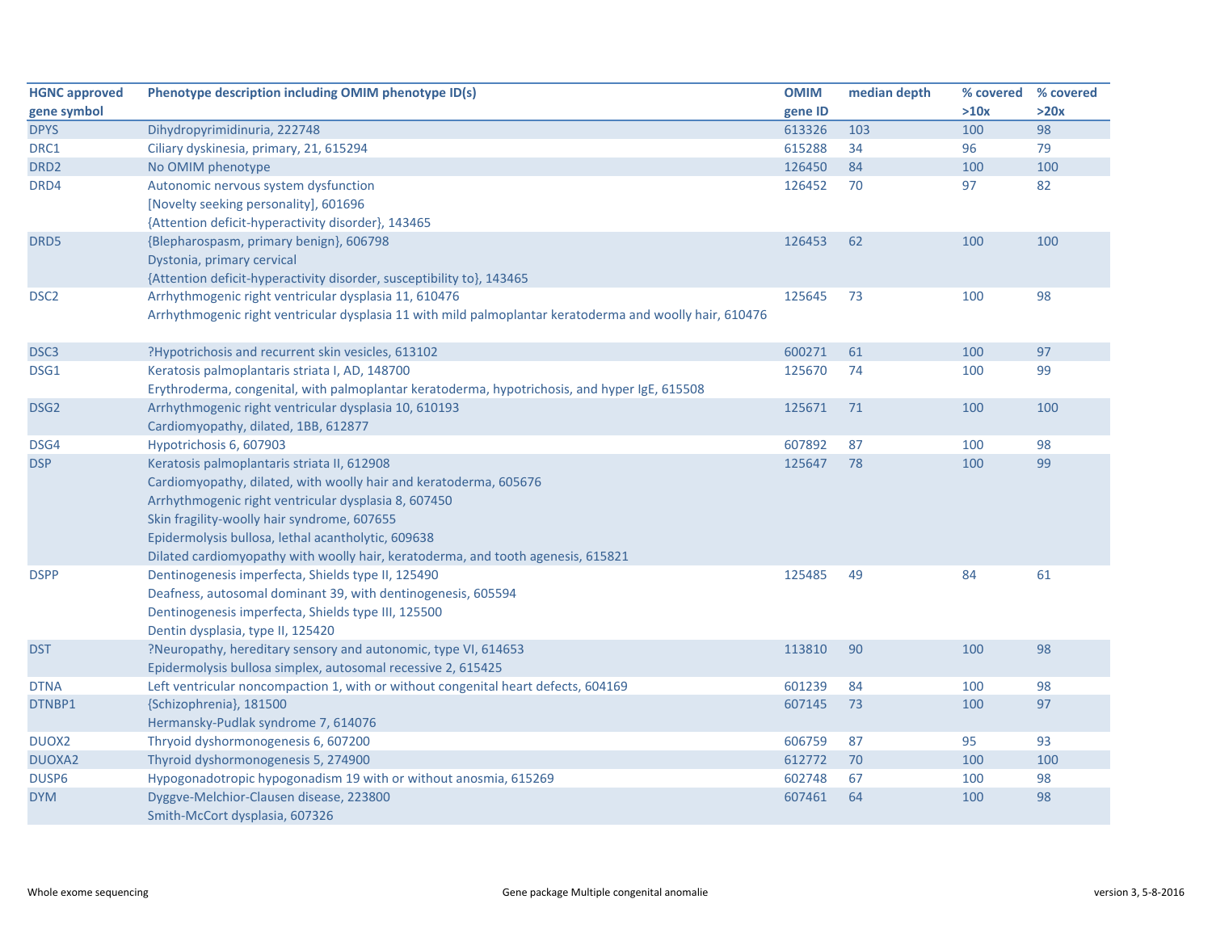| HGNC approved gene symbol | Phenotype description including OMIM phenotype ID(s) | OMIM gene ID | median depth | % covered >10x | % covered >20x |
|---|---|---|---|---|---|
| DPYS | Dihydropyrimidinuria, 222748 | 613326 | 103 | 100 | 98 |
| DRC1 | Ciliary dyskinesia, primary, 21, 615294 | 615288 | 34 | 96 | 79 |
| DRD2 | No OMIM phenotype | 126450 | 84 | 100 | 100 |
| DRD4 | Autonomic nervous system dysfunction<br>[Novelty seeking personality], 601696<br>{Attention deficit-hyperactivity disorder}, 143465 | 126452 | 70 | 97 | 82 |
| DRD5 | {Blepharospasm, primary benign}, 606798<br>Dystonia, primary cervical<br>{Attention deficit-hyperactivity disorder, susceptibility to}, 143465 | 126453 | 62 | 100 | 100 |
| DSC2 | Arrhythmogenic right ventricular dysplasia 11, 610476<br>Arrhythmogenic right ventricular dysplasia 11 with mild palmoplantar keratoderma and woolly hair, 610476 | 125645 | 73 | 100 | 98 |
| DSC3 | ?Hypotrichosis and recurrent skin vesicles, 613102 | 600271 | 61 | 100 | 97 |
| DSG1 | Keratosis palmoplantaris striata I, AD, 148700<br>Erythroderma, congenital, with palmoplantar keratoderma, hypotrichosis, and hyper IgE, 615508 | 125670 | 74 | 100 | 99 |
| DSG2 | Arrhythmogenic right ventricular dysplasia 10, 610193<br>Cardiomyopathy, dilated, 1BB, 612877 | 125671 | 71 | 100 | 100 |
| DSG4 | Hypotrichosis 6, 607903 | 607892 | 87 | 100 | 98 |
| DSP | Keratosis palmoplantaris striata II, 612908<br>Cardiomyopathy, dilated, with woolly hair and keratoderma, 605676<br>Arrhythmogenic right ventricular dysplasia 8, 607450<br>Skin fragility-woolly hair syndrome, 607655<br>Epidermolysis bullosa, lethal acantholytic, 609638<br>Dilated cardiomyopathy with woolly hair, keratoderma, and tooth agenesis, 615821 | 125647 | 78 | 100 | 99 |
| DSPP | Dentinogenesis imperfecta, Shields type II, 125490<br>Deafness, autosomal dominant 39, with dentinogenesis, 605594<br>Dentinogenesis imperfecta, Shields type III, 125500<br>Dentin dysplasia, type II, 125420 | 125485 | 49 | 84 | 61 |
| DST | ?Neuropathy, hereditary sensory and autonomic, type VI, 614653<br>Epidermolysis bullosa simplex, autosomal recessive 2, 615425 | 113810 | 90 | 100 | 98 |
| DTNA | Left ventricular noncompaction 1, with or without congenital heart defects, 604169 | 601239 | 84 | 100 | 98 |
| DTNBP1 | {Schizophrenia}, 181500<br>Hermansky-Pudlak syndrome 7, 614076 | 607145 | 73 | 100 | 97 |
| DUOX2 | Thryoid dyshormonogenesis 6, 607200 | 606759 | 87 | 95 | 93 |
| DUOXA2 | Thyroid dyshormonogenesis 5, 274900 | 612772 | 70 | 100 | 100 |
| DUSP6 | Hypogonadotropic hypogonadism 19 with or without anosmia, 615269 | 602748 | 67 | 100 | 98 |
| DYM | Dyggve-Melchior-Clausen disease, 223800<br>Smith-McCort dysplasia, 607326 | 607461 | 64 | 100 | 98 |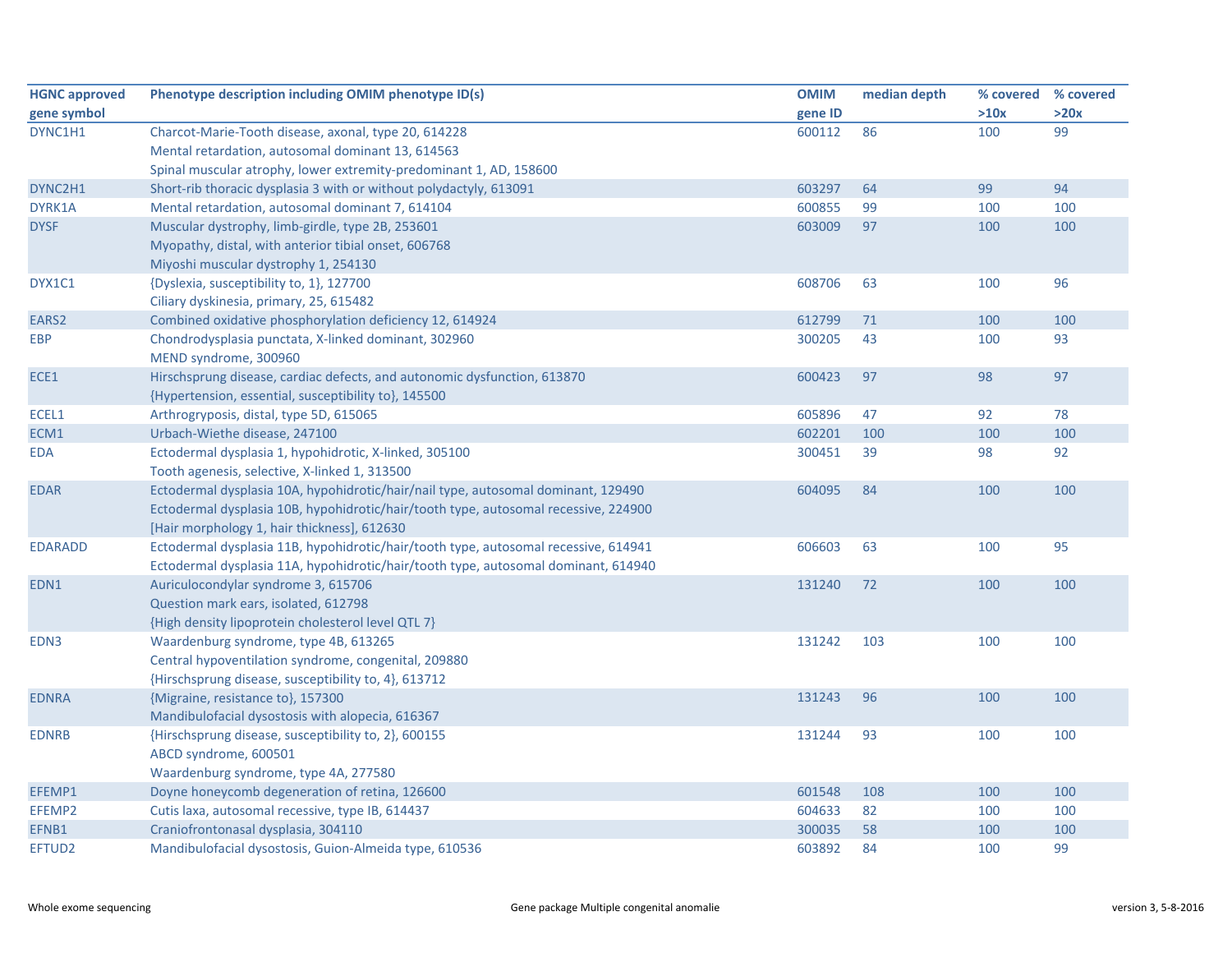| HGNC approved gene symbol | Phenotype description including OMIM phenotype ID(s) | OMIM gene ID | median depth | % covered >10x | % covered >20x |
|---|---|---|---|---|---|
| DYNC1H1 | Charcot-Marie-Tooth disease, axonal, type 20, 614228<br>Mental retardation, autosomal dominant 13, 614563<br>Spinal muscular atrophy, lower extremity-predominant 1, AD, 158600 | 600112 | 86 | 100 | 99 |
| DYNC2H1 | Short-rib thoracic dysplasia 3 with or without polydactyly, 613091 | 603297 | 64 | 99 | 94 |
| DYRK1A | Mental retardation, autosomal dominant 7, 614104 | 600855 | 99 | 100 | 100 |
| DYSF | Muscular dystrophy, limb-girdle, type 2B, 253601<br>Myopathy, distal, with anterior tibial onset, 606768<br>Miyoshi muscular dystrophy 1, 254130 | 603009 | 97 | 100 | 100 |
| DYX1C1 | {Dyslexia, susceptibility to, 1}, 127700<br>Ciliary dyskinesia, primary, 25, 615482 | 608706 | 63 | 100 | 96 |
| EARS2 | Combined oxidative phosphorylation deficiency 12, 614924 | 612799 | 71 | 100 | 100 |
| EBP | Chondrodysplasia punctata, X-linked dominant, 302960<br>MEND syndrome, 300960 | 300205 | 43 | 100 | 93 |
| ECE1 | Hirschsprung disease, cardiac defects, and autonomic dysfunction, 613870<br>{Hypertension, essential, susceptibility to}, 145500 | 600423 | 97 | 98 | 97 |
| ECEL1 | Arthrogryposis, distal, type 5D, 615065 | 605896 | 47 | 92 | 78 |
| ECM1 | Urbach-Wiethe disease, 247100 | 602201 | 100 | 100 | 100 |
| EDA | Ectodermal dysplasia 1, hypohidrotic, X-linked, 305100<br>Tooth agenesis, selective, X-linked 1, 313500 | 300451 | 39 | 98 | 92 |
| EDAR | Ectodermal dysplasia 10A, hypohidrotic/hair/nail type, autosomal dominant, 129490<br>Ectodermal dysplasia 10B, hypohidrotic/hair/tooth type, autosomal recessive, 224900<br>[Hair morphology 1, hair thickness], 612630 | 604095 | 84 | 100 | 100 |
| EDARADD | Ectodermal dysplasia 11B, hypohidrotic/hair/tooth type, autosomal recessive, 614941<br>Ectodermal dysplasia 11A, hypohidrotic/hair/tooth type, autosomal dominant, 614940 | 606603 | 63 | 100 | 95 |
| EDN1 | Auriculocondylar syndrome 3, 615706<br>Question mark ears, isolated, 612798<br>{High density lipoprotein cholesterol level QTL 7} | 131240 | 72 | 100 | 100 |
| EDN3 | Waardenburg syndrome, type 4B, 613265<br>Central hypoventilation syndrome, congenital, 209880<br>{Hirschsprung disease, susceptibility to, 4}, 613712 | 131242 | 103 | 100 | 100 |
| EDNRA | {Migraine, resistance to}, 157300<br>Mandibulofacial dysostosis with alopecia, 616367 | 131243 | 96 | 100 | 100 |
| EDNRB | {Hirschsprung disease, susceptibility to, 2}, 600155<br>ABCD syndrome, 600501<br>Waardenburg syndrome, type 4A, 277580 | 131244 | 93 | 100 | 100 |
| EFEMP1 | Doyne honeycomb degeneration of retina, 126600 | 601548 | 108 | 100 | 100 |
| EFEMP2 | Cutis laxa, autosomal recessive, type IB, 614437 | 604633 | 82 | 100 | 100 |
| EFNB1 | Craniofrontonasal dysplasia, 304110 | 300035 | 58 | 100 | 100 |
| EFTUD2 | Mandibulofacial dysostosis, Guion-Almeida type, 610536 | 603892 | 84 | 100 | 99 |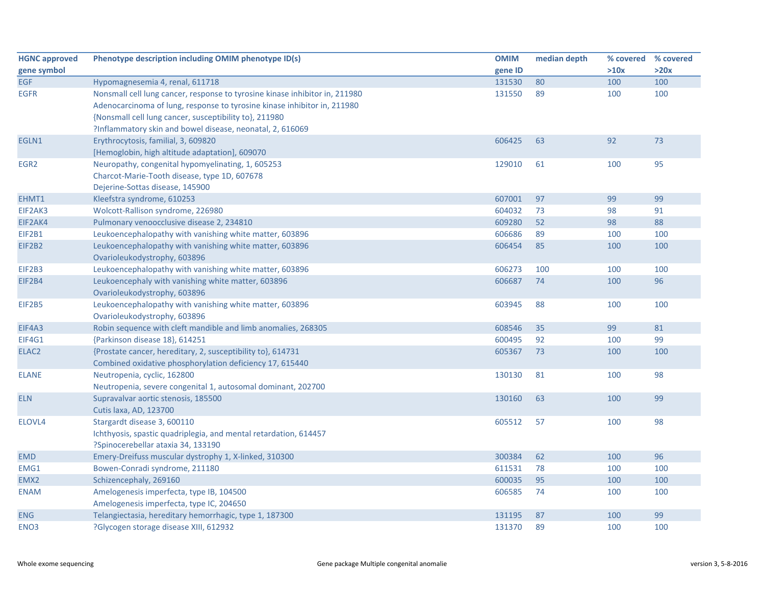| HGNC approved gene symbol | Phenotype description including OMIM phenotype ID(s) | OMIM gene ID | median depth | % covered >10x | % covered >20x |
|---|---|---|---|---|---|
| EGF | Hypomagnesemia 4, renal, 611718 | 131530 | 80 | 100 | 100 |
| EGFR | Nonsmall cell lung cancer, response to tyrosine kinase inhibitor in, 211980<br>Adenocarcinoma of lung, response to tyrosine kinase inhibitor in, 211980<br>{Nonsmall cell lung cancer, susceptibility to}, 211980<br>?Inflammatory skin and bowel disease, neonatal, 2, 616069 | 131550 | 89 | 100 | 100 |
| EGLN1 | Erythrocytosis, familial, 3, 609820<br>[Hemoglobin, high altitude adaptation], 609070 | 606425 | 63 | 92 | 73 |
| EGR2 | Neuropathy, congenital hypomyelinating, 1, 605253<br>Charcot-Marie-Tooth disease, type 1D, 607678<br>Dejerine-Sottas disease, 145900 | 129010 | 61 | 100 | 95 |
| EHMT1 | Kleefstra syndrome, 610253 | 607001 | 97 | 99 | 99 |
| EIF2AK3 | Wolcott-Rallison syndrome, 226980 | 604032 | 73 | 98 | 91 |
| EIF2AK4 | Pulmonary venoocclusive disease 2, 234810 | 609280 | 52 | 98 | 88 |
| EIF2B1 | Leukoencephalopathy with vanishing white matter, 603896 | 606686 | 89 | 100 | 100 |
| EIF2B2 | Leukoencephalopathy with vanishing white matter, 603896<br>Ovarioleukodystrophy, 603896 | 606454 | 85 | 100 | 100 |
| EIF2B3 | Leukoencephalopathy with vanishing white matter, 603896 | 606273 | 100 | 100 | 100 |
| EIF2B4 | Leukoencephaly with vanishing white matter, 603896<br>Ovarioleukodystrophy, 603896 | 606687 | 74 | 100 | 96 |
| EIF2B5 | Leukoencephalopathy with vanishing white matter, 603896<br>Ovarioleukodystrophy, 603896 | 603945 | 88 | 100 | 100 |
| EIF4A3 | Robin sequence with cleft mandible and limb anomalies, 268305 | 608546 | 35 | 99 | 81 |
| EIF4G1 | {Parkinson disease 18}, 614251 | 600495 | 92 | 100 | 99 |
| ELAC2 | {Prostate cancer, hereditary, 2, susceptibility to}, 614731<br>Combined oxidative phosphorylation deficiency 17, 615440 | 605367 | 73 | 100 | 100 |
| ELANE | Neutropenia, cyclic, 162800<br>Neutropenia, severe congenital 1, autosomal dominant, 202700 | 130130 | 81 | 100 | 98 |
| ELN | Supravalvar aortic stenosis, 185500<br>Cutis laxa, AD, 123700 | 130160 | 63 | 100 | 99 |
| ELOVL4 | Stargardt disease 3, 600110<br>Ichthyosis, spastic quadriplegia, and mental retardation, 614457<br>?Spinocerebellar ataxia 34, 133190 | 605512 | 57 | 100 | 98 |
| EMD | Emery-Dreifuss muscular dystrophy 1, X-linked, 310300 | 300384 | 62 | 100 | 96 |
| EMG1 | Bowen-Conradi syndrome, 211180 | 611531 | 78 | 100 | 100 |
| EMX2 | Schizencephaly, 269160 | 600035 | 95 | 100 | 100 |
| ENAM | Amelogenesis imperfecta, type IB, 104500<br>Amelogenesis imperfecta, type IC, 204650 | 606585 | 74 | 100 | 100 |
| ENG | Telangiectasia, hereditary hemorrhagic, type 1, 187300 | 131195 | 87 | 100 | 99 |
| ENO3 | ?Glycogen storage disease XIII, 612932 | 131370 | 89 | 100 | 100 |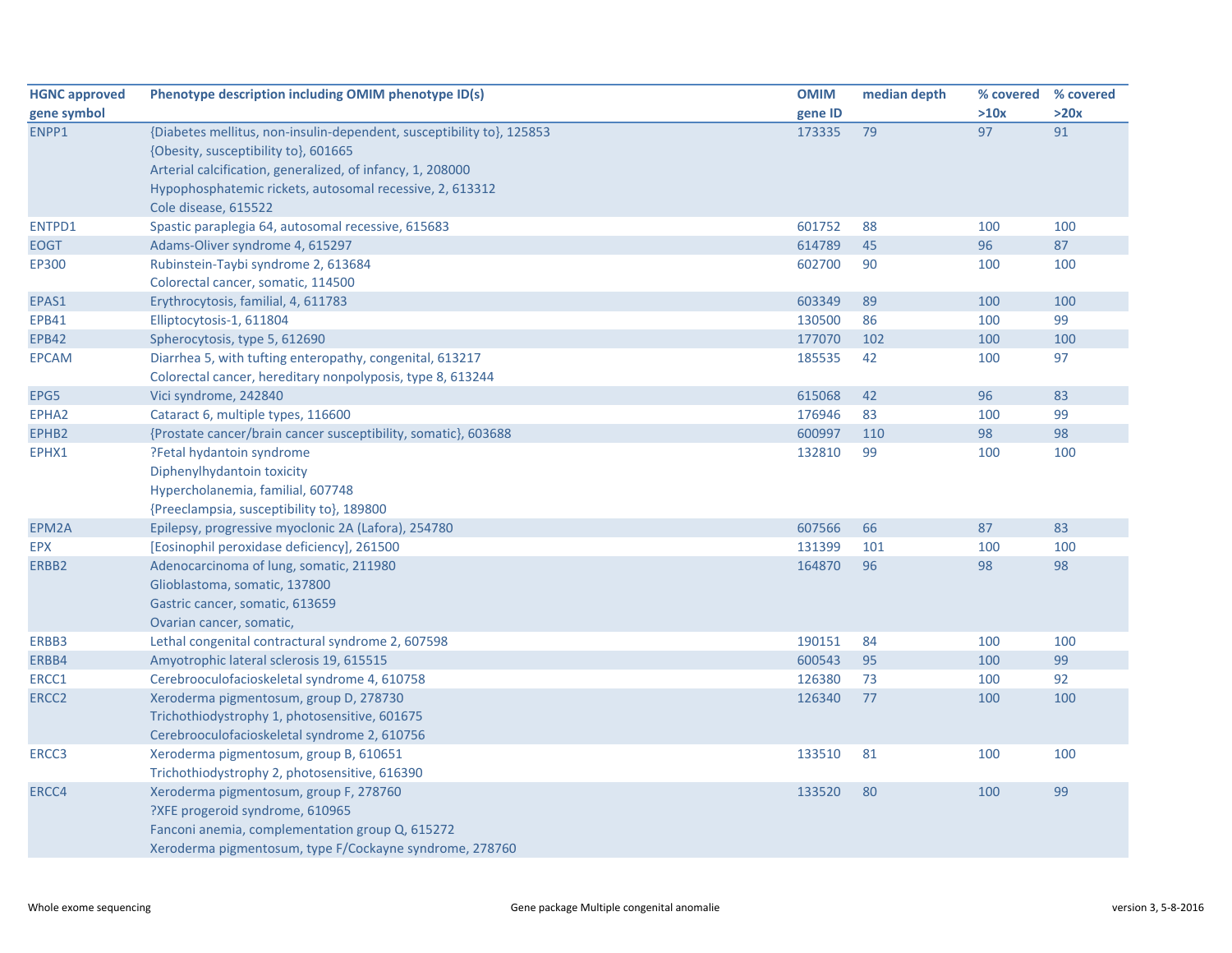| HGNC approved gene symbol | Phenotype description including OMIM phenotype ID(s) | OMIM gene ID | median depth | % covered >10x | % covered >20x |
|---|---|---|---|---|---|
| ENPP1 | {Diabetes mellitus, non-insulin-dependent, susceptibility to}, 125853<br>{Obesity, susceptibility to}, 601665<br>Arterial calcification, generalized, of infancy, 1, 208000<br>Hypophosphatemic rickets, autosomal recessive, 2, 613312<br>Cole disease, 615522 | 173335 | 79 | 97 | 91 |
| ENTPD1 | Spastic paraplegia 64, autosomal recessive, 615683 | 601752 | 88 | 100 | 100 |
| EOGT | Adams-Oliver syndrome 4, 615297 | 614789 | 45 | 96 | 87 |
| EP300 | Rubinstein-Taybi syndrome 2, 613684<br>Colorectal cancer, somatic, 114500 | 602700 | 90 | 100 | 100 |
| EPAS1 | Erythrocytosis, familial, 4, 611783 | 603349 | 89 | 100 | 100 |
| EPB41 | Elliptocytosis-1, 611804 | 130500 | 86 | 100 | 99 |
| EPB42 | Spherocytosis, type 5, 612690 | 177070 | 102 | 100 | 100 |
| EPCAM | Diarrhea 5, with tufting enteropathy, congenital, 613217<br>Colorectal cancer, hereditary nonpolyposis, type 8, 613244 | 185535 | 42 | 100 | 97 |
| EPG5 | Vici syndrome, 242840 | 615068 | 42 | 96 | 83 |
| EPHA2 | Cataract 6, multiple types, 116600 | 176946 | 83 | 100 | 99 |
| EPHB2 | {Prostate cancer/brain cancer susceptibility, somatic}, 603688 | 600997 | 110 | 98 | 98 |
| EPHX1 | ?Fetal hydantoin syndrome<br>Diphenylhydantoin toxicity<br>Hypercholanemia, familial, 607748<br>{Preeclampsia, susceptibility to}, 189800 | 132810 | 99 | 100 | 100 |
| EPM2A | Epilepsy, progressive myoclonic 2A (Lafora), 254780 | 607566 | 66 | 87 | 83 |
| EPX | [Eosinophil peroxidase deficiency], 261500 | 131399 | 101 | 100 | 100 |
| ERBB2 | Adenocarcinoma of lung, somatic, 211980<br>Glioblastoma, somatic, 137800<br>Gastric cancer, somatic, 613659<br>Ovarian cancer, somatic, | 164870 | 96 | 98 | 98 |
| ERBB3 | Lethal congenital contractural syndrome 2, 607598 | 190151 | 84 | 100 | 100 |
| ERBB4 | Amyotrophic lateral sclerosis 19, 615515 | 600543 | 95 | 100 | 99 |
| ERCC1 | Cerebrooculofacioskeletal syndrome 4, 610758 | 126380 | 73 | 100 | 92 |
| ERCC2 | Xeroderma pigmentosum, group D, 278730<br>Trichothiodystrophy 1, photosensitive, 601675<br>Cerebrooculofacioskeletal syndrome 2, 610756 | 126340 | 77 | 100 | 100 |
| ERCC3 | Xeroderma pigmentosum, group B, 610651<br>Trichothiodystrophy 2, photosensitive, 616390 | 133510 | 81 | 100 | 100 |
| ERCC4 | Xeroderma pigmentosum, group F, 278760<br>?XFE progeroid syndrome, 610965<br>Fanconi anemia, complementation group Q, 615272<br>Xeroderma pigmentosum, type F/Cockayne syndrome, 278760 | 133520 | 80 | 100 | 99 |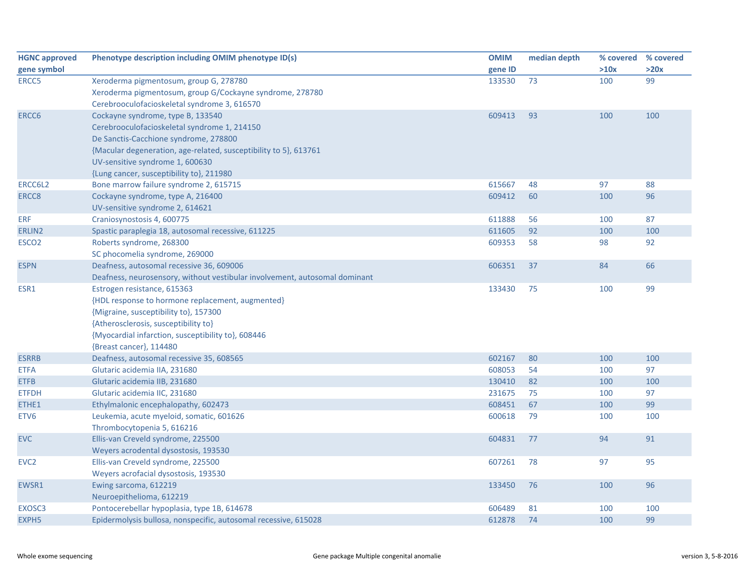| HGNC approved gene symbol | Phenotype description including OMIM phenotype ID(s) | OMIM gene ID | median depth | % covered >10x | % covered >20x |
|---|---|---|---|---|---|
| ERCC5 | Xeroderma pigmentosum, group G, 278780<br>Xeroderma pigmentosum, group G/Cockayne syndrome, 278780<br>Cerebrooculofacioskeletal syndrome 3, 616570 | 133530 | 73 | 100 | 99 |
| ERCC6 | Cockayne syndrome, type B, 133540<br>Cerebrooculofacioskeletal syndrome 1, 214150<br>De Sanctis-Cacchione syndrome, 278800<br>{Macular degeneration, age-related, susceptibility to 5}, 613761<br>UV-sensitive syndrome 1, 600630<br>{Lung cancer, susceptibility to}, 211980 | 609413 | 93 | 100 | 100 |
| ERCC6L2 | Bone marrow failure syndrome 2, 615715 | 615667 | 48 | 97 | 88 |
| ERCC8 | Cockayne syndrome, type A, 216400<br>UV-sensitive syndrome 2, 614621 | 609412 | 60 | 100 | 96 |
| ERF | Craniosynostosis 4, 600775 | 611888 | 56 | 100 | 87 |
| ERLIN2 | Spastic paraplegia 18, autosomal recessive, 611225 | 611605 | 92 | 100 | 100 |
| ESCO2 | Roberts syndrome, 268300<br>SC phocomelia syndrome, 269000 | 609353 | 58 | 98 | 92 |
| ESPN | Deafness, autosomal recessive 36, 609006<br>Deafness, neurosensory, without vestibular involvement, autosomal dominant | 606351 | 37 | 84 | 66 |
| ESR1 | Estrogen resistance, 615363<br>{HDL response to hormone replacement, augmented}<br>{Migraine, susceptibility to}, 157300<br>{Atherosclerosis, susceptibility to}<br>{Myocardial infarction, susceptibility to}, 608446<br>{Breast cancer}, 114480 | 133430 | 75 | 100 | 99 |
| ESRRB | Deafness, autosomal recessive 35, 608565 | 602167 | 80 | 100 | 100 |
| ETFA | Glutaric acidemia IIA, 231680 | 608053 | 54 | 100 | 97 |
| ETFB | Glutaric acidemia IIB, 231680 | 130410 | 82 | 100 | 100 |
| ETFDH | Glutaric acidemia IIC, 231680 | 231675 | 75 | 100 | 97 |
| ETHE1 | Ethylmalonic encephalopathy, 602473 | 608451 | 67 | 100 | 99 |
| ETV6 | Leukemia, acute myeloid, somatic, 601626<br>Thrombocytopenia 5, 616216 | 600618 | 79 | 100 | 100 |
| EVC | Ellis-van Creveld syndrome, 225500<br>Weyers acrodental dysostosis, 193530 | 604831 | 77 | 94 | 91 |
| EVC2 | Ellis-van Creveld syndrome, 225500<br>Weyers acrofacial dysostosis, 193530 | 607261 | 78 | 97 | 95 |
| EWSR1 | Ewing sarcoma, 612219<br>Neuroepithelioma, 612219 | 133450 | 76 | 100 | 96 |
| EXOSC3 | Pontocerebellar hypoplasia, type 1B, 614678 | 606489 | 81 | 100 | 100 |
| EXPH5 | Epidermolysis bullosa, nonspecific, autosomal recessive, 615028 | 612878 | 74 | 100 | 99 |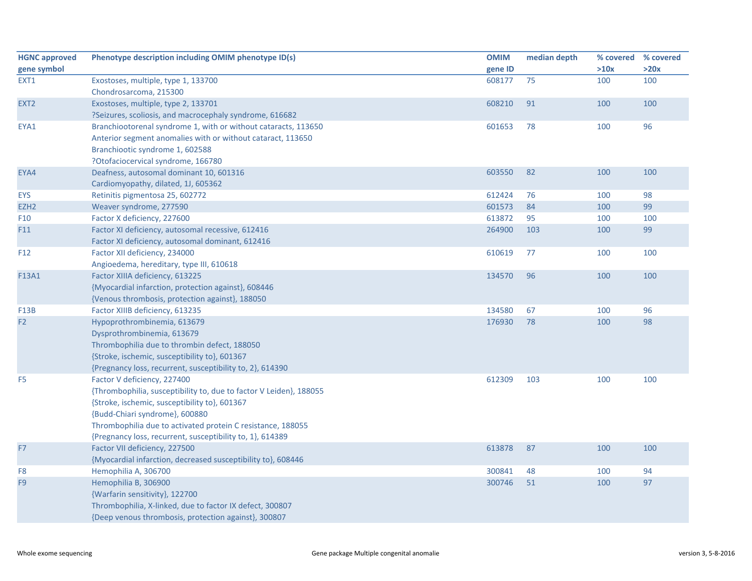| HGNC approved gene symbol | Phenotype description including OMIM phenotype ID(s) | OMIM gene ID | median depth | % covered >10x | % covered >20x |
|---|---|---|---|---|---|
| EXT1 | Exostoses, multiple, type 1, 133700<br>Chondrosarcoma, 215300 | 608177 | 75 | 100 | 100 |
| EXT2 | Exostoses, multiple, type 2, 133701<br>?Seizures, scoliosis, and macrocephaly syndrome, 616682 | 608210 | 91 | 100 | 100 |
| EYA1 | Branchiootorenal syndrome 1, with or without cataracts, 113650<br>Anterior segment anomalies with or without cataract, 113650<br>Branchiootic syndrome 1, 602588<br>?Otofaciocervical syndrome, 166780 | 601653 | 78 | 100 | 96 |
| EYA4 | Deafness, autosomal dominant 10, 601316<br>Cardiomyopathy, dilated, 1J, 605362 | 603550 | 82 | 100 | 100 |
| EYS | Retinitis pigmentosa 25, 602772 | 612424 | 76 | 100 | 98 |
| EZH2 | Weaver syndrome, 277590 | 601573 | 84 | 100 | 99 |
| F10 | Factor X deficiency, 227600 | 613872 | 95 | 100 | 100 |
| F11 | Factor XI deficiency, autosomal recessive, 612416<br>Factor XI deficiency, autosomal dominant, 612416 | 264900 | 103 | 100 | 99 |
| F12 | Factor XII deficiency, 234000<br>Angioedema, hereditary, type III, 610618 | 610619 | 77 | 100 | 100 |
| F13A1 | Factor XIIIA deficiency, 613225<br>{Myocardial infarction, protection against}, 608446<br>{Venous thrombosis, protection against}, 188050 | 134570 | 96 | 100 | 100 |
| F13B | Factor XIIIB deficiency, 613235 | 134580 | 67 | 100 | 96 |
| F2 | Hypoprothrombinemia, 613679<br>Dysprothrombinemia, 613679<br>Thrombophilia due to thrombin defect, 188050<br>{Stroke, ischemic, susceptibility to}, 601367<br>{Pregnancy loss, recurrent, susceptibility to, 2}, 614390 | 176930 | 78 | 100 | 98 |
| F5 | Factor V deficiency, 227400<br>{Thrombophilia, susceptibility to, due to factor V Leiden}, 188055<br>{Stroke, ischemic, susceptibility to}, 601367<br>{Budd-Chiari syndrome}, 600880<br>Thrombophilia due to activated protein C resistance, 188055<br>{Pregnancy loss, recurrent, susceptibility to, 1}, 614389 | 612309 | 103 | 100 | 100 |
| F7 | Factor VII deficiency, 227500<br>{Myocardial infarction, decreased susceptibility to}, 608446 | 613878 | 87 | 100 | 100 |
| F8 | Hemophilia A, 306700 | 300841 | 48 | 100 | 94 |
| F9 | Hemophilia B, 306900<br>{Warfarin sensitivity}, 122700<br>Thrombophilia, X-linked, due to factor IX defect, 300807<br>{Deep venous thrombosis, protection against}, 300807 | 300746 | 51 | 100 | 97 |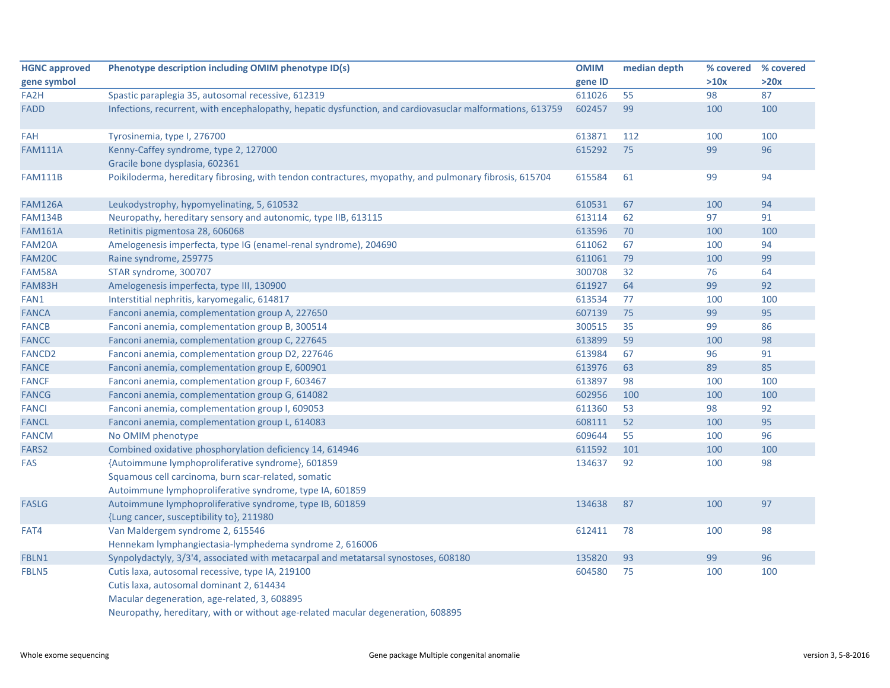| HGNC approved gene symbol | Phenotype description including OMIM phenotype ID(s) | OMIM gene ID | median depth | % covered >10x | % covered >20x |
|---|---|---|---|---|---|
| FA2H | Spastic paraplegia 35, autosomal recessive, 612319 | 611026 | 55 | 98 | 87 |
| FADD | Infections, recurrent, with encephalopathy, hepatic dysfunction, and cardiovasuclar malformations, 613759 | 602457 | 99 | 100 | 100 |
| FAH | Tyrosinemia, type I, 276700 | 613871 | 112 | 100 | 100 |
| FAM111A | Kenny-Caffey syndrome, type 2, 127000<br>Gracile bone dysplasia, 602361 | 615292 | 75 | 99 | 96 |
| FAM111B | Poikiloderma, hereditary fibrosing, with tendon contractures, myopathy, and pulmonary fibrosis, 615704 | 615584 | 61 | 99 | 94 |
| FAM126A | Leukodystrophy, hypomyelinating, 5, 610532 | 610531 | 67 | 100 | 94 |
| FAM134B | Neuropathy, hereditary sensory and autonomic, type IIB, 613115 | 613114 | 62 | 97 | 91 |
| FAM161A | Retinitis pigmentosa 28, 606068 | 613596 | 70 | 100 | 100 |
| FAM20A | Amelogenesis imperfecta, type IG (enamel-renal syndrome), 204690 | 611062 | 67 | 100 | 94 |
| FAM20C | Raine syndrome, 259775 | 611061 | 79 | 100 | 99 |
| FAM58A | STAR syndrome, 300707 | 300708 | 32 | 76 | 64 |
| FAM83H | Amelogenesis imperfecta, type III, 130900 | 611927 | 64 | 99 | 92 |
| FAN1 | Interstitial nephritis, karyomegalic, 614817 | 613534 | 77 | 100 | 100 |
| FANCA | Fanconi anemia, complementation group A, 227650 | 607139 | 75 | 99 | 95 |
| FANCB | Fanconi anemia, complementation group B, 300514 | 300515 | 35 | 99 | 86 |
| FANCC | Fanconi anemia, complementation group C, 227645 | 613899 | 59 | 100 | 98 |
| FANCD2 | Fanconi anemia, complementation group D2, 227646 | 613984 | 67 | 96 | 91 |
| FANCE | Fanconi anemia, complementation group E, 600901 | 613976 | 63 | 89 | 85 |
| FANCF | Fanconi anemia, complementation group F, 603467 | 613897 | 98 | 100 | 100 |
| FANCG | Fanconi anemia, complementation group G, 614082 | 602956 | 100 | 100 | 100 |
| FANCI | Fanconi anemia, complementation group I, 609053 | 611360 | 53 | 98 | 92 |
| FANCL | Fanconi anemia, complementation group L, 614083 | 608111 | 52 | 100 | 95 |
| FANCM | No OMIM phenotype | 609644 | 55 | 100 | 96 |
| FARS2 | Combined oxidative phosphorylation deficiency 14, 614946 | 611592 | 101 | 100 | 100 |
| FAS | {Autoimmune lymphoproliferative syndrome}, 601859<br>Squamous cell carcinoma, burn scar-related, somatic<br>Autoimmune lymphoproliferative syndrome, type IA, 601859 | 134637 | 92 | 100 | 98 |
| FASLG | Autoimmune lymphoproliferative syndrome, type IB, 601859<br>{Lung cancer, susceptibility to}, 211980 | 134638 | 87 | 100 | 97 |
| FAT4 | Van Maldergem syndrome 2, 615546<br>Hennekam lymphangiectasia-lymphedema syndrome 2, 616006 | 612411 | 78 | 100 | 98 |
| FBLN1 | Synpolydactyly, 3/3'4, associated with metacarpal and metatarsal synostoses, 608180 | 135820 | 93 | 99 | 96 |
| FBLN5 | Cutis laxa, autosomal recessive, type IA, 219100<br>Cutis laxa, autosomal dominant 2, 614434<br>Macular degeneration, age-related, 3, 608895<br>Neuropathy, hereditary, with or without age-related macular degeneration, 608895 | 604580 | 75 | 100 | 100 |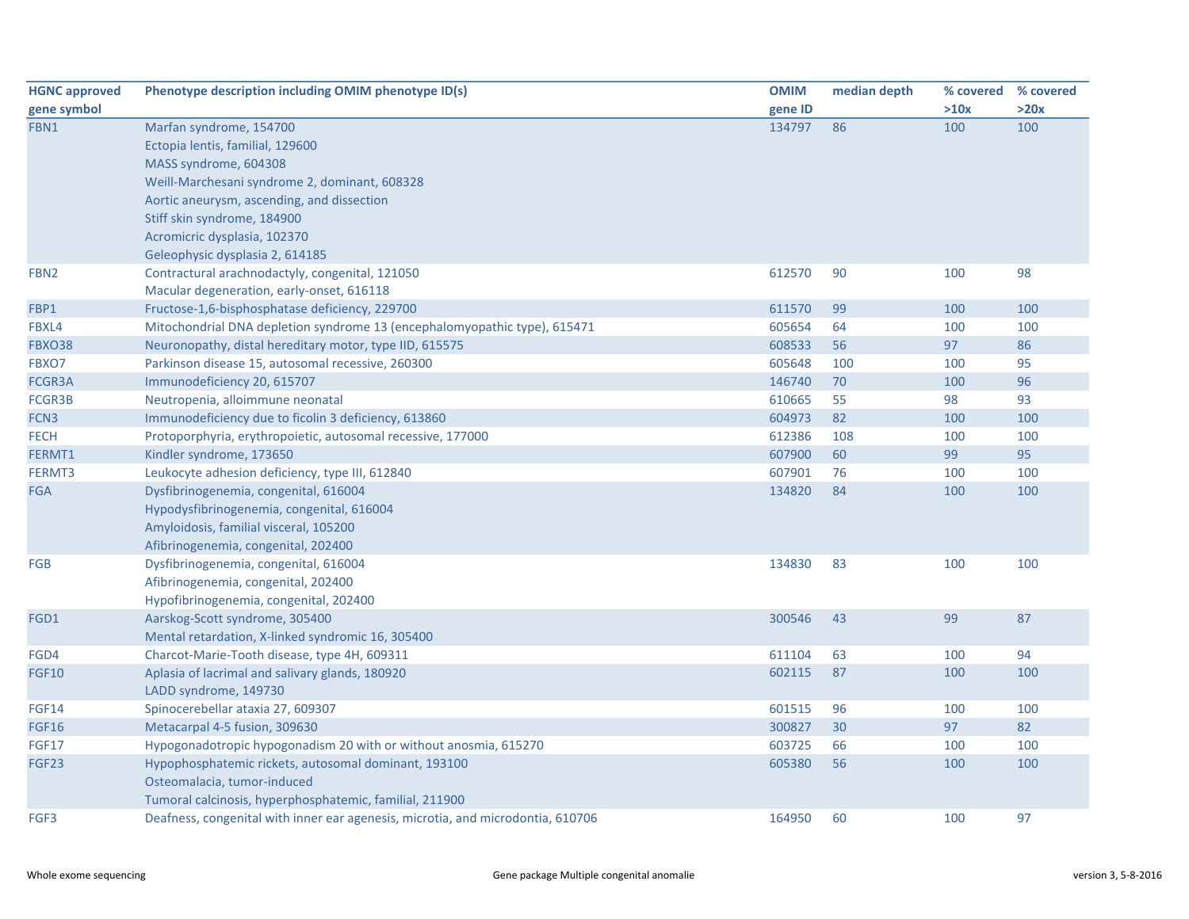| HGNC approved gene symbol | Phenotype description including OMIM phenotype ID(s) | OMIM gene ID | median depth | % covered >10x | % covered >20x |
|---|---|---|---|---|---|
| FBN1 | Marfan syndrome, 154700<br>Ectopia lentis, familial, 129600<br>MASS syndrome, 604308<br>Weill-Marchesani syndrome 2, dominant, 608328<br>Aortic aneurysm, ascending, and dissection<br>Stiff skin syndrome, 184900<br>Acromicric dysplasia, 102370<br>Geleophysic dysplasia 2, 614185 | 134797 | 86 | 100 | 100 |
| FBN2 | Contractural arachnodactyly, congenital, 121050<br>Macular degeneration, early-onset, 616118 | 612570 | 90 | 100 | 98 |
| FBP1 | Fructose-1,6-bisphosphatase deficiency, 229700 | 611570 | 99 | 100 | 100 |
| FBXL4 | Mitochondrial DNA depletion syndrome 13 (encephalomyopathic type), 615471 | 605654 | 64 | 100 | 100 |
| FBXO38 | Neuronopathy, distal hereditary motor, type IID, 615575 | 608533 | 56 | 97 | 86 |
| FBXO7 | Parkinson disease 15, autosomal recessive, 260300 | 605648 | 100 | 100 | 95 |
| FCGR3A | Immunodeficiency 20, 615707 | 146740 | 70 | 100 | 96 |
| FCGR3B | Neutropenia, alloimmune neonatal | 610665 | 55 | 98 | 93 |
| FCN3 | Immunodeficiency due to ficolin 3 deficiency, 613860 | 604973 | 82 | 100 | 100 |
| FECH | Protoporphyria, erythropoietic, autosomal recessive, 177000 | 612386 | 108 | 100 | 100 |
| FERMT1 | Kindler syndrome, 173650 | 607900 | 60 | 99 | 95 |
| FERMT3 | Leukocyte adhesion deficiency, type III, 612840 | 607901 | 76 | 100 | 100 |
| FGA | Dysfibrinogenemia, congenital, 616004<br>Hypodysfibrinogenemia, congenital, 616004<br>Amyloidosis, familial visceral, 105200<br>Afibrinogenemia, congenital, 202400 | 134820 | 84 | 100 | 100 |
| FGB | Dysfibrinogenemia, congenital, 616004<br>Afibrinogenemia, congenital, 202400<br>Hypofibrinogenemia, congenital, 202400 | 134830 | 83 | 100 | 100 |
| FGD1 | Aarskog-Scott syndrome, 305400<br>Mental retardation, X-linked syndromic 16, 305400 | 300546 | 43 | 99 | 87 |
| FGD4 | Charcot-Marie-Tooth disease, type 4H, 609311 | 611104 | 63 | 100 | 94 |
| FGF10 | Aplasia of lacrimal and salivary glands, 180920<br>LADD syndrome, 149730 | 602115 | 87 | 100 | 100 |
| FGF14 | Spinocerebellar ataxia 27, 609307 | 601515 | 96 | 100 | 100 |
| FGF16 | Metacarpal 4-5 fusion, 309630 | 300827 | 30 | 97 | 82 |
| FGF17 | Hypogonadotropic hypogonadism 20 with or without anosmia, 615270 | 603725 | 66 | 100 | 100 |
| FGF23 | Hypophosphatemic rickets, autosomal dominant, 193100<br>Osteomalacia, tumor-induced<br>Tumoral calcinosis, hyperphosphatemic, familial, 211900 | 605380 | 56 | 100 | 100 |
| FGF3 | Deafness, congenital with inner ear agenesis, microtia, and microdontia, 610706 | 164950 | 60 | 100 | 97 |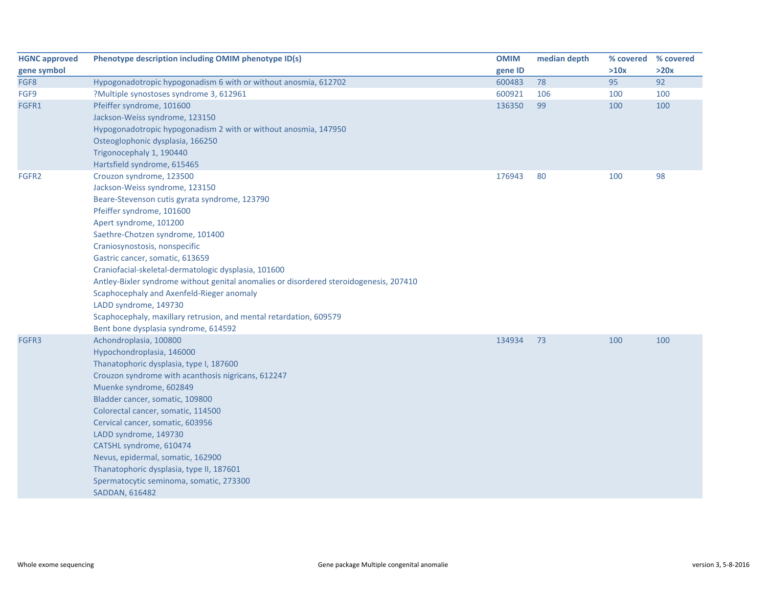| HGNC approved gene symbol | Phenotype description including OMIM phenotype ID(s) | OMIM gene ID | median depth | % covered >10x | % covered >20x |
|---|---|---|---|---|---|
| FGF8 | Hypogonadotropic hypogonadism 6 with or without anosmia, 612702 | 600483 | 78 | 95 | 92 |
| FGF9 | ?Multiple synostoses syndrome 3, 612961 | 600921 | 106 | 100 | 100 |
| FGFR1 | Pfeiffer syndrome, 101600<br>Jackson-Weiss syndrome, 123150<br>Hypogonadotropic hypogonadism 2 with or without anosmia, 147950<br>Osteoglophonic dysplasia, 166250<br>Trigonocephaly 1, 190440<br>Hartsfield syndrome, 615465 | 136350 | 99 | 100 | 100 |
| FGFR2 | Crouzon syndrome, 123500<br>Jackson-Weiss syndrome, 123150<br>Beare-Stevenson cutis gyrata syndrome, 123790<br>Pfeiffer syndrome, 101600<br>Apert syndrome, 101200<br>Saethre-Chotzen syndrome, 101400<br>Craniosynostosis, nonspecific<br>Gastric cancer, somatic, 613659<br>Craniofacial-skeletal-dermatologic dysplasia, 101600<br>Antley-Bixler syndrome without genital anomalies or disordered steroidogenesis, 207410<br>Scaphocephaly and Axenfeld-Rieger anomaly<br>LADD syndrome, 149730<br>Scaphocephaly, maxillary retrusion, and mental retardation, 609579<br>Bent bone dysplasia syndrome, 614592 | 176943 | 80 | 100 | 98 |
| FGFR3 | Achondroplasia, 100800<br>Hypochondroplasia, 146000<br>Thanatophoric dysplasia, type I, 187600<br>Crouzon syndrome with acanthosis nigricans, 612247<br>Muenke syndrome, 602849<br>Bladder cancer, somatic, 109800<br>Colorectal cancer, somatic, 114500<br>Cervical cancer, somatic, 603956<br>LADD syndrome, 149730<br>CATSHL syndrome, 610474<br>Nevus, epidermal, somatic, 162900<br>Thanatophoric dysplasia, type II, 187601<br>Spermatocytic seminoma, somatic, 273300<br>SADDAN, 616482 | 134934 | 73 | 100 | 100 |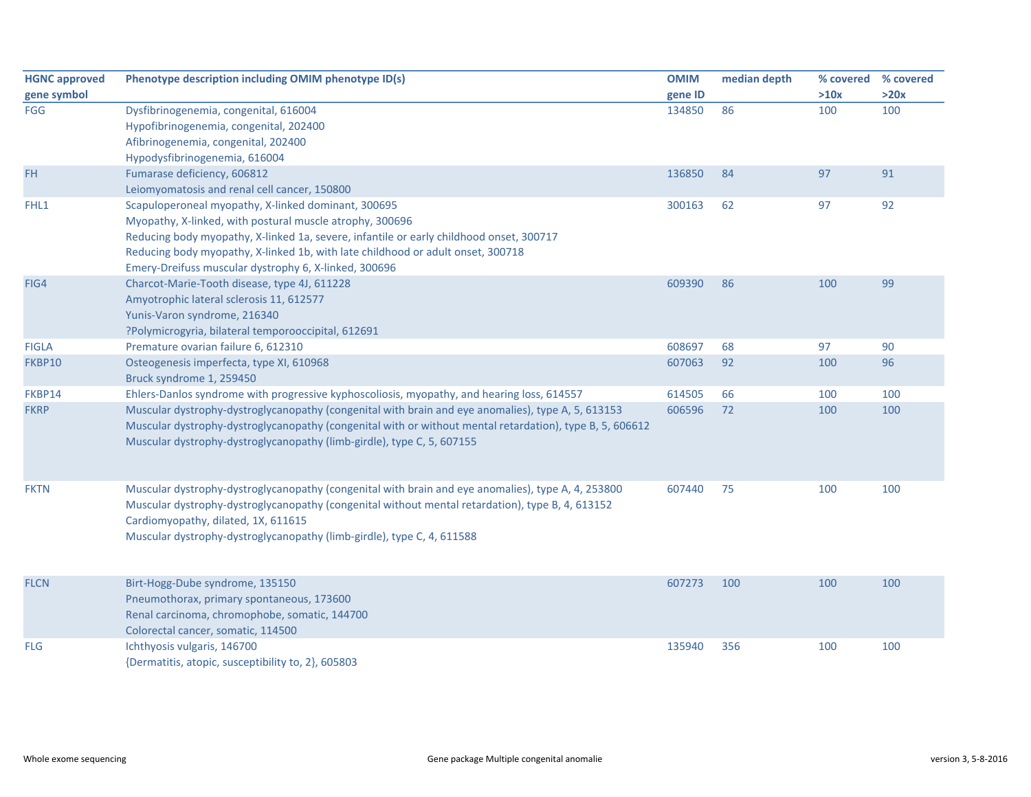| HGNC approved gene symbol | Phenotype description including OMIM phenotype ID(s) | OMIM gene ID | median depth | % covered >10x | % covered >20x |
|---|---|---|---|---|---|
| FGG | Dysfibrinogenemia, congenital, 616004<br>Hypofibrinogenemia, congenital, 202400<br>Afibrinogenemia, congenital, 202400<br>Hypodysfibrinogenemia, 616004 | 134850 | 86 | 100 | 100 |
| FH | Fumarase deficiency, 606812<br>Leiomyomatosis and renal cell cancer, 150800 | 136850 | 84 | 97 | 91 |
| FHL1 | Scapuloperoneal myopathy, X-linked dominant, 300695<br>Myopathy, X-linked, with postural muscle atrophy, 300696<br>Reducing body myopathy, X-linked 1a, severe, infantile or early childhood onset, 300717<br>Reducing body myopathy, X-linked 1b, with late childhood or adult onset, 300718<br>Emery-Dreifuss muscular dystrophy 6, X-linked, 300696 | 300163 | 62 | 97 | 92 |
| FIG4 | Charcot-Marie-Tooth disease, type 4J, 611228<br>Amyotrophic lateral sclerosis 11, 612577<br>Yunis-Varon syndrome, 216340<br>?Polymicrogyria, bilateral temporooccipital, 612691 | 609390 | 86 | 100 | 99 |
| FIGLA | Premature ovarian failure 6, 612310 | 608697 | 68 | 97 | 90 |
| FKBP10 | Osteogenesis imperfecta, type XI, 610968<br>Bruck syndrome 1, 259450 | 607063 | 92 | 100 | 96 |
| FKBP14 | Ehlers-Danlos syndrome with progressive kyphoscoliosis, myopathy, and hearing loss, 614557 | 614505 | 66 | 100 | 100 |
| FKRP | Muscular dystrophy-dystroglycanopathy (congenital with brain and eye anomalies), type A, 5, 613153<br>Muscular dystrophy-dystroglycanopathy (congenital with or without mental retardation), type B, 5, 606612<br>Muscular dystrophy-dystroglycanopathy (limb-girdle), type C, 5, 607155 | 606596 | 72 | 100 | 100 |
| FKTN | Muscular dystrophy-dystroglycanopathy (congenital with brain and eye anomalies), type A, 4, 253800<br>Muscular dystrophy-dystroglycanopathy (congenital without mental retardation), type B, 4, 613152<br>Cardiomyopathy, dilated, 1X, 611615<br>Muscular dystrophy-dystroglycanopathy (limb-girdle), type C, 4, 611588 | 607440 | 75 | 100 | 100 |
| FLCN | Birt-Hogg-Dube syndrome, 135150<br>Pneumothorax, primary spontaneous, 173600<br>Renal carcinoma, chromophobe, somatic, 144700<br>Colorectal cancer, somatic, 114500 | 607273 | 100 | 100 | 100 |
| FLG | Ichthyosis vulgaris, 146700<br>{Dermatitis, atopic, susceptibility to, 2}, 605803 | 135940 | 356 | 100 | 100 |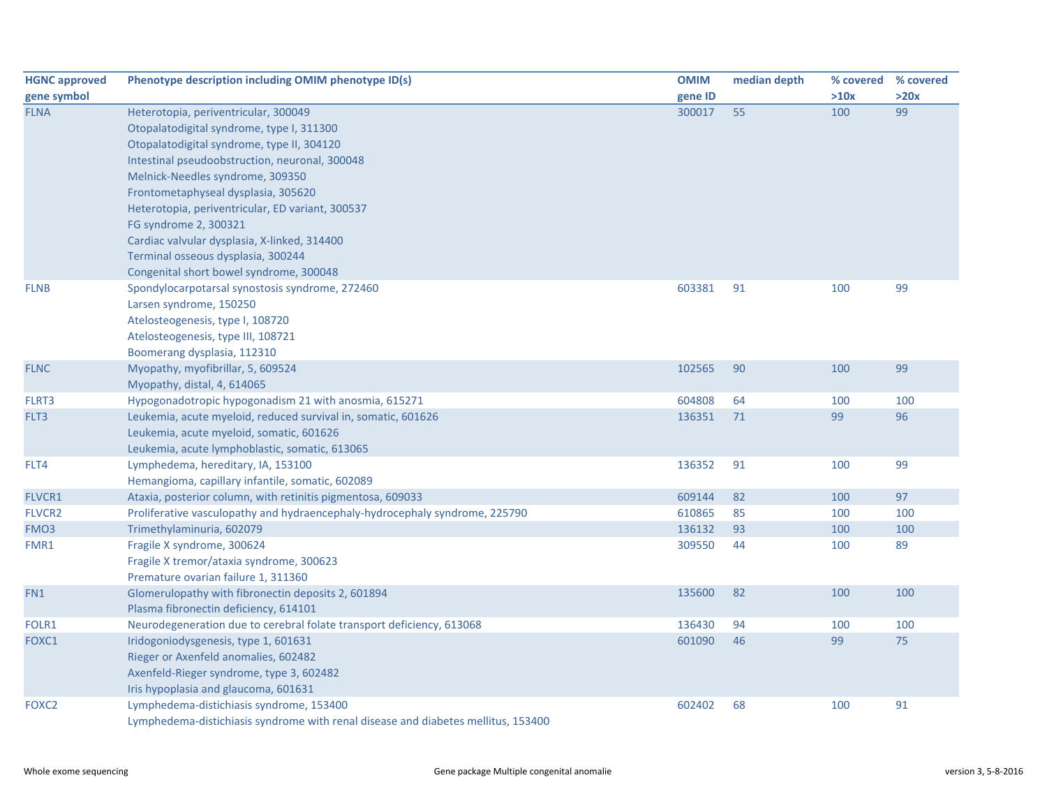| HGNC approved gene symbol | Phenotype description including OMIM phenotype ID(s) | OMIM gene ID | median depth | % covered >10x | % covered >20x |
|---|---|---|---|---|---|
| FLNA | Heterotopia, periventricular, 300049 | 300017 | 55 | 100 | 99 |
| | Otopalatodigital syndrome, type I, 311300 | | | | |
| | Otopalatodigital syndrome, type II, 304120 | | | | |
| | Intestinal pseudoobstruction, neuronal, 300048 | | | | |
| | Melnick-Needles syndrome, 309350 | | | | |
| | Frontometaphyseal dysplasia, 305620 | | | | |
| | Heterotopia, periventricular, ED variant, 300537 | | | | |
| | FG syndrome 2, 300321 | | | | |
| | Cardiac valvular dysplasia, X-linked, 314400 | | | | |
| | Terminal osseous dysplasia, 300244 | | | | |
| | Congenital short bowel syndrome, 300048 | | | | |
| FLNB | Spondylocarpotarsal synostosis syndrome, 272460 | 603381 | 91 | 100 | 99 |
| | Larsen syndrome, 150250 | | | | |
| | Atelosteogenesis, type I, 108720 | | | | |
| | Atelosteogenesis, type III, 108721 | | | | |
| | Boomerang dysplasia, 112310 | | | | |
| FLNC | Myopathy, myofibrillar, 5, 609524 | 102565 | 90 | 100 | 99 |
| | Myopathy, distal, 4, 614065 | | | | |
| FLRT3 | Hypogonadotropic hypogonadism 21 with anosmia, 615271 | 604808 | 64 | 100 | 100 |
| FLT3 | Leukemia, acute myeloid, reduced survival in, somatic, 601626 | 136351 | 71 | 99 | 96 |
| | Leukemia, acute myeloid, somatic, 601626 | | | | |
| | Leukemia, acute lymphoblastic, somatic, 613065 | | | | |
| FLT4 | Lymphedema, hereditary, IA, 153100 | 136352 | 91 | 100 | 99 |
| | Hemangioma, capillary infantile, somatic, 602089 | | | | |
| FLVCR1 | Ataxia, posterior column, with retinitis pigmentosa, 609033 | 609144 | 82 | 100 | 97 |
| FLVCR2 | Proliferative vasculopathy and hydraencephaly-hydrocephaly syndrome, 225790 | 610865 | 85 | 100 | 100 |
| FMO3 | Trimethylaminuria, 602079 | 136132 | 93 | 100 | 100 |
| FMR1 | Fragile X syndrome, 300624 | 309550 | 44 | 100 | 89 |
| | Fragile X tremor/ataxia syndrome, 300623 | | | | |
| | Premature ovarian failure 1, 311360 | | | | |
| FN1 | Glomerulopathy with fibronectin deposits 2, 601894 | 135600 | 82 | 100 | 100 |
| | Plasma fibronectin deficiency, 614101 | | | | |
| FOLR1 | Neurodegeneration due to cerebral folate transport deficiency, 613068 | 136430 | 94 | 100 | 100 |
| FOXC1 | Iridogoniodysgenesis, type 1, 601631 | 601090 | 46 | 99 | 75 |
| | Rieger or Axenfeld anomalies, 602482 | | | | |
| | Axenfeld-Rieger syndrome, type 3, 602482 | | | | |
| | Iris hypoplasia and glaucoma, 601631 | | | | |
| FOXC2 | Lymphedema-distichiasis syndrome, 153400 | 602402 | 68 | 100 | 91 |
| | Lymphedema-distichiasis syndrome with renal disease and diabetes mellitus, 153400 | | | | |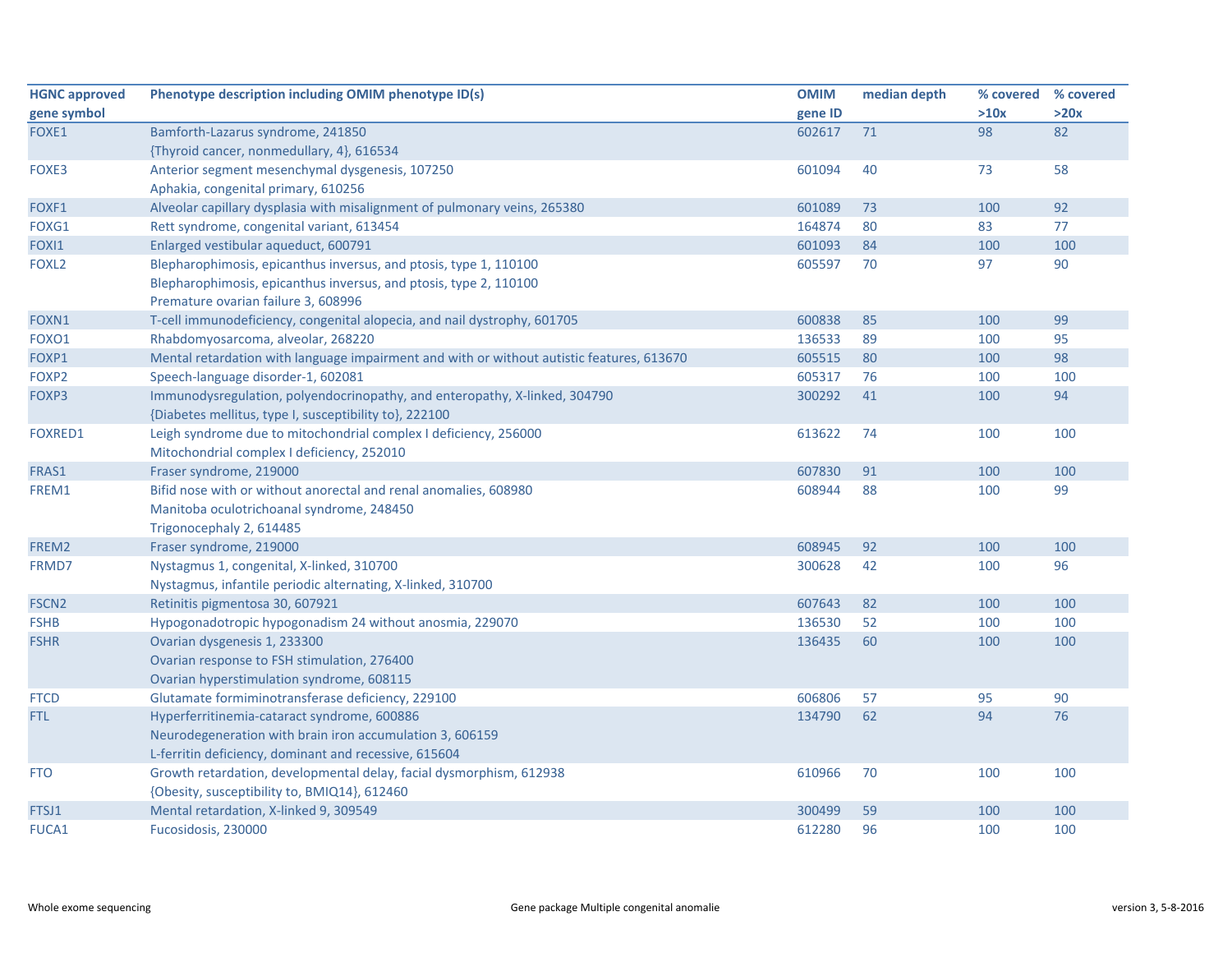| HGNC approved gene symbol | Phenotype description including OMIM phenotype ID(s) | OMIM gene ID | median depth | % covered >10x | % covered >20x |
|---|---|---|---|---|---|
| FOXE1 | Bamforth-Lazarus syndrome, 241850<br>{Thyroid cancer, nonmedullary, 4}, 616534 | 602617 | 71 | 98 | 82 |
| FOXE3 | Anterior segment mesenchymal dysgenesis, 107250<br>Aphakia, congenital primary, 610256 | 601094 | 40 | 73 | 58 |
| FOXF1 | Alveolar capillary dysplasia with misalignment of pulmonary veins, 265380 | 601089 | 73 | 100 | 92 |
| FOXG1 | Rett syndrome, congenital variant, 613454 | 164874 | 80 | 83 | 77 |
| FOXI1 | Enlarged vestibular aqueduct, 600791 | 601093 | 84 | 100 | 100 |
| FOXL2 | Blepharophimosis, epicanthus inversus, and ptosis, type 1, 110100<br>Blepharophimosis, epicanthus inversus, and ptosis, type 2, 110100<br>Premature ovarian failure 3, 608996 | 605597 | 70 | 97 | 90 |
| FOXN1 | T-cell immunodeficiency, congenital alopecia, and nail dystrophy, 601705 | 600838 | 85 | 100 | 99 |
| FOXO1 | Rhabdomyosarcoma, alveolar, 268220 | 136533 | 89 | 100 | 95 |
| FOXP1 | Mental retardation with language impairment and with or without autistic features, 613670 | 605515 | 80 | 100 | 98 |
| FOXP2 | Speech-language disorder-1, 602081 | 605317 | 76 | 100 | 100 |
| FOXP3 | Immunodysregulation, polyendocrinopathy, and enteropathy, X-linked, 304790<br>{Diabetes mellitus, type I, susceptibility to}, 222100 | 300292 | 41 | 100 | 94 |
| FOXRED1 | Leigh syndrome due to mitochondrial complex I deficiency, 256000<br>Mitochondrial complex I deficiency, 252010 | 613622 | 74 | 100 | 100 |
| FRAS1 | Fraser syndrome, 219000 | 607830 | 91 | 100 | 100 |
| FREM1 | Bifid nose with or without anorectal and renal anomalies, 608980<br>Manitoba oculotrichoanal syndrome, 248450<br>Trigonocephaly 2, 614485 | 608944 | 88 | 100 | 99 |
| FREM2 | Fraser syndrome, 219000 | 608945 | 92 | 100 | 100 |
| FRMD7 | Nystagmus 1, congenital, X-linked, 310700<br>Nystagmus, infantile periodic alternating, X-linked, 310700 | 300628 | 42 | 100 | 96 |
| FSCN2 | Retinitis pigmentosa 30, 607921 | 607643 | 82 | 100 | 100 |
| FSHB | Hypogonadotropic hypogonadism 24 without anosmia, 229070 | 136530 | 52 | 100 | 100 |
| FSHR | Ovarian dysgenesis 1, 233300<br>Ovarian response to FSH stimulation, 276400<br>Ovarian hyperstimulation syndrome, 608115 | 136435 | 60 | 100 | 100 |
| FTCD | Glutamate formiminotransferase deficiency, 229100 | 606806 | 57 | 95 | 90 |
| FTL | Hyperferritinemia-cataract syndrome, 600886<br>Neurodegeneration with brain iron accumulation 3, 606159<br>L-ferritin deficiency, dominant and recessive, 615604 | 134790 | 62 | 94 | 76 |
| FTO | Growth retardation, developmental delay, facial dysmorphism, 612938<br>{Obesity, susceptibility to, BMIQ14}, 612460 | 610966 | 70 | 100 | 100 |
| FTSJ1 | Mental retardation, X-linked 9, 309549 | 300499 | 59 | 100 | 100 |
| FUCA1 | Fucosidosis, 230000 | 612280 | 96 | 100 | 100 |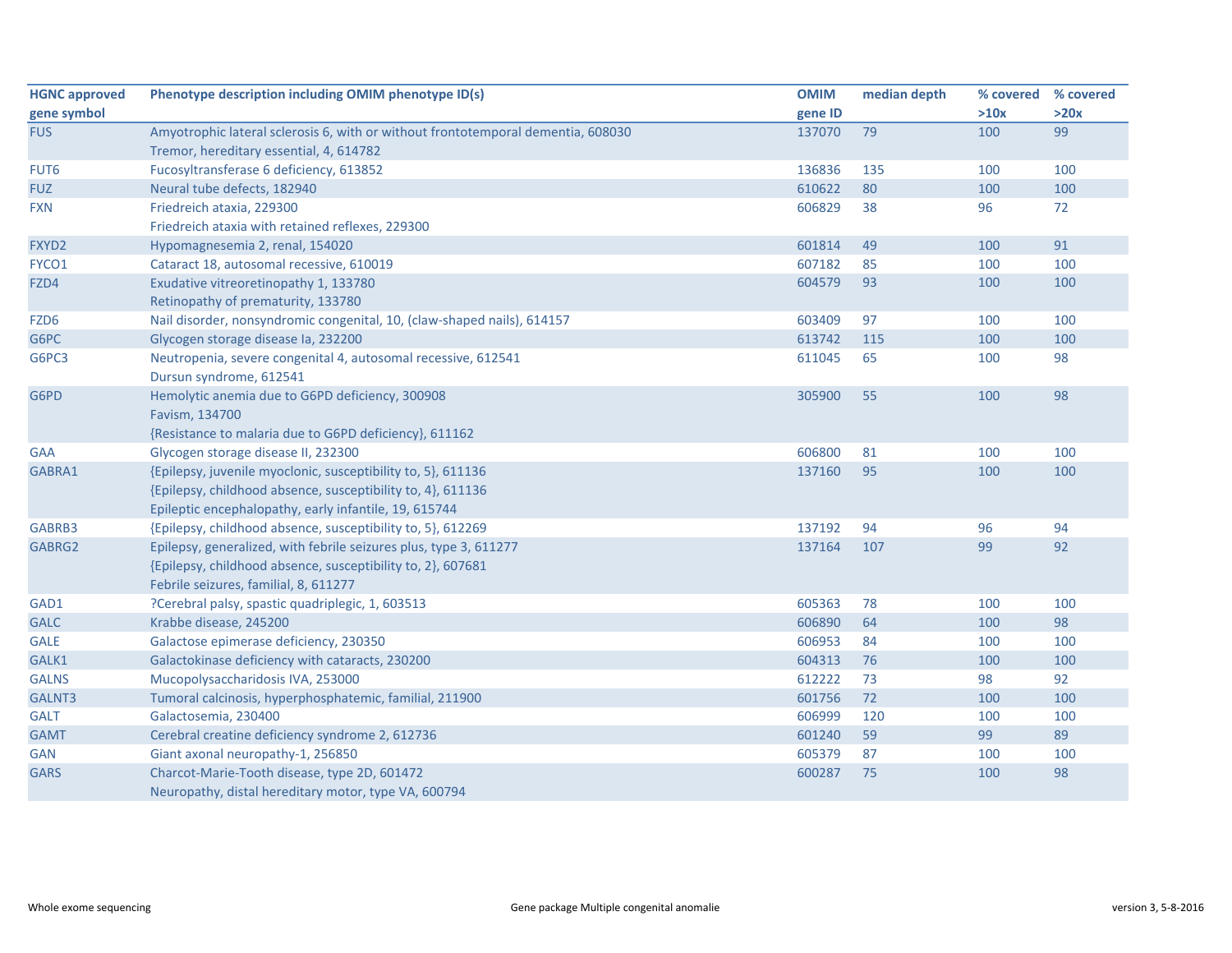| HGNC approved gene symbol | Phenotype description including OMIM phenotype ID(s) | OMIM gene ID | median depth | % covered >10x | % covered >20x |
|---|---|---|---|---|---|
| FUS | Amyotrophic lateral sclerosis 6, with or without frontotemporal dementia, 608030<br>Tremor, hereditary essential, 4, 614782 | 137070 | 79 | 100 | 99 |
| FUT6 | Fucosyltransferase 6 deficiency, 613852 | 136836 | 135 | 100 | 100 |
| FUZ | Neural tube defects, 182940 | 610622 | 80 | 100 | 100 |
| FXN | Friedreich ataxia, 229300<br>Friedreich ataxia with retained reflexes, 229300 | 606829 | 38 | 96 | 72 |
| FXYD2 | Hypomagnesemia 2, renal, 154020 | 601814 | 49 | 100 | 91 |
| FYCO1 | Cataract 18, autosomal recessive, 610019 | 607182 | 85 | 100 | 100 |
| FZD4 | Exudative vitreoretinopathy 1, 133780<br>Retinopathy of prematurity, 133780 | 604579 | 93 | 100 | 100 |
| FZD6 | Nail disorder, nonsyndromic congenital, 10, (claw-shaped nails), 614157 | 603409 | 97 | 100 | 100 |
| G6PC | Glycogen storage disease Ia, 232200 | 613742 | 115 | 100 | 100 |
| G6PC3 | Neutropenia, severe congenital 4, autosomal recessive, 612541<br>Dursun syndrome, 612541 | 611045 | 65 | 100 | 98 |
| G6PD | Hemolytic anemia due to G6PD deficiency, 300908<br>Favism, 134700<br>{Resistance to malaria due to G6PD deficiency}, 611162 | 305900 | 55 | 100 | 98 |
| GAA | Glycogen storage disease II, 232300 | 606800 | 81 | 100 | 100 |
| GABRA1 | {Epilepsy, juvenile myoclonic, susceptibility to, 5}, 611136<br>{Epilepsy, childhood absence, susceptibility to, 4}, 611136<br>Epileptic encephalopathy, early infantile, 19, 615744 | 137160 | 95 | 100 | 100 |
| GABRB3 | {Epilepsy, childhood absence, susceptibility to, 5}, 612269 | 137192 | 94 | 96 | 94 |
| GABRG2 | Epilepsy, generalized, with febrile seizures plus, type 3, 611277<br>{Epilepsy, childhood absence, susceptibility to, 2}, 607681<br>Febrile seizures, familial, 8, 611277 | 137164 | 107 | 99 | 92 |
| GAD1 | ?Cerebral palsy, spastic quadriplegic, 1, 603513 | 605363 | 78 | 100 | 100 |
| GALC | Krabbe disease, 245200 | 606890 | 64 | 100 | 98 |
| GALE | Galactose epimerase deficiency, 230350 | 606953 | 84 | 100 | 100 |
| GALK1 | Galactokinase deficiency with cataracts, 230200 | 604313 | 76 | 100 | 100 |
| GALNS | Mucopolysaccharidosis IVA, 253000 | 612222 | 73 | 98 | 92 |
| GALNT3 | Tumoral calcinosis, hyperphosphatemic, familial, 211900 | 601756 | 72 | 100 | 100 |
| GALT | Galactosemia, 230400 | 606999 | 120 | 100 | 100 |
| GAMT | Cerebral creatine deficiency syndrome 2, 612736 | 601240 | 59 | 99 | 89 |
| GAN | Giant axonal neuropathy-1, 256850 | 605379 | 87 | 100 | 100 |
| GARS | Charcot-Marie-Tooth disease, type 2D, 601472<br>Neuropathy, distal hereditary motor, type VA, 600794 | 600287 | 75 | 100 | 98 |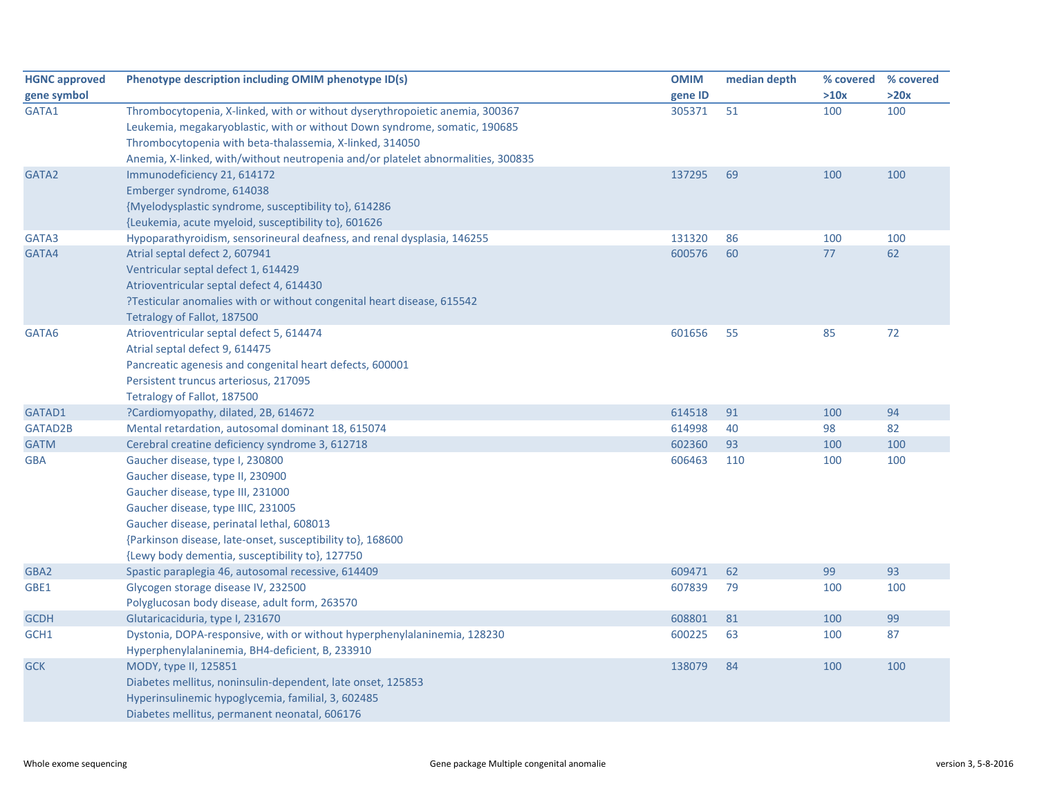| HGNC approved gene symbol | Phenotype description including OMIM phenotype ID(s) | OMIM gene ID | median depth | % covered >10x | % covered >20x |
|---|---|---|---|---|---|
| GATA1 | Thrombocytopenia, X-linked, with or without dyserythropoietic anemia, 300367<br>Leukemia, megakaryoblastic, with or without Down syndrome, somatic, 190685<br>Thrombocytopenia with beta-thalassemia, X-linked, 314050<br>Anemia, X-linked, with/without neutropenia and/or platelet abnormalities, 300835 | 305371 | 51 | 100 | 100 |
| GATA2 | Immunodeficiency 21, 614172<br>Emberger syndrome, 614038<br>{Myelodysplastic syndrome, susceptibility to}, 614286<br>{Leukemia, acute myeloid, susceptibility to}, 601626 | 137295 | 69 | 100 | 100 |
| GATA3 | Hypoparathyroidism, sensorineural deafness, and renal dysplasia, 146255 | 131320 | 86 | 100 | 100 |
| GATA4 | Atrial septal defect 2, 607941<br>Ventricular septal defect 1, 614429<br>Atrioventricular septal defect 4, 614430<br>?Testicular anomalies with or without congenital heart disease, 615542<br>Tetralogy of Fallot, 187500 | 600576 | 60 | 77 | 62 |
| GATA6 | Atrioventricular septal defect 5, 614474<br>Atrial septal defect 9, 614475<br>Pancreatic agenesis and congenital heart defects, 600001<br>Persistent truncus arteriosus, 217095<br>Tetralogy of Fallot, 187500 | 601656 | 55 | 85 | 72 |
| GATAD1 | ?Cardiomyopathy, dilated, 2B, 614672 | 614518 | 91 | 100 | 94 |
| GATAD2B | Mental retardation, autosomal dominant 18, 615074 | 614998 | 40 | 98 | 82 |
| GATM | Cerebral creatine deficiency syndrome 3, 612718 | 602360 | 93 | 100 | 100 |
| GBA | Gaucher disease, type I, 230800<br>Gaucher disease, type II, 230900<br>Gaucher disease, type III, 231000<br>Gaucher disease, type IIIC, 231005<br>Gaucher disease, perinatal lethal, 608013<br>{Parkinson disease, late-onset, susceptibility to}, 168600<br>{Lewy body dementia, susceptibility to}, 127750 | 606463 | 110 | 100 | 100 |
| GBA2 | Spastic paraplegia 46, autosomal recessive, 614409 | 609471 | 62 | 99 | 93 |
| GBE1 | Glycogen storage disease IV, 232500<br>Polyglucosan body disease, adult form, 263570 | 607839 | 79 | 100 | 100 |
| GCDH | Glutaricaciduria, type I, 231670 | 608801 | 81 | 100 | 99 |
| GCH1 | Dystonia, DOPA-responsive, with or without hyperphenylalaninemia, 128230<br>Hyperphenylalaninemia, BH4-deficient, B, 233910 | 600225 | 63 | 100 | 87 |
| GCK | MODY, type II, 125851<br>Diabetes mellitus, noninsulin-dependent, late onset, 125853<br>Hyperinsulinemic hypoglycemia, familial, 3, 602485<br>Diabetes mellitus, permanent neonatal, 606176 | 138079 | 84 | 100 | 100 |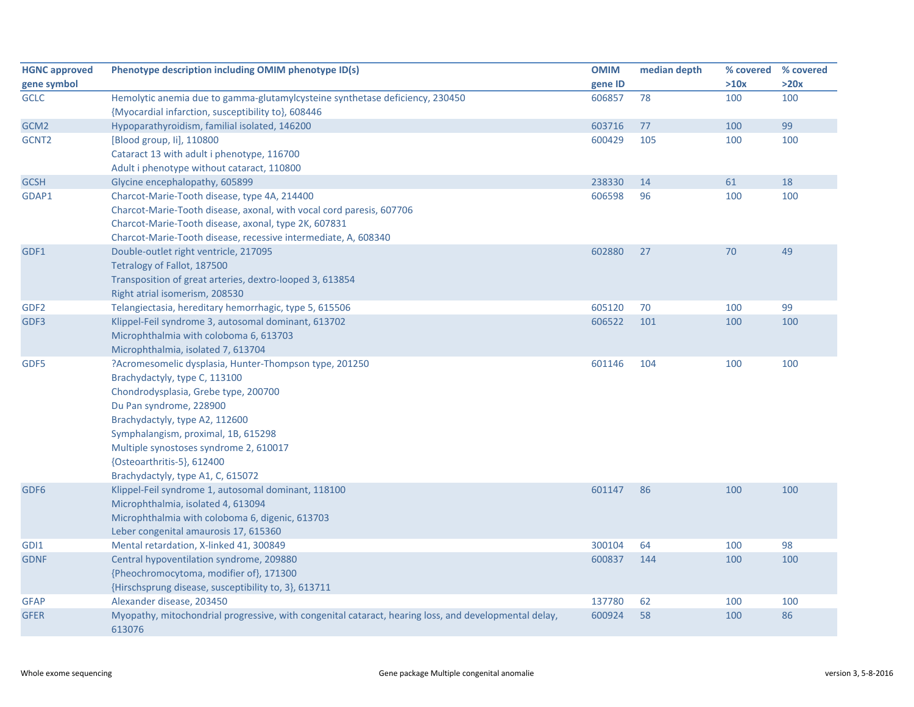| HGNC approved gene symbol | Phenotype description including OMIM phenotype ID(s) | OMIM gene ID | median depth | % covered >10x | % covered >20x |
|---|---|---|---|---|---|
| GCLC | Hemolytic anemia due to gamma-glutamylcysteine synthetase deficiency, 230450<br>{Myocardial infarction, susceptibility to}, 608446 | 606857 | 78 | 100 | 100 |
| GCM2 | Hypoparathyroidism, familial isolated, 146200 | 603716 | 77 | 100 | 99 |
| GCNT2 | [Blood group, Ii], 110800<br>Cataract 13 with adult i phenotype, 116700<br>Adult i phenotype without cataract, 110800 | 600429 | 105 | 100 | 100 |
| GCSH | Glycine encephalopathy, 605899 | 238330 | 14 | 61 | 18 |
| GDAP1 | Charcot-Marie-Tooth disease, type 4A, 214400<br>Charcot-Marie-Tooth disease, axonal, with vocal cord paresis, 607706<br>Charcot-Marie-Tooth disease, axonal, type 2K, 607831<br>Charcot-Marie-Tooth disease, recessive intermediate, A, 608340 | 606598 | 96 | 100 | 100 |
| GDF1 | Double-outlet right ventricle, 217095<br>Tetralogy of Fallot, 187500<br>Transposition of great arteries, dextro-looped 3, 613854<br>Right atrial isomerism, 208530 | 602880 | 27 | 70 | 49 |
| GDF2 | Telangiectasia, hereditary hemorrhagic, type 5, 615506 | 605120 | 70 | 100 | 99 |
| GDF3 | Klippel-Feil syndrome 3, autosomal dominant, 613702<br>Microphthalmia with coloboma 6, 613703<br>Microphthalmia, isolated 7, 613704 | 606522 | 101 | 100 | 100 |
| GDF5 | ?Acromesomelic dysplasia, Hunter-Thompson type, 201250<br>Brachydactyly, type C, 113100<br>Chondrodysplasia, Grebe type, 200700<br>Du Pan syndrome, 228900<br>Brachydactyly, type A2, 112600<br>Symphalangism, proximal, 1B, 615298<br>Multiple synostoses syndrome 2, 610017<br>{Osteoarthritis-5}, 612400<br>Brachydactyly, type A1, C, 615072 | 601146 | 104 | 100 | 100 |
| GDF6 | Klippel-Feil syndrome 1, autosomal dominant, 118100<br>Microphthalmia, isolated 4, 613094<br>Microphthalmia with coloboma 6, digenic, 613703<br>Leber congenital amaurosis 17, 615360 | 601147 | 86 | 100 | 100 |
| GDI1 | Mental retardation, X-linked 41, 300849 | 300104 | 64 | 100 | 98 |
| GDNF | Central hypoventilation syndrome, 209880<br>{Pheochromocytoma, modifier of}, 171300<br>{Hirschsprung disease, susceptibility to, 3}, 613711 | 600837 | 144 | 100 | 100 |
| GFAP | Alexander disease, 203450 | 137780 | 62 | 100 | 100 |
| GFER | Myopathy, mitochondrial progressive, with congenital cataract, hearing loss, and developmental delay, 613076 | 600924 | 58 | 100 | 86 |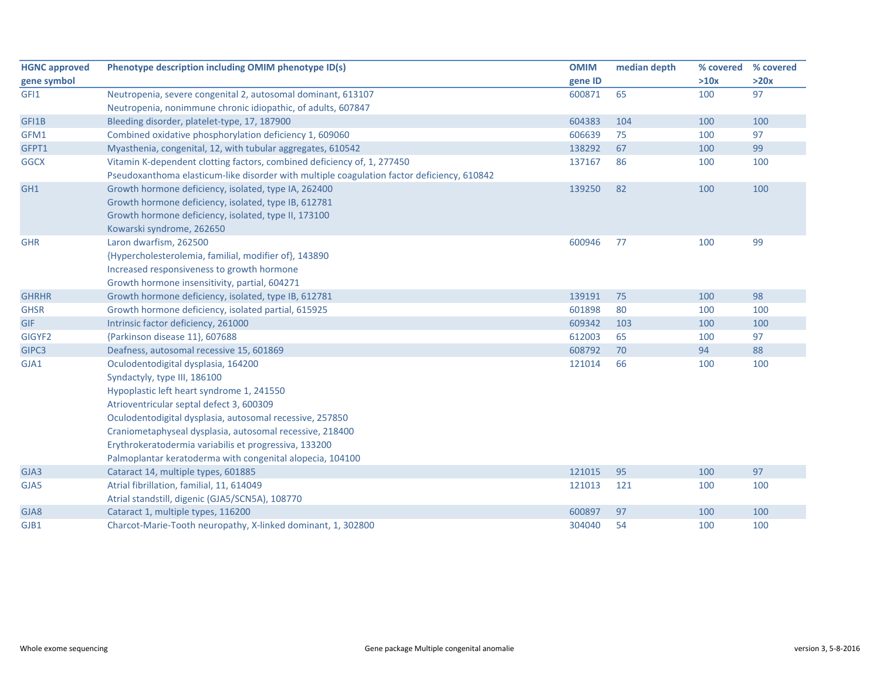| HGNC approved gene symbol | Phenotype description including OMIM phenotype ID(s) | OMIM gene ID | median depth | % covered >10x | % covered >20x |
|---|---|---|---|---|---|
| GFI1 | Neutropenia, severe congenital 2, autosomal dominant, 613107 | 600871 | 65 | 100 | 97 |
| | Neutropenia, nonimmune chronic idiopathic, of adults, 607847 | | | | |
| GFI1B | Bleeding disorder, platelet-type, 17, 187900 | 604383 | 104 | 100 | 100 |
| GFM1 | Combined oxidative phosphorylation deficiency 1, 609060 | 606639 | 75 | 100 | 97 |
| GFPT1 | Myasthenia, congenital, 12, with tubular aggregates, 610542 | 138292 | 67 | 100 | 99 |
| GGCX | Vitamin K-dependent clotting factors, combined deficiency of, 1, 277450 | 137167 | 86 | 100 | 100 |
| | Pseudoxanthoma elasticum-like disorder with multiple coagulation factor deficiency, 610842 | | | | |
| GH1 | Growth hormone deficiency, isolated, type IA, 262400 | 139250 | 82 | 100 | 100 |
| | Growth hormone deficiency, isolated, type IB, 612781 | | | | |
| | Growth hormone deficiency, isolated, type II, 173100 | | | | |
| | Kowarski syndrome, 262650 | | | | |
| GHR | Laron dwarfism, 262500 | 600946 | 77 | 100 | 99 |
| | {Hypercholesterolemia, familial, modifier of}, 143890 | | | | |
| | Increased responsiveness to growth hormone | | | | |
| | Growth hormone insensitivity, partial, 604271 | | | | |
| GHRHR | Growth hormone deficiency, isolated, type IB, 612781 | 139191 | 75 | 100 | 98 |
| GHSR | Growth hormone deficiency, isolated partial, 615925 | 601898 | 80 | 100 | 100 |
| GIF | Intrinsic factor deficiency, 261000 | 609342 | 103 | 100 | 100 |
| GIGYF2 | {Parkinson disease 11}, 607688 | 612003 | 65 | 100 | 97 |
| GIPC3 | Deafness, autosomal recessive 15, 601869 | 608792 | 70 | 94 | 88 |
| GJA1 | Oculodentodigital dysplasia, 164200 | 121014 | 66 | 100 | 100 |
| | Syndactyly, type III, 186100 | | | | |
| | Hypoplastic left heart syndrome 1, 241550 | | | | |
| | Atrioventricular septal defect 3, 600309 | | | | |
| | Oculodentodigital dysplasia, autosomal recessive, 257850 | | | | |
| | Craniometaphyseal dysplasia, autosomal recessive, 218400 | | | | |
| | Erythrokeratodermia variabilis et progressiva, 133200 | | | | |
| | Palmoplantar keratoderma with congenital alopecia, 104100 | | | | |
| GJA3 | Cataract 14, multiple types, 601885 | 121015 | 95 | 100 | 97 |
| GJA5 | Atrial fibrillation, familial, 11, 614049 | 121013 | 121 | 100 | 100 |
| | Atrial standstill, digenic (GJA5/SCN5A), 108770 | | | | |
| GJA8 | Cataract 1, multiple types, 116200 | 600897 | 97 | 100 | 100 |
| GJB1 | Charcot-Marie-Tooth neuropathy, X-linked dominant, 1, 302800 | 304040 | 54 | 100 | 100 |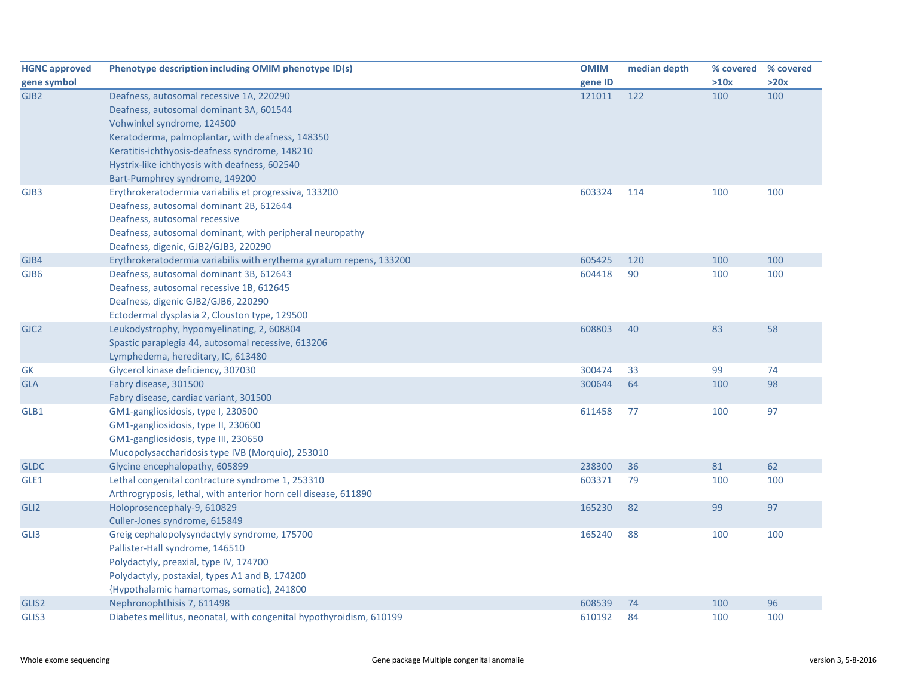| HGNC approved gene symbol | Phenotype description including OMIM phenotype ID(s) | OMIM gene ID | median depth | % covered >10x | % covered >20x |
|---|---|---|---|---|---|
| GJB2 | Deafness, autosomal recessive 1A, 220290<br>Deafness, autosomal dominant 3A, 601544<br>Vohwinkel syndrome, 124500<br>Keratoderma, palmoplantar, with deafness, 148350<br>Keratitis-ichthyosis-deafness syndrome, 148210<br>Hystrix-like ichthyosis with deafness, 602540<br>Bart-Pumphrey syndrome, 149200 | 121011 | 122 | 100 | 100 |
| GJB3 | Erythrokeratodermia variabilis et progressiva, 133200<br>Deafness, autosomal dominant 2B, 612644<br>Deafness, autosomal recessive<br>Deafness, autosomal dominant, with peripheral neuropathy<br>Deafness, digenic, GJB2/GJB3, 220290 | 603324 | 114 | 100 | 100 |
| GJB4 | Erythrokeratodermia variabilis with erythema gyratum repens, 133200 | 605425 | 120 | 100 | 100 |
| GJB6 | Deafness, autosomal dominant 3B, 612643<br>Deafness, autosomal recessive 1B, 612645<br>Deafness, digenic GJB2/GJB6, 220290<br>Ectodermal dysplasia 2, Clouston type, 129500 | 604418 | 90 | 100 | 100 |
| GJC2 | Leukodystrophy, hypomyelinating, 2, 608804<br>Spastic paraplegia 44, autosomal recessive, 613206<br>Lymphedema, hereditary, IC, 613480 | 608803 | 40 | 83 | 58 |
| GK | Glycerol kinase deficiency, 307030 | 300474 | 33 | 99 | 74 |
| GLA | Fabry disease, 301500<br>Fabry disease, cardiac variant, 301500 | 300644 | 64 | 100 | 98 |
| GLB1 | GM1-gangliosidosis, type I, 230500<br>GM1-gangliosidosis, type II, 230600<br>GM1-gangliosidosis, type III, 230650<br>Mucopolysaccharidosis type IVB (Morquio), 253010 | 611458 | 77 | 100 | 97 |
| GLDC | Glycine encephalopathy, 605899 | 238300 | 36 | 81 | 62 |
| GLE1 | Lethal congenital contracture syndrome 1, 253310<br>Arthrogryposis, lethal, with anterior horn cell disease, 611890 | 603371 | 79 | 100 | 100 |
| GLI2 | Holoprosencephaly-9, 610829<br>Culler-Jones syndrome, 615849 | 165230 | 82 | 99 | 97 |
| GLI3 | Greig cephalopolysyndactyly syndrome, 175700<br>Pallister-Hall syndrome, 146510<br>Polydactyly, preaxial, type IV, 174700<br>Polydactyly, postaxial, types A1 and B, 174200<br>{Hypothalamic hamartomas, somatic}, 241800 | 165240 | 88 | 100 | 100 |
| GLIS2 | Nephronophthisis 7, 611498 | 608539 | 74 | 100 | 96 |
| GLIS3 | Diabetes mellitus, neonatal, with congenital hypothyroidism, 610199 | 610192 | 84 | 100 | 100 |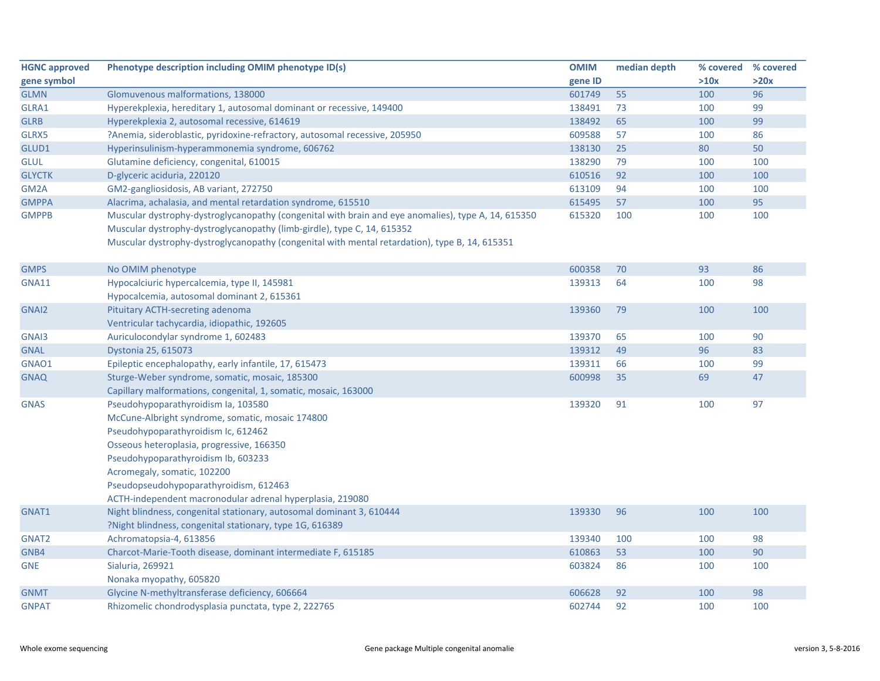| HGNC approved gene symbol | Phenotype description including OMIM phenotype ID(s) | OMIM gene ID | median depth | % covered >10x | % covered >20x |
|---|---|---|---|---|---|
| GLMN | Glomuvenous malformations, 138000 | 601749 | 55 | 100 | 96 |
| GLRA1 | Hyperekplexia, hereditary 1, autosomal dominant or recessive, 149400 | 138491 | 73 | 100 | 99 |
| GLRB | Hyperekplexia 2, autosomal recessive, 614619 | 138492 | 65 | 100 | 99 |
| GLRX5 | ?Anemia, sideroblastic, pyridoxine-refractory, autosomal recessive, 205950 | 609588 | 57 | 100 | 86 |
| GLUD1 | Hyperinsulinism-hyperammonemia syndrome, 606762 | 138130 | 25 | 80 | 50 |
| GLUL | Glutamine deficiency, congenital, 610015 | 138290 | 79 | 100 | 100 |
| GLYCTK | D-glyceric aciduria, 220120 | 610516 | 92 | 100 | 100 |
| GM2A | GM2-gangliosidosis, AB variant, 272750 | 613109 | 94 | 100 | 100 |
| GMPPA | Alacrima, achalasia, and mental retardation syndrome, 615510 | 615495 | 57 | 100 | 95 |
| GMPPB | Muscular dystrophy-dystroglycanopathy (congenital with brain and eye anomalies), type A, 14, 615350<br>Muscular dystrophy-dystroglycanopathy (limb-girdle), type C, 14, 615352<br>Muscular dystrophy-dystroglycanopathy (congenital with mental retardation), type B, 14, 615351 | 615320 | 100 | 100 | 100 |
| GMPS | No OMIM phenotype | 600358 | 70 | 93 | 86 |
| GNA11 | Hypocalciuric hypercalcemia, type II, 145981<br>Hypocalcemia, autosomal dominant 2, 615361 | 139313 | 64 | 100 | 98 |
| GNAI2 | Pituitary ACTH-secreting adenoma<br>Ventricular tachycardia, idiopathic, 192605 | 139360 | 79 | 100 | 100 |
| GNAI3 | Auriculocondylar syndrome 1, 602483 | 139370 | 65 | 100 | 90 |
| GNAL | Dystonia 25, 615073 | 139312 | 49 | 96 | 83 |
| GNAO1 | Epileptic encephalopathy, early infantile, 17, 615473 | 139311 | 66 | 100 | 99 |
| GNAQ | Sturge-Weber syndrome, somatic, mosaic, 185300<br>Capillary malformations, congenital, 1, somatic, mosaic, 163000 | 600998 | 35 | 69 | 47 |
| GNAS | Pseudohypoparathyroidism Ia, 103580<br>McCune-Albright syndrome, somatic, mosaic 174800<br>Pseudohypoparathyroidism Ic, 612462<br>Osseous heteroplasia, progressive, 166350<br>Pseudohypoparathyroidism Ib, 603233<br>Acromegaly, somatic, 102200<br>Pseudopseudohypoparathyroidism, 612463<br>ACTH-independent macronodular adrenal hyperplasia, 219080 | 139320 | 91 | 100 | 97 |
| GNAT1 | Night blindness, congenital stationary, autosomal dominant 3, 610444<br>?Night blindness, congenital stationary, type 1G, 616389 | 139330 | 96 | 100 | 100 |
| GNAT2 | Achromatopsia-4, 613856 | 139340 | 100 | 100 | 98 |
| GNB4 | Charcot-Marie-Tooth disease, dominant intermediate F, 615185 | 610863 | 53 | 100 | 90 |
| GNE | Sialuria, 269921<br>Nonaka myopathy, 605820 | 603824 | 86 | 100 | 100 |
| GNMT | Glycine N-methyltransferase deficiency, 606664 | 606628 | 92 | 100 | 98 |
| GNPAT | Rhizomelic chondrodysplasia punctata, type 2, 222765 | 602744 | 92 | 100 | 100 |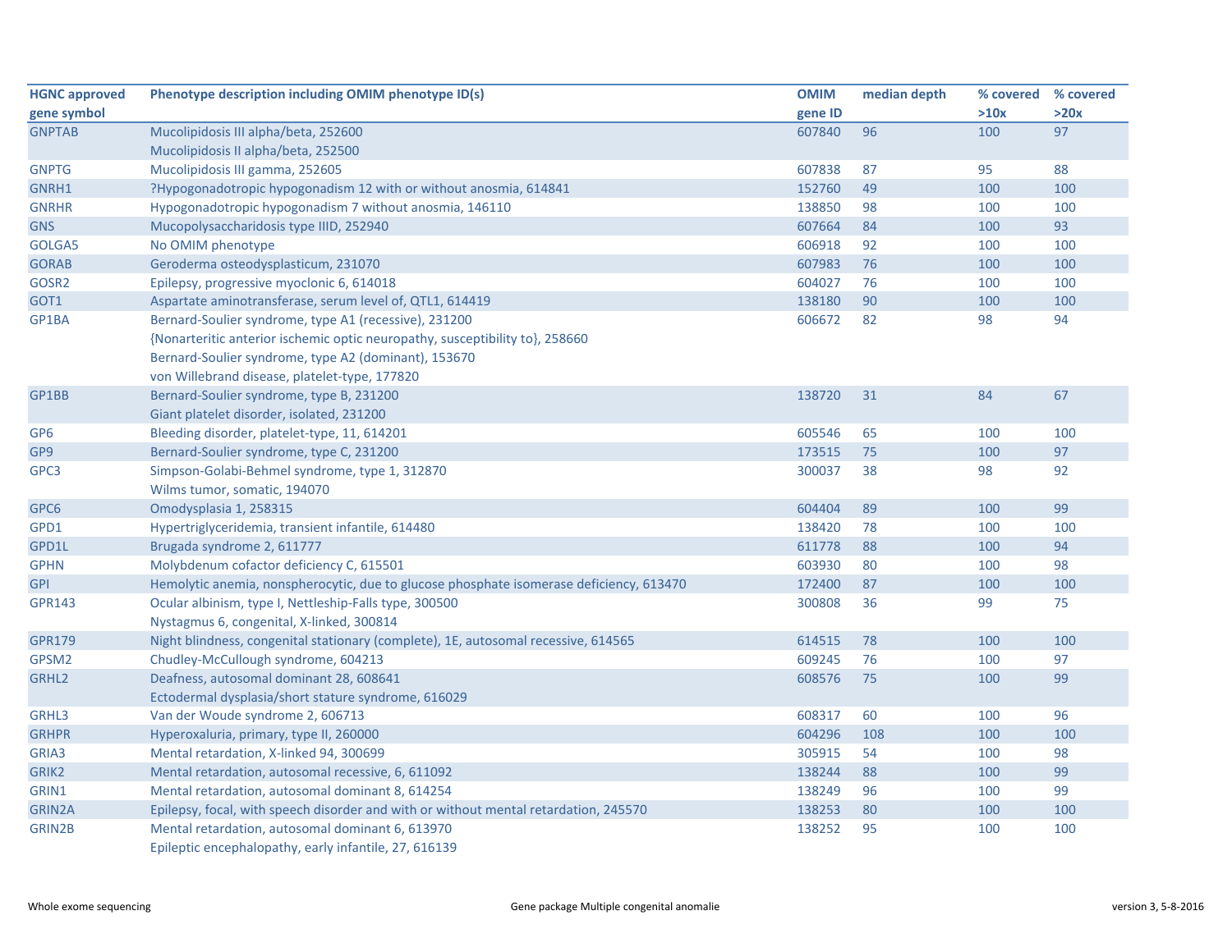| HGNC approved gene symbol | Phenotype description including OMIM phenotype ID(s) | OMIM gene ID | median depth | % covered >10x | % covered >20x |
|---|---|---|---|---|---|
| GNPTAB | Mucolipidosis III alpha/beta, 252600<br>Mucolipidosis II alpha/beta, 252500 | 607840 | 96 | 100 | 97 |
| GNPTG | Mucolipidosis III gamma, 252605 | 607838 | 87 | 95 | 88 |
| GNRH1 | ?Hypogonadotropic hypogonadism 12 with or without anosmia, 614841 | 152760 | 49 | 100 | 100 |
| GNRHR | Hypogonadotropic hypogonadism 7 without anosmia, 146110 | 138850 | 98 | 100 | 100 |
| GNS | Mucopolysaccharidosis type IIID, 252940 | 607664 | 84 | 100 | 93 |
| GOLGA5 | No OMIM phenotype | 606918 | 92 | 100 | 100 |
| GORAB | Geroderma osteodysplasticum, 231070 | 607983 | 76 | 100 | 100 |
| GOSR2 | Epilepsy, progressive myoclonic 6, 614018 | 604027 | 76 | 100 | 100 |
| GOT1 | Aspartate aminotransferase, serum level of, QTL1, 614419 | 138180 | 90 | 100 | 100 |
| GP1BA | Bernard-Soulier syndrome, type A1 (recessive), 231200<br>{Nonarteritic anterior ischemic optic neuropathy, susceptibility to}, 258660<br>Bernard-Soulier syndrome, type A2 (dominant), 153670<br>von Willebrand disease, platelet-type, 177820 | 606672 | 82 | 98 | 94 |
| GP1BB | Bernard-Soulier syndrome, type B, 231200<br>Giant platelet disorder, isolated, 231200 | 138720 | 31 | 84 | 67 |
| GP6 | Bleeding disorder, platelet-type, 11, 614201 | 605546 | 65 | 100 | 100 |
| GP9 | Bernard-Soulier syndrome, type C, 231200 | 173515 | 75 | 100 | 97 |
| GPC3 | Simpson-Golabi-Behmel syndrome, type 1, 312870<br>Wilms tumor, somatic, 194070 | 300037 | 38 | 98 | 92 |
| GPC6 | Omodysplasia 1, 258315 | 604404 | 89 | 100 | 99 |
| GPD1 | Hypertriglyceridemia, transient infantile, 614480 | 138420 | 78 | 100 | 100 |
| GPD1L | Brugada syndrome 2, 611777 | 611778 | 88 | 100 | 94 |
| GPHN | Molybdenum cofactor deficiency C, 615501 | 603930 | 80 | 100 | 98 |
| GPI | Hemolytic anemia, nonspherocytic, due to glucose phosphate isomerase deficiency, 613470 | 172400 | 87 | 100 | 100 |
| GPR143 | Ocular albinism, type I, Nettleship-Falls type, 300500<br>Nystagmus 6, congenital, X-linked, 300814 | 300808 | 36 | 99 | 75 |
| GPR179 | Night blindness, congenital stationary (complete), 1E, autosomal recessive, 614565 | 614515 | 78 | 100 | 100 |
| GPSM2 | Chudley-McCullough syndrome, 604213 | 609245 | 76 | 100 | 97 |
| GRHL2 | Deafness, autosomal dominant 28, 608641<br>Ectodermal dysplasia/short stature syndrome, 616029 | 608576 | 75 | 100 | 99 |
| GRHL3 | Van der Woude syndrome 2, 606713 | 608317 | 60 | 100 | 96 |
| GRHPR | Hyperoxaluria, primary, type II, 260000 | 604296 | 108 | 100 | 100 |
| GRIA3 | Mental retardation, X-linked 94, 300699 | 305915 | 54 | 100 | 98 |
| GRIK2 | Mental retardation, autosomal recessive, 6, 611092 | 138244 | 88 | 100 | 99 |
| GRIN1 | Mental retardation, autosomal dominant 8, 614254 | 138249 | 96 | 100 | 99 |
| GRIN2A | Epilepsy, focal, with speech disorder and with or without mental retardation, 245570 | 138253 | 80 | 100 | 100 |
| GRIN2B | Mental retardation, autosomal dominant 6, 613970<br>Epileptic encephalopathy, early infantile, 27, 616139 | 138252 | 95 | 100 | 100 |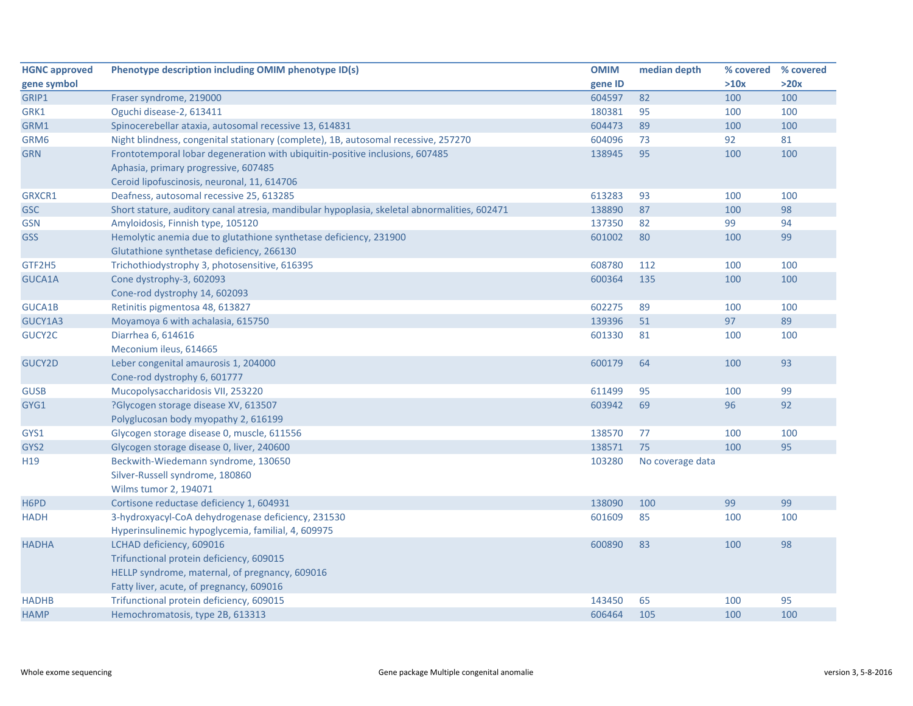| HGNC approved gene symbol | Phenotype description including OMIM phenotype ID(s) | OMIM gene ID | median depth | % covered >10x | % covered >20x |
|---|---|---|---|---|---|
| GRIP1 | Fraser syndrome, 219000 | 604597 | 82 | 100 | 100 |
| GRK1 | Oguchi disease-2, 613411 | 180381 | 95 | 100 | 100 |
| GRM1 | Spinocerebellar ataxia, autosomal recessive 13, 614831 | 604473 | 89 | 100 | 100 |
| GRM6 | Night blindness, congenital stationary (complete), 1B, autosomal recessive, 257270 | 604096 | 73 | 92 | 81 |
| GRN | Frontotemporal lobar degeneration with ubiquitin-positive inclusions, 607485<br>Aphasia, primary progressive, 607485<br>Ceroid lipofuscinosis, neuronal, 11, 614706 | 138945 | 95 | 100 | 100 |
| GRXCR1 | Deafness, autosomal recessive 25, 613285 | 613283 | 93 | 100 | 100 |
| GSC | Short stature, auditory canal atresia, mandibular hypoplasia, skeletal abnormalities, 602471 | 138890 | 87 | 100 | 98 |
| GSN | Amyloidosis, Finnish type, 105120 | 137350 | 82 | 99 | 94 |
| GSS | Hemolytic anemia due to glutathione synthetase deficiency, 231900<br>Glutathione synthetase deficiency, 266130 | 601002 | 80 | 100 | 99 |
| GTF2H5 | Trichothiodystrophy 3, photosensitive, 616395 | 608780 | 112 | 100 | 100 |
| GUCA1A | Cone dystrophy-3, 602093<br>Cone-rod dystrophy 14, 602093 | 600364 | 135 | 100 | 100 |
| GUCA1B | Retinitis pigmentosa 48, 613827 | 602275 | 89 | 100 | 100 |
| GUCY1A3 | Moyamoya 6 with achalasia, 615750 | 139396 | 51 | 97 | 89 |
| GUCY2C | Diarrhea 6, 614616<br>Meconium ileus, 614665 | 601330 | 81 | 100 | 100 |
| GUCY2D | Leber congenital amaurosis 1, 204000<br>Cone-rod dystrophy 6, 601777 | 600179 | 64 | 100 | 93 |
| GUSB | Mucopolysaccharidosis VII, 253220 | 611499 | 95 | 100 | 99 |
| GYG1 | ?Glycogen storage disease XV, 613507<br>Polyglucosan body myopathy 2, 616199 | 603942 | 69 | 96 | 92 |
| GYS1 | Glycogen storage disease 0, muscle, 611556 | 138570 | 77 | 100 | 100 |
| GYS2 | Glycogen storage disease 0, liver, 240600 | 138571 | 75 | 100 | 95 |
| H19 | Beckwith-Wiedemann syndrome, 130650<br>Silver-Russell syndrome, 180860<br>Wilms tumor 2, 194071 | 103280 | No coverage data | | |
| H6PD | Cortisone reductase deficiency 1, 604931 | 138090 | 100 | 99 | 99 |
| HADH | 3-hydroxyacyl-CoA dehydrogenase deficiency, 231530<br>Hyperinsulinemic hypoglycemia, familial, 4, 609975 | 601609 | 85 | 100 | 100 |
| HADHA | LCHAD deficiency, 609016<br>Trifunctional protein deficiency, 609015<br>HELLP syndrome, maternal, of pregnancy, 609016<br>Fatty liver, acute, of pregnancy, 609016 | 600890 | 83 | 100 | 98 |
| HADHB | Trifunctional protein deficiency, 609015 | 143450 | 65 | 100 | 95 |
| HAMP | Hemochromatosis, type 2B, 613313 | 606464 | 105 | 100 | 100 |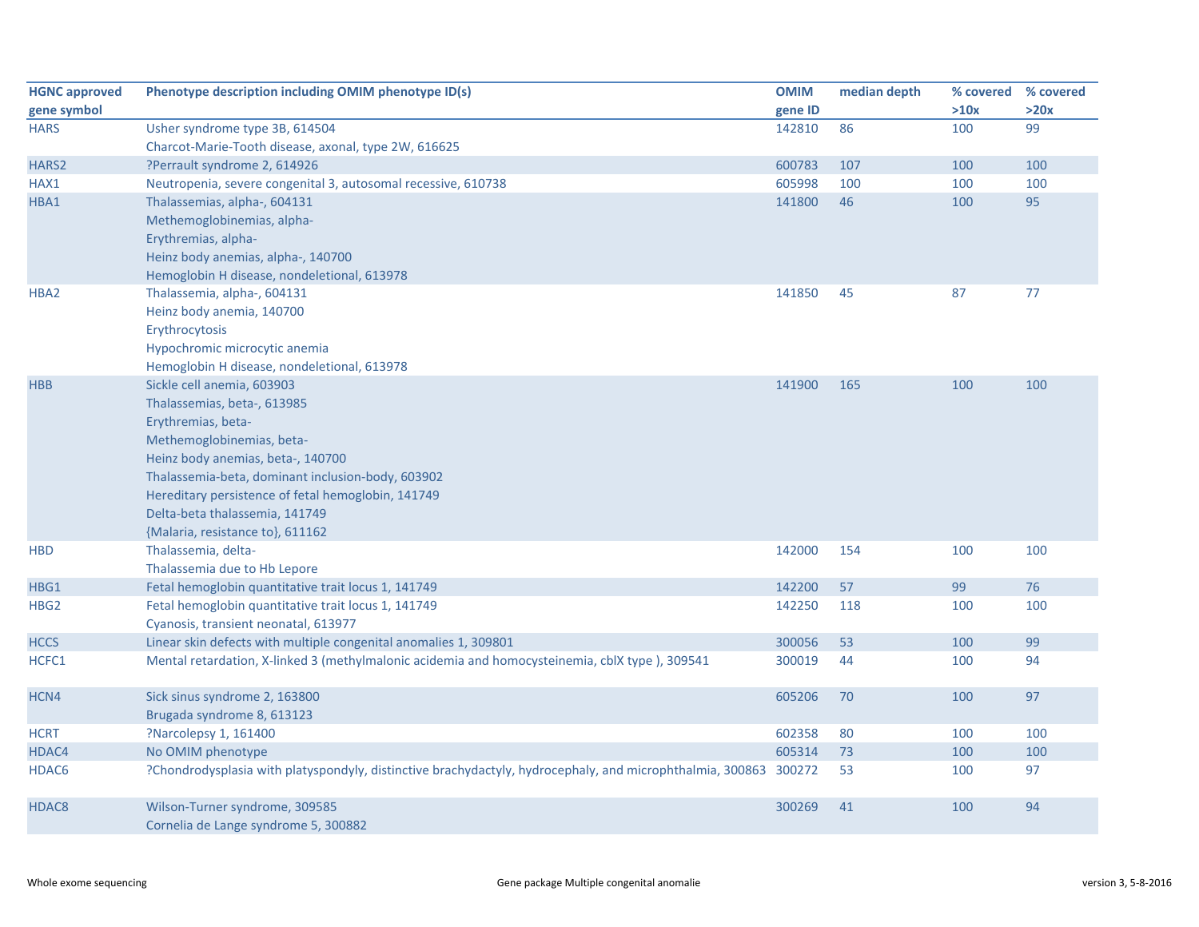| HGNC approved gene symbol | Phenotype description including OMIM phenotype ID(s) | OMIM gene ID | median depth | % covered >10x | % covered >20x |
|---|---|---|---|---|---|
| HARS | Usher syndrome type 3B, 614504<br>Charcot-Marie-Tooth disease, axonal, type 2W, 616625 | 142810 | 86 | 100 | 99 |
| HARS2 | ?Perrault syndrome 2, 614926 | 600783 | 107 | 100 | 100 |
| HAX1 | Neutropenia, severe congenital 3, autosomal recessive, 610738 | 605998 | 100 | 100 | 100 |
| HBA1 | Thalassemias, alpha-, 604131<br>Methemoglobinemias, alpha-<br>Erythremias, alpha-<br>Heinz body anemias, alpha-, 140700<br>Hemoglobin H disease, nondeletional, 613978 | 141800 | 46 | 100 | 95 |
| HBA2 | Thalassemia, alpha-, 604131<br>Heinz body anemia, 140700<br>Erythrocytosis<br>Hypochromic microcytic anemia<br>Hemoglobin H disease, nondeletional, 613978 | 141850 | 45 | 87 | 77 |
| HBB | Sickle cell anemia, 603903<br>Thalassemias, beta-, 613985<br>Erythremias, beta-<br>Methemoglobinemias, beta-<br>Heinz body anemias, beta-, 140700<br>Thalassemia-beta, dominant inclusion-body, 603902<br>Hereditary persistence of fetal hemoglobin, 141749<br>Delta-beta thalassemia, 141749<br>{Malaria, resistance to}, 611162 | 141900 | 165 | 100 | 100 |
| HBD | Thalassemia, delta-<br>Thalassemia due to Hb Lepore | 142000 | 154 | 100 | 100 |
| HBG1 | Fetal hemoglobin quantitative trait locus 1, 141749 | 142200 | 57 | 99 | 76 |
| HBG2 | Fetal hemoglobin quantitative trait locus 1, 141749<br>Cyanosis, transient neonatal, 613977 | 142250 | 118 | 100 | 100 |
| HCCS | Linear skin defects with multiple congenital anomalies 1, 309801 | 300056 | 53 | 100 | 99 |
| HCFC1 | Mental retardation, X-linked 3 (methylmalonic acidemia and homocysteinemia, cblX type ), 309541 | 300019 | 44 | 100 | 94 |
| HCN4 | Sick sinus syndrome 2, 163800<br>Brugada syndrome 8, 613123 | 605206 | 70 | 100 | 97 |
| HCRT | ?Narcolepsy 1, 161400 | 602358 | 80 | 100 | 100 |
| HDAC4 | No OMIM phenotype | 605314 | 73 | 100 | 100 |
| HDAC6 | ?Chondrodysplasia with platyspondyly, distinctive brachydactyly, hydrocephaly, and microphthalmia, 300863 | 300272 | 53 | 100 | 97 |
| HDAC8 | Wilson-Turner syndrome, 309585<br>Cornelia de Lange syndrome 5, 300882 | 300269 | 41 | 100 | 94 |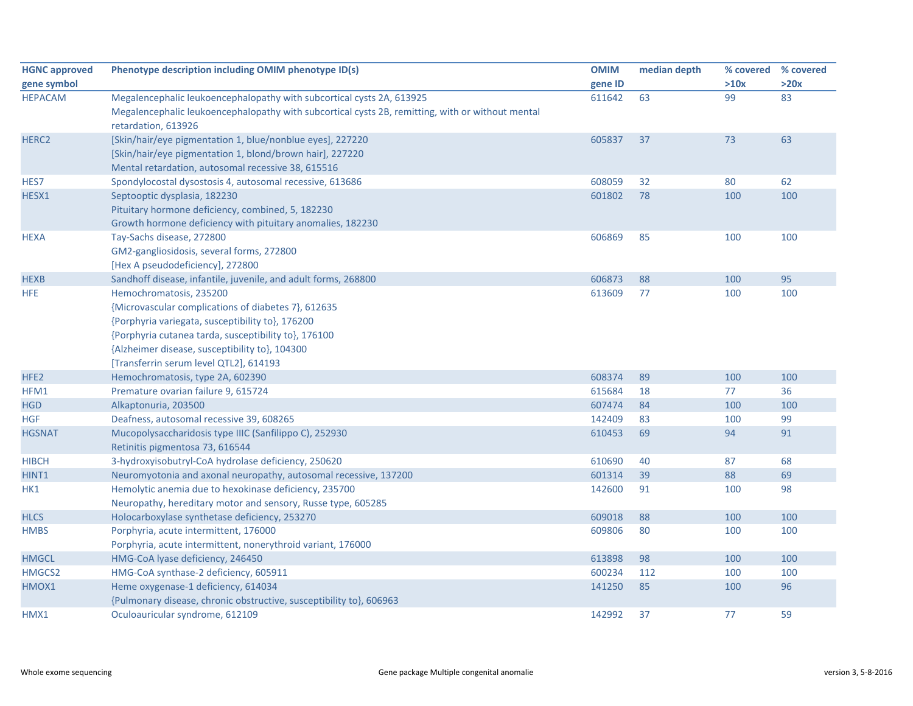| HGNC approved gene symbol | Phenotype description including OMIM phenotype ID(s) | OMIM gene ID | median depth | % covered >10x | % covered >20x |
|---|---|---|---|---|---|
| HEPACAM | Megalencephalic leukoencephalopathy with subcortical cysts 2A, 613925<br>Megalencephalic leukoencephalopathy with subcortical cysts 2B, remitting, with or without mental retardation, 613926 | 611642 | 63 | 99 | 83 |
| HERC2 | [Skin/hair/eye pigmentation 1, blue/nonblue eyes], 227220<br>[Skin/hair/eye pigmentation 1, blond/brown hair], 227220<br>Mental retardation, autosomal recessive 38, 615516 | 605837 | 37 | 73 | 63 |
| HES7 | Spondylocostal dysostosis 4, autosomal recessive, 613686 | 608059 | 32 | 80 | 62 |
| HESX1 | Septooptic dysplasia, 182230<br>Pituitary hormone deficiency, combined, 5, 182230<br>Growth hormone deficiency with pituitary anomalies, 182230 | 601802 | 78 | 100 | 100 |
| HEXA | Tay-Sachs disease, 272800<br>GM2-gangliosidosis, several forms, 272800<br>[Hex A pseudodeficiency], 272800 | 606869 | 85 | 100 | 100 |
| HEXB | Sandhoff disease, infantile, juvenile, and adult forms, 268800 | 606873 | 88 | 100 | 95 |
| HFE | Hemochromatosis, 235200<br>{Microvascular complications of diabetes 7}, 612635<br>{Porphyria variegata, susceptibility to}, 176200<br>{Porphyria cutanea tarda, susceptibility to}, 176100<br>{Alzheimer disease, susceptibility to}, 104300<br>[Transferrin serum level QTL2], 614193 | 613609 | 77 | 100 | 100 |
| HFE2 | Hemochromatosis, type 2A, 602390 | 608374 | 89 | 100 | 100 |
| HFM1 | Premature ovarian failure 9, 615724 | 615684 | 18 | 77 | 36 |
| HGD | Alkaptonuria, 203500 | 607474 | 84 | 100 | 100 |
| HGF | Deafness, autosomal recessive 39, 608265 | 142409 | 83 | 100 | 99 |
| HGSNAT | Mucopolysaccharidosis type IIIC (Sanfilippo C), 252930<br>Retinitis pigmentosa 73, 616544 | 610453 | 69 | 94 | 91 |
| HIBCH | 3-hydroxyisobutyryl-CoA hydrolase deficiency, 250620 | 610690 | 40 | 87 | 68 |
| HINT1 | Neuromyotonia and axonal neuropathy, autosomal recessive, 137200 | 601314 | 39 | 88 | 69 |
| HK1 | Hemolytic anemia due to hexokinase deficiency, 235700<br>Neuropathy, hereditary motor and sensory, Russe type, 605285 | 142600 | 91 | 100 | 98 |
| HLCS | Holocarboxylase synthetase deficiency, 253270 | 609018 | 88 | 100 | 100 |
| HMBS | Porphyria, acute intermittent, 176000<br>Porphyria, acute intermittent, nonerythroid variant, 176000 | 609806 | 80 | 100 | 100 |
| HMGCL | HMG-CoA lyase deficiency, 246450 | 613898 | 98 | 100 | 100 |
| HMGCS2 | HMG-CoA synthase-2 deficiency, 605911 | 600234 | 112 | 100 | 100 |
| HMOX1 | Heme oxygenase-1 deficiency, 614034<br>{Pulmonary disease, chronic obstructive, susceptibility to}, 606963 | 141250 | 85 | 100 | 96 |
| HMX1 | Oculoauricular syndrome, 612109 | 142992 | 37 | 77 | 59 |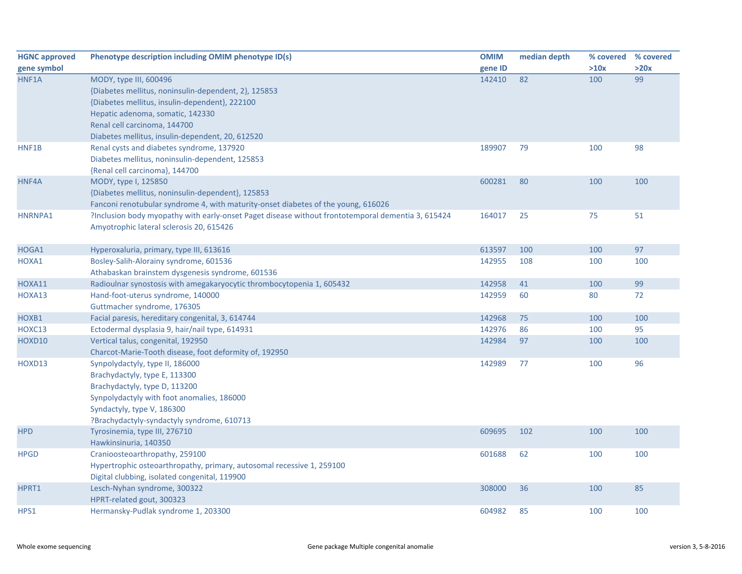| HGNC approved gene symbol | Phenotype description including OMIM phenotype ID(s) | OMIM gene ID | median depth | % covered >10x | % covered >20x |
|---|---|---|---|---|---|
| HNF1A | MODY, type III, 600496<br>{Diabetes mellitus, noninsulin-dependent, 2}, 125853<br>{Diabetes mellitus, insulin-dependent}, 222100<br>Hepatic adenoma, somatic, 142330<br>Renal cell carcinoma, 144700<br>Diabetes mellitus, insulin-dependent, 20, 612520 | 142410 | 82 | 100 | 99 |
| HNF1B | Renal cysts and diabetes syndrome, 137920<br>Diabetes mellitus, noninsulin-dependent, 125853<br>{Renal cell carcinoma}, 144700 | 189907 | 79 | 100 | 98 |
| HNF4A | MODY, type I, 125850<br>{Diabetes mellitus, noninsulin-dependent}, 125853<br>Fanconi renotubular syndrome 4, with maturity-onset diabetes of the young, 616026 | 600281 | 80 | 100 | 100 |
| HNRNPA1 | ?Inclusion body myopathy with early-onset Paget disease without frontotemporal dementia 3, 615424<br>Amyotrophic lateral sclerosis 20, 615426 | 164017 | 25 | 75 | 51 |
| HOGA1 | Hyperoxaluria, primary, type III, 613616 | 613597 | 100 | 100 | 97 |
| HOXA1 | Bosley-Salih-Alorainy syndrome, 601536<br>Athabaskan brainstem dysgenesis syndrome, 601536 | 142955 | 108 | 100 | 100 |
| HOXA11 | Radioulnar synostosis with amegakaryocytic thrombocytopenia 1, 605432 | 142958 | 41 | 100 | 99 |
| HOXA13 | Hand-foot-uterus syndrome, 140000<br>Guttmacher syndrome, 176305 | 142959 | 60 | 80 | 72 |
| HOXB1 | Facial paresis, hereditary congenital, 3, 614744 | 142968 | 75 | 100 | 100 |
| HOXC13 | Ectodermal dysplasia 9, hair/nail type, 614931 | 142976 | 86 | 100 | 95 |
| HOXD10 | Vertical talus, congenital, 192950<br>Charcot-Marie-Tooth disease, foot deformity of, 192950 | 142984 | 97 | 100 | 100 |
| HOXD13 | Synpolydactyly, type II, 186000<br>Brachydactyly, type E, 113300<br>Brachydactyly, type D, 113200<br>Synpolydactyly with foot anomalies, 186000<br>Syndactyly, type V, 186300<br>?Brachydactyly-syndactyly syndrome, 610713 | 142989 | 77 | 100 | 96 |
| HPD | Tyrosinemia, type III, 276710<br>Hawkinsinuria, 140350 | 609695 | 102 | 100 | 100 |
| HPGD | Cranioosteoarthropathy, 259100<br>Hypertrophic osteoarthropathy, primary, autosomal recessive 1, 259100<br>Digital clubbing, isolated congenital, 119900 | 601688 | 62 | 100 | 100 |
| HPRT1 | Lesch-Nyhan syndrome, 300322<br>HPRT-related gout, 300323 | 308000 | 36 | 100 | 85 |
| HPS1 | Hermansky-Pudlak syndrome 1, 203300 | 604982 | 85 | 100 | 100 |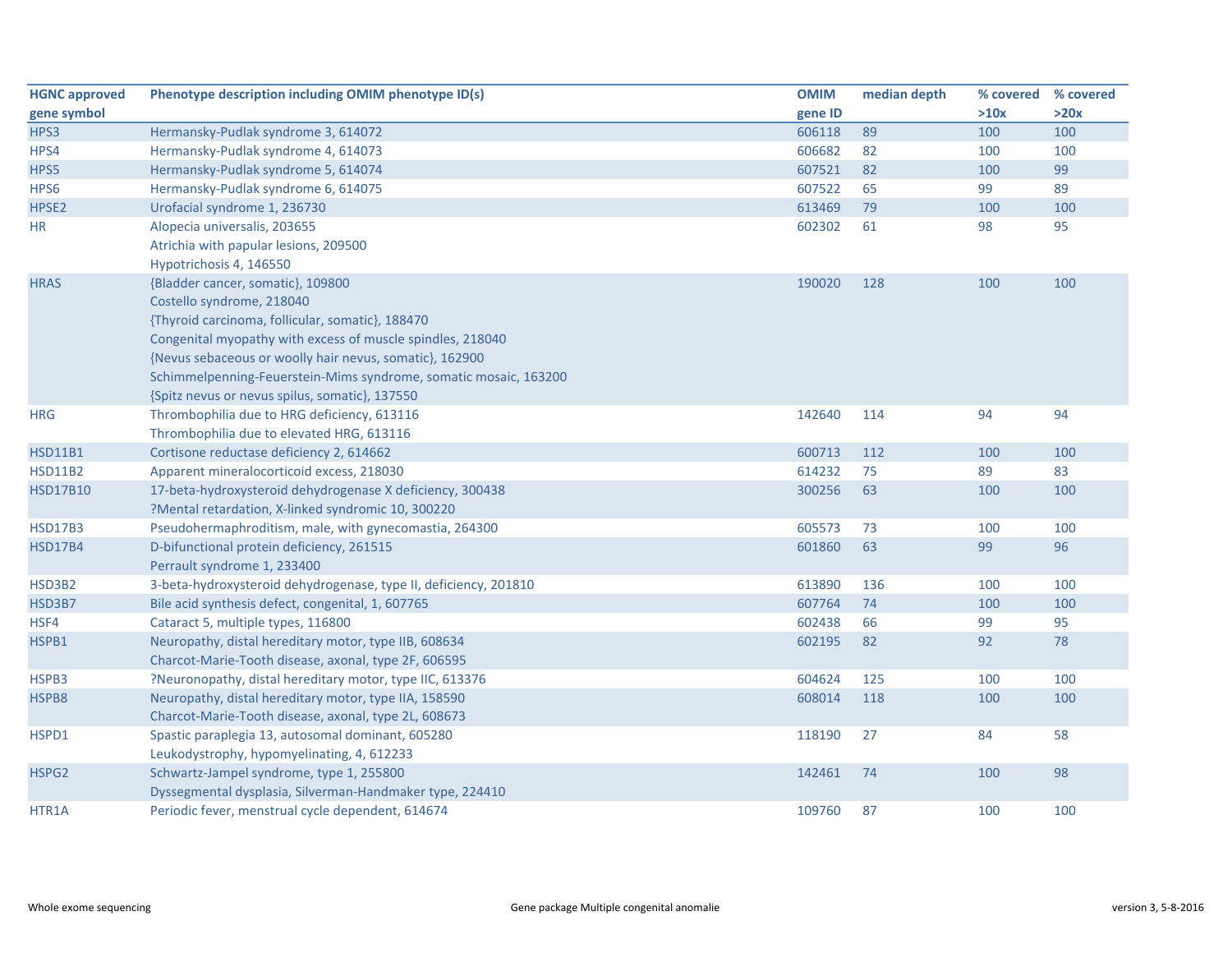| HGNC approved gene symbol | Phenotype description including OMIM phenotype ID(s) | OMIM gene ID | median depth | % covered >10x | % covered >20x |
|---|---|---|---|---|---|
| HPS3 | Hermansky-Pudlak syndrome 3, 614072 | 606118 | 89 | 100 | 100 |
| HPS4 | Hermansky-Pudlak syndrome 4, 614073 | 606682 | 82 | 100 | 100 |
| HPS5 | Hermansky-Pudlak syndrome 5, 614074 | 607521 | 82 | 100 | 99 |
| HPS6 | Hermansky-Pudlak syndrome 6, 614075 | 607522 | 65 | 99 | 89 |
| HPSE2 | Urofacial syndrome 1, 236730 | 613469 | 79 | 100 | 100 |
| HR | Alopecia universalis, 203655<br>Atrichia with papular lesions, 209500<br>Hypotrichosis 4, 146550 | 602302 | 61 | 98 | 95 |
| HRAS | {Bladder cancer, somatic}, 109800<br>Costello syndrome, 218040<br>{Thyroid carcinoma, follicular, somatic}, 188470<br>Congenital myopathy with excess of muscle spindles, 218040<br>{Nevus sebaceous or woolly hair nevus, somatic}, 162900<br>Schimmelpenning-Feuerstein-Mims syndrome, somatic mosaic, 163200<br>{Spitz nevus or nevus spilus, somatic}, 137550 | 190020 | 128 | 100 | 100 |
| HRG | Thrombophilia due to HRG deficiency, 613116<br>Thrombophilia due to elevated HRG, 613116 | 142640 | 114 | 94 | 94 |
| HSD11B1 | Cortisone reductase deficiency 2, 614662 | 600713 | 112 | 100 | 100 |
| HSD11B2 | Apparent mineralocorticoid excess, 218030 | 614232 | 75 | 89 | 83 |
| HSD17B10 | 17-beta-hydroxysteroid dehydrogenase X deficiency, 300438<br>?Mental retardation, X-linked syndromic 10, 300220 | 300256 | 63 | 100 | 100 |
| HSD17B3 | Pseudohermaphroditism, male, with gynecomastia, 264300 | 605573 | 73 | 100 | 100 |
| HSD17B4 | D-bifunctional protein deficiency, 261515<br>Perrault syndrome 1, 233400 | 601860 | 63 | 99 | 96 |
| HSD3B2 | 3-beta-hydroxysteroid dehydrogenase, type II, deficiency, 201810 | 613890 | 136 | 100 | 100 |
| HSD3B7 | Bile acid synthesis defect, congenital, 1, 607765 | 607764 | 74 | 100 | 100 |
| HSF4 | Cataract 5, multiple types, 116800 | 602438 | 66 | 99 | 95 |
| HSPB1 | Neuropathy, distal hereditary motor, type IIB, 608634<br>Charcot-Marie-Tooth disease, axonal, type 2F, 606595 | 602195 | 82 | 92 | 78 |
| HSPB3 | ?Neuronopathy, distal hereditary motor, type IIC, 613376 | 604624 | 125 | 100 | 100 |
| HSPB8 | Neuropathy, distal hereditary motor, type IIA, 158590<br>Charcot-Marie-Tooth disease, axonal, type 2L, 608673 | 608014 | 118 | 100 | 100 |
| HSPD1 | Spastic paraplegia 13, autosomal dominant, 605280<br>Leukodystrophy, hypomyelinating, 4, 612233 | 118190 | 27 | 84 | 58 |
| HSPG2 | Schwartz-Jampel syndrome, type 1, 255800<br>Dyssegmental dysplasia, Silverman-Handmaker type, 224410 | 142461 | 74 | 100 | 98 |
| HTR1A | Periodic fever, menstrual cycle dependent, 614674 | 109760 | 87 | 100 | 100 |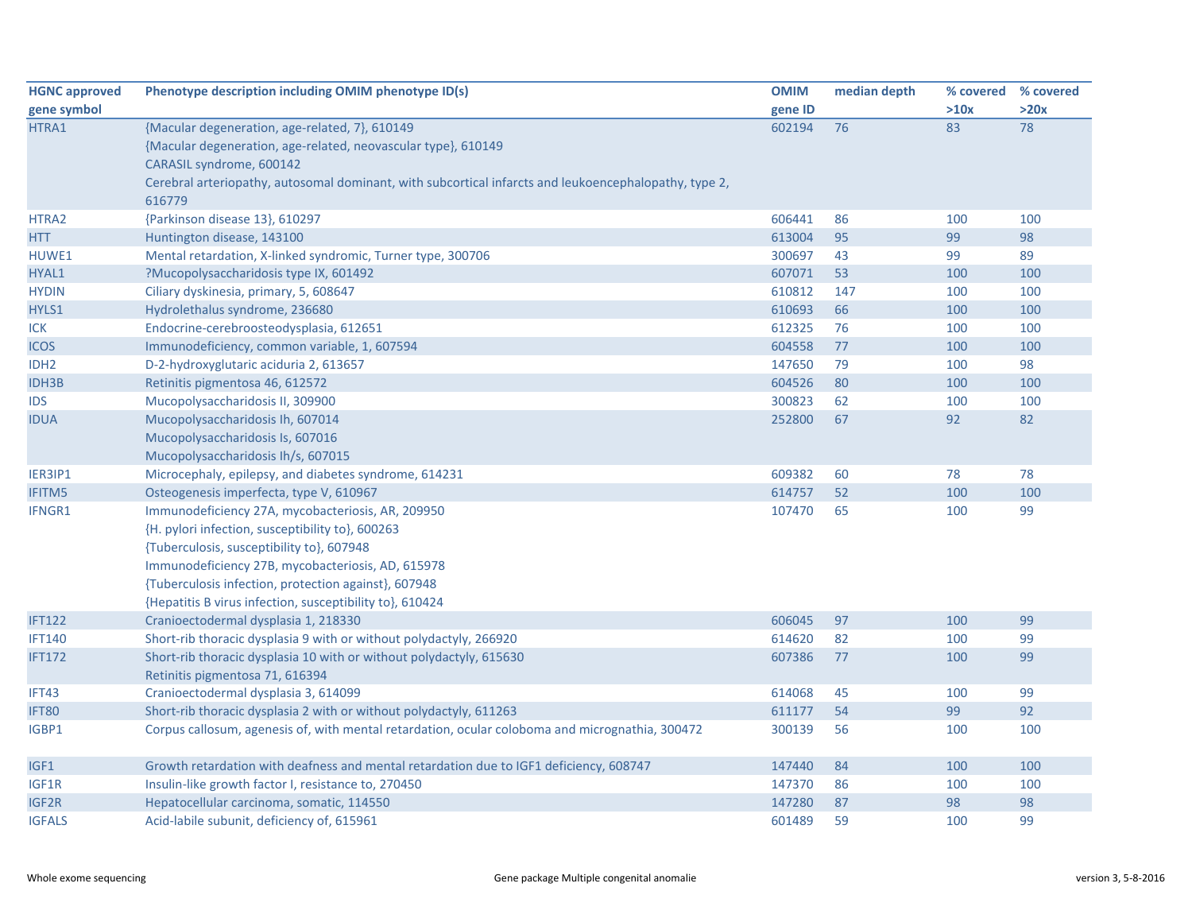| HGNC approved gene symbol | Phenotype description including OMIM phenotype ID(s) | OMIM gene ID | median depth | % covered >10x | % covered >20x |
|---|---|---|---|---|---|
| HTRA1 | {Macular degeneration, age-related, 7}, 610149<br>{Macular degeneration, age-related, neovascular type}, 610149<br>CARASIL syndrome, 600142<br>Cerebral arteriopathy, autosomal dominant, with subcortical infarcts and leukoencephalopathy, type 2, 616779 | 602194 | 76 | 83 | 78 |
| HTRA2 | {Parkinson disease 13}, 610297 | 606441 | 86 | 100 | 100 |
| HTT | Huntington disease, 143100 | 613004 | 95 | 99 | 98 |
| HUWE1 | Mental retardation, X-linked syndromic, Turner type, 300706 | 300697 | 43 | 99 | 89 |
| HYAL1 | ?Mucopolysaccharidosis type IX, 601492 | 607071 | 53 | 100 | 100 |
| HYDIN | Ciliary dyskinesia, primary, 5, 608647 | 610812 | 147 | 100 | 100 |
| HYLS1 | Hydrolethalus syndrome, 236680 | 610693 | 66 | 100 | 100 |
| ICK | Endocrine-cerebroosteodysplasia, 612651 | 612325 | 76 | 100 | 100 |
| ICOS | Immunodeficiency, common variable, 1, 607594 | 604558 | 77 | 100 | 100 |
| IDH2 | D-2-hydroxyglutaric aciduria 2, 613657 | 147650 | 79 | 100 | 98 |
| IDH3B | Retinitis pigmentosa 46, 612572 | 604526 | 80 | 100 | 100 |
| IDS | Mucopolysaccharidosis II, 309900 | 300823 | 62 | 100 | 100 |
| IDUA | Mucopolysaccharidosis Ih, 607014<br>Mucopolysaccharidosis Is, 607016<br>Mucopolysaccharidosis Ih/s, 607015 | 252800 | 67 | 92 | 82 |
| IER3IP1 | Microcephaly, epilepsy, and diabetes syndrome, 614231 | 609382 | 60 | 78 | 78 |
| IFITM5 | Osteogenesis imperfecta, type V, 610967 | 614757 | 52 | 100 | 100 |
| IFNGR1 | Immunodeficiency 27A, mycobacteriosis, AR, 209950<br>{H. pylori infection, susceptibility to}, 600263<br>{Tuberculosis, susceptibility to}, 607948<br>Immunodeficiency 27B, mycobacteriosis, AD, 615978<br>{Tuberculosis infection, protection against}, 607948<br>{Hepatitis B virus infection, susceptibility to}, 610424 | 107470 | 65 | 100 | 99 |
| IFT122 | Cranioectodermal dysplasia 1, 218330 | 606045 | 97 | 100 | 99 |
| IFT140 | Short-rib thoracic dysplasia 9 with or without polydactyly, 266920 | 614620 | 82 | 100 | 99 |
| IFT172 | Short-rib thoracic dysplasia 10 with or without polydactyly, 615630<br>Retinitis pigmentosa 71, 616394 | 607386 | 77 | 100 | 99 |
| IFT43 | Cranioectodermal dysplasia 3, 614099 | 614068 | 45 | 100 | 99 |
| IFT80 | Short-rib thoracic dysplasia 2 with or without polydactyly, 611263 | 611177 | 54 | 99 | 92 |
| IGBP1 | Corpus callosum, agenesis of, with mental retardation, ocular coloboma and micrognathia, 300472 | 300139 | 56 | 100 | 100 |
| IGF1 | Growth retardation with deafness and mental retardation due to IGF1 deficiency, 608747 | 147440 | 84 | 100 | 100 |
| IGF1R | Insulin-like growth factor I, resistance to, 270450 | 147370 | 86 | 100 | 100 |
| IGF2R | Hepatocellular carcinoma, somatic, 114550 | 147280 | 87 | 98 | 98 |
| IGFALS | Acid-labile subunit, deficiency of, 615961 | 601489 | 59 | 100 | 99 |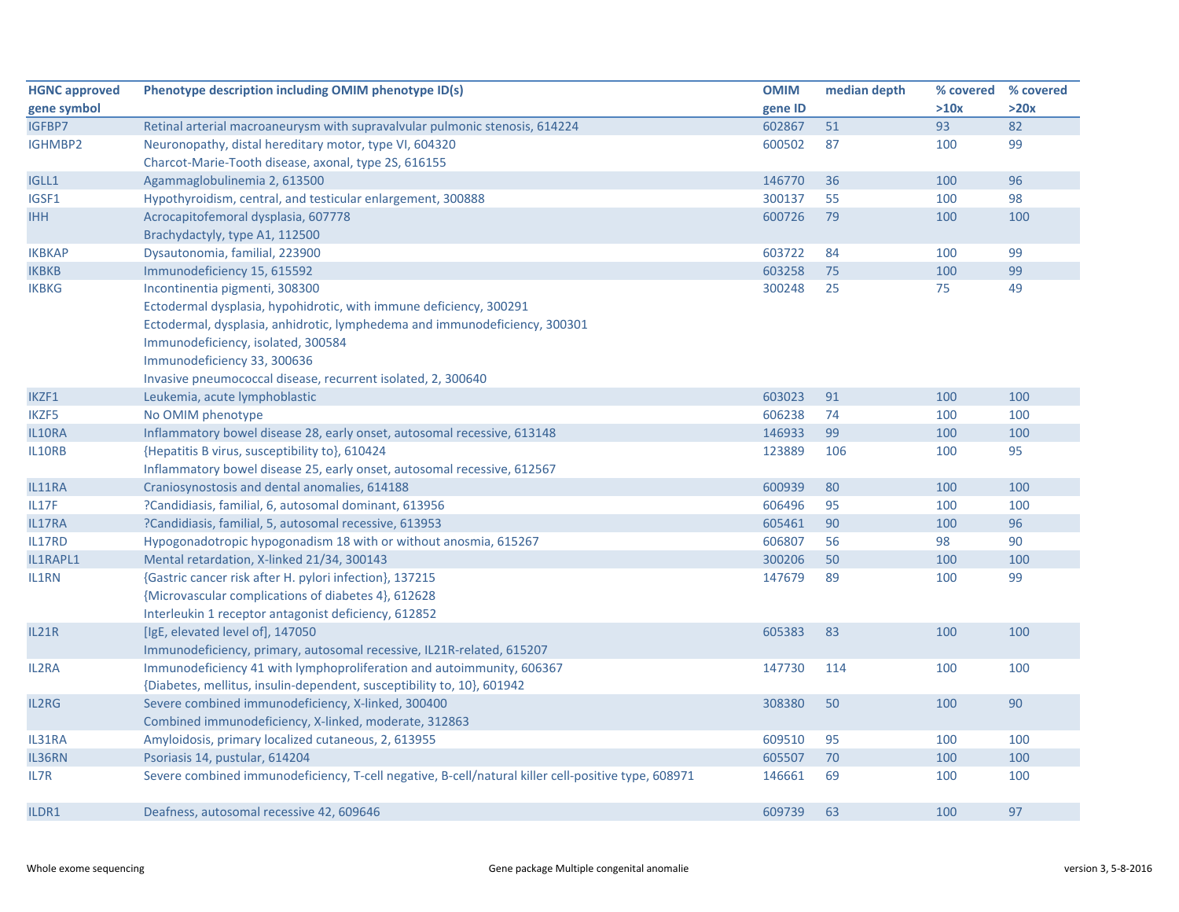| HGNC approved gene symbol | Phenotype description including OMIM phenotype ID(s) | OMIM gene ID | median depth | % covered >10x | % covered >20x |
|---|---|---|---|---|---|
| IGFBP7 | Retinal arterial macroaneurysm with supravalvular pulmonic stenosis, 614224 | 602867 | 51 | 93 | 82 |
| IGHMBP2 | Neuronopathy, distal hereditary motor, type VI, 604320<br>Charcot-Marie-Tooth disease, axonal, type 2S, 616155 | 600502 | 87 | 100 | 99 |
| IGLL1 | Agammaglobulinemia 2, 613500 | 146770 | 36 | 100 | 96 |
| IGSF1 | Hypothyroidism, central, and testicular enlargement, 300888 | 300137 | 55 | 100 | 98 |
| IHH | Acrocapitofemoral dysplasia, 607778<br>Brachydactyly, type A1, 112500 | 600726 | 79 | 100 | 100 |
| IKBKAP | Dysautonomia, familial, 223900 | 603722 | 84 | 100 | 99 |
| IKBKB | Immunodeficiency 15, 615592 | 603258 | 75 | 100 | 99 |
| IKBKG | Incontinentia pigmenti, 308300<br>Ectodermal dysplasia, hypohidrotic, with immune deficiency, 300291<br>Ectodermal, dysplasia, anhidrotic, lymphedema and immunodeficiency, 300301<br>Immunodeficiency, isolated, 300584<br>Immunodeficiency 33, 300636<br>Invasive pneumococcal disease, recurrent isolated, 2, 300640 | 300248 | 25 | 75 | 49 |
| IKZF1 | Leukemia, acute lymphoblastic | 603023 | 91 | 100 | 100 |
| IKZF5 | No OMIM phenotype | 606238 | 74 | 100 | 100 |
| IL10RA | Inflammatory bowel disease 28, early onset, autosomal recessive, 613148 | 146933 | 99 | 100 | 100 |
| IL10RB | {Hepatitis B virus, susceptibility to}, 610424<br>Inflammatory bowel disease 25, early onset, autosomal recessive, 612567 | 123889 | 106 | 100 | 95 |
| IL11RA | Craniosynostosis and dental anomalies, 614188 | 600939 | 80 | 100 | 100 |
| IL17F | ?Candidiasis, familial, 6, autosomal dominant, 613956 | 606496 | 95 | 100 | 100 |
| IL17RA | ?Candidiasis, familial, 5, autosomal recessive, 613953 | 605461 | 90 | 100 | 96 |
| IL17RD | Hypogonadotropic hypogonadism 18 with or without anosmia, 615267 | 606807 | 56 | 98 | 90 |
| IL1RAPL1 | Mental retardation, X-linked 21/34, 300143 | 300206 | 50 | 100 | 100 |
| IL1RN | {Gastric cancer risk after H. pylori infection}, 137215<br>{Microvascular complications of diabetes 4}, 612628<br>Interleukin 1 receptor antagonist deficiency, 612852 | 147679 | 89 | 100 | 99 |
| IL21R | [IgE, elevated level of], 147050<br>Immunodeficiency, primary, autosomal recessive, IL21R-related, 615207 | 605383 | 83 | 100 | 100 |
| IL2RA | Immunodeficiency 41 with lymphoproliferation and autoimmunity, 606367<br>{Diabetes, mellitus, insulin-dependent, susceptibility to, 10}, 601942 | 147730 | 114 | 100 | 100 |
| IL2RG | Severe combined immunodeficiency, X-linked, 300400<br>Combined immunodeficiency, X-linked, moderate, 312863 | 308380 | 50 | 100 | 90 |
| IL31RA | Amyloidosis, primary localized cutaneous, 2, 613955 | 609510 | 95 | 100 | 100 |
| IL36RN | Psoriasis 14, pustular, 614204 | 605507 | 70 | 100 | 100 |
| IL7R | Severe combined immunodeficiency, T-cell negative, B-cell/natural killer cell-positive type, 608971 | 146661 | 69 | 100 | 100 |
| ILDR1 | Deafness, autosomal recessive 42, 609646 | 609739 | 63 | 100 | 97 |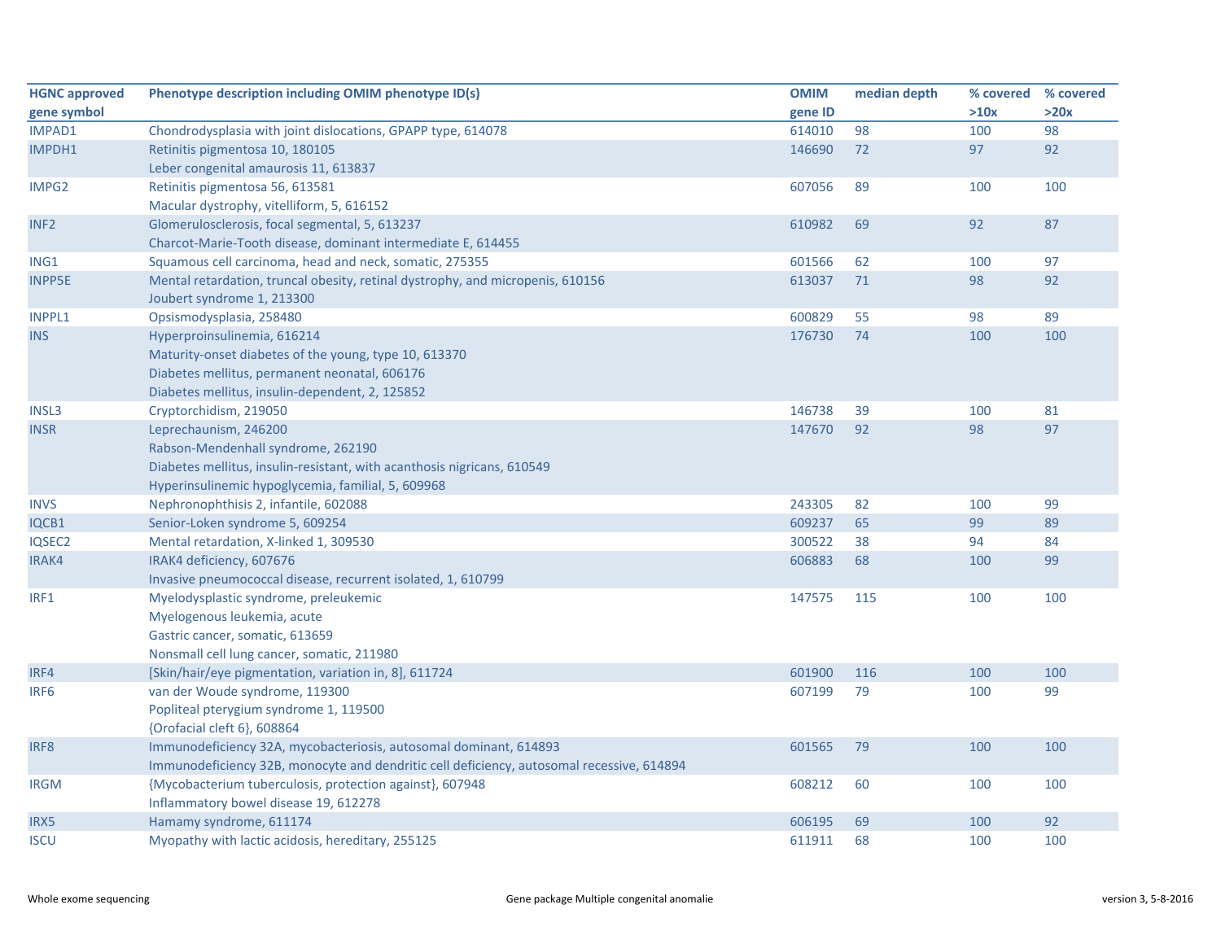| HGNC approved gene symbol | Phenotype description including OMIM phenotype ID(s) | OMIM gene ID | median depth | % covered >10x | % covered >20x |
|---|---|---|---|---|---|
| IMPAD1 | Chondrodysplasia with joint dislocations, GPAPP type, 614078 | 614010 | 98 | 100 | 98 |
| IMPDH1 | Retinitis pigmentosa 10, 180105<br>Leber congenital amaurosis 11, 613837 | 146690 | 72 | 97 | 92 |
| IMPG2 | Retinitis pigmentosa 56, 613581<br>Macular dystrophy, vitelliform, 5, 616152 | 607056 | 89 | 100 | 100 |
| INF2 | Glomerulosclerosis, focal segmental, 5, 613237<br>Charcot-Marie-Tooth disease, dominant intermediate E, 614455 | 610982 | 69 | 92 | 87 |
| ING1 | Squamous cell carcinoma, head and neck, somatic, 275355 | 601566 | 62 | 100 | 97 |
| INPP5E | Mental retardation, truncal obesity, retinal dystrophy, and micropenis, 610156<br>Joubert syndrome 1, 213300 | 613037 | 71 | 98 | 92 |
| INPPL1 | Opsismodysplasia, 258480 | 600829 | 55 | 98 | 89 |
| INS | Hyperproinsulinemia, 616214<br>Maturity-onset diabetes of the young, type 10, 613370<br>Diabetes mellitus, permanent neonatal, 606176<br>Diabetes mellitus, insulin-dependent, 2, 125852 | 176730 | 74 | 100 | 100 |
| INSL3 | Cryptorchidism, 219050 | 146738 | 39 | 100 | 81 |
| INSR | Leprechaunism, 246200<br>Rabson-Mendenhall syndrome, 262190<br>Diabetes mellitus, insulin-resistant, with acanthosis nigricans, 610549<br>Hyperinsulinemic hypoglycemia, familial, 5, 609968 | 147670 | 92 | 98 | 97 |
| INVS | Nephronophthisis 2, infantile, 602088 | 243305 | 82 | 100 | 99 |
| IQCB1 | Senior-Loken syndrome 5, 609254 | 609237 | 65 | 99 | 89 |
| IQSEC2 | Mental retardation, X-linked 1, 309530 | 300522 | 38 | 94 | 84 |
| IRAK4 | IRAK4 deficiency, 607676<br>Invasive pneumococcal disease, recurrent isolated, 1, 610799 | 606883 | 68 | 100 | 99 |
| IRF1 | Myelodysplastic syndrome, preleukemic<br>Myelogenous leukemia, acute<br>Gastric cancer, somatic, 613659<br>Nonsmall cell lung cancer, somatic, 211980 | 147575 | 115 | 100 | 100 |
| IRF4 | [Skin/hair/eye pigmentation, variation in, 8], 611724 | 601900 | 116 | 100 | 100 |
| IRF6 | van der Woude syndrome, 119300<br>Popliteal pterygium syndrome 1, 119500<br>{Orofacial cleft 6}, 608864 | 607199 | 79 | 100 | 99 |
| IRF8 | Immunodeficiency 32A, mycobacteriosis, autosomal dominant, 614893<br>Immunodeficiency 32B, monocyte and dendritic cell deficiency, autosomal recessive, 614894 | 601565 | 79 | 100 | 100 |
| IRGM | {Mycobacterium tuberculosis, protection against}, 607948<br>Inflammatory bowel disease 19, 612278 | 608212 | 60 | 100 | 100 |
| IRX5 | Hamamy syndrome, 611174 | 606195 | 69 | 100 | 92 |
| ISCU | Myopathy with lactic acidosis, hereditary, 255125 | 611911 | 68 | 100 | 100 |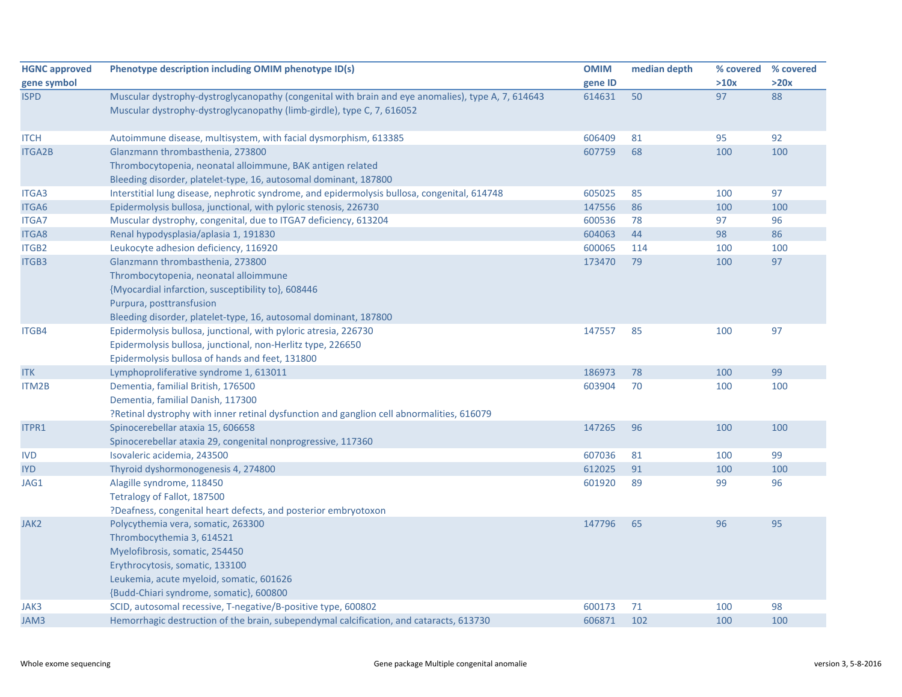| HGNC approved gene symbol | Phenotype description including OMIM phenotype ID(s) | OMIM gene ID | median depth | % covered >10x | % covered >20x |
|---|---|---|---|---|---|
| ISPD | Muscular dystrophy-dystroglycanopathy (congenital with brain and eye anomalies), type A, 7, 614643<br>Muscular dystrophy-dystroglycanopathy (limb-girdle), type C, 7, 616052 | 614631 | 50 | 97 | 88 |
| ITCH | Autoimmune disease, multisystem, with facial dysmorphism, 613385 | 606409 | 81 | 95 | 92 |
| ITGA2B | Glanzmann thrombasthenia, 273800<br>Thrombocytopenia, neonatal alloimmune, BAK antigen related<br>Bleeding disorder, platelet-type, 16, autosomal dominant, 187800 | 607759 | 68 | 100 | 100 |
| ITGA3 | Interstitial lung disease, nephrotic syndrome, and epidermolysis bullosa, congenital, 614748 | 605025 | 85 | 100 | 97 |
| ITGA6 | Epidermolysis bullosa, junctional, with pyloric stenosis, 226730 | 147556 | 86 | 100 | 100 |
| ITGA7 | Muscular dystrophy, congenital, due to ITGA7 deficiency, 613204 | 600536 | 78 | 97 | 96 |
| ITGA8 | Renal hypodysplasia/aplasia 1, 191830 | 604063 | 44 | 98 | 86 |
| ITGB2 | Leukocyte adhesion deficiency, 116920 | 600065 | 114 | 100 | 100 |
| ITGB3 | Glanzmann thrombasthenia, 273800<br>Thrombocytopenia, neonatal alloimmune<br>{Myocardial infarction, susceptibility to}, 608446<br>Purpura, posttransfusion<br>Bleeding disorder, platelet-type, 16, autosomal dominant, 187800 | 173470 | 79 | 100 | 97 |
| ITGB4 | Epidermolysis bullosa, junctional, with pyloric atresia, 226730<br>Epidermolysis bullosa, junctional, non-Herlitz type, 226650<br>Epidermolysis bullosa of hands and feet, 131800 | 147557 | 85 | 100 | 97 |
| ITK | Lymphoproliferative syndrome 1, 613011 | 186973 | 78 | 100 | 99 |
| ITM2B | Dementia, familial British, 176500<br>Dementia, familial Danish, 117300<br>?Retinal dystrophy with inner retinal dysfunction and ganglion cell abnormalities, 616079 | 603904 | 70 | 100 | 100 |
| ITPR1 | Spinocerebellar ataxia 15, 606658<br>Spinocerebellar ataxia 29, congenital nonprogressive, 117360 | 147265 | 96 | 100 | 100 |
| IVD | Isovaleric acidemia, 243500 | 607036 | 81 | 100 | 99 |
| IYD | Thyroid dyshormonogenesis 4, 274800 | 612025 | 91 | 100 | 100 |
| JAG1 | Alagille syndrome, 118450<br>Tetralogy of Fallot, 187500<br>?Deafness, congenital heart defects, and posterior embryotoxon | 601920 | 89 | 99 | 96 |
| JAK2 | Polycythemia vera, somatic, 263300<br>Thrombocythemia 3, 614521<br>Myelofibrosis, somatic, 254450<br>Erythrocytosis, somatic, 133100<br>Leukemia, acute myeloid, somatic, 601626<br>{Budd-Chiari syndrome, somatic}, 600800 | 147796 | 65 | 96 | 95 |
| JAK3 | SCID, autosomal recessive, T-negative/B-positive type, 600802 | 600173 | 71 | 100 | 98 |
| JAM3 | Hemorrhagic destruction of the brain, subependymal calcification, and cataracts, 613730 | 606871 | 102 | 100 | 100 |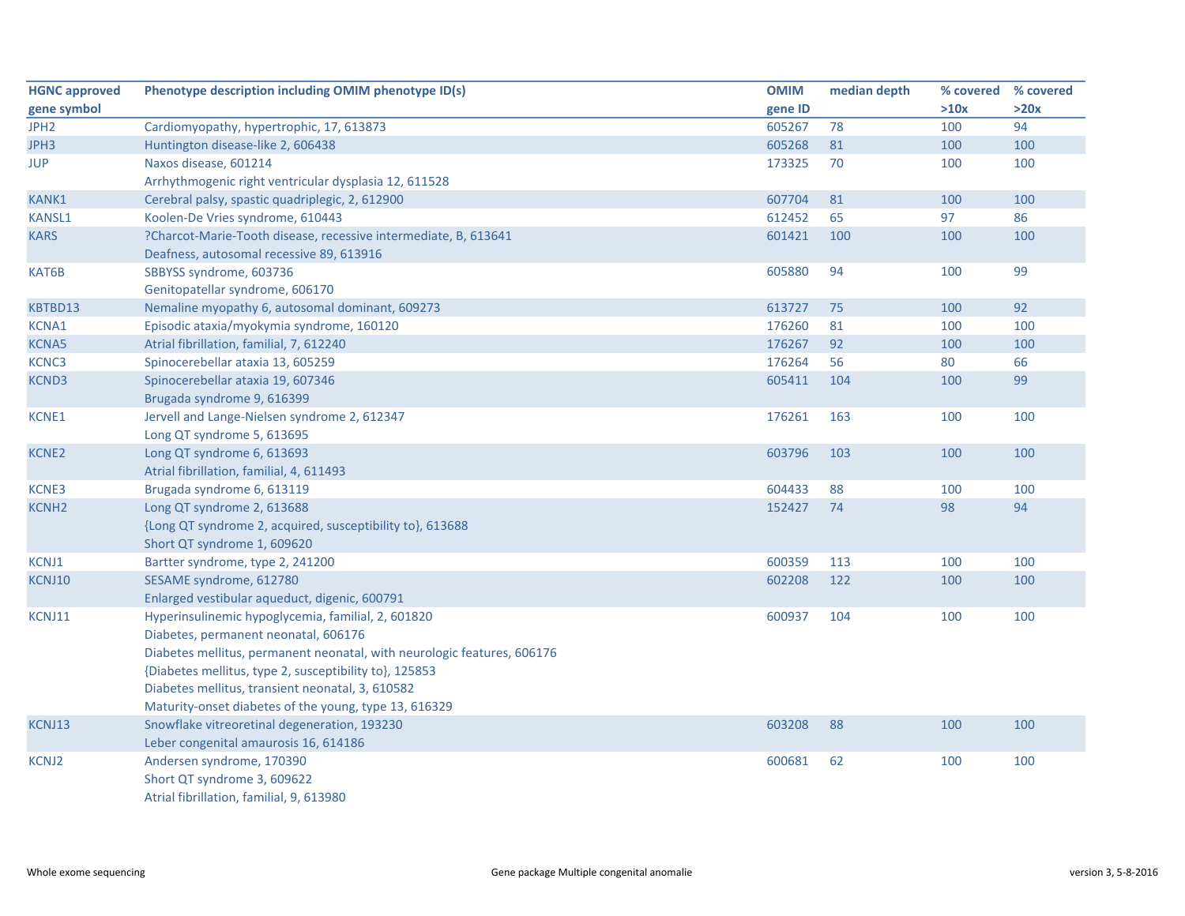| HGNC approved gene symbol | Phenotype description including OMIM phenotype ID(s) | OMIM gene ID | median depth | % covered >10x | % covered >20x |
|---|---|---|---|---|---|
| JPH2 | Cardiomyopathy, hypertrophic, 17, 613873 | 605267 | 78 | 100 | 94 |
| JPH3 | Huntington disease-like 2, 606438 | 605268 | 81 | 100 | 100 |
| JUP | Naxos disease, 601214<br>Arrhythmogenic right ventricular dysplasia 12, 611528 | 173325 | 70 | 100 | 100 |
| KANK1 | Cerebral palsy, spastic quadriplegic, 2, 612900 | 607704 | 81 | 100 | 100 |
| KANSL1 | Koolen-De Vries syndrome, 610443 | 612452 | 65 | 97 | 86 |
| KARS | ?Charcot-Marie-Tooth disease, recessive intermediate, B, 613641<br>Deafness, autosomal recessive 89, 613916 | 601421 | 100 | 100 | 100 |
| KAT6B | SBBYSS syndrome, 603736<br>Genitopatellar syndrome, 606170 | 605880 | 94 | 100 | 99 |
| KBTBD13 | Nemaline myopathy 6, autosomal dominant, 609273 | 613727 | 75 | 100 | 92 |
| KCNA1 | Episodic ataxia/myokymia syndrome, 160120 | 176260 | 81 | 100 | 100 |
| KCNA5 | Atrial fibrillation, familial, 7, 612240 | 176267 | 92 | 100 | 100 |
| KCNC3 | Spinocerebellar ataxia 13, 605259 | 176264 | 56 | 80 | 66 |
| KCND3 | Spinocerebellar ataxia 19, 607346<br>Brugada syndrome 9, 616399 | 605411 | 104 | 100 | 99 |
| KCNE1 | Jervell and Lange-Nielsen syndrome 2, 612347<br>Long QT syndrome 5, 613695 | 176261 | 163 | 100 | 100 |
| KCNE2 | Long QT syndrome 6, 613693<br>Atrial fibrillation, familial, 4, 611493 | 603796 | 103 | 100 | 100 |
| KCNE3 | Brugada syndrome 6, 613119 | 604433 | 88 | 100 | 100 |
| KCNH2 | Long QT syndrome 2, 613688<br>{Long QT syndrome 2, acquired, susceptibility to}, 613688<br>Short QT syndrome 1, 609620 | 152427 | 74 | 98 | 94 |
| KCNJ1 | Bartter syndrome, type 2, 241200 | 600359 | 113 | 100 | 100 |
| KCNJ10 | SESAME syndrome, 612780<br>Enlarged vestibular aqueduct, digenic, 600791 | 602208 | 122 | 100 | 100 |
| KCNJ11 | Hyperinsulinemic hypoglycemia, familial, 2, 601820<br>Diabetes, permanent neonatal, 606176<br>Diabetes mellitus, permanent neonatal, with neurologic features, 606176<br>{Diabetes mellitus, type 2, susceptibility to}, 125853<br>Diabetes mellitus, transient neonatal, 3, 610582<br>Maturity-onset diabetes of the young, type 13, 616329 | 600937 | 104 | 100 | 100 |
| KCNJ13 | Snowflake vitreoretinal degeneration, 193230<br>Leber congenital amaurosis 16, 614186 | 603208 | 88 | 100 | 100 |
| KCNJ2 | Andersen syndrome, 170390<br>Short QT syndrome 3, 609622<br>Atrial fibrillation, familial, 9, 613980 | 600681 | 62 | 100 | 100 |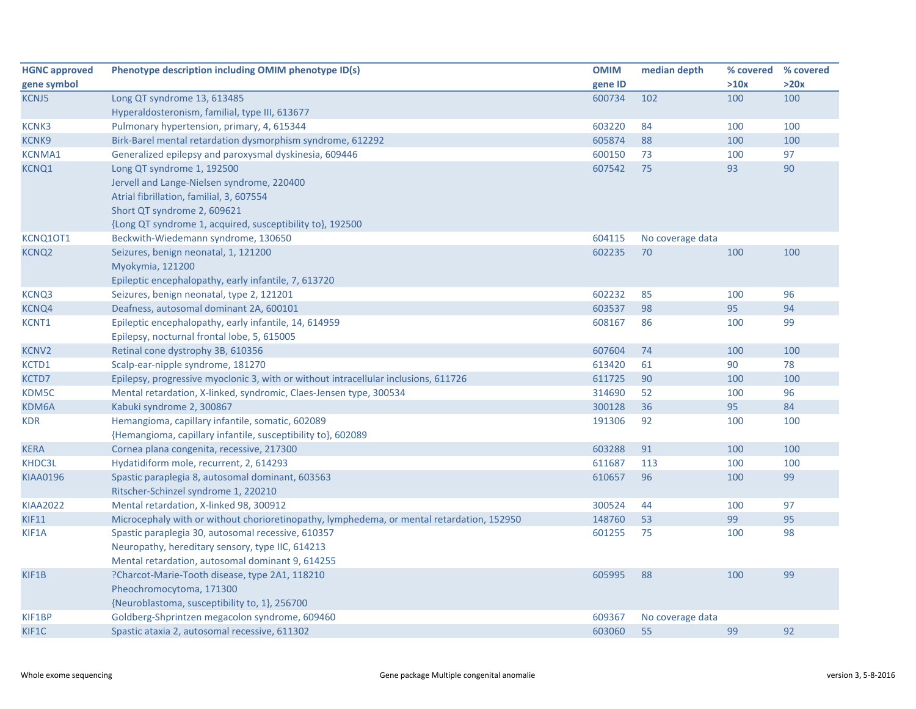| HGNC approved gene symbol | Phenotype description including OMIM phenotype ID(s) | OMIM gene ID | median depth | % covered >10x | % covered >20x |
|---|---|---|---|---|---|
| KCNJ5 | Long QT syndrome 13, 613485<br>Hyperaldosteronism, familial, type III, 613677 | 600734 | 102 | 100 | 100 |
| KCNK3 | Pulmonary hypertension, primary, 4, 615344 | 603220 | 84 | 100 | 100 |
| KCNK9 | Birk-Barel mental retardation dysmorphism syndrome, 612292 | 605874 | 88 | 100 | 100 |
| KCNMA1 | Generalized epilepsy and paroxysmal dyskinesia, 609446 | 600150 | 73 | 100 | 97 |
| KCNQ1 | Long QT syndrome 1, 192500<br>Jervell and Lange-Nielsen syndrome, 220400<br>Atrial fibrillation, familial, 3, 607554<br>Short QT syndrome 2, 609621<br>{Long QT syndrome 1, acquired, susceptibility to}, 192500 | 607542 | 75 | 93 | 90 |
| KCNQ1OT1 | Beckwith-Wiedemann syndrome, 130650 | 604115 | No coverage data | | |
| KCNQ2 | Seizures, benign neonatal, 1, 121200<br>Myokymia, 121200<br>Epileptic encephalopathy, early infantile, 7, 613720 | 602235 | 70 | 100 | 100 |
| KCNQ3 | Seizures, benign neonatal, type 2, 121201 | 602232 | 85 | 100 | 96 |
| KCNQ4 | Deafness, autosomal dominant 2A, 600101 | 603537 | 98 | 95 | 94 |
| KCNT1 | Epileptic encephalopathy, early infantile, 14, 614959<br>Epilepsy, nocturnal frontal lobe, 5, 615005 | 608167 | 86 | 100 | 99 |
| KCNV2 | Retinal cone dystrophy 3B, 610356 | 607604 | 74 | 100 | 100 |
| KCTD1 | Scalp-ear-nipple syndrome, 181270 | 613420 | 61 | 90 | 78 |
| KCTD7 | Epilepsy, progressive myoclonic 3, with or without intracellular inclusions, 611726 | 611725 | 90 | 100 | 100 |
| KDM5C | Mental retardation, X-linked, syndromic, Claes-Jensen type, 300534 | 314690 | 52 | 100 | 96 |
| KDM6A | Kabuki syndrome 2, 300867 | 300128 | 36 | 95 | 84 |
| KDR | Hemangioma, capillary infantile, somatic, 602089<br>{Hemangioma, capillary infantile, susceptibility to}, 602089 | 191306 | 92 | 100 | 100 |
| KERA | Cornea plana congenita, recessive, 217300 | 603288 | 91 | 100 | 100 |
| KHDC3L | Hydatidiform mole, recurrent, 2, 614293 | 611687 | 113 | 100 | 100 |
| KIAA0196 | Spastic paraplegia 8, autosomal dominant, 603563<br>Ritscher-Schinzel syndrome 1, 220210 | 610657 | 96 | 100 | 99 |
| KIAA2022 | Mental retardation, X-linked 98, 300912 | 300524 | 44 | 100 | 97 |
| KIF11 | Microcephaly with or without chorioretinopathy, lymphedema, or mental retardation, 152950 | 148760 | 53 | 99 | 95 |
| KIF1A | Spastic paraplegia 30, autosomal recessive, 610357<br>Neuropathy, hereditary sensory, type IIC, 614213<br>Mental retardation, autosomal dominant 9, 614255 | 601255 | 75 | 100 | 98 |
| KIF1B | ?Charcot-Marie-Tooth disease, type 2A1, 118210<br>Pheochromocytoma, 171300<br>{Neuroblastoma, susceptibility to, 1}, 256700 | 605995 | 88 | 100 | 99 |
| KIF1BP | Goldberg-Shprintzen megacolon syndrome, 609460 | 609367 | No coverage data | | |
| KIF1C | Spastic ataxia 2, autosomal recessive, 611302 | 603060 | 55 | 99 | 92 |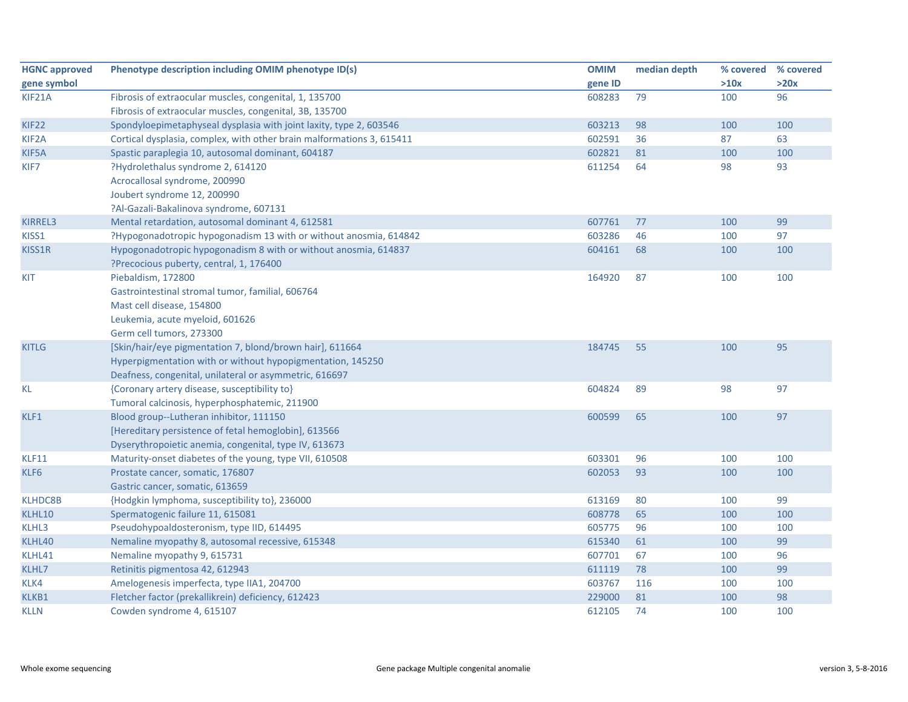| HGNC approved gene symbol | Phenotype description including OMIM phenotype ID(s) | OMIM gene ID | median depth | % covered >10x | % covered >20x |
|---|---|---|---|---|---|
| KIF21A | Fibrosis of extraocular muscles, congenital, 1, 135700<br>Fibrosis of extraocular muscles, congenital, 3B, 135700 | 608283 | 79 | 100 | 96 |
| KIF22 | Spondyloepimetaphyseal dysplasia with joint laxity, type 2, 603546 | 603213 | 98 | 100 | 100 |
| KIF2A | Cortical dysplasia, complex, with other brain malformations 3, 615411 | 602591 | 36 | 87 | 63 |
| KIF5A | Spastic paraplegia 10, autosomal dominant, 604187 | 602821 | 81 | 100 | 100 |
| KIF7 | ?Hydrolethalus syndrome 2, 614120<br>Acrocallosal syndrome, 200990<br>Joubert syndrome 12, 200990<br>?Al-Gazali-Bakalinova syndrome, 607131 | 611254 | 64 | 98 | 93 |
| KIRREL3 | Mental retardation, autosomal dominant 4, 612581 | 607761 | 77 | 100 | 99 |
| KISS1 | ?Hypogonadotropic hypogonadism 13 with or without anosmia, 614842 | 603286 | 46 | 100 | 97 |
| KISS1R | Hypogonadotropic hypogonadism 8 with or without anosmia, 614837<br>?Precocious puberty, central, 1, 176400 | 604161 | 68 | 100 | 100 |
| KIT | Piebaldism, 172800<br>Gastrointestinal stromal tumor, familial, 606764<br>Mast cell disease, 154800<br>Leukemia, acute myeloid, 601626<br>Germ cell tumors, 273300 | 164920 | 87 | 100 | 100 |
| KITLG | [Skin/hair/eye pigmentation 7, blond/brown hair], 611664<br>Hyperpigmentation with or without hypopigmentation, 145250<br>Deafness, congenital, unilateral or asymmetric, 616697 | 184745 | 55 | 100 | 95 |
| KL | {Coronary artery disease, susceptibility to}<br>Tumoral calcinosis, hyperphosphatemic, 211900 | 604824 | 89 | 98 | 97 |
| KLF1 | Blood group--Lutheran inhibitor, 111150<br>[Hereditary persistence of fetal hemoglobin], 613566<br>Dyserythropoietic anemia, congenital, type IV, 613673 | 600599 | 65 | 100 | 97 |
| KLF11 | Maturity-onset diabetes of the young, type VII, 610508 | 603301 | 96 | 100 | 100 |
| KLF6 | Prostate cancer, somatic, 176807<br>Gastric cancer, somatic, 613659 | 602053 | 93 | 100 | 100 |
| KLHDC8B | {Hodgkin lymphoma, susceptibility to}, 236000 | 613169 | 80 | 100 | 99 |
| KLHL10 | Spermatogenic failure 11, 615081 | 608778 | 65 | 100 | 100 |
| KLHL3 | Pseudohypoaldosteronism, type IID, 614495 | 605775 | 96 | 100 | 100 |
| KLHL40 | Nemaline myopathy 8, autosomal recessive, 615348 | 615340 | 61 | 100 | 99 |
| KLHL41 | Nemaline myopathy 9, 615731 | 607701 | 67 | 100 | 96 |
| KLHL7 | Retinitis pigmentosa 42, 612943 | 611119 | 78 | 100 | 99 |
| KLK4 | Amelogenesis imperfecta, type IIA1, 204700 | 603767 | 116 | 100 | 100 |
| KLKB1 | Fletcher factor (prekallikrein) deficiency, 612423 | 229000 | 81 | 100 | 98 |
| KLLN | Cowden syndrome 4, 615107 | 612105 | 74 | 100 | 100 |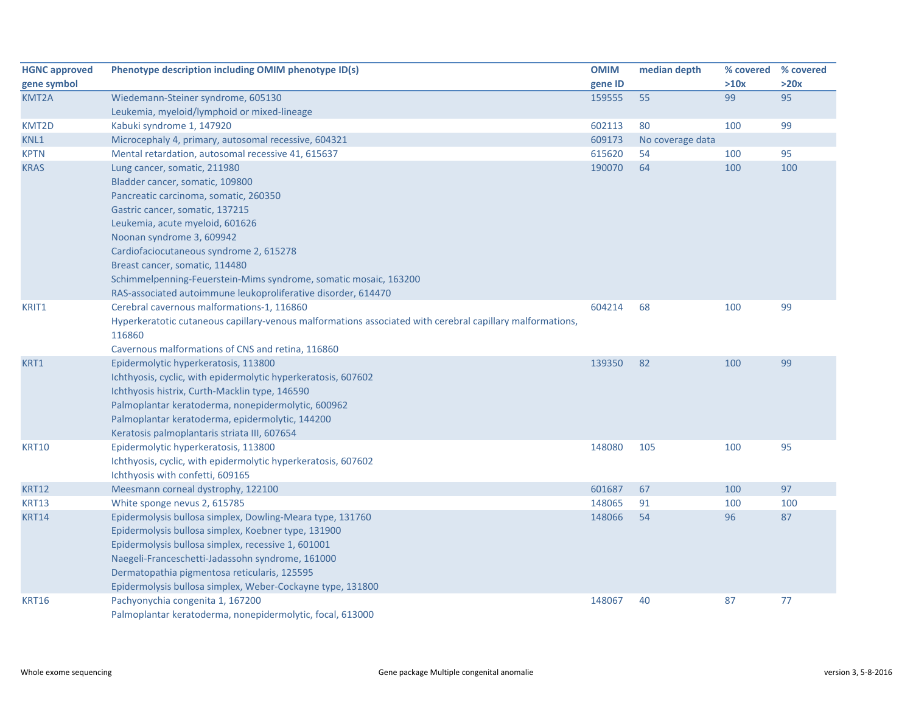| HGNC approved gene symbol | Phenotype description including OMIM phenotype ID(s) | OMIM gene ID | median depth | % covered >10x | % covered >20x |
|---|---|---|---|---|---|
| KMT2A | Wiedemann-Steiner syndrome, 605130<br>Leukemia, myeloid/lymphoid or mixed-lineage | 159555 | 55 | 99 | 95 |
| KMT2D | Kabuki syndrome 1, 147920 | 602113 | 80 | 100 | 99 |
| KNL1 | Microcephaly 4, primary, autosomal recessive, 604321 | 609173 | No coverage data | | |
| KPTN | Mental retardation, autosomal recessive 41, 615637 | 615620 | 54 | 100 | 95 |
| KRAS | Lung cancer, somatic, 211980<br>Bladder cancer, somatic, 109800<br>Pancreatic carcinoma, somatic, 260350<br>Gastric cancer, somatic, 137215<br>Leukemia, acute myeloid, 601626<br>Noonan syndrome 3, 609942<br>Cardiofaciocutaneous syndrome 2, 615278<br>Breast cancer, somatic, 114480<br>Schimmelpenning-Feuerstein-Mims syndrome, somatic mosaic, 163200<br>RAS-associated autoimmune leukoproliferative disorder, 614470 | 190070 | 64 | 100 | 100 |
| KRIT1 | Cerebral cavernous malformations-1, 116860<br>Hyperkeratotic cutaneous capillary-venous malformations associated with cerebral capillary malformations, 116860<br>Cavernous malformations of CNS and retina, 116860 | 604214 | 68 | 100 | 99 |
| KRT1 | Epidermolytic hyperkeratosis, 113800<br>Ichthyosis, cyclic, with epidermolytic hyperkeratosis, 607602<br>Ichthyosis histrix, Curth-Macklin type, 146590<br>Palmoplantar keratoderma, nonepidermolytic, 600962<br>Palmoplantar keratoderma, epidermolytic, 144200<br>Keratosis palmoplantaris striata III, 607654 | 139350 | 82 | 100 | 99 |
| KRT10 | Epidermolytic hyperkeratosis, 113800<br>Ichthyosis, cyclic, with epidermolytic hyperkeratosis, 607602<br>Ichthyosis with confetti, 609165 | 148080 | 105 | 100 | 95 |
| KRT12 | Meesmann corneal dystrophy, 122100 | 601687 | 67 | 100 | 97 |
| KRT13 | White sponge nevus 2, 615785 | 148065 | 91 | 100 | 100 |
| KRT14 | Epidermolysis bullosa simplex, Dowling-Meara type, 131760<br>Epidermolysis bullosa simplex, Koebner type, 131900<br>Epidermolysis bullosa simplex, recessive 1, 601001<br>Naegeli-Franceschetti-Jadassohn syndrome, 161000<br>Dermatopathia pigmentosa reticularis, 125595<br>Epidermolysis bullosa simplex, Weber-Cockayne type, 131800 | 148066 | 54 | 96 | 87 |
| KRT16 | Pachyonychia congenita 1, 167200<br>Palmoplantar keratoderma, nonepidermolytic, focal, 613000 | 148067 | 40 | 87 | 77 |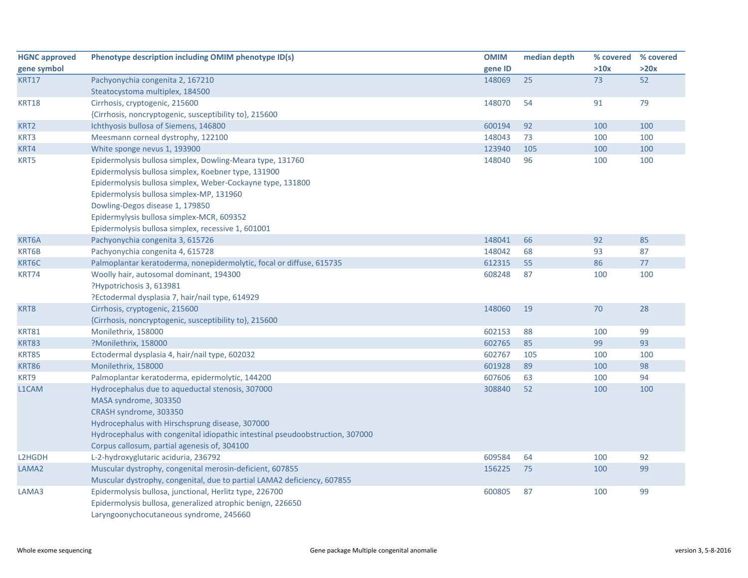| HGNC approved gene symbol | Phenotype description including OMIM phenotype ID(s) | OMIM gene ID | median depth | % covered >10x | % covered >20x |
|---|---|---|---|---|---|
| KRT17 | Pachyonychia congenita 2, 167210<br>Steatocystoma multiplex, 184500 | 148069 | 25 | 73 | 52 |
| KRT18 | Cirrhosis, cryptogenic, 215600<br>{Cirrhosis, noncryptogenic, susceptibility to}, 215600 | 148070 | 54 | 91 | 79 |
| KRT2 | Ichthyosis bullosa of Siemens, 146800 | 600194 | 92 | 100 | 100 |
| KRT3 | Meesmann corneal dystrophy, 122100 | 148043 | 73 | 100 | 100 |
| KRT4 | White sponge nevus 1, 193900 | 123940 | 105 | 100 | 100 |
| KRT5 | Epidermolysis bullosa simplex, Dowling-Meara type, 131760<br>Epidermolysis bullosa simplex, Koebner type, 131900<br>Epidermolysis bullosa simplex, Weber-Cockayne type, 131800<br>Epidermolysis bullosa simplex-MP, 131960<br>Dowling-Degos disease 1, 179850<br>Epidermylysis bullosa simplex-MCR, 609352<br>Epidermolysis bullosa simplex, recessive 1, 601001 | 148040 | 96 | 100 | 100 |
| KRT6A | Pachyonychia congenita 3, 615726 | 148041 | 66 | 92 | 85 |
| KRT6B | Pachyonychia congenita 4, 615728 | 148042 | 68 | 93 | 87 |
| KRT6C | Palmoplantar keratoderma, nonepidermolytic, focal or diffuse, 615735 | 612315 | 55 | 86 | 77 |
| KRT74 | Woolly hair, autosomal dominant, 194300<br>?Hypotrichosis 3, 613981<br>?Ectodermal dysplasia 7, hair/nail type, 614929 | 608248 | 87 | 100 | 100 |
| KRT8 | Cirrhosis, cryptogenic, 215600<br>{Cirrhosis, noncryptogenic, susceptibility to}, 215600 | 148060 | 19 | 70 | 28 |
| KRT81 | Monilethrix, 158000 | 602153 | 88 | 100 | 99 |
| KRT83 | ?Monilethrix, 158000 | 602765 | 85 | 99 | 93 |
| KRT85 | Ectodermal dysplasia 4, hair/nail type, 602032 | 602767 | 105 | 100 | 100 |
| KRT86 | Monilethrix, 158000 | 601928 | 89 | 100 | 98 |
| KRT9 | Palmoplantar keratoderma, epidermolytic, 144200 | 607606 | 63 | 100 | 94 |
| L1CAM | Hydrocephalus due to aqueductal stenosis, 307000<br>MASA syndrome, 303350<br>CRASH syndrome, 303350<br>Hydrocephalus with Hirschsprung disease, 307000<br>Hydrocephalus with congenital idiopathic intestinal pseudoobstruction, 307000<br>Corpus callosum, partial agenesis of, 304100 | 308840 | 52 | 100 | 100 |
| L2HGDH | L-2-hydroxyglutaric aciduria, 236792 | 609584 | 64 | 100 | 92 |
| LAMA2 | Muscular dystrophy, congenital merosin-deficient, 607855<br>Muscular dystrophy, congenital, due to partial LAMA2 deficiency, 607855 | 156225 | 75 | 100 | 99 |
| LAMA3 | Epidermolysis bullosa, junctional, Herlitz type, 226700<br>Epidermolysis bullosa, generalized atrophic benign, 226650<br>Laryngoonychocutaneous syndrome, 245660 | 600805 | 87 | 100 | 99 |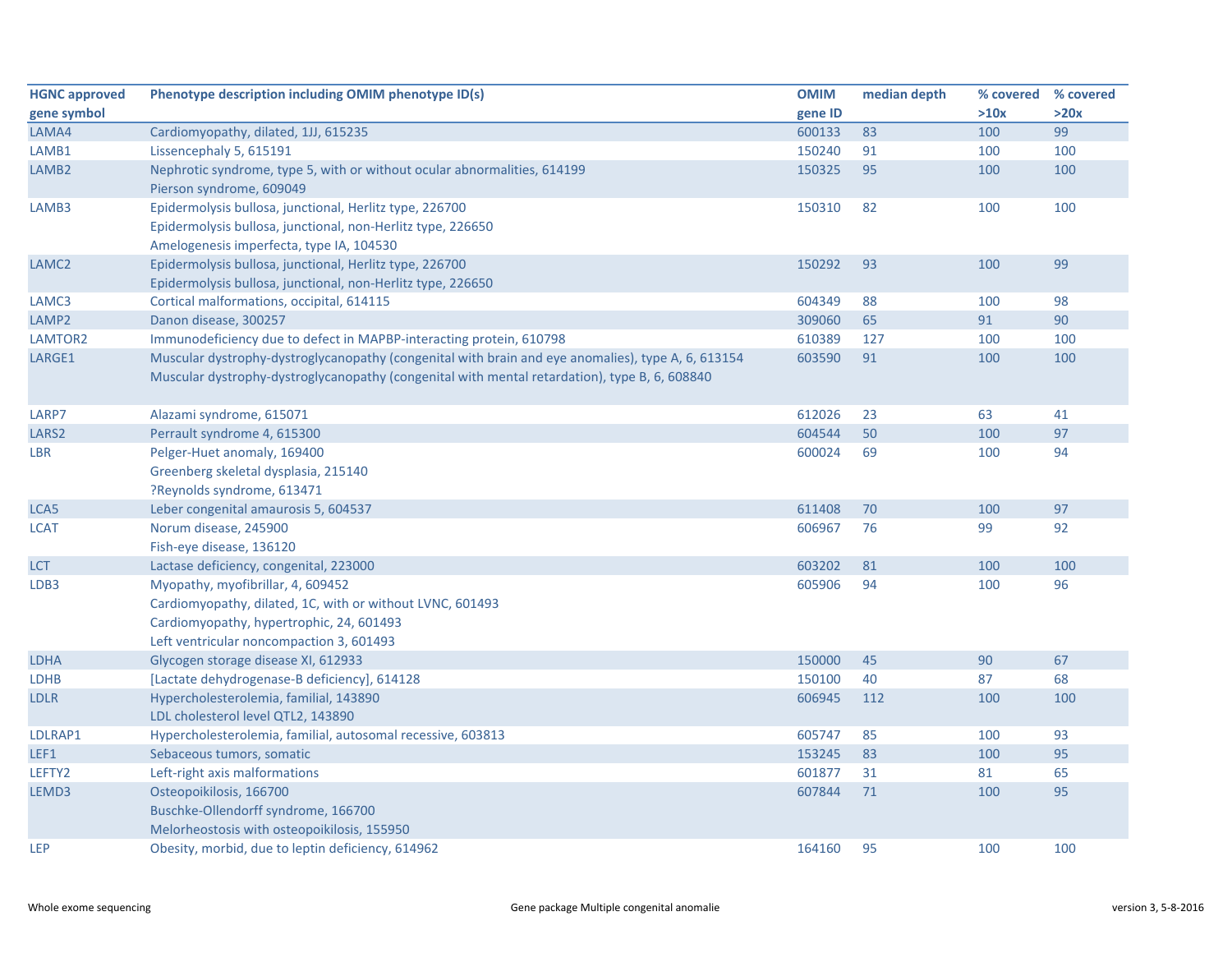| HGNC approved gene symbol | Phenotype description including OMIM phenotype ID(s) | OMIM gene ID | median depth | % covered >10x | % covered >20x |
|---|---|---|---|---|---|
| LAMA4 | Cardiomyopathy, dilated, 1JJ, 615235 | 600133 | 83 | 100 | 99 |
| LAMB1 | Lissencephaly 5, 615191 | 150240 | 91 | 100 | 100 |
| LAMB2 | Nephrotic syndrome, type 5, with or without ocular abnormalities, 614199<br>Pierson syndrome, 609049 | 150325 | 95 | 100 | 100 |
| LAMB3 | Epidermolysis bullosa, junctional, Herlitz type, 226700<br>Epidermolysis bullosa, junctional, non-Herlitz type, 226650<br>Amelogenesis imperfecta, type IA, 104530 | 150310 | 82 | 100 | 100 |
| LAMC2 | Epidermolysis bullosa, junctional, Herlitz type, 226700<br>Epidermolysis bullosa, junctional, non-Herlitz type, 226650 | 150292 | 93 | 100 | 99 |
| LAMC3 | Cortical malformations, occipital, 614115 | 604349 | 88 | 100 | 98 |
| LAMP2 | Danon disease, 300257 | 309060 | 65 | 91 | 90 |
| LAMTOR2 | Immunodeficiency due to defect in MAPBP-interacting protein, 610798 | 610389 | 127 | 100 | 100 |
| LARGE1 | Muscular dystrophy-dystroglycanopathy (congenital with brain and eye anomalies), type A, 6, 613154<br>Muscular dystrophy-dystroglycanopathy (congenital with mental retardation), type B, 6, 608840 | 603590 | 91 | 100 | 100 |
| LARP7 | Alazami syndrome, 615071 | 612026 | 23 | 63 | 41 |
| LARS2 | Perrault syndrome 4, 615300 | 604544 | 50 | 100 | 97 |
| LBR | Pelger-Huet anomaly, 169400<br>Greenberg skeletal dysplasia, 215140<br>?Reynolds syndrome, 613471 | 600024 | 69 | 100 | 94 |
| LCA5 | Leber congenital amaurosis 5, 604537 | 611408 | 70 | 100 | 97 |
| LCAT | Norum disease, 245900<br>Fish-eye disease, 136120 | 606967 | 76 | 99 | 92 |
| LCT | Lactase deficiency, congenital, 223000 | 603202 | 81 | 100 | 100 |
| LDB3 | Myopathy, myofibrillar, 4, 609452<br>Cardiomyopathy, dilated, 1C, with or without LVNC, 601493<br>Cardiomyopathy, hypertrophic, 24, 601493<br>Left ventricular noncompaction 3, 601493 | 605906 | 94 | 100 | 96 |
| LDHA | Glycogen storage disease XI, 612933 | 150000 | 45 | 90 | 67 |
| LDHB | [Lactate dehydrogenase-B deficiency], 614128 | 150100 | 40 | 87 | 68 |
| LDLR | Hypercholesterolemia, familial, 143890<br>LDL cholesterol level QTL2, 143890 | 606945 | 112 | 100 | 100 |
| LDLRAP1 | Hypercholesterolemia, familial, autosomal recessive, 603813 | 605747 | 85 | 100 | 93 |
| LEF1 | Sebaceous tumors, somatic | 153245 | 83 | 100 | 95 |
| LEFTY2 | Left-right axis malformations | 601877 | 31 | 81 | 65 |
| LEMD3 | Osteopoikilosis, 166700<br>Buschke-Ollendorff syndrome, 166700<br>Melorheostosis with osteopoikilosis, 155950 | 607844 | 71 | 100 | 95 |
| LEP | Obesity, morbid, due to leptin deficiency, 614962 | 164160 | 95 | 100 | 100 |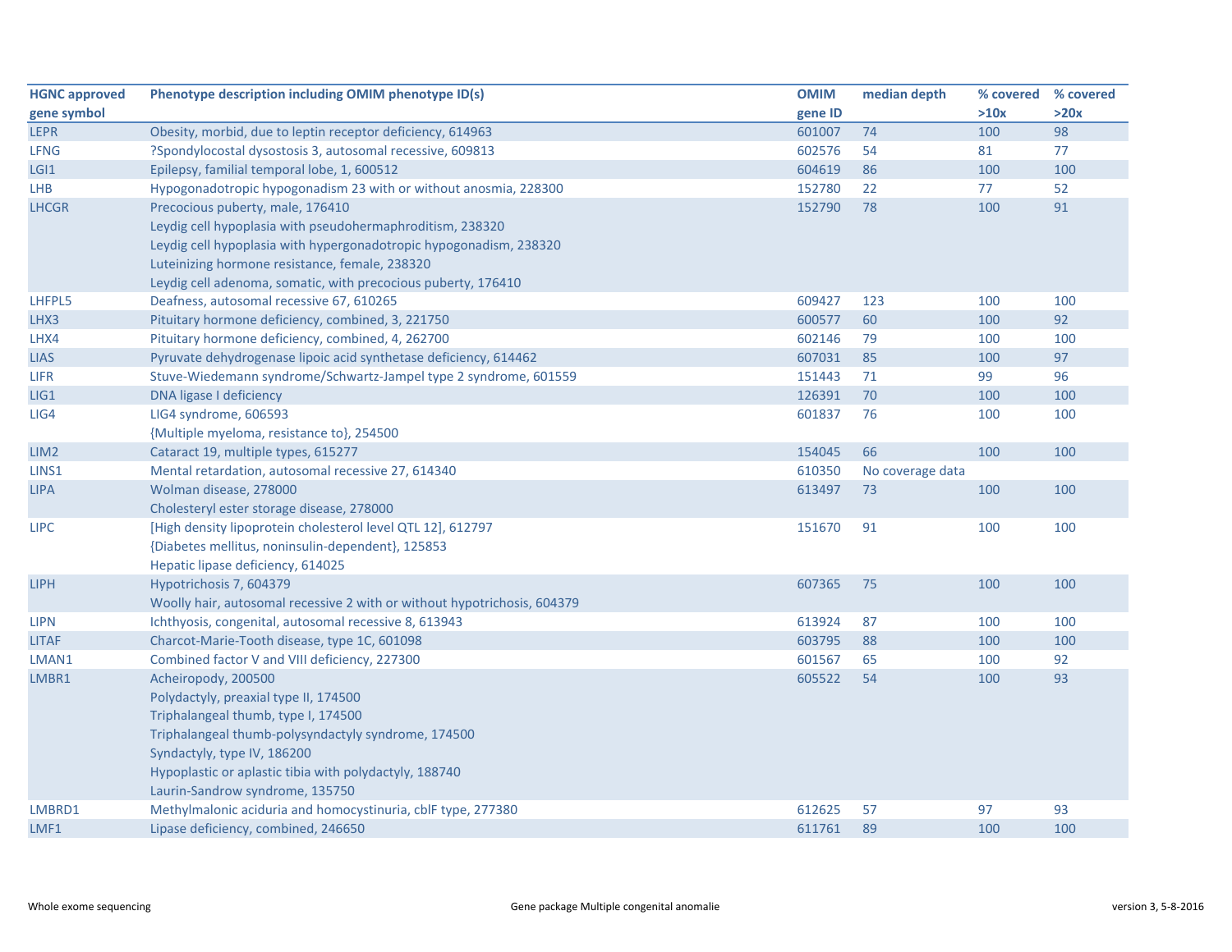| HGNC approved gene symbol | Phenotype description including OMIM phenotype ID(s) | OMIM gene ID | median depth | % covered >10x | % covered >20x |
|---|---|---|---|---|---|
| LEPR | Obesity, morbid, due to leptin receptor deficiency, 614963 | 601007 | 74 | 100 | 98 |
| LFNG | ?Spondylocostal dysostosis 3, autosomal recessive, 609813 | 602576 | 54 | 81 | 77 |
| LGI1 | Epilepsy, familial temporal lobe, 1, 600512 | 604619 | 86 | 100 | 100 |
| LHB | Hypogonadotropic hypogonadism 23 with or without anosmia, 228300 | 152780 | 22 | 77 | 52 |
| LHCGR | Precocious puberty, male, 176410<br>Leydig cell hypoplasia with pseudohermaphroditism, 238320<br>Leydig cell hypoplasia with hypergonadotropic hypogonadism, 238320<br>Luteinizing hormone resistance, female, 238320<br>Leydig cell adenoma, somatic, with precocious puberty, 176410 | 152790 | 78 | 100 | 91 |
| LHFPL5 | Deafness, autosomal recessive 67, 610265 | 609427 | 123 | 100 | 100 |
| LHX3 | Pituitary hormone deficiency, combined, 3, 221750 | 600577 | 60 | 100 | 92 |
| LHX4 | Pituitary hormone deficiency, combined, 4, 262700 | 602146 | 79 | 100 | 100 |
| LIAS | Pyruvate dehydrogenase lipoic acid synthetase deficiency, 614462 | 607031 | 85 | 100 | 97 |
| LIFR | Stuve-Wiedemann syndrome/Schwartz-Jampel type 2 syndrome, 601559 | 151443 | 71 | 99 | 96 |
| LIG1 | DNA ligase I deficiency | 126391 | 70 | 100 | 100 |
| LIG4 | LIG4 syndrome, 606593<br>{Multiple myeloma, resistance to}, 254500 | 601837 | 76 | 100 | 100 |
| LIM2 | Cataract 19, multiple types, 615277 | 154045 | 66 | 100 | 100 |
| LINS1 | Mental retardation, autosomal recessive 27, 614340 | 610350 | No coverage data | | |
| LIPA | Wolman disease, 278000<br>Cholesteryl ester storage disease, 278000 | 613497 | 73 | 100 | 100 |
| LIPC | [High density lipoprotein cholesterol level QTL 12], 612797<br>{Diabetes mellitus, noninsulin-dependent}, 125853<br>Hepatic lipase deficiency, 614025 | 151670 | 91 | 100 | 100 |
| LIPH | Hypotrichosis 7, 604379<br>Woolly hair, autosomal recessive 2 with or without hypotrichosis, 604379 | 607365 | 75 | 100 | 100 |
| LIPN | Ichthyosis, congenital, autosomal recessive 8, 613943 | 613924 | 87 | 100 | 100 |
| LITAF | Charcot-Marie-Tooth disease, type 1C, 601098 | 603795 | 88 | 100 | 100 |
| LMAN1 | Combined factor V and VIII deficiency, 227300 | 601567 | 65 | 100 | 92 |
| LMBR1 | Acheiropody, 200500<br>Polydactyly, preaxial type II, 174500<br>Triphalangeal thumb, type I, 174500<br>Triphalangeal thumb-polysyndactyly syndrome, 174500<br>Syndactyly, type IV, 186200<br>Hypoplastic or aplastic tibia with polydactyly, 188740<br>Laurin-Sandrow syndrome, 135750 | 605522 | 54 | 100 | 93 |
| LMBRD1 | Methylmalonic aciduria and homocystinuria, cblF type, 277380 | 612625 | 57 | 97 | 93 |
| LMF1 | Lipase deficiency, combined, 246650 | 611761 | 89 | 100 | 100 |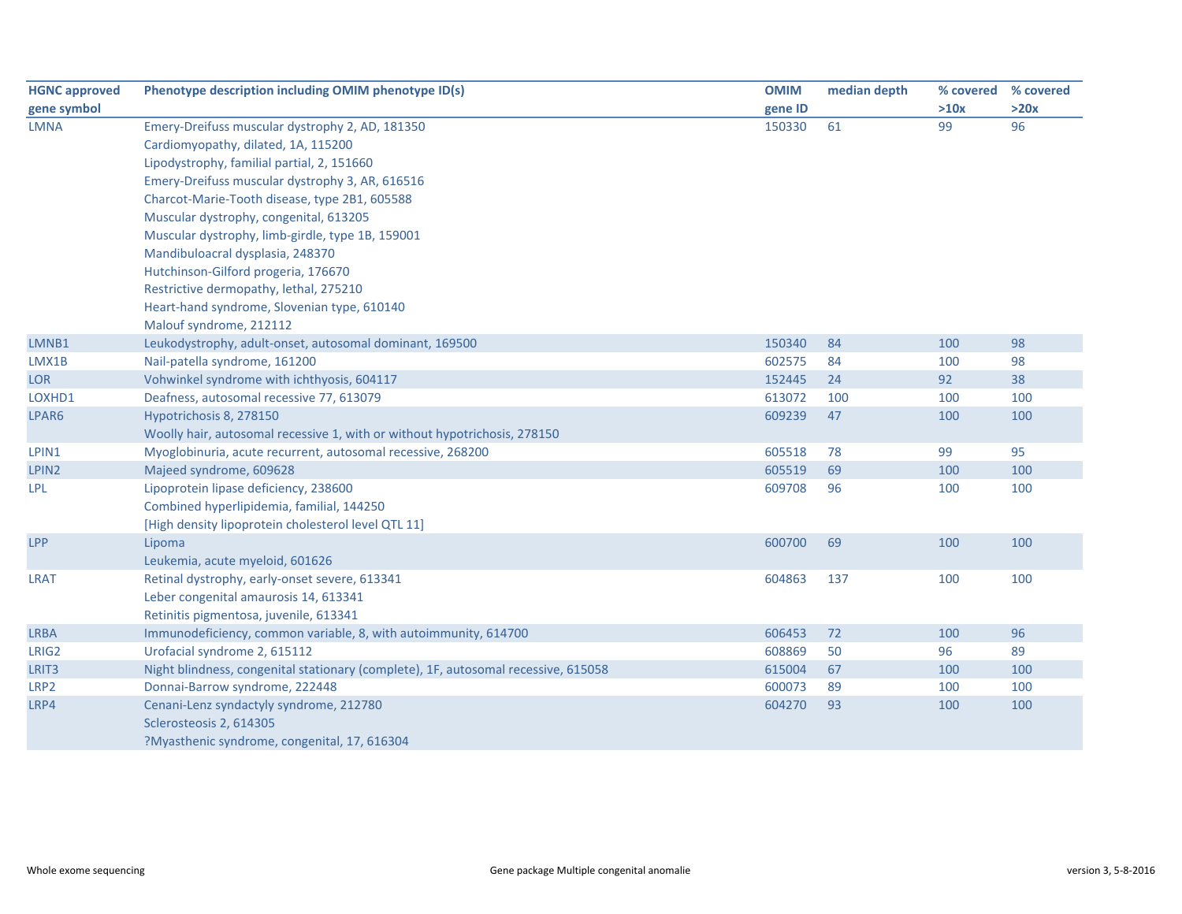| HGNC approved gene symbol | Phenotype description including OMIM phenotype ID(s) | OMIM gene ID | median depth | % covered >10x | % covered >20x |
|---|---|---|---|---|---|
| LMNA | Emery-Dreifuss muscular dystrophy 2, AD, 181350 | 150330 | 61 | 99 | 96 |
| | Cardiomyopathy, dilated, 1A, 115200 | | | | |
| | Lipodystrophy, familial partial, 2, 151660 | | | | |
| | Emery-Dreifuss muscular dystrophy 3, AR, 616516 | | | | |
| | Charcot-Marie-Tooth disease, type 2B1, 605588 | | | | |
| | Muscular dystrophy, congenital, 613205 | | | | |
| | Muscular dystrophy, limb-girdle, type 1B, 159001 | | | | |
| | Mandibuloacral dysplasia, 248370 | | | | |
| | Hutchinson-Gilford progeria, 176670 | | | | |
| | Restrictive dermopathy, lethal, 275210 | | | | |
| | Heart-hand syndrome, Slovenian type, 610140 | | | | |
| | Malouf syndrome, 212112 | | | | |
| LMNB1 | Leukodystrophy, adult-onset, autosomal dominant, 169500 | 150340 | 84 | 100 | 98 |
| LMX1B | Nail-patella syndrome, 161200 | 602575 | 84 | 100 | 98 |
| LOR | Vohwinkel syndrome with ichthyosis, 604117 | 152445 | 24 | 92 | 38 |
| LOXHD1 | Deafness, autosomal recessive 77, 613079 | 613072 | 100 | 100 | 100 |
| LPAR6 | Hypotrichosis 8, 278150 | 609239 | 47 | 100 | 100 |
| | Woolly hair, autosomal recessive 1, with or without hypotrichosis, 278150 | | | | |
| LPIN1 | Myoglobinuria, acute recurrent, autosomal recessive, 268200 | 605518 | 78 | 99 | 95 |
| LPIN2 | Majeed syndrome, 609628 | 605519 | 69 | 100 | 100 |
| LPL | Lipoprotein lipase deficiency, 238600 | 609708 | 96 | 100 | 100 |
| | Combined hyperlipidemia, familial, 144250 | | | | |
| | [High density lipoprotein cholesterol level QTL 11] | | | | |
| LPP | Lipoma | 600700 | 69 | 100 | 100 |
| | Leukemia, acute myeloid, 601626 | | | | |
| LRAT | Retinal dystrophy, early-onset severe, 613341 | 604863 | 137 | 100 | 100 |
| | Leber congenital amaurosis 14, 613341 | | | | |
| | Retinitis pigmentosa, juvenile, 613341 | | | | |
| LRBA | Immunodeficiency, common variable, 8, with autoimmunity, 614700 | 606453 | 72 | 100 | 96 |
| LRIG2 | Urofacial syndrome 2, 615112 | 608869 | 50 | 96 | 89 |
| LRIT3 | Night blindness, congenital stationary (complete), 1F, autosomal recessive, 615058 | 615004 | 67 | 100 | 100 |
| LRP2 | Donnai-Barrow syndrome, 222448 | 600073 | 89 | 100 | 100 |
| LRP4 | Cenani-Lenz syndactyly syndrome, 212780 | 604270 | 93 | 100 | 100 |
| | Sclerosteosis 2, 614305 | | | | |
| | ?Myasthenic syndrome, congenital, 17, 616304 | | | | |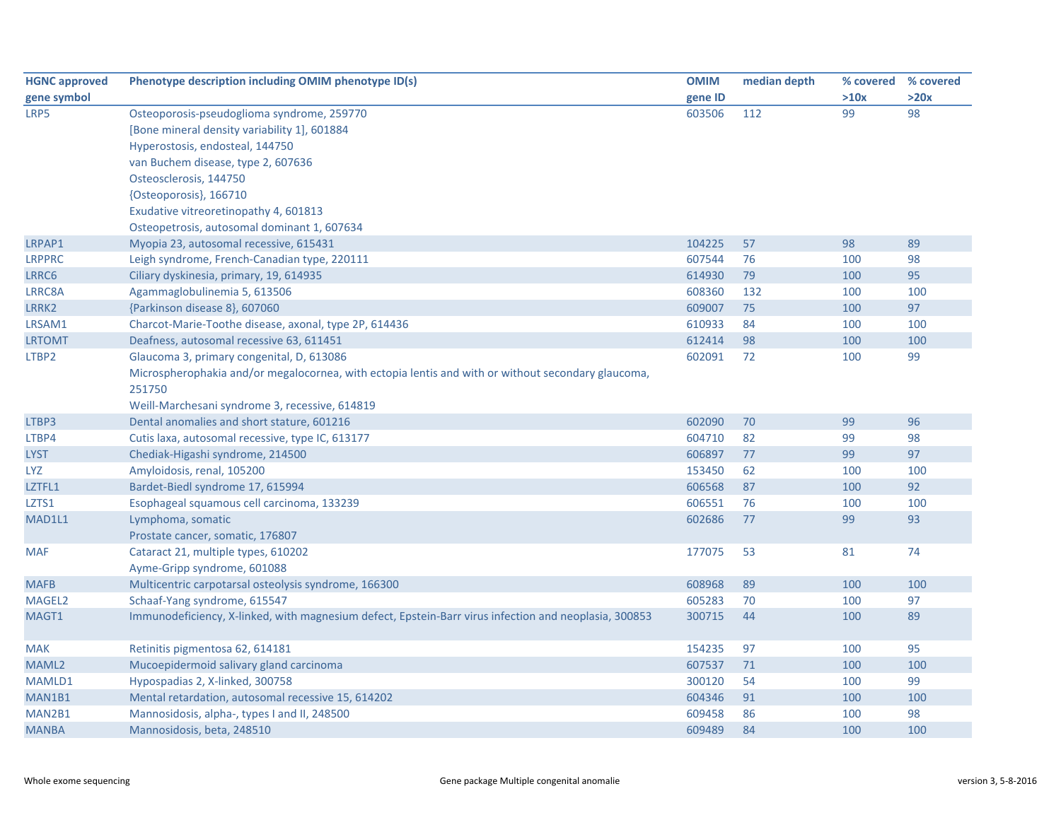| HGNC approved gene symbol | Phenotype description including OMIM phenotype ID(s) | OMIM gene ID | median depth | % covered >10x | % covered >20x |
|---|---|---|---|---|---|
| LRP5 | Osteoporosis-pseudoglioma syndrome, 259770<br>[Bone mineral density variability 1], 601884<br>Hyperostosis, endosteal, 144750<br>van Buchem disease, type 2, 607636<br>Osteosclerosis, 144750<br>{Osteoporosis}, 166710<br>Exudative vitreoretinopathy 4, 601813<br>Osteopetrosis, autosomal dominant 1, 607634 | 603506 | 112 | 99 | 98 |
| LRPAP1 | Myopia 23, autosomal recessive, 615431 | 104225 | 57 | 98 | 89 |
| LRPPRC | Leigh syndrome, French-Canadian type, 220111 | 607544 | 76 | 100 | 98 |
| LRRC6 | Ciliary dyskinesia, primary, 19, 614935 | 614930 | 79 | 100 | 95 |
| LRRC8A | Agammaglobulinemia 5, 613506 | 608360 | 132 | 100 | 100 |
| LRRK2 | {Parkinson disease 8}, 607060 | 609007 | 75 | 100 | 97 |
| LRSAM1 | Charcot-Marie-Toothe disease, axonal, type 2P, 614436 | 610933 | 84 | 100 | 100 |
| LRTOMT | Deafness, autosomal recessive 63, 611451 | 612414 | 98 | 100 | 100 |
| LTBP2 | Glaucoma 3, primary congenital, D, 613086<br>Microspherophakia and/or megalocornea, with ectopia lentis and with or without secondary glaucoma, 251750<br>Weill-Marchesani syndrome 3, recessive, 614819 | 602091 | 72 | 100 | 99 |
| LTBP3 | Dental anomalies and short stature, 601216 | 602090 | 70 | 99 | 96 |
| LTBP4 | Cutis laxa, autosomal recessive, type IC, 613177 | 604710 | 82 | 99 | 98 |
| LYST | Chediak-Higashi syndrome, 214500 | 606897 | 77 | 99 | 97 |
| LYZ | Amyloidosis, renal, 105200 | 153450 | 62 | 100 | 100 |
| LZTFL1 | Bardet-Biedl syndrome 17, 615994 | 606568 | 87 | 100 | 92 |
| LZTS1 | Esophageal squamous cell carcinoma, 133239 | 606551 | 76 | 100 | 100 |
| MAD1L1 | Lymphoma, somatic<br>Prostate cancer, somatic, 176807 | 602686 | 77 | 99 | 93 |
| MAF | Cataract 21, multiple types, 610202<br>Ayme-Gripp syndrome, 601088 | 177075 | 53 | 81 | 74 |
| MAFB | Multicentric carpotarsal osteolysis syndrome, 166300 | 608968 | 89 | 100 | 100 |
| MAGEL2 | Schaaf-Yang syndrome, 615547 | 605283 | 70 | 100 | 97 |
| MAGT1 | Immunodeficiency, X-linked, with magnesium defect, Epstein-Barr virus infection and neoplasia, 300853 | 300715 | 44 | 100 | 89 |
| MAK | Retinitis pigmentosa 62, 614181 | 154235 | 97 | 100 | 95 |
| MAML2 | Mucoepidermoid salivary gland carcinoma | 607537 | 71 | 100 | 100 |
| MAMLD1 | Hypospadias 2, X-linked, 300758 | 300120 | 54 | 100 | 99 |
| MAN1B1 | Mental retardation, autosomal recessive 15, 614202 | 604346 | 91 | 100 | 100 |
| MAN2B1 | Mannosidosis, alpha-, types I and II, 248500 | 609458 | 86 | 100 | 98 |
| MANBA | Mannosidosis, beta, 248510 | 609489 | 84 | 100 | 100 |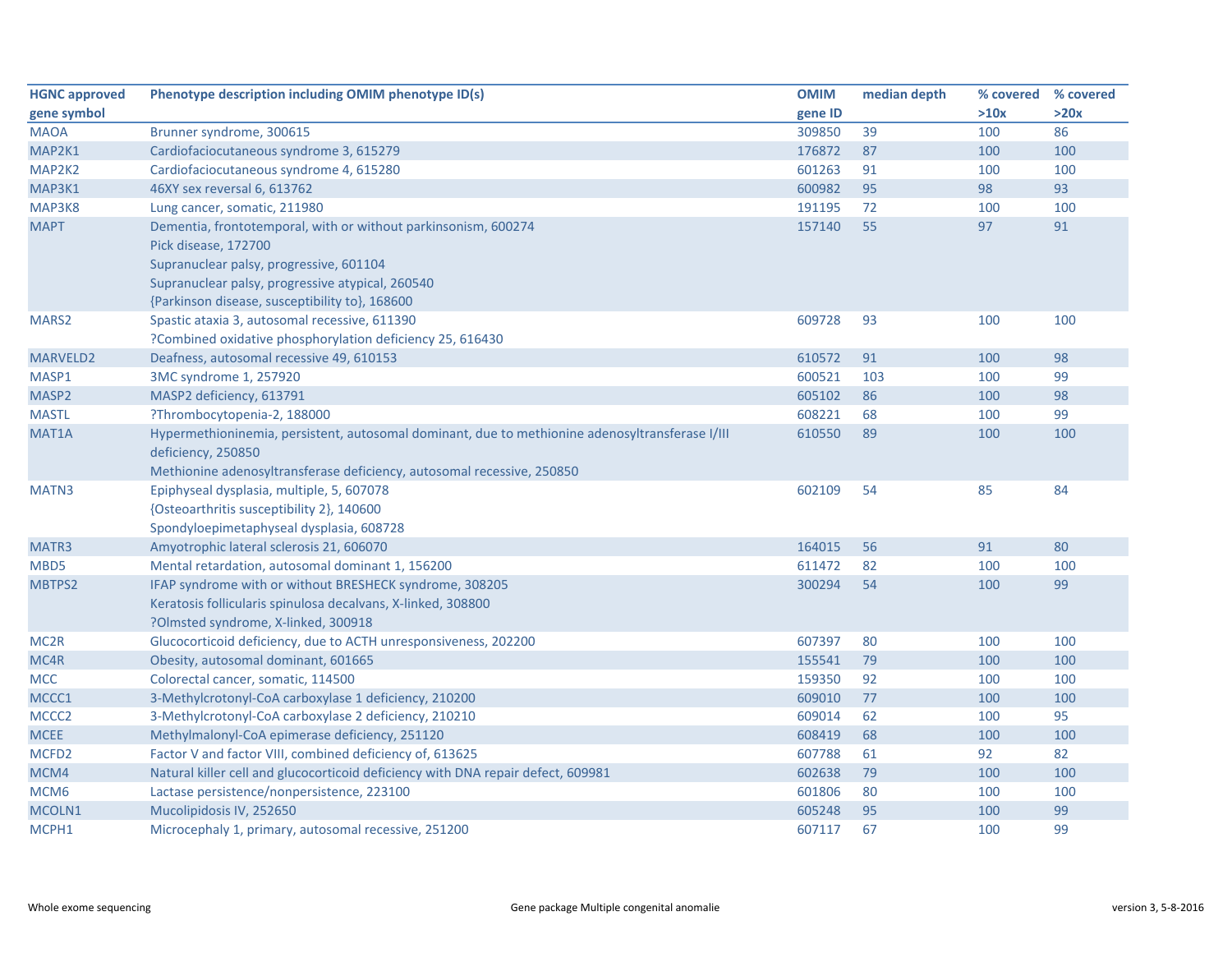| HGNC approved gene symbol | Phenotype description including OMIM phenotype ID(s) | OMIM gene ID | median depth | % covered >10x | % covered >20x |
|---|---|---|---|---|---|
| MAOA | Brunner syndrome, 300615 | 309850 | 39 | 100 | 86 |
| MAP2K1 | Cardiofaciocutaneous syndrome 3, 615279 | 176872 | 87 | 100 | 100 |
| MAP2K2 | Cardiofaciocutaneous syndrome 4, 615280 | 601263 | 91 | 100 | 100 |
| MAP3K1 | 46XY sex reversal 6, 613762 | 600982 | 95 | 98 | 93 |
| MAP3K8 | Lung cancer, somatic, 211980 | 191195 | 72 | 100 | 100 |
| MAPT | Dementia, frontotemporal, with or without parkinsonism, 600274<br>Pick disease, 172700<br>Supranuclear palsy, progressive, 601104<br>Supranuclear palsy, progressive atypical, 260540<br>{Parkinson disease, susceptibility to}, 168600 | 157140 | 55 | 97 | 91 |
| MARS2 | Spastic ataxia 3, autosomal recessive, 611390<br>?Combined oxidative phosphorylation deficiency 25, 616430 | 609728 | 93 | 100 | 100 |
| MARVELD2 | Deafness, autosomal recessive 49, 610153 | 610572 | 91 | 100 | 98 |
| MASP1 | 3MC syndrome 1, 257920 | 600521 | 103 | 100 | 99 |
| MASP2 | MASP2 deficiency, 613791 | 605102 | 86 | 100 | 98 |
| MASTL | ?Thrombocytopenia-2, 188000 | 608221 | 68 | 100 | 99 |
| MAT1A | Hypermethioninemia, persistent, autosomal dominant, due to methionine adenosyltransferase I/III deficiency, 250850<br>Methionine adenosyltransferase deficiency, autosomal recessive, 250850 | 610550 | 89 | 100 | 100 |
| MATN3 | Epiphyseal dysplasia, multiple, 5, 607078<br>{Osteoarthritis susceptibility 2}, 140600<br>Spondyloepimetaphyseal dysplasia, 608728 | 602109 | 54 | 85 | 84 |
| MATR3 | Amyotrophic lateral sclerosis 21, 606070 | 164015 | 56 | 91 | 80 |
| MBD5 | Mental retardation, autosomal dominant 1, 156200 | 611472 | 82 | 100 | 100 |
| MBTPS2 | IFAP syndrome with or without BRESHECK syndrome, 308205<br>Keratosis follicularis spinulosa decalvans, X-linked, 308800<br>?Olmsted syndrome, X-linked, 300918 | 300294 | 54 | 100 | 99 |
| MC2R | Glucocorticoid deficiency, due to ACTH unresponsiveness, 202200 | 607397 | 80 | 100 | 100 |
| MC4R | Obesity, autosomal dominant, 601665 | 155541 | 79 | 100 | 100 |
| MCC | Colorectal cancer, somatic, 114500 | 159350 | 92 | 100 | 100 |
| MCCC1 | 3-Methylcrotonyl-CoA carboxylase 1 deficiency, 210200 | 609010 | 77 | 100 | 100 |
| MCCC2 | 3-Methylcrotonyl-CoA carboxylase 2 deficiency, 210210 | 609014 | 62 | 100 | 95 |
| MCEE | Methylmalonyl-CoA epimerase deficiency, 251120 | 608419 | 68 | 100 | 100 |
| MCFD2 | Factor V and factor VIII, combined deficiency of, 613625 | 607788 | 61 | 92 | 82 |
| MCM4 | Natural killer cell and glucocorticoid deficiency with DNA repair defect, 609981 | 602638 | 79 | 100 | 100 |
| MCM6 | Lactase persistence/nonpersistence, 223100 | 601806 | 80 | 100 | 100 |
| MCOLN1 | Mucolipidosis IV, 252650 | 605248 | 95 | 100 | 99 |
| MCPH1 | Microcephaly 1, primary, autosomal recessive, 251200 | 607117 | 67 | 100 | 99 |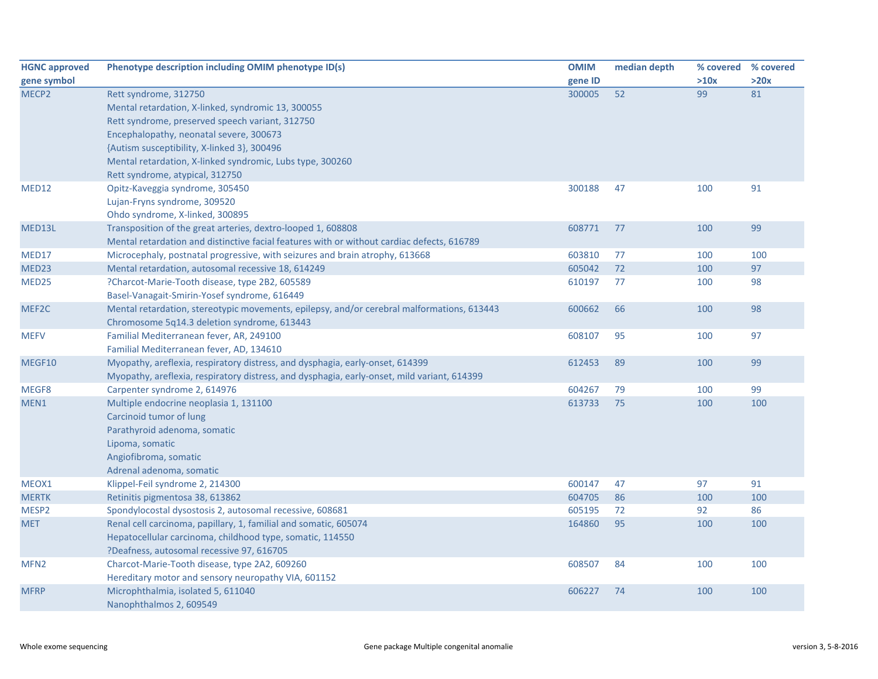| HGNC approved gene symbol | Phenotype description including OMIM phenotype ID(s) | OMIM gene ID | median depth | % covered >10x | % covered >20x |
|---|---|---|---|---|---|
| MECP2 | Rett syndrome, 312750<br>Mental retardation, X-linked, syndromic 13, 300055<br>Rett syndrome, preserved speech variant, 312750<br>Encephalopathy, neonatal severe, 300673<br>{Autism susceptibility, X-linked 3}, 300496<br>Mental retardation, X-linked syndromic, Lubs type, 300260<br>Rett syndrome, atypical, 312750 | 300005 | 52 | 99 | 81 |
| MED12 | Opitz-Kaveggia syndrome, 305450<br>Lujan-Fryns syndrome, 309520<br>Ohdo syndrome, X-linked, 300895 | 300188 | 47 | 100 | 91 |
| MED13L | Transposition of the great arteries, dextro-looped 1, 608808<br>Mental retardation and distinctive facial features with or without cardiac defects, 616789 | 608771 | 77 | 100 | 99 |
| MED17 | Microcephaly, postnatal progressive, with seizures and brain atrophy, 613668 | 603810 | 77 | 100 | 100 |
| MED23 | Mental retardation, autosomal recessive 18, 614249 | 605042 | 72 | 100 | 97 |
| MED25 | ?Charcot-Marie-Tooth disease, type 2B2, 605589<br>Basel-Vanagait-Smirin-Yosef syndrome, 616449 | 610197 | 77 | 100 | 98 |
| MEF2C | Mental retardation, stereotypic movements, epilepsy, and/or cerebral malformations, 613443<br>Chromosome 5q14.3 deletion syndrome, 613443 | 600662 | 66 | 100 | 98 |
| MEFV | Familial Mediterranean fever, AR, 249100<br>Familial Mediterranean fever, AD, 134610 | 608107 | 95 | 100 | 97 |
| MEGF10 | Myopathy, areflexia, respiratory distress, and dysphagia, early-onset, 614399<br>Myopathy, areflexia, respiratory distress, and dysphagia, early-onset, mild variant, 614399 | 612453 | 89 | 100 | 99 |
| MEGF8 | Carpenter syndrome 2, 614976 | 604267 | 79 | 100 | 99 |
| MEN1 | Multiple endocrine neoplasia 1, 131100<br>Carcinoid tumor of lung<br>Parathyroid adenoma, somatic<br>Lipoma, somatic<br>Angiofibroma, somatic<br>Adrenal adenoma, somatic | 613733 | 75 | 100 | 100 |
| MEOX1 | Klippel-Feil syndrome 2, 214300 | 600147 | 47 | 97 | 91 |
| MERTK | Retinitis pigmentosa 38, 613862 | 604705 | 86 | 100 | 100 |
| MESP2 | Spondylocostal dysostosis 2, autosomal recessive, 608681 | 605195 | 72 | 92 | 86 |
| MET | Renal cell carcinoma, papillary, 1, familial and somatic, 605074<br>Hepatocellular carcinoma, childhood type, somatic, 114550<br>?Deafness, autosomal recessive 97, 616705 | 164860 | 95 | 100 | 100 |
| MFN2 | Charcot-Marie-Tooth disease, type 2A2, 609260<br>Hereditary motor and sensory neuropathy VIA, 601152 | 608507 | 84 | 100 | 100 |
| MFRP | Microphthalmia, isolated 5, 611040<br>Nanophthalmos 2, 609549 | 606227 | 74 | 100 | 100 |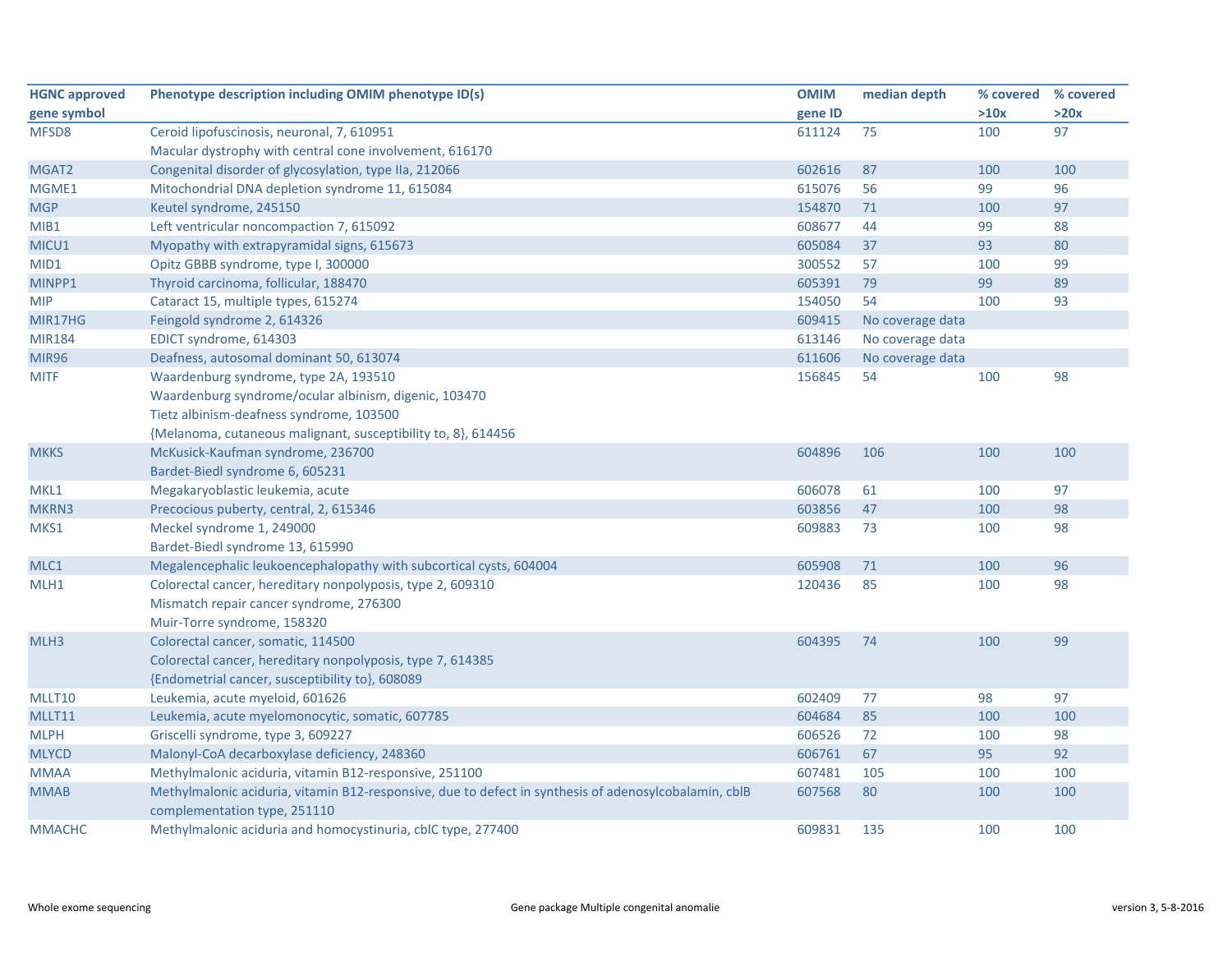| HGNC approved gene symbol | Phenotype description including OMIM phenotype ID(s) | OMIM gene ID | median depth | % covered >10x | % covered >20x |
|---|---|---|---|---|---|
| MFSD8 | Ceroid lipofuscinosis, neuronal, 7, 610951<br>Macular dystrophy with central cone involvement, 616170 | 611124 | 75 | 100 | 97 |
| MGAT2 | Congenital disorder of glycosylation, type IIa, 212066 | 602616 | 87 | 100 | 100 |
| MGME1 | Mitochondrial DNA depletion syndrome 11, 615084 | 615076 | 56 | 99 | 96 |
| MGP | Keutel syndrome, 245150 | 154870 | 71 | 100 | 97 |
| MIB1 | Left ventricular noncompaction 7, 615092 | 608677 | 44 | 99 | 88 |
| MICU1 | Myopathy with extrapyramidal signs, 615673 | 605084 | 37 | 93 | 80 |
| MID1 | Opitz GBBB syndrome, type I, 300000 | 300552 | 57 | 100 | 99 |
| MINPP1 | Thyroid carcinoma, follicular, 188470 | 605391 | 79 | 99 | 89 |
| MIP | Cataract 15, multiple types, 615274 | 154050 | 54 | 100 | 93 |
| MIR17HG | Feingold syndrome 2, 614326 | 609415 | No coverage data | | |
| MIR184 | EDICT syndrome, 614303 | 613146 | No coverage data | | |
| MIR96 | Deafness, autosomal dominant 50, 613074 | 611606 | No coverage data | | |
| MITF | Waardenburg syndrome, type 2A, 193510<br>Waardenburg syndrome/ocular albinism, digenic, 103470<br>Tietz albinism-deafness syndrome, 103500<br>{Melanoma, cutaneous malignant, susceptibility to, 8}, 614456 | 156845 | 54 | 100 | 98 |
| MKKS | McKusick-Kaufman syndrome, 236700<br>Bardet-Biedl syndrome 6, 605231 | 604896 | 106 | 100 | 100 |
| MKL1 | Megakaryoblastic leukemia, acute | 606078 | 61 | 100 | 97 |
| MKRN3 | Precocious puberty, central, 2, 615346 | 603856 | 47 | 100 | 98 |
| MKS1 | Meckel syndrome 1, 249000<br>Bardet-Biedl syndrome 13, 615990 | 609883 | 73 | 100 | 98 |
| MLC1 | Megalencephalic leukoencephalopathy with subcortical cysts, 604004 | 605908 | 71 | 100 | 96 |
| MLH1 | Colorectal cancer, hereditary nonpolyposis, type 2, 609310<br>Mismatch repair cancer syndrome, 276300<br>Muir-Torre syndrome, 158320 | 120436 | 85 | 100 | 98 |
| MLH3 | Colorectal cancer, somatic, 114500<br>Colorectal cancer, hereditary nonpolyposis, type 7, 614385<br>{Endometrial cancer, susceptibility to}, 608089 | 604395 | 74 | 100 | 99 |
| MLLT10 | Leukemia, acute myeloid, 601626 | 602409 | 77 | 98 | 97 |
| MLLT11 | Leukemia, acute myelomonocytic, somatic, 607785 | 604684 | 85 | 100 | 100 |
| MLPH | Griscelli syndrome, type 3, 609227 | 606526 | 72 | 100 | 98 |
| MLYCD | Malonyl-CoA decarboxylase deficiency, 248360 | 606761 | 67 | 95 | 92 |
| MMAA | Methylmalonic aciduria, vitamin B12-responsive, 251100 | 607481 | 105 | 100 | 100 |
| MMAB | Methylmalonic aciduria, vitamin B12-responsive, due to defect in synthesis of adenosylcobalamin, cblB complementation type, 251110 | 607568 | 80 | 100 | 100 |
| MMACHC | Methylmalonic aciduria and homocystinuria, cblC type, 277400 | 609831 | 135 | 100 | 100 |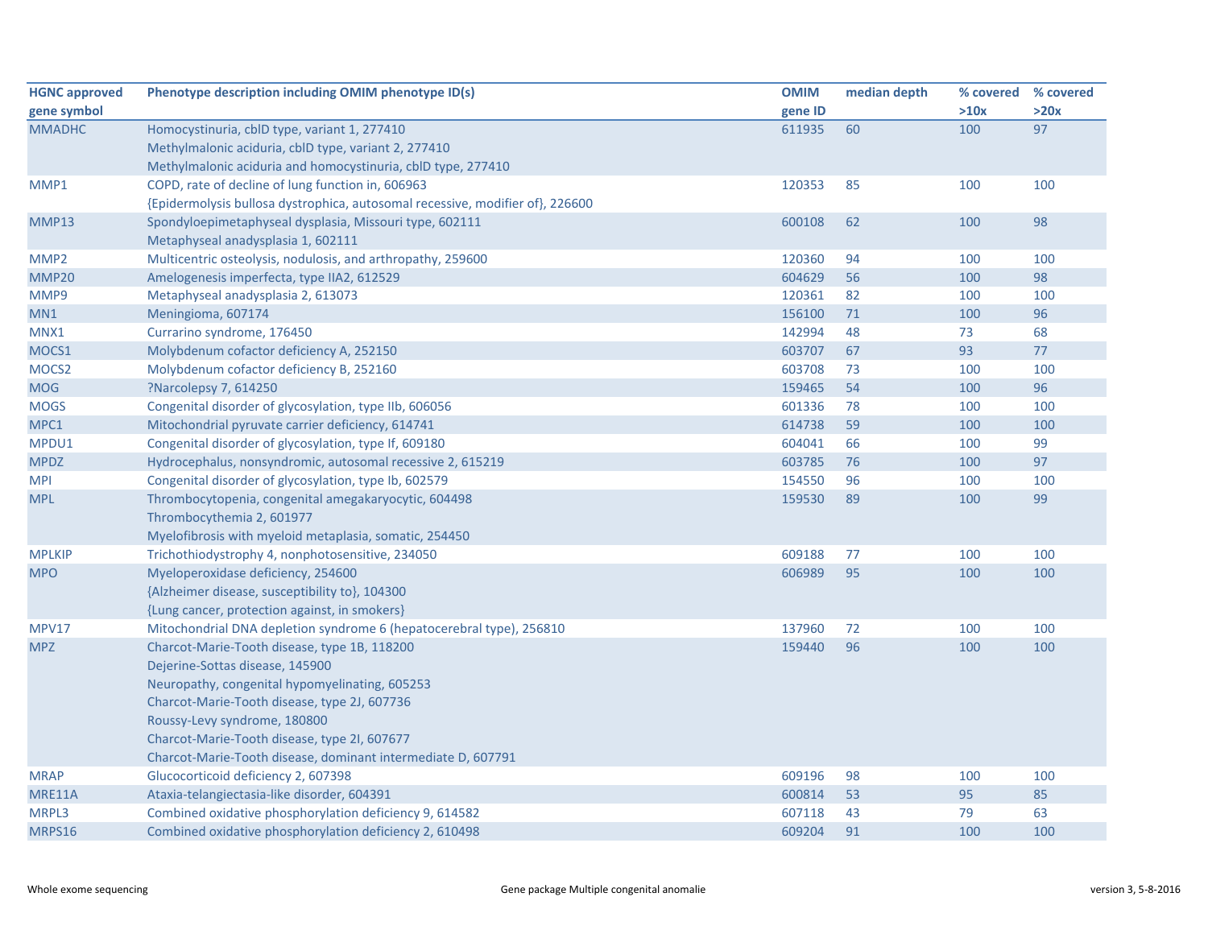| HGNC approved gene symbol | Phenotype description including OMIM phenotype ID(s) | OMIM gene ID | median depth | % covered >10x | % covered >20x |
|---|---|---|---|---|---|
| MMADHC | Homocystinuria, cblD type, variant 1, 277410<br>Methylmalonic aciduria, cblD type, variant 2, 277410<br>Methylmalonic aciduria and homocystinuria, cblD type, 277410 | 611935 | 60 | 100 | 97 |
| MMP1 | COPD, rate of decline of lung function in, 606963<br>{Epidermolysis bullosa dystrophica, autosomal recessive, modifier of}, 226600 | 120353 | 85 | 100 | 100 |
| MMP13 | Spondyloepimetaphyseal dysplasia, Missouri type, 602111<br>Metaphyseal anadysplasia 1, 602111 | 600108 | 62 | 100 | 98 |
| MMP2 | Multicentric osteolysis, nodulosis, and arthropathy, 259600 | 120360 | 94 | 100 | 100 |
| MMP20 | Amelogenesis imperfecta, type IIA2, 612529 | 604629 | 56 | 100 | 98 |
| MMP9 | Metaphyseal anadysplasia 2, 613073 | 120361 | 82 | 100 | 100 |
| MN1 | Meningioma, 607174 | 156100 | 71 | 100 | 96 |
| MNX1 | Currarino syndrome, 176450 | 142994 | 48 | 73 | 68 |
| MOCS1 | Molybdenum cofactor deficiency A, 252150 | 603707 | 67 | 93 | 77 |
| MOCS2 | Molybdenum cofactor deficiency B, 252160 | 603708 | 73 | 100 | 100 |
| MOG | ?Narcolepsy 7, 614250 | 159465 | 54 | 100 | 96 |
| MOGS | Congenital disorder of glycosylation, type IIb, 606056 | 601336 | 78 | 100 | 100 |
| MPC1 | Mitochondrial pyruvate carrier deficiency, 614741 | 614738 | 59 | 100 | 100 |
| MPDU1 | Congenital disorder of glycosylation, type If, 609180 | 604041 | 66 | 100 | 99 |
| MPDZ | Hydrocephalus, nonsyndromic, autosomal recessive 2, 615219 | 603785 | 76 | 100 | 97 |
| MPI | Congenital disorder of glycosylation, type Ib, 602579 | 154550 | 96 | 100 | 100 |
| MPL | Thrombocytopenia, congenital amegakaryocytic, 604498<br>Thrombocythemia 2, 601977<br>Myelofibrosis with myeloid metaplasia, somatic, 254450 | 159530 | 89 | 100 | 99 |
| MPLKIP | Trichothiodystrophy 4, nonphotosensitive, 234050 | 609188 | 77 | 100 | 100 |
| MPO | Myeloperoxidase deficiency, 254600<br>{Alzheimer disease, susceptibility to}, 104300<br>{Lung cancer, protection against, in smokers} | 606989 | 95 | 100 | 100 |
| MPV17 | Mitochondrial DNA depletion syndrome 6 (hepatocerebral type), 256810 | 137960 | 72 | 100 | 100 |
| MPZ | Charcot-Marie-Tooth disease, type 1B, 118200<br>Dejerine-Sottas disease, 145900<br>Neuropathy, congenital hypomyelinating, 605253<br>Charcot-Marie-Tooth disease, type 2J, 607736<br>Roussy-Levy syndrome, 180800<br>Charcot-Marie-Tooth disease, type 2I, 607677<br>Charcot-Marie-Tooth disease, dominant intermediate D, 607791 | 159440 | 96 | 100 | 100 |
| MRAP | Glucocorticoid deficiency 2, 607398 | 609196 | 98 | 100 | 100 |
| MRE11A | Ataxia-telangiectasia-like disorder, 604391 | 600814 | 53 | 95 | 85 |
| MRPL3 | Combined oxidative phosphorylation deficiency 9, 614582 | 607118 | 43 | 79 | 63 |
| MRPS16 | Combined oxidative phosphorylation deficiency 2, 610498 | 609204 | 91 | 100 | 100 |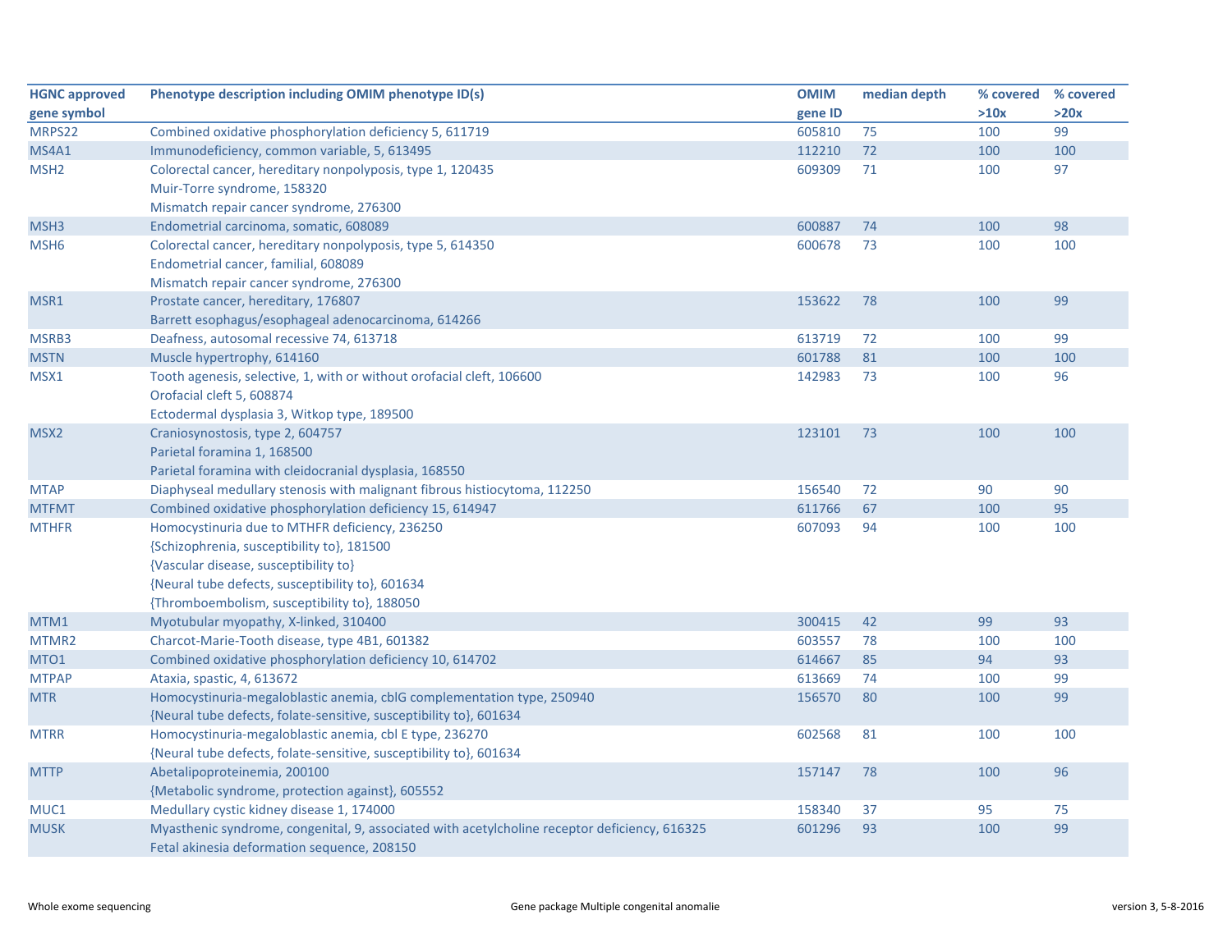| HGNC approved gene symbol | Phenotype description including OMIM phenotype ID(s) | OMIM gene ID | median depth | % covered >10x | % covered >20x |
|---|---|---|---|---|---|
| MRPS22 | Combined oxidative phosphorylation deficiency 5, 611719 | 605810 | 75 | 100 | 99 |
| MS4A1 | Immunodeficiency, common variable, 5, 613495 | 112210 | 72 | 100 | 100 |
| MSH2 | Colorectal cancer, hereditary nonpolyposis, type 1, 120435<br>Muir-Torre syndrome, 158320<br>Mismatch repair cancer syndrome, 276300 | 609309 | 71 | 100 | 97 |
| MSH3 | Endometrial carcinoma, somatic, 608089 | 600887 | 74 | 100 | 98 |
| MSH6 | Colorectal cancer, hereditary nonpolyposis, type 5, 614350<br>Endometrial cancer, familial, 608089<br>Mismatch repair cancer syndrome, 276300 | 600678 | 73 | 100 | 100 |
| MSR1 | Prostate cancer, hereditary, 176807<br>Barrett esophagus/esophageal adenocarcinoma, 614266 | 153622 | 78 | 100 | 99 |
| MSRB3 | Deafness, autosomal recessive 74, 613718 | 613719 | 72 | 100 | 99 |
| MSTN | Muscle hypertrophy, 614160 | 601788 | 81 | 100 | 100 |
| MSX1 | Tooth agenesis, selective, 1, with or without orofacial cleft, 106600<br>Orofacial cleft 5, 608874<br>Ectodermal dysplasia 3, Witkop type, 189500 | 142983 | 73 | 100 | 96 |
| MSX2 | Craniosynostosis, type 2, 604757<br>Parietal foramina 1, 168500<br>Parietal foramina with cleidocranial dysplasia, 168550 | 123101 | 73 | 100 | 100 |
| MTAP | Diaphyseal medullary stenosis with malignant fibrous histiocytoma, 112250 | 156540 | 72 | 90 | 90 |
| MTFMT | Combined oxidative phosphorylation deficiency 15, 614947 | 611766 | 67 | 100 | 95 |
| MTHFR | Homocystinuria due to MTHFR deficiency, 236250<br>{Schizophrenia, susceptibility to}, 181500<br>{Vascular disease, susceptibility to}<br>{Neural tube defects, susceptibility to}, 601634<br>{Thromboembolism, susceptibility to}, 188050 | 607093 | 94 | 100 | 100 |
| MTM1 | Myotubular myopathy, X-linked, 310400 | 300415 | 42 | 99 | 93 |
| MTMR2 | Charcot-Marie-Tooth disease, type 4B1, 601382 | 603557 | 78 | 100 | 100 |
| MTO1 | Combined oxidative phosphorylation deficiency 10, 614702 | 614667 | 85 | 94 | 93 |
| MTPAP | Ataxia, spastic, 4, 613672 | 613669 | 74 | 100 | 99 |
| MTR | Homocystinuria-megaloblastic anemia, cblG complementation type, 250940<br>{Neural tube defects, folate-sensitive, susceptibility to}, 601634 | 156570 | 80 | 100 | 99 |
| MTRR | Homocystinuria-megaloblastic anemia, cbl E type, 236270<br>{Neural tube defects, folate-sensitive, susceptibility to}, 601634 | 602568 | 81 | 100 | 100 |
| MTTP | Abetalipoproteinemia, 200100<br>{Metabolic syndrome, protection against}, 605552 | 157147 | 78 | 100 | 96 |
| MUC1 | Medullary cystic kidney disease 1, 174000 | 158340 | 37 | 95 | 75 |
| MUSK | Myasthenic syndrome, congenital, 9, associated with acetylcholine receptor deficiency, 616325<br>Fetal akinesia deformation sequence, 208150 | 601296 | 93 | 100 | 99 |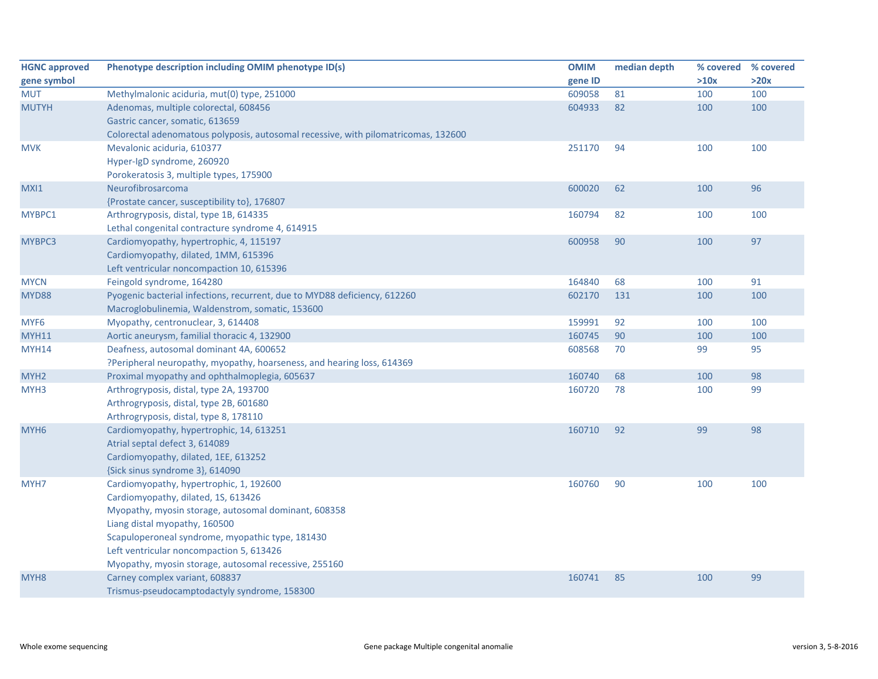| HGNC approved gene symbol | Phenotype description including OMIM phenotype ID(s) | OMIM gene ID | median depth | % covered >10x | % covered >20x |
|---|---|---|---|---|---|
| MUT | Methylmalonic aciduria, mut(0) type, 251000 | 609058 | 81 | 100 | 100 |
| MUTYH | Adenomas, multiple colorectal, 608456<br>Gastric cancer, somatic, 613659<br>Colorectal adenomatous polyposis, autosomal recessive, with pilomatricomas, 132600 | 604933 | 82 | 100 | 100 |
| MVK | Mevalonic aciduria, 610377<br>Hyper-IgD syndrome, 260920<br>Porokeratosis 3, multiple types, 175900 | 251170 | 94 | 100 | 100 |
| MXI1 | Neurofibrosarcoma<br>{Prostate cancer, susceptibility to}, 176807 | 600020 | 62 | 100 | 96 |
| MYBPC1 | Arthrogryposis, distal, type 1B, 614335<br>Lethal congenital contracture syndrome 4, 614915 | 160794 | 82 | 100 | 100 |
| MYBPC3 | Cardiomyopathy, hypertrophic, 4, 115197<br>Cardiomyopathy, dilated, 1MM, 615396<br>Left ventricular noncompaction 10, 615396 | 600958 | 90 | 100 | 97 |
| MYCN | Feingold syndrome, 164280 | 164840 | 68 | 100 | 91 |
| MYD88 | Pyogenic bacterial infections, recurrent, due to MYD88 deficiency, 612260<br>Macroglobulinemia, Waldenstrom, somatic, 153600 | 602170 | 131 | 100 | 100 |
| MYF6 | Myopathy, centronuclear, 3, 614408 | 159991 | 92 | 100 | 100 |
| MYH11 | Aortic aneurysm, familial thoracic 4, 132900 | 160745 | 90 | 100 | 100 |
| MYH14 | Deafness, autosomal dominant 4A, 600652<br>?Peripheral neuropathy, myopathy, hoarseness, and hearing loss, 614369 | 608568 | 70 | 99 | 95 |
| MYH2 | Proximal myopathy and ophthalmoplegia, 605637 | 160740 | 68 | 100 | 98 |
| MYH3 | Arthrogryposis, distal, type 2A, 193700<br>Arthrogryposis, distal, type 2B, 601680<br>Arthrogryposis, distal, type 8, 178110 | 160720 | 78 | 100 | 99 |
| MYH6 | Cardiomyopathy, hypertrophic, 14, 613251<br>Atrial septal defect 3, 614089<br>Cardiomyopathy, dilated, 1EE, 613252<br>{Sick sinus syndrome 3}, 614090 | 160710 | 92 | 99 | 98 |
| MYH7 | Cardiomyopathy, hypertrophic, 1, 192600<br>Cardiomyopathy, dilated, 1S, 613426<br>Myopathy, myosin storage, autosomal dominant, 608358<br>Liang distal myopathy, 160500<br>Scapuloperoneal syndrome, myopathic type, 181430<br>Left ventricular noncompaction 5, 613426<br>Myopathy, myosin storage, autosomal recessive, 255160 | 160760 | 90 | 100 | 100 |
| MYH8 | Carney complex variant, 608837<br>Trismus-pseudocamptodactyly syndrome, 158300 | 160741 | 85 | 100 | 99 |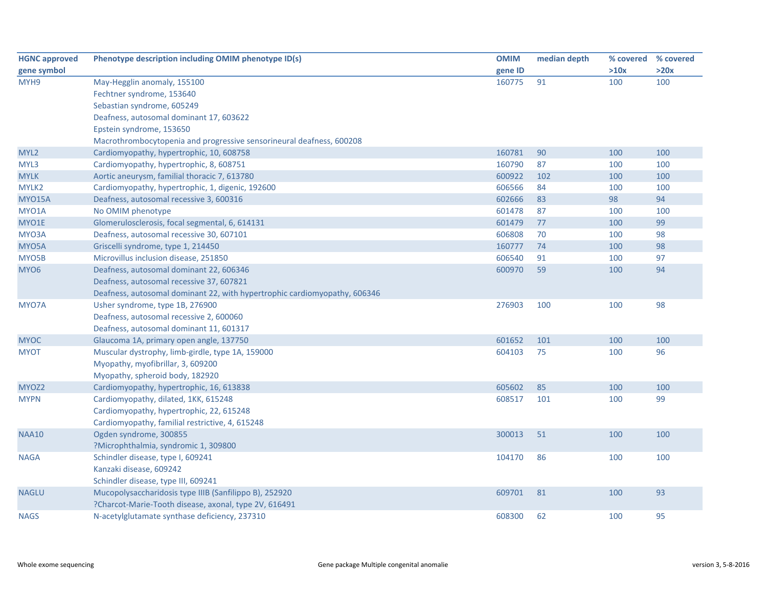| HGNC approved gene symbol | Phenotype description including OMIM phenotype ID(s) | OMIM gene ID | median depth | % covered >10x | % covered >20x |
|---|---|---|---|---|---|
| MYH9 | May-Hegglin anomaly, 155100 | 160775 | 91 | 100 | 100 |
| | Fechtner syndrome, 153640 | | | | |
| | Sebastian syndrome, 605249 | | | | |
| | Deafness, autosomal dominant 17, 603622 | | | | |
| | Epstein syndrome, 153650 | | | | |
| | Macrothrombocytopenia and progressive sensorineural deafness, 600208 | | | | |
| MYL2 | Cardiomyopathy, hypertrophic, 10, 608758 | 160781 | 90 | 100 | 100 |
| MYL3 | Cardiomyopathy, hypertrophic, 8, 608751 | 160790 | 87 | 100 | 100 |
| MYLK | Aortic aneurysm, familial thoracic 7, 613780 | 600922 | 102 | 100 | 100 |
| MYLK2 | Cardiomyopathy, hypertrophic, 1, digenic, 192600 | 606566 | 84 | 100 | 100 |
| MYO15A | Deafness, autosomal recessive 3, 600316 | 602666 | 83 | 98 | 94 |
| MYO1A | No OMIM phenotype | 601478 | 87 | 100 | 100 |
| MYO1E | Glomerulosclerosis, focal segmental, 6, 614131 | 601479 | 77 | 100 | 99 |
| MYO3A | Deafness, autosomal recessive 30, 607101 | 606808 | 70 | 100 | 98 |
| MYO5A | Griscelli syndrome, type 1, 214450 | 160777 | 74 | 100 | 98 |
| MYO5B | Microvillus inclusion disease, 251850 | 606540 | 91 | 100 | 97 |
| MYO6 | Deafness, autosomal dominant 22, 606346 | 600970 | 59 | 100 | 94 |
| | Deafness, autosomal recessive 37, 607821 | | | | |
| | Deafness, autosomal dominant 22, with hypertrophic cardiomyopathy, 606346 | | | | |
| MYO7A | Usher syndrome, type 1B, 276900 | 276903 | 100 | 100 | 98 |
| | Deafness, autosomal recessive 2, 600060 | | | | |
| | Deafness, autosomal dominant 11, 601317 | | | | |
| MYOC | Glaucoma 1A, primary open angle, 137750 | 601652 | 101 | 100 | 100 |
| MYOT | Muscular dystrophy, limb-girdle, type 1A, 159000 | 604103 | 75 | 100 | 96 |
| | Myopathy, myofibrillar, 3, 609200 | | | | |
| | Myopathy, spheroid body, 182920 | | | | |
| MYOZ2 | Cardiomyopathy, hypertrophic, 16, 613838 | 605602 | 85 | 100 | 100 |
| MYPN | Cardiomyopathy, dilated, 1KK, 615248 | 608517 | 101 | 100 | 99 |
| | Cardiomyopathy, hypertrophic, 22, 615248 | | | | |
| | Cardiomyopathy, familial restrictive, 4, 615248 | | | | |
| NAA10 | Ogden syndrome, 300855 | 300013 | 51 | 100 | 100 |
| | ?Microphthalmia, syndromic 1, 309800 | | | | |
| NAGA | Schindler disease, type I, 609241 | 104170 | 86 | 100 | 100 |
| | Kanzaki disease, 609242 | | | | |
| | Schindler disease, type III, 609241 | | | | |
| NAGLU | Mucopolysaccharidosis type IIIB (Sanfilippo B), 252920 | 609701 | 81 | 100 | 93 |
| | ?Charcot-Marie-Tooth disease, axonal, type 2V, 616491 | | | | |
| NAGS | N-acetylglutamate synthase deficiency, 237310 | 608300 | 62 | 100 | 95 |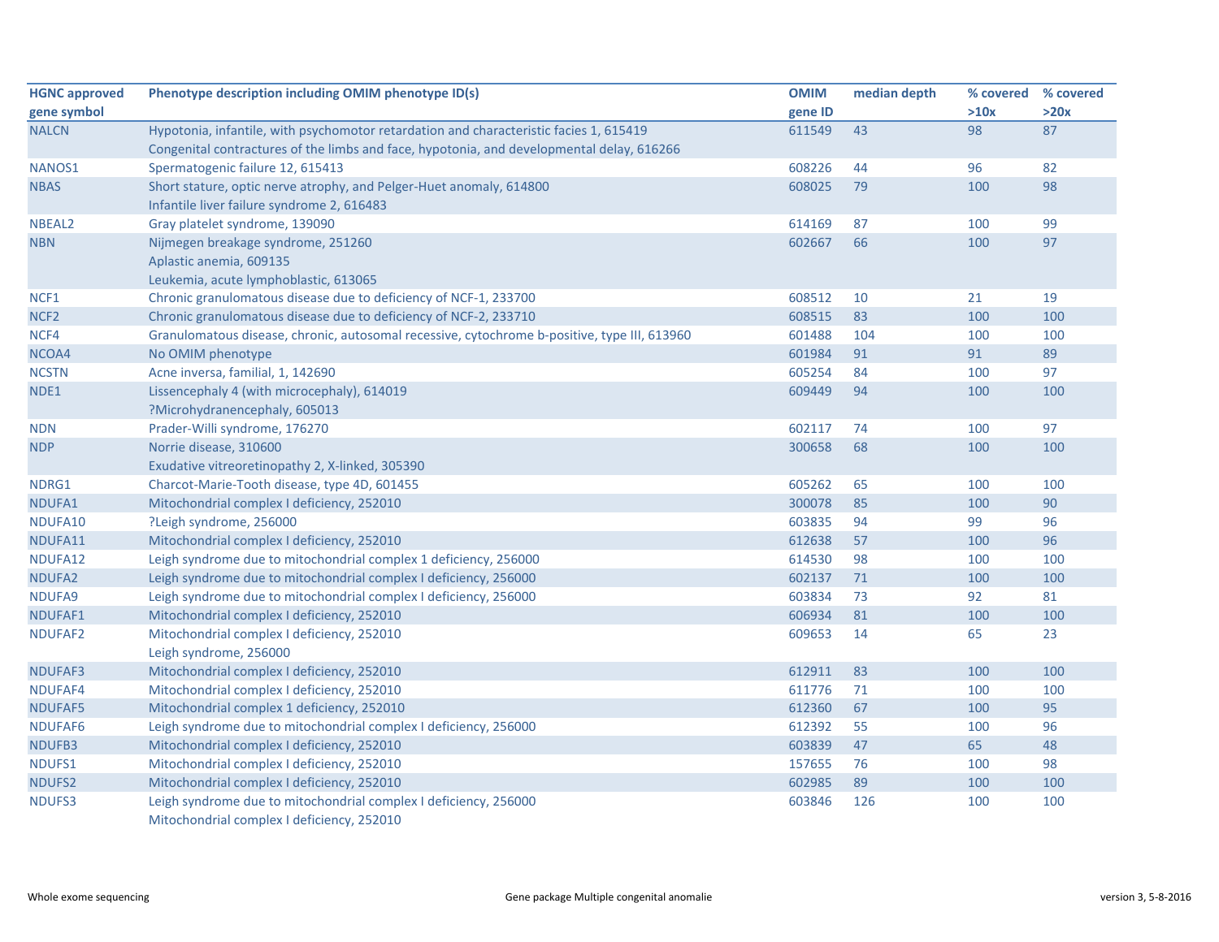| HGNC approved gene symbol | Phenotype description including OMIM phenotype ID(s) | OMIM gene ID | median depth | % covered >10x | % covered >20x |
|---|---|---|---|---|---|
| NALCN | Hypotonia, infantile, with psychomotor retardation and characteristic facies 1, 615419<br>Congenital contractures of the limbs and face, hypotonia, and developmental delay, 616266 | 611549 | 43 | 98 | 87 |
| NANOS1 | Spermatogenic failure 12, 615413 | 608226 | 44 | 96 | 82 |
| NBAS | Short stature, optic nerve atrophy, and Pelger-Huet anomaly, 614800<br>Infantile liver failure syndrome 2, 616483 | 608025 | 79 | 100 | 98 |
| NBEAL2 | Gray platelet syndrome, 139090 | 614169 | 87 | 100 | 99 |
| NBN | Nijmegen breakage syndrome, 251260<br>Aplastic anemia, 609135<br>Leukemia, acute lymphoblastic, 613065 | 602667 | 66 | 100 | 97 |
| NCF1 | Chronic granulomatous disease due to deficiency of NCF-1, 233700 | 608512 | 10 | 21 | 19 |
| NCF2 | Chronic granulomatous disease due to deficiency of NCF-2, 233710 | 608515 | 83 | 100 | 100 |
| NCF4 | Granulomatous disease, chronic, autosomal recessive, cytochrome b-positive, type III, 613960 | 601488 | 104 | 100 | 100 |
| NCOA4 | No OMIM phenotype | 601984 | 91 | 91 | 89 |
| NCSTN | Acne inversa, familial, 1, 142690 | 605254 | 84 | 100 | 97 |
| NDE1 | Lissencephaly 4 (with microcephaly), 614019<br>?Microhydranencephaly, 605013 | 609449 | 94 | 100 | 100 |
| NDN | Prader-Willi syndrome, 176270 | 602117 | 74 | 100 | 97 |
| NDP | Norrie disease, 310600<br>Exudative vitreoretinopathy 2, X-linked, 305390 | 300658 | 68 | 100 | 100 |
| NDRG1 | Charcot-Marie-Tooth disease, type 4D, 601455 | 605262 | 65 | 100 | 100 |
| NDUFA1 | Mitochondrial complex I deficiency, 252010 | 300078 | 85 | 100 | 90 |
| NDUFA10 | ?Leigh syndrome, 256000 | 603835 | 94 | 99 | 96 |
| NDUFA11 | Mitochondrial complex I deficiency, 252010 | 612638 | 57 | 100 | 96 |
| NDUFA12 | Leigh syndrome due to mitochondrial complex 1 deficiency, 256000 | 614530 | 98 | 100 | 100 |
| NDUFA2 | Leigh syndrome due to mitochondrial complex I deficiency, 256000 | 602137 | 71 | 100 | 100 |
| NDUFA9 | Leigh syndrome due to mitochondrial complex I deficiency, 256000 | 603834 | 73 | 92 | 81 |
| NDUFAF1 | Mitochondrial complex I deficiency, 252010 | 606934 | 81 | 100 | 100 |
| NDUFAF2 | Mitochondrial complex I deficiency, 252010<br>Leigh syndrome, 256000 | 609653 | 14 | 65 | 23 |
| NDUFAF3 | Mitochondrial complex I deficiency, 252010 | 612911 | 83 | 100 | 100 |
| NDUFAF4 | Mitochondrial complex I deficiency, 252010 | 611776 | 71 | 100 | 100 |
| NDUFAF5 | Mitochondrial complex 1 deficiency, 252010 | 612360 | 67 | 100 | 95 |
| NDUFAF6 | Leigh syndrome due to mitochondrial complex I deficiency, 256000 | 612392 | 55 | 100 | 96 |
| NDUFB3 | Mitochondrial complex I deficiency, 252010 | 603839 | 47 | 65 | 48 |
| NDUFS1 | Mitochondrial complex I deficiency, 252010 | 157655 | 76 | 100 | 98 |
| NDUFS2 | Mitochondrial complex I deficiency, 252010 | 602985 | 89 | 100 | 100 |
| NDUFS3 | Leigh syndrome due to mitochondrial complex I deficiency, 256000<br>Mitochondrial complex I deficiency, 252010 | 603846 | 126 | 100 | 100 |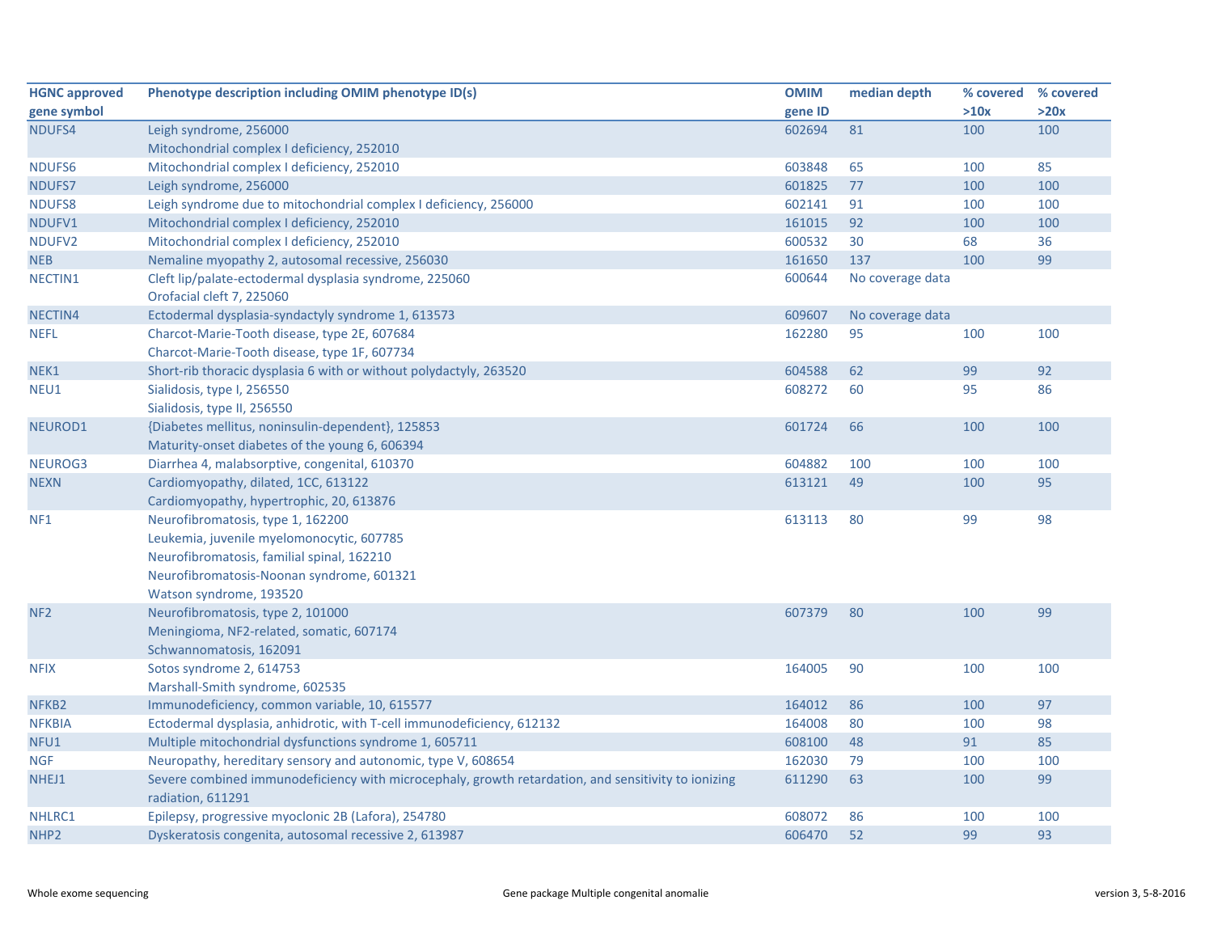| HGNC approved gene symbol | Phenotype description including OMIM phenotype ID(s) | OMIM gene ID | median depth | % covered >10x | % covered >20x |
|---|---|---|---|---|---|
| NDUFS4 | Leigh syndrome, 256000<br>Mitochondrial complex I deficiency, 252010 | 602694 | 81 | 100 | 100 |
| NDUFS6 | Mitochondrial complex I deficiency, 252010 | 603848 | 65 | 100 | 85 |
| NDUFS7 | Leigh syndrome, 256000 | 601825 | 77 | 100 | 100 |
| NDUFS8 | Leigh syndrome due to mitochondrial complex I deficiency, 256000 | 602141 | 91 | 100 | 100 |
| NDUFV1 | Mitochondrial complex I deficiency, 252010 | 161015 | 92 | 100 | 100 |
| NDUFV2 | Mitochondrial complex I deficiency, 252010 | 600532 | 30 | 68 | 36 |
| NEB | Nemaline myopathy 2, autosomal recessive, 256030 | 161650 | 137 | 100 | 99 |
| NECTIN1 | Cleft lip/palate-ectodermal dysplasia syndrome, 225060<br>Orofacial cleft 7, 225060 | 600644 | No coverage data | | |
| NECTIN4 | Ectodermal dysplasia-syndactyly syndrome 1, 613573 | 609607 | No coverage data | | |
| NEFL | Charcot-Marie-Tooth disease, type 2E, 607684<br>Charcot-Marie-Tooth disease, type 1F, 607734 | 162280 | 95 | 100 | 100 |
| NEK1 | Short-rib thoracic dysplasia 6 with or without polydactyly, 263520 | 604588 | 62 | 99 | 92 |
| NEU1 | Sialidosis, type I, 256550<br>Sialidosis, type II, 256550 | 608272 | 60 | 95 | 86 |
| NEUROD1 | {Diabetes mellitus, noninsulin-dependent}, 125853<br>Maturity-onset diabetes of the young 6, 606394 | 601724 | 66 | 100 | 100 |
| NEUROG3 | Diarrhea 4, malabsorptive, congenital, 610370 | 604882 | 100 | 100 | 100 |
| NEXN | Cardiomyopathy, dilated, 1CC, 613122<br>Cardiomyopathy, hypertrophic, 20, 613876 | 613121 | 49 | 100 | 95 |
| NF1 | Neurofibromatosis, type 1, 162200<br>Leukemia, juvenile myelomonocytic, 607785<br>Neurofibromatosis, familial spinal, 162210<br>Neurofibromatosis-Noonan syndrome, 601321<br>Watson syndrome, 193520 | 613113 | 80 | 99 | 98 |
| NF2 | Neurofibromatosis, type 2, 101000<br>Meningioma, NF2-related, somatic, 607174<br>Schwannomatosis, 162091 | 607379 | 80 | 100 | 99 |
| NFIX | Sotos syndrome 2, 614753<br>Marshall-Smith syndrome, 602535 | 164005 | 90 | 100 | 100 |
| NFKB2 | Immunodeficiency, common variable, 10, 615577 | 164012 | 86 | 100 | 97 |
| NFKBIA | Ectodermal dysplasia, anhidrotic, with T-cell immunodeficiency, 612132 | 164008 | 80 | 100 | 98 |
| NFU1 | Multiple mitochondrial dysfunctions syndrome 1, 605711 | 608100 | 48 | 91 | 85 |
| NGF | Neuropathy, hereditary sensory and autonomic, type V, 608654 | 162030 | 79 | 100 | 100 |
| NHEJ1 | Severe combined immunodeficiency with microcephaly, growth retardation, and sensitivity to ionizing radiation, 611291 | 611290 | 63 | 100 | 99 |
| NHLRC1 | Epilepsy, progressive myoclonic 2B (Lafora), 254780 | 608072 | 86 | 100 | 100 |
| NHP2 | Dyskeratosis congenita, autosomal recessive 2, 613987 | 606470 | 52 | 99 | 93 |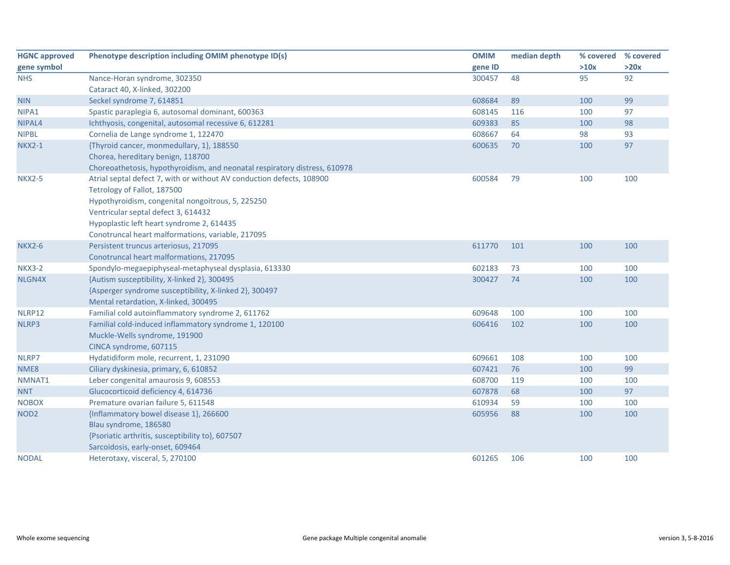| HGNC approved gene symbol | Phenotype description including OMIM phenotype ID(s) | OMIM gene ID | median depth | % covered >10x | % covered >20x |
|---|---|---|---|---|---|
| NHS | Nance-Horan syndrome, 302350<br>Cataract 40, X-linked, 302200 | 300457 | 48 | 95 | 92 |
| NIN | Seckel syndrome 7, 614851 | 608684 | 89 | 100 | 99 |
| NIPA1 | Spastic paraplegia 6, autosomal dominant, 600363 | 608145 | 116 | 100 | 97 |
| NIPAL4 | Ichthyosis, congenital, autosomal recessive 6, 612281 | 609383 | 85 | 100 | 98 |
| NIPBL | Cornelia de Lange syndrome 1, 122470 | 608667 | 64 | 98 | 93 |
| NKX2-1 | {Thyroid cancer, monmedullary, 1}, 188550<br>Chorea, hereditary benign, 118700<br>Choreoathetosis, hypothyroidism, and neonatal respiratory distress, 610978 | 600635 | 70 | 100 | 97 |
| NKX2-5 | Atrial septal defect 7, with or without AV conduction defects, 108900<br>Tetrology of Fallot, 187500<br>Hypothyroidism, congenital nongoitrous, 5, 225250<br>Ventricular septal defect 3, 614432<br>Hypoplastic left heart syndrome 2, 614435<br>Conotruncal heart malformations, variable, 217095 | 600584 | 79 | 100 | 100 |
| NKX2-6 | Persistent truncus arteriosus, 217095<br>Conotruncal heart malformations, 217095 | 611770 | 101 | 100 | 100 |
| NKX3-2 | Spondylo-megaepiphyseal-metaphyseal dysplasia, 613330 | 602183 | 73 | 100 | 100 |
| NLGN4X | {Autism susceptibility, X-linked 2}, 300495<br>{Asperger syndrome susceptibility, X-linked 2}, 300497<br>Mental retardation, X-linked, 300495 | 300427 | 74 | 100 | 100 |
| NLRP12 | Familial cold autoinflammatory syndrome 2, 611762 | 609648 | 100 | 100 | 100 |
| NLRP3 | Familial cold-induced inflammatory syndrome 1, 120100<br>Muckle-Wells syndrome, 191900<br>CINCA syndrome, 607115 | 606416 | 102 | 100 | 100 |
| NLRP7 | Hydatidiform mole, recurrent, 1, 231090 | 609661 | 108 | 100 | 100 |
| NME8 | Ciliary dyskinesia, primary, 6, 610852 | 607421 | 76 | 100 | 99 |
| NMNAT1 | Leber congenital amaurosis 9, 608553 | 608700 | 119 | 100 | 100 |
| NNT | Glucocorticoid deficiency 4, 614736 | 607878 | 68 | 100 | 97 |
| NOBOX | Premature ovarian failure 5, 611548 | 610934 | 59 | 100 | 100 |
| NOD2 | {Inflammatory bowel disease 1}, 266600<br>Blau syndrome, 186580<br>{Psoriatic arthritis, susceptibility to}, 607507<br>Sarcoidosis, early-onset, 609464 | 605956 | 88 | 100 | 100 |
| NODAL | Heterotaxy, visceral, 5, 270100 | 601265 | 106 | 100 | 100 |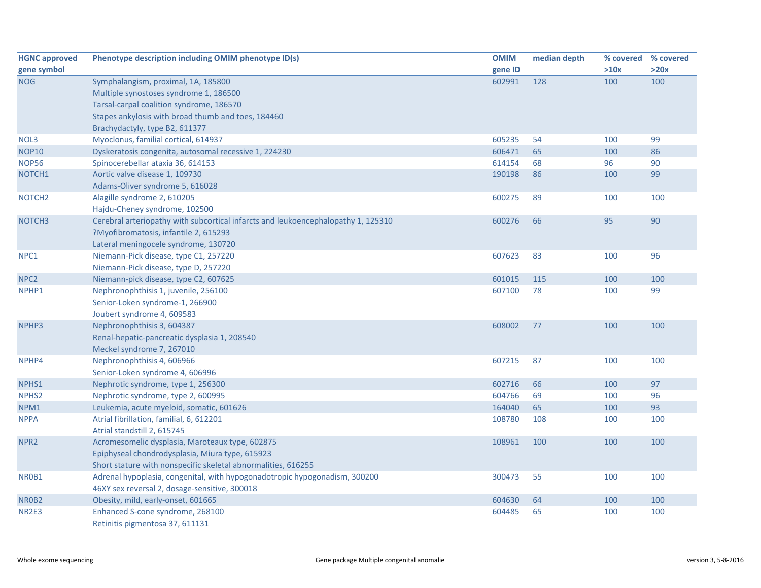| HGNC approved gene symbol | Phenotype description including OMIM phenotype ID(s) | OMIM gene ID | median depth | % covered >10x | % covered >20x |
|---|---|---|---|---|---|
| NOG | Symphalangism, proximal, 1A, 185800<br>Multiple synostoses syndrome 1, 186500<br>Tarsal-carpal coalition syndrome, 186570<br>Stapes ankylosis with broad thumb and toes, 184460<br>Brachydactyly, type B2, 611377 | 602991 | 128 | 100 | 100 |
| NOL3 | Myoclonus, familial cortical, 614937 | 605235 | 54 | 100 | 99 |
| NOP10 | Dyskeratosis congenita, autosomal recessive 1, 224230 | 606471 | 65 | 100 | 86 |
| NOP56 | Spinocerebellar ataxia 36, 614153 | 614154 | 68 | 96 | 90 |
| NOTCH1 | Aortic valve disease 1, 109730<br>Adams-Oliver syndrome 5, 616028 | 190198 | 86 | 100 | 99 |
| NOTCH2 | Alagille syndrome 2, 610205<br>Hajdu-Cheney syndrome, 102500 | 600275 | 89 | 100 | 100 |
| NOTCH3 | Cerebral arteriopathy with subcortical infarcts and leukoencephalopathy 1, 125310<br>?Myofibromatosis, infantile 2, 615293<br>Lateral meningocele syndrome, 130720 | 600276 | 66 | 95 | 90 |
| NPC1 | Niemann-Pick disease, type C1, 257220<br>Niemann-Pick disease, type D, 257220 | 607623 | 83 | 100 | 96 |
| NPC2 | Niemann-pick disease, type C2, 607625 | 601015 | 115 | 100 | 100 |
| NPHP1 | Nephronophthisis 1, juvenile, 256100<br>Senior-Loken syndrome-1, 266900<br>Joubert syndrome 4, 609583 | 607100 | 78 | 100 | 99 |
| NPHP3 | Nephronophthisis 3, 604387<br>Renal-hepatic-pancreatic dysplasia 1, 208540<br>Meckel syndrome 7, 267010 | 608002 | 77 | 100 | 100 |
| NPHP4 | Nephronophthisis 4, 606966<br>Senior-Loken syndrome 4, 606996 | 607215 | 87 | 100 | 100 |
| NPHS1 | Nephrotic syndrome, type 1, 256300 | 602716 | 66 | 100 | 97 |
| NPHS2 | Nephrotic syndrome, type 2, 600995 | 604766 | 69 | 100 | 96 |
| NPM1 | Leukemia, acute myeloid, somatic, 601626 | 164040 | 65 | 100 | 93 |
| NPPA | Atrial fibrillation, familial, 6, 612201<br>Atrial standstill 2, 615745 | 108780 | 108 | 100 | 100 |
| NPR2 | Acromesomelic dysplasia, Maroteaux type, 602875<br>Epiphyseal chondrodysplasia, Miura type, 615923<br>Short stature with nonspecific skeletal abnormalities, 616255 | 108961 | 100 | 100 | 100 |
| NR0B1 | Adrenal hypoplasia, congenital, with hypogonadotropic hypogonadism, 300200<br>46XY sex reversal 2, dosage-sensitive, 300018 | 300473 | 55 | 100 | 100 |
| NR0B2 | Obesity, mild, early-onset, 601665 | 604630 | 64 | 100 | 100 |
| NR2E3 | Enhanced S-cone syndrome, 268100<br>Retinitis pigmentosa 37, 611131 | 604485 | 65 | 100 | 100 |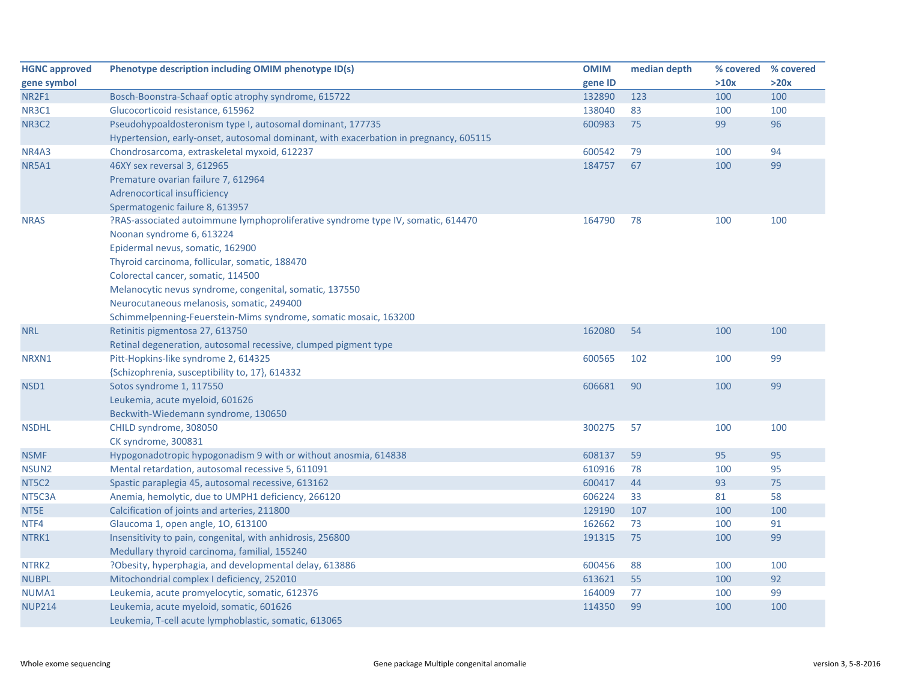| HGNC approved gene symbol | Phenotype description including OMIM phenotype ID(s) | OMIM gene ID | median depth | % covered >10x | % covered >20x |
|---|---|---|---|---|---|
| NR2F1 | Bosch-Boonstra-Schaaf optic atrophy syndrome, 615722 | 132890 | 123 | 100 | 100 |
| NR3C1 | Glucocorticoid resistance, 615962 | 138040 | 83 | 100 | 100 |
| NR3C2 | Pseudohypoaldosteronism type I, autosomal dominant, 177735<br>Hypertension, early-onset, autosomal dominant, with exacerbation in pregnancy, 605115 | 600983 | 75 | 99 | 96 |
| NR4A3 | Chondrosarcoma, extraskeletal myxoid, 612237 | 600542 | 79 | 100 | 94 |
| NR5A1 | 46XY sex reversal 3, 612965<br>Premature ovarian failure 7, 612964<br>Adrenocortical insufficiency<br>Spermatogenic failure 8, 613957 | 184757 | 67 | 100 | 99 |
| NRAS | ?RAS-associated autoimmune lymphoproliferative syndrome type IV, somatic, 614470<br>Noonan syndrome 6, 613224<br>Epidermal nevus, somatic, 162900<br>Thyroid carcinoma, follicular, somatic, 188470<br>Colorectal cancer, somatic, 114500<br>Melanocytic nevus syndrome, congenital, somatic, 137550<br>Neurocutaneous melanosis, somatic, 249400<br>Schimmelpenning-Feuerstein-Mims syndrome, somatic mosaic, 163200 | 164790 | 78 | 100 | 100 |
| NRL | Retinitis pigmentosa 27, 613750<br>Retinal degeneration, autosomal recessive, clumped pigment type | 162080 | 54 | 100 | 100 |
| NRXN1 | Pitt-Hopkins-like syndrome 2, 614325<br>{Schizophrenia, susceptibility to, 17}, 614332 | 600565 | 102 | 100 | 99 |
| NSD1 | Sotos syndrome 1, 117550<br>Leukemia, acute myeloid, 601626<br>Beckwith-Wiedemann syndrome, 130650 | 606681 | 90 | 100 | 99 |
| NSDHL | CHILD syndrome, 308050<br>CK syndrome, 300831 | 300275 | 57 | 100 | 100 |
| NSMF | Hypogonadotropic hypogonadism 9 with or without anosmia, 614838 | 608137 | 59 | 95 | 95 |
| NSUN2 | Mental retardation, autosomal recessive 5, 611091 | 610916 | 78 | 100 | 95 |
| NT5C2 | Spastic paraplegia 45, autosomal recessive, 613162 | 600417 | 44 | 93 | 75 |
| NT5C3A | Anemia, hemolytic, due to UMPH1 deficiency, 266120 | 606224 | 33 | 81 | 58 |
| NT5E | Calcification of joints and arteries, 211800 | 129190 | 107 | 100 | 100 |
| NTF4 | Glaucoma 1, open angle, 1O, 613100 | 162662 | 73 | 100 | 91 |
| NTRK1 | Insensitivity to pain, congenital, with anhidrosis, 256800<br>Medullary thyroid carcinoma, familial, 155240 | 191315 | 75 | 100 | 99 |
| NTRK2 | ?Obesity, hyperphagia, and developmental delay, 613886 | 600456 | 88 | 100 | 100 |
| NUBPL | Mitochondrial complex I deficiency, 252010 | 613621 | 55 | 100 | 92 |
| NUMA1 | Leukemia, acute promyelocytic, somatic, 612376 | 164009 | 77 | 100 | 99 |
| NUP214 | Leukemia, acute myeloid, somatic, 601626<br>Leukemia, T-cell acute lymphoblastic, somatic, 613065 | 114350 | 99 | 100 | 100 |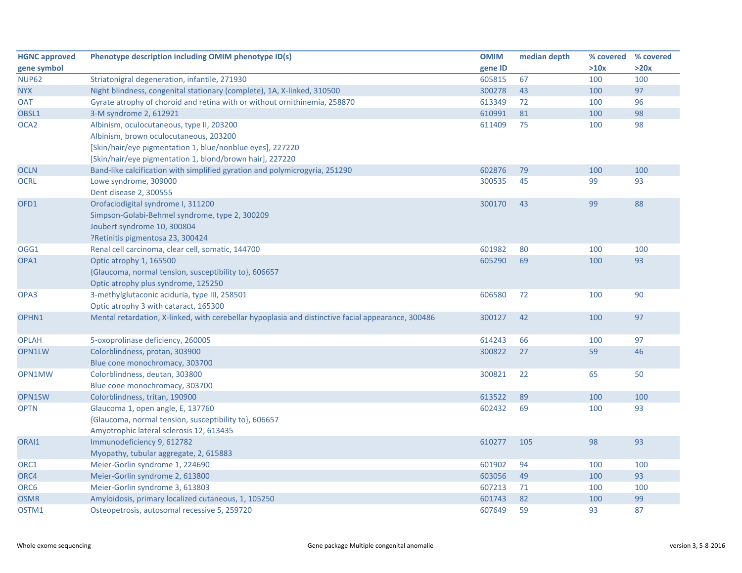| HGNC approved gene symbol | Phenotype description including OMIM phenotype ID(s) | OMIM gene ID | median depth | % covered >10x | % covered >20x |
|---|---|---|---|---|---|
| NUP62 | Striatonigral degeneration, infantile, 271930 | 605815 | 67 | 100 | 100 |
| NYX | Night blindness, congenital stationary (complete), 1A, X-linked, 310500 | 300278 | 43 | 100 | 97 |
| OAT | Gyrate atrophy of choroid and retina with or without ornithinemia, 258870 | 613349 | 72 | 100 | 96 |
| OBSL1 | 3-M syndrome 2, 612921 | 610991 | 81 | 100 | 98 |
| OCA2 | Albinism, oculocutaneous, type II, 203200<br>Albinism, brown oculocutaneous, 203200<br>[Skin/hair/eye pigmentation 1, blue/nonblue eyes], 227220<br>[Skin/hair/eye pigmentation 1, blond/brown hair], 227220 | 611409 | 75 | 100 | 98 |
| OCLN | Band-like calcification with simplified gyration and polymicrogyria, 251290 | 602876 | 79 | 100 | 100 |
| OCRL | Lowe syndrome, 309000<br>Dent disease 2, 300555 | 300535 | 45 | 99 | 93 |
| OFD1 | Orofaciodigital syndrome I, 311200<br>Simpson-Golabi-Behmel syndrome, type 2, 300209<br>Joubert syndrome 10, 300804<br>?Retinitis pigmentosa 23, 300424 | 300170 | 43 | 99 | 88 |
| OGG1 | Renal cell carcinoma, clear cell, somatic, 144700 | 601982 | 80 | 100 | 100 |
| OPA1 | Optic atrophy 1, 165500<br>{Glaucoma, normal tension, susceptibility to}, 606657<br>Optic atrophy plus syndrome, 125250 | 605290 | 69 | 100 | 93 |
| OPA3 | 3-methylglutaconic aciduria, type III, 258501<br>Optic atrophy 3 with cataract, 165300 | 606580 | 72 | 100 | 90 |
| OPHN1 | Mental retardation, X-linked, with cerebellar hypoplasia and distinctive facial appearance, 300486 | 300127 | 42 | 100 | 97 |
| OPLAH | 5-oxoprolinase deficiency, 260005 | 614243 | 66 | 100 | 97 |
| OPN1LW | Colorblindness, protan, 303900<br>Blue cone monochromacy, 303700 | 300822 | 27 | 59 | 46 |
| OPN1MW | Colorblindness, deutan, 303800<br>Blue cone monochromacy, 303700 | 300821 | 22 | 65 | 50 |
| OPN1SW | Colorblindness, tritan, 190900 | 613522 | 89 | 100 | 100 |
| OPTN | Glaucoma 1, open angle, E, 137760<br>{Glaucoma, normal tension, susceptibility to}, 606657<br>Amyotrophic lateral sclerosis 12, 613435 | 602432 | 69 | 100 | 93 |
| ORAI1 | Immunodeficiency 9, 612782<br>Myopathy, tubular aggregate, 2, 615883 | 610277 | 105 | 98 | 93 |
| ORC1 | Meier-Gorlin syndrome 1, 224690 | 601902 | 94 | 100 | 100 |
| ORC4 | Meier-Gorlin syndrome 2, 613800 | 603056 | 49 | 100 | 93 |
| ORC6 | Meier-Gorlin syndrome 3, 613803 | 607213 | 71 | 100 | 100 |
| OSMR | Amyloidosis, primary localized cutaneous, 1, 105250 | 601743 | 82 | 100 | 99 |
| OSTM1 | Osteopetrosis, autosomal recessive 5, 259720 | 607649 | 59 | 93 | 87 |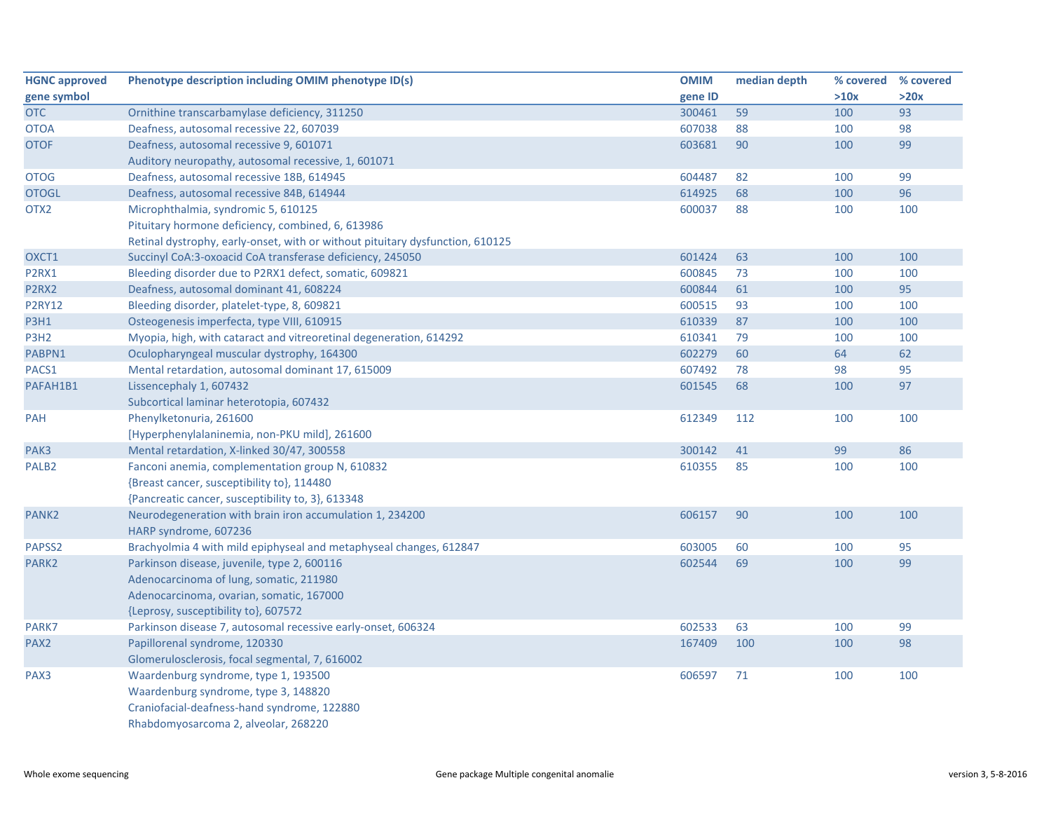| HGNC approved gene symbol | Phenotype description including OMIM phenotype ID(s) | OMIM gene ID | median depth | % covered >10x | % covered >20x |
|---|---|---|---|---|---|
| OTC | Ornithine transcarbamylase deficiency, 311250 | 300461 | 59 | 100 | 93 |
| OTOA | Deafness, autosomal recessive 22, 607039 | 607038 | 88 | 100 | 98 |
| OTOF | Deafness, autosomal recessive 9, 601071<br>Auditory neuropathy, autosomal recessive, 1, 601071 | 603681 | 90 | 100 | 99 |
| OTOG | Deafness, autosomal recessive 18B, 614945 | 604487 | 82 | 100 | 99 |
| OTOGL | Deafness, autosomal recessive 84B, 614944 | 614925 | 68 | 100 | 96 |
| OTX2 | Microphthalmia, syndromic 5, 610125<br>Pituitary hormone deficiency, combined, 6, 613986<br>Retinal dystrophy, early-onset, with or without pituitary dysfunction, 610125 | 600037 | 88 | 100 | 100 |
| OXCT1 | Succinyl CoA:3-oxoacid CoA transferase deficiency, 245050 | 601424 | 63 | 100 | 100 |
| P2RX1 | Bleeding disorder due to P2RX1 defect, somatic, 609821 | 600845 | 73 | 100 | 100 |
| P2RX2 | Deafness, autosomal dominant 41, 608224 | 600844 | 61 | 100 | 95 |
| P2RY12 | Bleeding disorder, platelet-type, 8, 609821 | 600515 | 93 | 100 | 100 |
| P3H1 | Osteogenesis imperfecta, type VIII, 610915 | 610339 | 87 | 100 | 100 |
| P3H2 | Myopia, high, with cataract and vitreoretinal degeneration, 614292 | 610341 | 79 | 100 | 100 |
| PABPN1 | Oculopharyngeal muscular dystrophy, 164300 | 602279 | 60 | 64 | 62 |
| PACS1 | Mental retardation, autosomal dominant 17, 615009 | 607492 | 78 | 98 | 95 |
| PAFAH1B1 | Lissencephaly 1, 607432<br>Subcortical laminar heterotopia, 607432 | 601545 | 68 | 100 | 97 |
| PAH | Phenylketonuria, 261600<br>[Hyperphenylalaninemia, non-PKU mild], 261600 | 612349 | 112 | 100 | 100 |
| PAK3 | Mental retardation, X-linked 30/47, 300558 | 300142 | 41 | 99 | 86 |
| PALB2 | Fanconi anemia, complementation group N, 610832<br>{Breast cancer, susceptibility to}, 114480<br>{Pancreatic cancer, susceptibility to, 3}, 613348 | 610355 | 85 | 100 | 100 |
| PANK2 | Neurodegeneration with brain iron accumulation 1, 234200<br>HARP syndrome, 607236 | 606157 | 90 | 100 | 100 |
| PAPSS2 | Brachyolmia 4 with mild epiphyseal and metaphyseal changes, 612847 | 603005 | 60 | 100 | 95 |
| PARK2 | Parkinson disease, juvenile, type 2, 600116<br>Adenocarcinoma of lung, somatic, 211980<br>Adenocarcinoma, ovarian, somatic, 167000<br>{Leprosy, susceptibility to}, 607572 | 602544 | 69 | 100 | 99 |
| PARK7 | Parkinson disease 7, autosomal recessive early-onset, 606324 | 602533 | 63 | 100 | 99 |
| PAX2 | Papillorenal syndrome, 120330<br>Glomerulosclerosis, focal segmental, 7, 616002 | 167409 | 100 | 100 | 98 |
| PAX3 | Waardenburg syndrome, type 1, 193500<br>Waardenburg syndrome, type 3, 148820<br>Craniofacial-deafness-hand syndrome, 122880<br>Rhabdomyosarcoma 2, alveolar, 268220 | 606597 | 71 | 100 | 100 |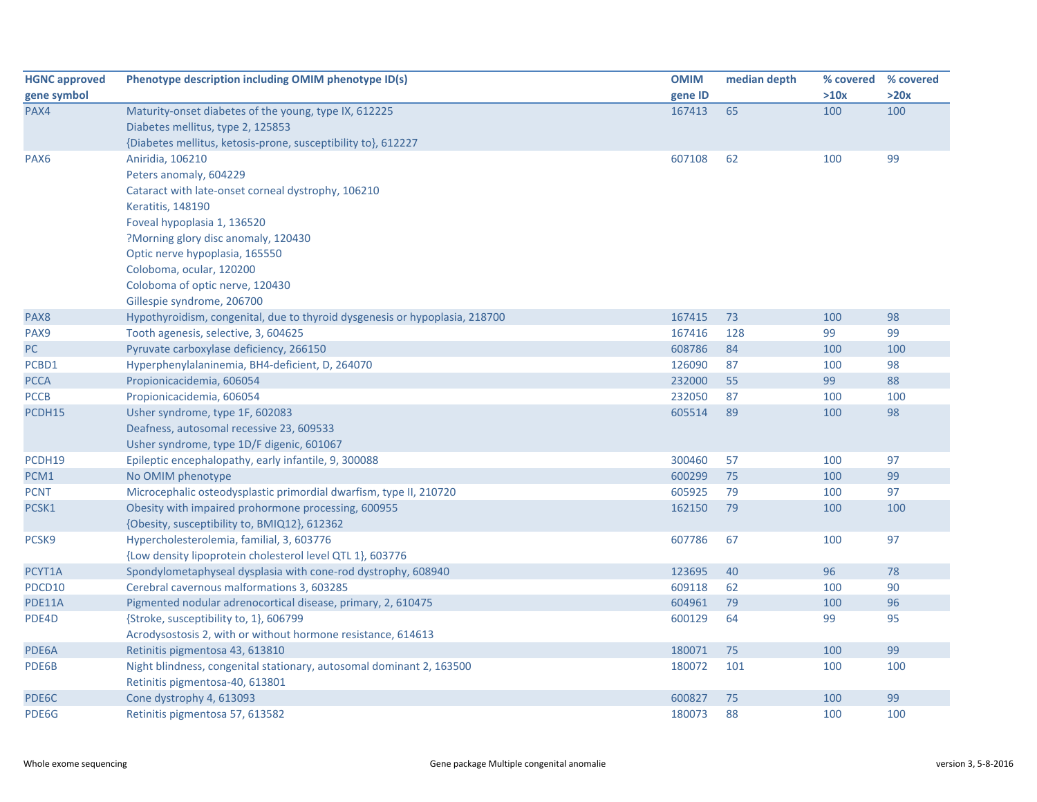| HGNC approved gene symbol | Phenotype description including OMIM phenotype ID(s) | OMIM gene ID | median depth | % covered >10x | % covered >20x |
|---|---|---|---|---|---|
| PAX4 | Maturity-onset diabetes of the young, type IX, 612225<br>Diabetes mellitus, type 2, 125853<br>{Diabetes mellitus, ketosis-prone, susceptibility to}, 612227 | 167413 | 65 | 100 | 100 |
| PAX6 | Aniridia, 106210<br>Peters anomaly, 604229<br>Cataract with late-onset corneal dystrophy, 106210<br>Keratitis, 148190<br>Foveal hypoplasia 1, 136520<br>?Morning glory disc anomaly, 120430<br>Optic nerve hypoplasia, 165550<br>Coloboma, ocular, 120200<br>Coloboma of optic nerve, 120430<br>Gillespie syndrome, 206700 | 607108 | 62 | 100 | 99 |
| PAX8 | Hypothyroidism, congenital, due to thyroid dysgenesis or hypoplasia, 218700 | 167415 | 73 | 100 | 98 |
| PAX9 | Tooth agenesis, selective, 3, 604625 | 167416 | 128 | 99 | 99 |
| PC | Pyruvate carboxylase deficiency, 266150 | 608786 | 84 | 100 | 100 |
| PCBD1 | Hyperphenylalaninemia, BH4-deficient, D, 264070 | 126090 | 87 | 100 | 98 |
| PCCA | Propionicacidemia, 606054 | 232000 | 55 | 99 | 88 |
| PCCB | Propionicacidemia, 606054 | 232050 | 87 | 100 | 100 |
| PCDH15 | Usher syndrome, type 1F, 602083<br>Deafness, autosomal recessive 23, 609533<br>Usher syndrome, type 1D/F digenic, 601067 | 605514 | 89 | 100 | 98 |
| PCDH19 | Epileptic encephalopathy, early infantile, 9, 300088 | 300460 | 57 | 100 | 97 |
| PCM1 | No OMIM phenotype | 600299 | 75 | 100 | 99 |
| PCNT | Microcephalic osteodysplastic primordial dwarfism, type II, 210720 | 605925 | 79 | 100 | 97 |
| PCSK1 | Obesity with impaired prohormone processing, 600955<br>{Obesity, susceptibility to, BMIQ12}, 612362 | 162150 | 79 | 100 | 100 |
| PCSK9 | Hypercholesterolemia, familial, 3, 603776<br>{Low density lipoprotein cholesterol level QTL 1}, 603776 | 607786 | 67 | 100 | 97 |
| PCYT1A | Spondylometaphyseal dysplasia with cone-rod dystrophy, 608940 | 123695 | 40 | 96 | 78 |
| PDCD10 | Cerebral cavernous malformations 3, 603285 | 609118 | 62 | 100 | 90 |
| PDE11A | Pigmented nodular adrenocortical disease, primary, 2, 610475 | 604961 | 79 | 100 | 96 |
| PDE4D | {Stroke, susceptibility to, 1}, 606799<br>Acrodysostosis 2, with or without hormone resistance, 614613 | 600129 | 64 | 99 | 95 |
| PDE6A | Retinitis pigmentosa 43, 613810 | 180071 | 75 | 100 | 99 |
| PDE6B | Night blindness, congenital stationary, autosomal dominant 2, 163500<br>Retinitis pigmentosa-40, 613801 | 180072 | 101 | 100 | 100 |
| PDE6C | Cone dystrophy 4, 613093 | 600827 | 75 | 100 | 99 |
| PDE6G | Retinitis pigmentosa 57, 613582 | 180073 | 88 | 100 | 100 |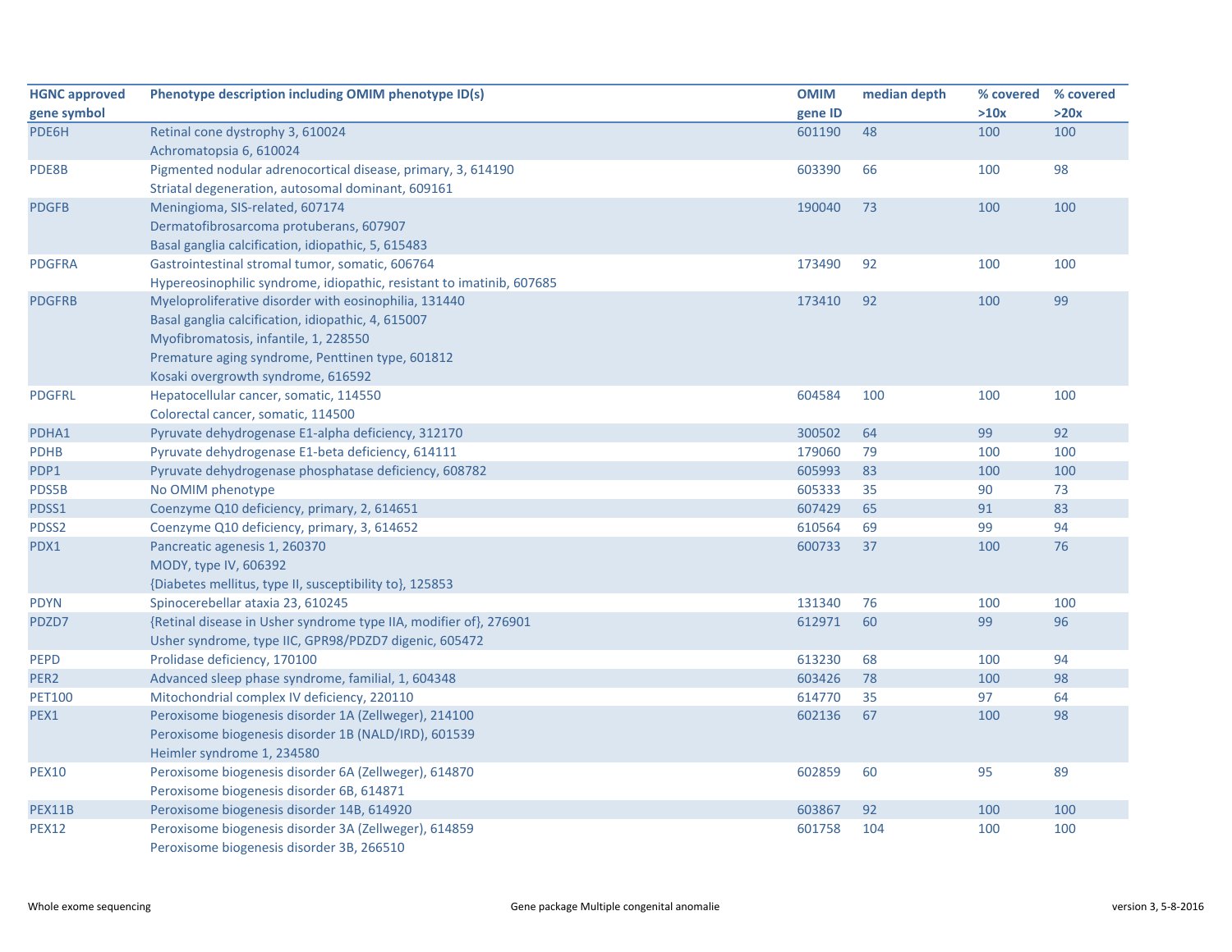| HGNC approved gene symbol | Phenotype description including OMIM phenotype ID(s) | OMIM gene ID | median depth | % covered >10x | % covered >20x |
|---|---|---|---|---|---|
| PDE6H | Retinal cone dystrophy 3, 610024<br>Achromatopsia 6, 610024 | 601190 | 48 | 100 | 100 |
| PDE8B | Pigmented nodular adrenocortical disease, primary, 3, 614190<br>Striatal degeneration, autosomal dominant, 609161 | 603390 | 66 | 100 | 98 |
| PDGFB | Meningioma, SIS-related, 607174<br>Dermatofibrosarcoma protuberans, 607907<br>Basal ganglia calcification, idiopathic, 5, 615483 | 190040 | 73 | 100 | 100 |
| PDGFRA | Gastrointestinal stromal tumor, somatic, 606764<br>Hypereosinophilic syndrome, idiopathic, resistant to imatinib, 607685 | 173490 | 92 | 100 | 100 |
| PDGFRB | Myeloproliferative disorder with eosinophilia, 131440<br>Basal ganglia calcification, idiopathic, 4, 615007<br>Myofibromatosis, infantile, 1, 228550<br>Premature aging syndrome, Penttinen type, 601812<br>Kosaki overgrowth syndrome, 616592 | 173410 | 92 | 100 | 99 |
| PDGFRL | Hepatocellular cancer, somatic, 114550<br>Colorectal cancer, somatic, 114500 | 604584 | 100 | 100 | 100 |
| PDHA1 | Pyruvate dehydrogenase E1-alpha deficiency, 312170 | 300502 | 64 | 99 | 92 |
| PDHB | Pyruvate dehydrogenase E1-beta deficiency, 614111 | 179060 | 79 | 100 | 100 |
| PDP1 | Pyruvate dehydrogenase phosphatase deficiency, 608782 | 605993 | 83 | 100 | 100 |
| PDS5B | No OMIM phenotype | 605333 | 35 | 90 | 73 |
| PDSS1 | Coenzyme Q10 deficiency, primary, 2, 614651 | 607429 | 65 | 91 | 83 |
| PDSS2 | Coenzyme Q10 deficiency, primary, 3, 614652 | 610564 | 69 | 99 | 94 |
| PDX1 | Pancreatic agenesis 1, 260370<br>MODY, type IV, 606392<br>{Diabetes mellitus, type II, susceptibility to}, 125853 | 600733 | 37 | 100 | 76 |
| PDYN | Spinocerebellar ataxia 23, 610245 | 131340 | 76 | 100 | 100 |
| PDZD7 | {Retinal disease in Usher syndrome type IIA, modifier of}, 276901<br>Usher syndrome, type IIC, GPR98/PDZD7 digenic, 605472 | 612971 | 60 | 99 | 96 |
| PEPD | Prolidase deficiency, 170100 | 613230 | 68 | 100 | 94 |
| PER2 | Advanced sleep phase syndrome, familial, 1, 604348 | 603426 | 78 | 100 | 98 |
| PET100 | Mitochondrial complex IV deficiency, 220110 | 614770 | 35 | 97 | 64 |
| PEX1 | Peroxisome biogenesis disorder 1A (Zellweger), 214100<br>Peroxisome biogenesis disorder 1B (NALD/IRD), 601539<br>Heimler syndrome 1, 234580 | 602136 | 67 | 100 | 98 |
| PEX10 | Peroxisome biogenesis disorder 6A (Zellweger), 614870<br>Peroxisome biogenesis disorder 6B, 614871 | 602859 | 60 | 95 | 89 |
| PEX11B | Peroxisome biogenesis disorder 14B, 614920 | 603867 | 92 | 100 | 100 |
| PEX12 | Peroxisome biogenesis disorder 3A (Zellweger), 614859<br>Peroxisome biogenesis disorder 3B, 266510 | 601758 | 104 | 100 | 100 |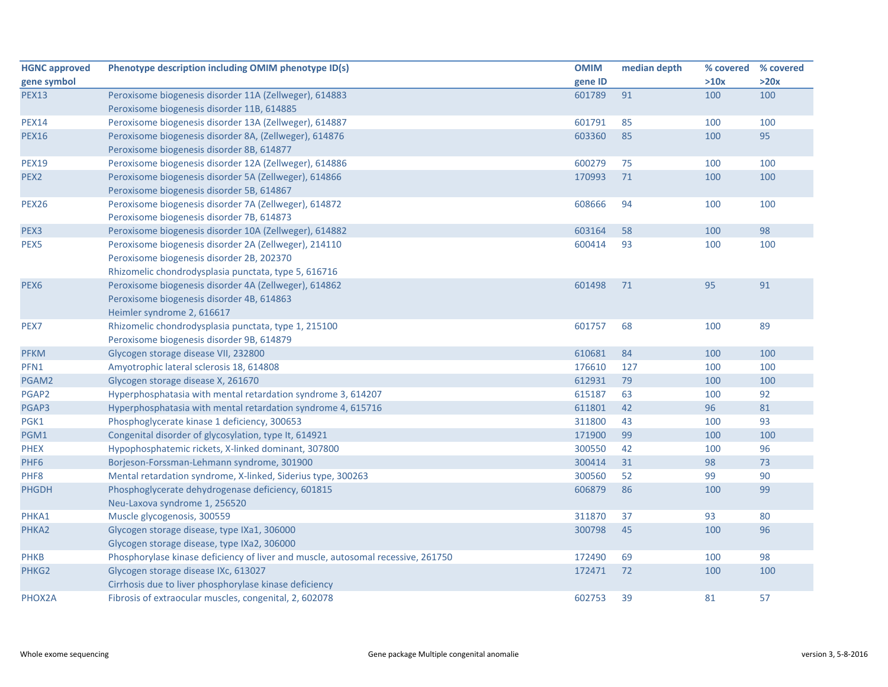| HGNC approved gene symbol | Phenotype description including OMIM phenotype ID(s) | OMIM gene ID | median depth | % covered >10x | % covered >20x |
|---|---|---|---|---|---|
| PEX13 | Peroxisome biogenesis disorder 11A (Zellweger), 614883<br>Peroxisome biogenesis disorder 11B, 614885 | 601789 | 91 | 100 | 100 |
| PEX14 | Peroxisome biogenesis disorder 13A (Zellweger), 614887 | 601791 | 85 | 100 | 100 |
| PEX16 | Peroxisome biogenesis disorder 8A, (Zellweger), 614876<br>Peroxisome biogenesis disorder 8B, 614877 | 603360 | 85 | 100 | 95 |
| PEX19 | Peroxisome biogenesis disorder 12A (Zellweger), 614886 | 600279 | 75 | 100 | 100 |
| PEX2 | Peroxisome biogenesis disorder 5A (Zellweger), 614866<br>Peroxisome biogenesis disorder 5B, 614867 | 170993 | 71 | 100 | 100 |
| PEX26 | Peroxisome biogenesis disorder 7A (Zellweger), 614872<br>Peroxisome biogenesis disorder 7B, 614873 | 608666 | 94 | 100 | 100 |
| PEX3 | Peroxisome biogenesis disorder 10A (Zellweger), 614882 | 603164 | 58 | 100 | 98 |
| PEX5 | Peroxisome biogenesis disorder 2A (Zellweger), 214110<br>Peroxisome biogenesis disorder 2B, 202370<br>Rhizomelic chondrodysplasia punctata, type 5, 616716 | 600414 | 93 | 100 | 100 |
| PEX6 | Peroxisome biogenesis disorder 4A (Zellweger), 614862<br>Peroxisome biogenesis disorder 4B, 614863<br>Heimler syndrome 2, 616617 | 601498 | 71 | 95 | 91 |
| PEX7 | Rhizomelic chondrodysplasia punctata, type 1, 215100<br>Peroxisome biogenesis disorder 9B, 614879 | 601757 | 68 | 100 | 89 |
| PFKM | Glycogen storage disease VII, 232800 | 610681 | 84 | 100 | 100 |
| PFN1 | Amyotrophic lateral sclerosis 18, 614808 | 176610 | 127 | 100 | 100 |
| PGAM2 | Glycogen storage disease X, 261670 | 612931 | 79 | 100 | 100 |
| PGAP2 | Hyperphosphatasia with mental retardation syndrome 3, 614207 | 615187 | 63 | 100 | 92 |
| PGAP3 | Hyperphosphatasia with mental retardation syndrome 4, 615716 | 611801 | 42 | 96 | 81 |
| PGK1 | Phosphoglycerate kinase 1 deficiency, 300653 | 311800 | 43 | 100 | 93 |
| PGM1 | Congenital disorder of glycosylation, type It, 614921 | 171900 | 99 | 100 | 100 |
| PHEX | Hypophosphatemic rickets, X-linked dominant, 307800 | 300550 | 42 | 100 | 96 |
| PHF6 | Borjeson-Forssman-Lehmann syndrome, 301900 | 300414 | 31 | 98 | 73 |
| PHF8 | Mental retardation syndrome, X-linked, Siderius type, 300263 | 300560 | 52 | 99 | 90 |
| PHGDH | Phosphoglycerate dehydrogenase deficiency, 601815<br>Neu-Laxova syndrome 1, 256520 | 606879 | 86 | 100 | 99 |
| PHKA1 | Muscle glycogenosis, 300559 | 311870 | 37 | 93 | 80 |
| PHKA2 | Glycogen storage disease, type IXa1, 306000<br>Glycogen storage disease, type IXa2, 306000 | 300798 | 45 | 100 | 96 |
| PHKB | Phosphorylase kinase deficiency of liver and muscle, autosomal recessive, 261750 | 172490 | 69 | 100 | 98 |
| PHKG2 | Glycogen storage disease IXc, 613027<br>Cirrhosis due to liver phosphorylase kinase deficiency | 172471 | 72 | 100 | 100 |
| PHOX2A | Fibrosis of extraocular muscles, congenital, 2, 602078 | 602753 | 39 | 81 | 57 |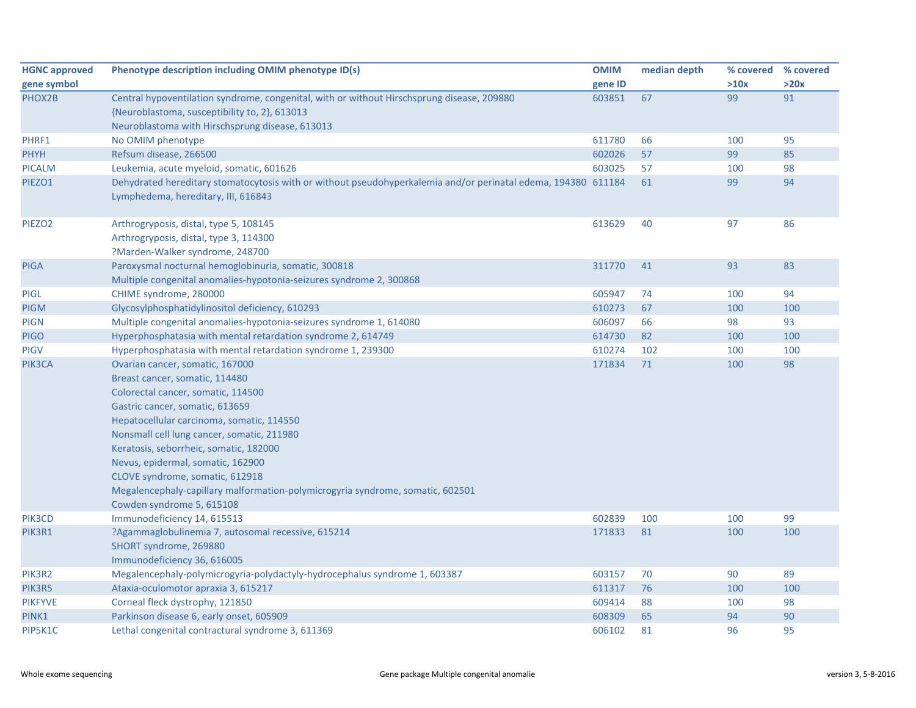| HGNC approved gene symbol | Phenotype description including OMIM phenotype ID(s) | OMIM gene ID | median depth | % covered >10x | % covered >20x |
|---|---|---|---|---|---|
| PHOX2B | Central hypoventilation syndrome, congenital, with or without Hirschsprung disease, 209880<br>{Neuroblastoma, susceptibility to, 2}, 613013<br>Neuroblastoma with Hirschsprung disease, 613013 | 603851 | 67 | 99 | 91 |
| PHRF1 | No OMIM phenotype | 611780 | 66 | 100 | 95 |
| PHYH | Refsum disease, 266500 | 602026 | 57 | 99 | 85 |
| PICALM | Leukemia, acute myeloid, somatic, 601626 | 603025 | 57 | 100 | 98 |
| PIEZO1 | Dehydrated hereditary stomatocytosis with or without pseudohyperkalemia and/or perinatal edema, 194380<br>Lymphedema, hereditary, III, 616843 | 611184 | 61 | 99 | 94 |
| PIEZO2 | Arthrogryposis, distal, type 5, 108145<br>Arthrogryposis, distal, type 3, 114300<br>?Marden-Walker syndrome, 248700 | 613629 | 40 | 97 | 86 |
| PIGA | Paroxysmal nocturnal hemoglobinuria, somatic, 300818<br>Multiple congenital anomalies-hypotonia-seizures syndrome 2, 300868 | 311770 | 41 | 93 | 83 |
| PIGL | CHIME syndrome, 280000 | 605947 | 74 | 100 | 94 |
| PIGM | Glycosylphosphatidylinositol deficiency, 610293 | 610273 | 67 | 100 | 100 |
| PIGN | Multiple congenital anomalies-hypotonia-seizures syndrome 1, 614080 | 606097 | 66 | 98 | 93 |
| PIGO | Hyperphosphatasia with mental retardation syndrome 2, 614749 | 614730 | 82 | 100 | 100 |
| PIGV | Hyperphosphatasia with mental retardation syndrome 1, 239300 | 610274 | 102 | 100 | 100 |
| PIK3CA | Ovarian cancer, somatic, 167000<br>Breast cancer, somatic, 114480<br>Colorectal cancer, somatic, 114500<br>Gastric cancer, somatic, 613659<br>Hepatocellular carcinoma, somatic, 114550<br>Nonsmall cell lung cancer, somatic, 211980<br>Keratosis, seborrheic, somatic, 182000<br>Nevus, epidermal, somatic, 162900<br>CLOVE syndrome, somatic, 612918<br>Megalencephaly-capillary malformation-polymicrogyria syndrome, somatic, 602501<br>Cowden syndrome 5, 615108 | 171834 | 71 | 100 | 98 |
| PIK3CD | Immunodeficiency 14, 615513 | 602839 | 100 | 100 | 99 |
| PIK3R1 | ?Agammaglobulinemia 7, autosomal recessive, 615214<br>SHORT syndrome, 269880<br>Immunodeficiency 36, 616005 | 171833 | 81 | 100 | 100 |
| PIK3R2 | Megalencephaly-polymicrogyria-polydactyly-hydrocephalus syndrome 1, 603387 | 603157 | 70 | 90 | 89 |
| PIK3R5 | Ataxia-oculomotor apraxia 3, 615217 | 611317 | 76 | 100 | 100 |
| PIKFYVE | Corneal fleck dystrophy, 121850 | 609414 | 88 | 100 | 98 |
| PINK1 | Parkinson disease 6, early onset, 605909 | 608309 | 65 | 94 | 90 |
| PIP5K1C | Lethal congenital contractural syndrome 3, 611369 | 606102 | 81 | 96 | 95 |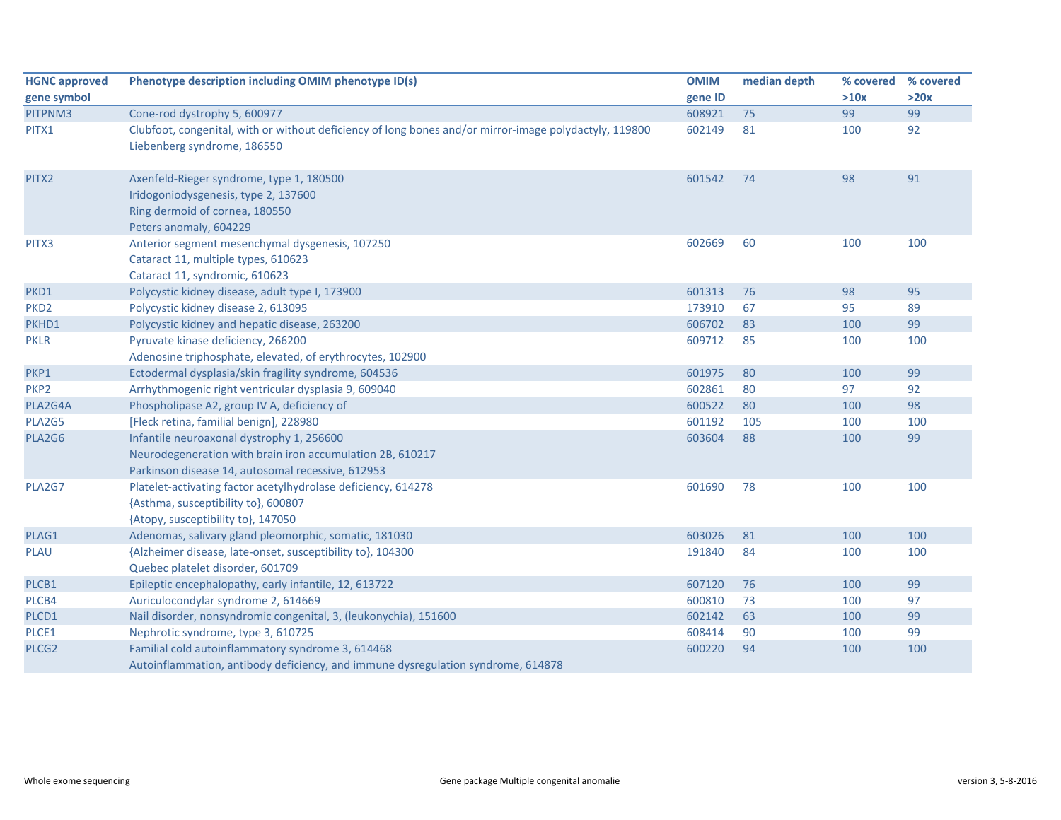| HGNC approved gene symbol | Phenotype description including OMIM phenotype ID(s) | OMIM gene ID | median depth | % covered >10x | % covered >20x |
|---|---|---|---|---|---|
| PITPNM3 | Cone-rod dystrophy 5, 600977 | 608921 | 75 | 99 | 99 |
| PITX1 | Clubfoot, congenital, with or without deficiency of long bones and/or mirror-image polydactyly, 119800<br>Liebenberg syndrome, 186550 | 602149 | 81 | 100 | 92 |
| PITX2 | Axenfeld-Rieger syndrome, type 1, 180500<br>Iridogoniodysgenesis, type 2, 137600<br>Ring dermoid of cornea, 180550<br>Peters anomaly, 604229 | 601542 | 74 | 98 | 91 |
| PITX3 | Anterior segment mesenchymal dysgenesis, 107250<br>Cataract 11, multiple types, 610623<br>Cataract 11, syndromic, 610623 | 602669 | 60 | 100 | 100 |
| PKD1 | Polycystic kidney disease, adult type I, 173900 | 601313 | 76 | 98 | 95 |
| PKD2 | Polycystic kidney disease 2, 613095 | 173910 | 67 | 95 | 89 |
| PKHD1 | Polycystic kidney and hepatic disease, 263200 | 606702 | 83 | 100 | 99 |
| PKLR | Pyruvate kinase deficiency, 266200<br>Adenosine triphosphate, elevated, of erythrocytes, 102900 | 609712 | 85 | 100 | 100 |
| PKP1 | Ectodermal dysplasia/skin fragility syndrome, 604536 | 601975 | 80 | 100 | 99 |
| PKP2 | Arrhythmogenic right ventricular dysplasia 9, 609040 | 602861 | 80 | 97 | 92 |
| PLA2G4A | Phospholipase A2, group IV A, deficiency of | 600522 | 80 | 100 | 98 |
| PLA2G5 | [Fleck retina, familial benign], 228980 | 601192 | 105 | 100 | 100 |
| PLA2G6 | Infantile neuroaxonal dystrophy 1, 256600<br>Neurodegeneration with brain iron accumulation 2B, 610217<br>Parkinson disease 14, autosomal recessive, 612953 | 603604 | 88 | 100 | 99 |
| PLA2G7 | Platelet-activating factor acetylhydrolase deficiency, 614278<br>{Asthma, susceptibility to}, 600807<br>{Atopy, susceptibility to}, 147050 | 601690 | 78 | 100 | 100 |
| PLAG1 | Adenomas, salivary gland pleomorphic, somatic, 181030 | 603026 | 81 | 100 | 100 |
| PLAU | {Alzheimer disease, late-onset, susceptibility to}, 104300<br>Quebec platelet disorder, 601709 | 191840 | 84 | 100 | 100 |
| PLCB1 | Epileptic encephalopathy, early infantile, 12, 613722 | 607120 | 76 | 100 | 99 |
| PLCB4 | Auriculocondylar syndrome 2, 614669 | 600810 | 73 | 100 | 97 |
| PLCD1 | Nail disorder, nonsyndromic congenital, 3, (leukonychia), 151600 | 602142 | 63 | 100 | 99 |
| PLCE1 | Nephrotic syndrome, type 3, 610725 | 608414 | 90 | 100 | 99 |
| PLCG2 | Familial cold autoinflammatory syndrome 3, 614468<br>Autoinflammation, antibody deficiency, and immune dysregulation syndrome, 614878 | 600220 | 94 | 100 | 100 |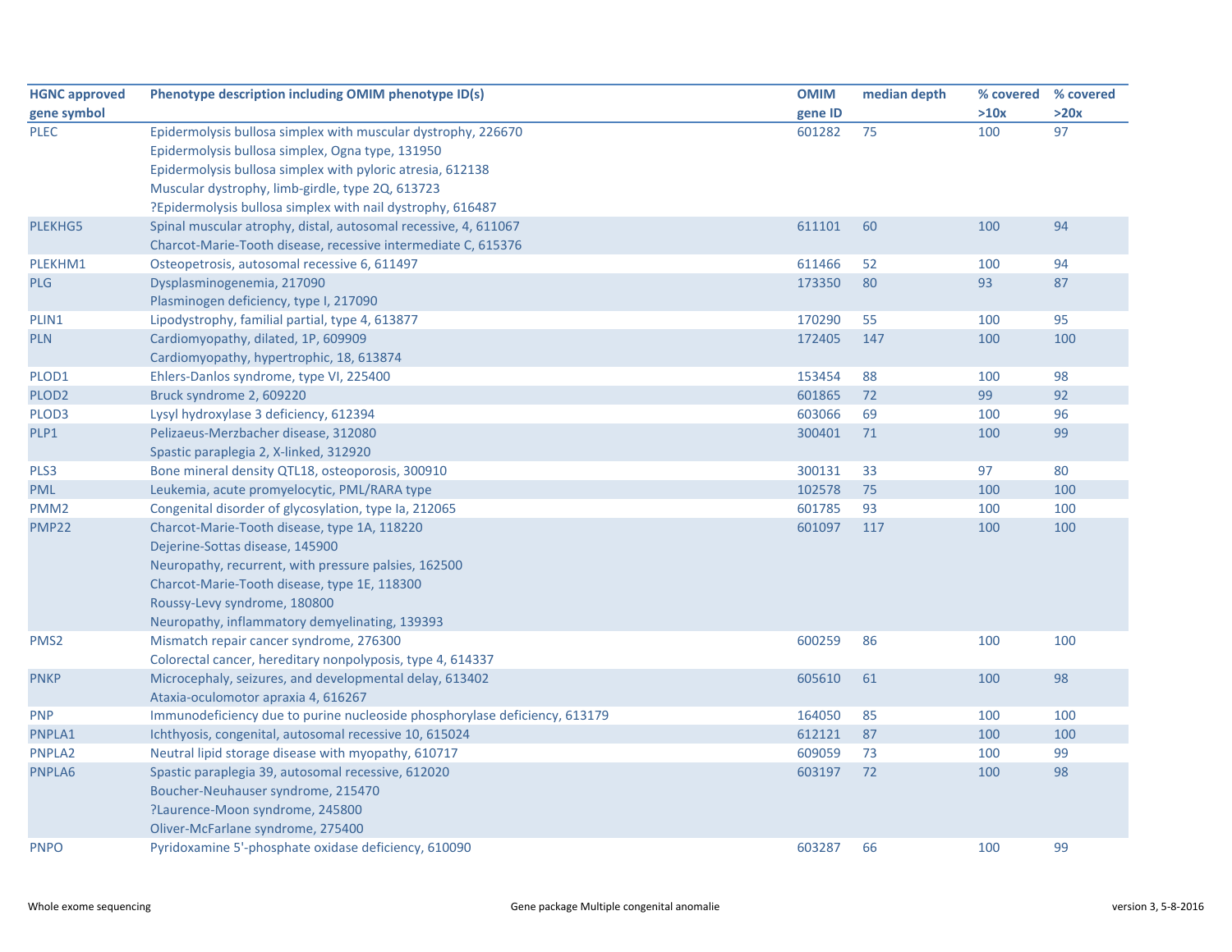| HGNC approved gene symbol | Phenotype description including OMIM phenotype ID(s) | OMIM gene ID | median depth | % covered >10x | % covered >20x |
|---|---|---|---|---|---|
| PLEC | Epidermolysis bullosa simplex with muscular dystrophy, 226670<br>Epidermolysis bullosa simplex, Ogna type, 131950<br>Epidermolysis bullosa simplex with pyloric atresia, 612138<br>Muscular dystrophy, limb-girdle, type 2Q, 613723<br>?Epidermolysis bullosa simplex with nail dystrophy, 616487 | 601282 | 75 | 100 | 97 |
| PLEKHG5 | Spinal muscular atrophy, distal, autosomal recessive, 4, 611067<br>Charcot-Marie-Tooth disease, recessive intermediate C, 615376 | 611101 | 60 | 100 | 94 |
| PLEKHM1 | Osteopetrosis, autosomal recessive 6, 611497 | 611466 | 52 | 100 | 94 |
| PLG | Dysplasminogenemia, 217090<br>Plasminogen deficiency, type I, 217090 | 173350 | 80 | 93 | 87 |
| PLIN1 | Lipodystrophy, familial partial, type 4, 613877 | 170290 | 55 | 100 | 95 |
| PLN | Cardiomyopathy, dilated, 1P, 609909<br>Cardiomyopathy, hypertrophic, 18, 613874 | 172405 | 147 | 100 | 100 |
| PLOD1 | Ehlers-Danlos syndrome, type VI, 225400 | 153454 | 88 | 100 | 98 |
| PLOD2 | Bruck syndrome 2, 609220 | 601865 | 72 | 99 | 92 |
| PLOD3 | Lysyl hydroxylase 3 deficiency, 612394 | 603066 | 69 | 100 | 96 |
| PLP1 | Pelizaeus-Merzbacher disease, 312080<br>Spastic paraplegia 2, X-linked, 312920 | 300401 | 71 | 100 | 99 |
| PLS3 | Bone mineral density QTL18, osteoporosis, 300910 | 300131 | 33 | 97 | 80 |
| PML | Leukemia, acute promyelocytic, PML/RARA type | 102578 | 75 | 100 | 100 |
| PMM2 | Congenital disorder of glycosylation, type Ia, 212065 | 601785 | 93 | 100 | 100 |
| PMP22 | Charcot-Marie-Tooth disease, type 1A, 118220<br>Dejerine-Sottas disease, 145900<br>Neuropathy, recurrent, with pressure palsies, 162500<br>Charcot-Marie-Tooth disease, type 1E, 118300<br>Roussy-Levy syndrome, 180800<br>Neuropathy, inflammatory demyelinating, 139393 | 601097 | 117 | 100 | 100 |
| PMS2 | Mismatch repair cancer syndrome, 276300<br>Colorectal cancer, hereditary nonpolyposis, type 4, 614337 | 600259 | 86 | 100 | 100 |
| PNKP | Microcephaly, seizures, and developmental delay, 613402<br>Ataxia-oculomotor apraxia 4, 616267 | 605610 | 61 | 100 | 98 |
| PNP | Immunodeficiency due to purine nucleoside phosphorylase deficiency, 613179 | 164050 | 85 | 100 | 100 |
| PNPLA1 | Ichthyosis, congenital, autosomal recessive 10, 615024 | 612121 | 87 | 100 | 100 |
| PNPLA2 | Neutral lipid storage disease with myopathy, 610717 | 609059 | 73 | 100 | 99 |
| PNPLA6 | Spastic paraplegia 39, autosomal recessive, 612020<br>Boucher-Neuhauser syndrome, 215470<br>?Laurence-Moon syndrome, 245800<br>Oliver-McFarlane syndrome, 275400 | 603197 | 72 | 100 | 98 |
| PNPO | Pyridoxamine 5'-phosphate oxidase deficiency, 610090 | 603287 | 66 | 100 | 99 |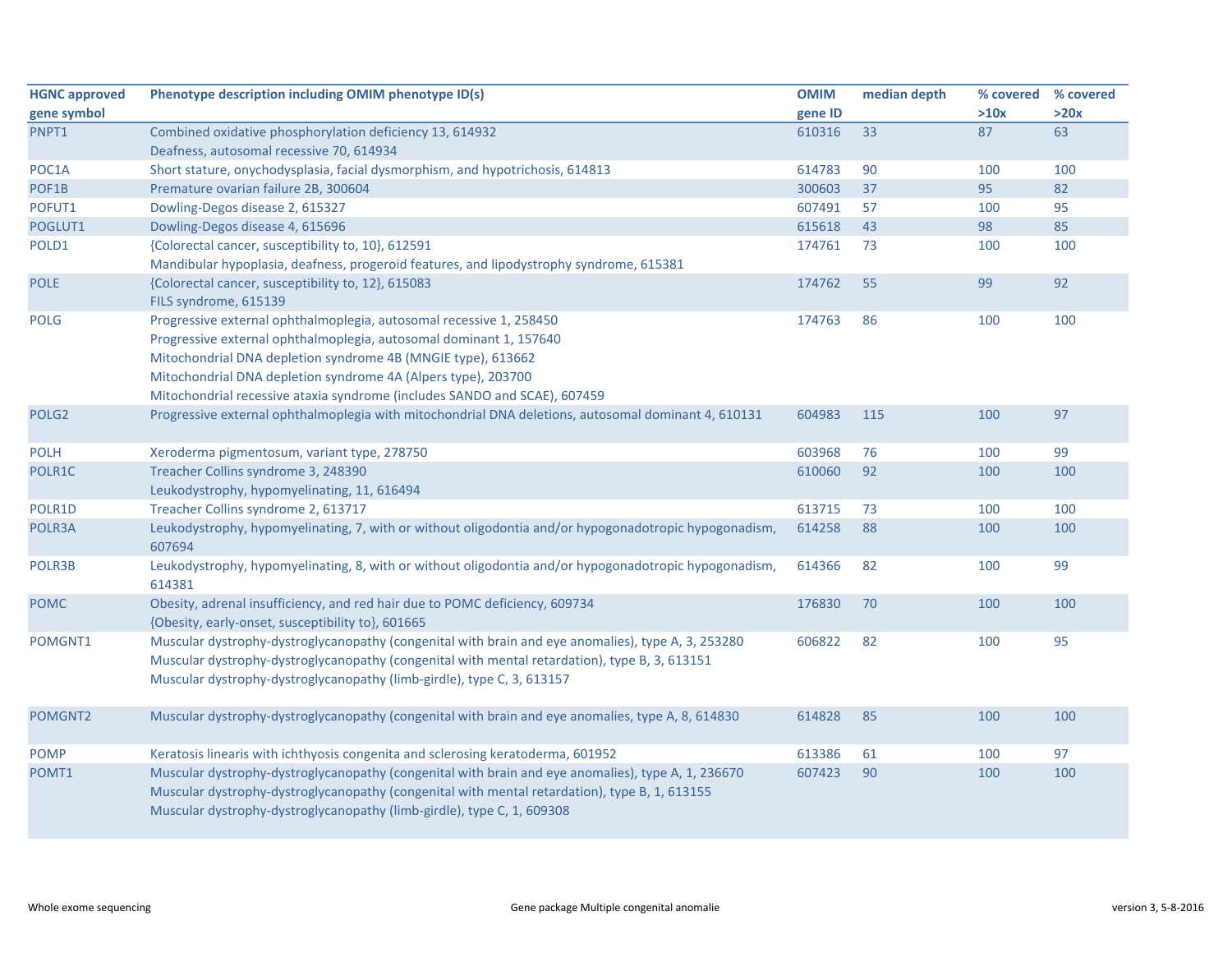| HGNC approved gene symbol | Phenotype description including OMIM phenotype ID(s) | OMIM gene ID | median depth | % covered >10x | % covered >20x |
|---|---|---|---|---|---|
| PNPT1 | Combined oxidative phosphorylation deficiency 13, 614932<br>Deafness, autosomal recessive 70, 614934 | 610316 | 33 | 87 | 63 |
| POC1A | Short stature, onychodysplasia, facial dysmorphism, and hypotrichosis, 614813 | 614783 | 90 | 100 | 100 |
| POF1B | Premature ovarian failure 2B, 300604 | 300603 | 37 | 95 | 82 |
| POFUT1 | Dowling-Degos disease 2, 615327 | 607491 | 57 | 100 | 95 |
| POGLUT1 | Dowling-Degos disease 4, 615696 | 615618 | 43 | 98 | 85 |
| POLD1 | {Colorectal cancer, susceptibility to, 10}, 612591<br>Mandibular hypoplasia, deafness, progeroid features, and lipodystrophy syndrome, 615381 | 174761 | 73 | 100 | 100 |
| POLE | {Colorectal cancer, susceptibility to, 12}, 615083<br>FILS syndrome, 615139 | 174762 | 55 | 99 | 92 |
| POLG | Progressive external ophthalmoplegia, autosomal recessive 1, 258450<br>Progressive external ophthalmoplegia, autosomal dominant 1, 157640<br>Mitochondrial DNA depletion syndrome 4B (MNGIE type), 613662<br>Mitochondrial DNA depletion syndrome 4A (Alpers type), 203700<br>Mitochondrial recessive ataxia syndrome (includes SANDO and SCAE), 607459 | 174763 | 86 | 100 | 100 |
| POLG2 | Progressive external ophthalmoplegia with mitochondrial DNA deletions, autosomal dominant 4, 610131 | 604983 | 115 | 100 | 97 |
| POLH | Xeroderma pigmentosum, variant type, 278750 | 603968 | 76 | 100 | 99 |
| POLR1C | Treacher Collins syndrome 3, 248390<br>Leukodystrophy, hypomyelinating, 11, 616494 | 610060 | 92 | 100 | 100 |
| POLR1D | Treacher Collins syndrome 2, 613717 | 613715 | 73 | 100 | 100 |
| POLR3A | Leukodystrophy, hypomyelinating, 7, with or without oligodontia and/or hypogonadotropic hypogonadism, 607694 | 614258 | 88 | 100 | 100 |
| POLR3B | Leukodystrophy, hypomyelinating, 8, with or without oligodontia and/or hypogonadotropic hypogonadism, 614381 | 614366 | 82 | 100 | 99 |
| POMC | Obesity, adrenal insufficiency, and red hair due to POMC deficiency, 609734<br>{Obesity, early-onset, susceptibility to}, 601665 | 176830 | 70 | 100 | 100 |
| POMGNT1 | Muscular dystrophy-dystroglycanopathy (congenital with brain and eye anomalies), type A, 3, 253280<br>Muscular dystrophy-dystroglycanopathy (congenital with mental retardation), type B, 3, 613151<br>Muscular dystrophy-dystroglycanopathy (limb-girdle), type C, 3, 613157 | 606822 | 82 | 100 | 95 |
| POMGNT2 | Muscular dystrophy-dystroglycanopathy (congenital with brain and eye anomalies, type A, 8, 614830 | 614828 | 85 | 100 | 100 |
| POMP | Keratosis linearis with ichthyosis congenita and sclerosing keratoderma, 601952 | 613386 | 61 | 100 | 97 |
| POMT1 | Muscular dystrophy-dystroglycanopathy (congenital with brain and eye anomalies), type A, 1, 236670<br>Muscular dystrophy-dystroglycanopathy (congenital with mental retardation), type B, 1, 613155<br>Muscular dystrophy-dystroglycanopathy (limb-girdle), type C, 1, 609308 | 607423 | 90 | 100 | 100 |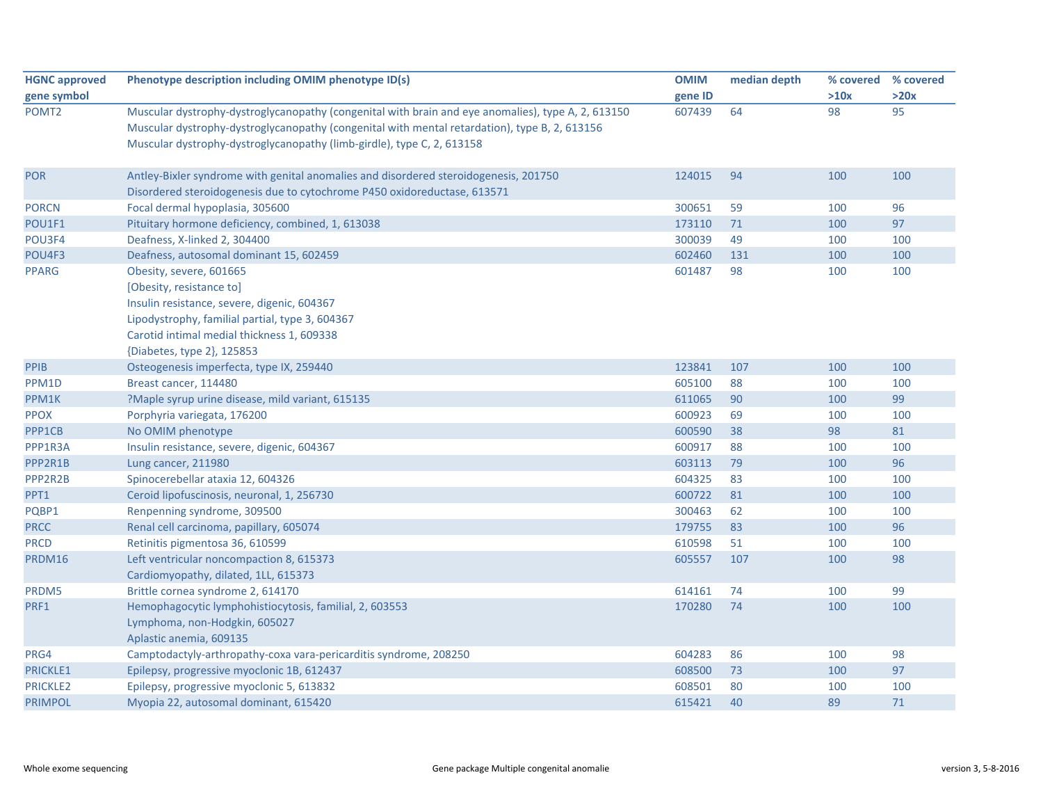| HGNC approved gene symbol | Phenotype description including OMIM phenotype ID(s) | OMIM gene ID | median depth | % covered >10x | % covered >20x |
|---|---|---|---|---|---|
| POMT2 | Muscular dystrophy-dystroglycanopathy (congenital with brain and eye anomalies), type A, 2, 613150<br>Muscular dystrophy-dystroglycanopathy (congenital with mental retardation), type B, 2, 613156<br>Muscular dystrophy-dystroglycanopathy (limb-girdle), type C, 2, 613158 | 607439 | 64 | 98 | 95 |
| POR | Antley-Bixler syndrome with genital anomalies and disordered steroidogenesis, 201750<br>Disordered steroidogenesis due to cytochrome P450 oxidoreductase, 613571 | 124015 | 94 | 100 | 100 |
| PORCN | Focal dermal hypoplasia, 305600 | 300651 | 59 | 100 | 96 |
| POU1F1 | Pituitary hormone deficiency, combined, 1, 613038 | 173110 | 71 | 100 | 97 |
| POU3F4 | Deafness, X-linked 2, 304400 | 300039 | 49 | 100 | 100 |
| POU4F3 | Deafness, autosomal dominant 15, 602459 | 602460 | 131 | 100 | 100 |
| PPARG | Obesity, severe, 601665<br>[Obesity, resistance to]<br>Insulin resistance, severe, digenic, 604367<br>Lipodystrophy, familial partial, type 3, 604367<br>Carotid intimal medial thickness 1, 609338<br>{Diabetes, type 2}, 125853 | 601487 | 98 | 100 | 100 |
| PPIB | Osteogenesis imperfecta, type IX, 259440 | 123841 | 107 | 100 | 100 |
| PPM1D | Breast cancer, 114480 | 605100 | 88 | 100 | 100 |
| PPM1K | ?Maple syrup urine disease, mild variant, 615135 | 611065 | 90 | 100 | 99 |
| PPOX | Porphyria variegata, 176200 | 600923 | 69 | 100 | 100 |
| PPP1CB | No OMIM phenotype | 600590 | 38 | 98 | 81 |
| PPP1R3A | Insulin resistance, severe, digenic, 604367 | 600917 | 88 | 100 | 100 |
| PPP2R1B | Lung cancer, 211980 | 603113 | 79 | 100 | 96 |
| PPP2R2B | Spinocerebellar ataxia 12, 604326 | 604325 | 83 | 100 | 100 |
| PPT1 | Ceroid lipofuscinosis, neuronal, 1, 256730 | 600722 | 81 | 100 | 100 |
| PQBP1 | Renpenning syndrome, 309500 | 300463 | 62 | 100 | 100 |
| PRCC | Renal cell carcinoma, papillary, 605074 | 179755 | 83 | 100 | 96 |
| PRCD | Retinitis pigmentosa 36, 610599 | 610598 | 51 | 100 | 100 |
| PRDM16 | Left ventricular noncompaction 8, 615373<br>Cardiomyopathy, dilated, 1LL, 615373 | 605557 | 107 | 100 | 98 |
| PRDM5 | Brittle cornea syndrome 2, 614170 | 614161 | 74 | 100 | 99 |
| PRF1 | Hemophagocytic lymphohistiocytosis, familial, 2, 603553<br>Lymphoma, non-Hodgkin, 605027<br>Aplastic anemia, 609135 | 170280 | 74 | 100 | 100 |
| PRG4 | Camptodactyly-arthropathy-coxa vara-pericarditis syndrome, 208250 | 604283 | 86 | 100 | 98 |
| PRICKLE1 | Epilepsy, progressive myoclonic 1B, 612437 | 608500 | 73 | 100 | 97 |
| PRICKLE2 | Epilepsy, progressive myoclonic 5, 613832 | 608501 | 80 | 100 | 100 |
| PRIMPOL | Myopia 22, autosomal dominant, 615420 | 615421 | 40 | 89 | 71 |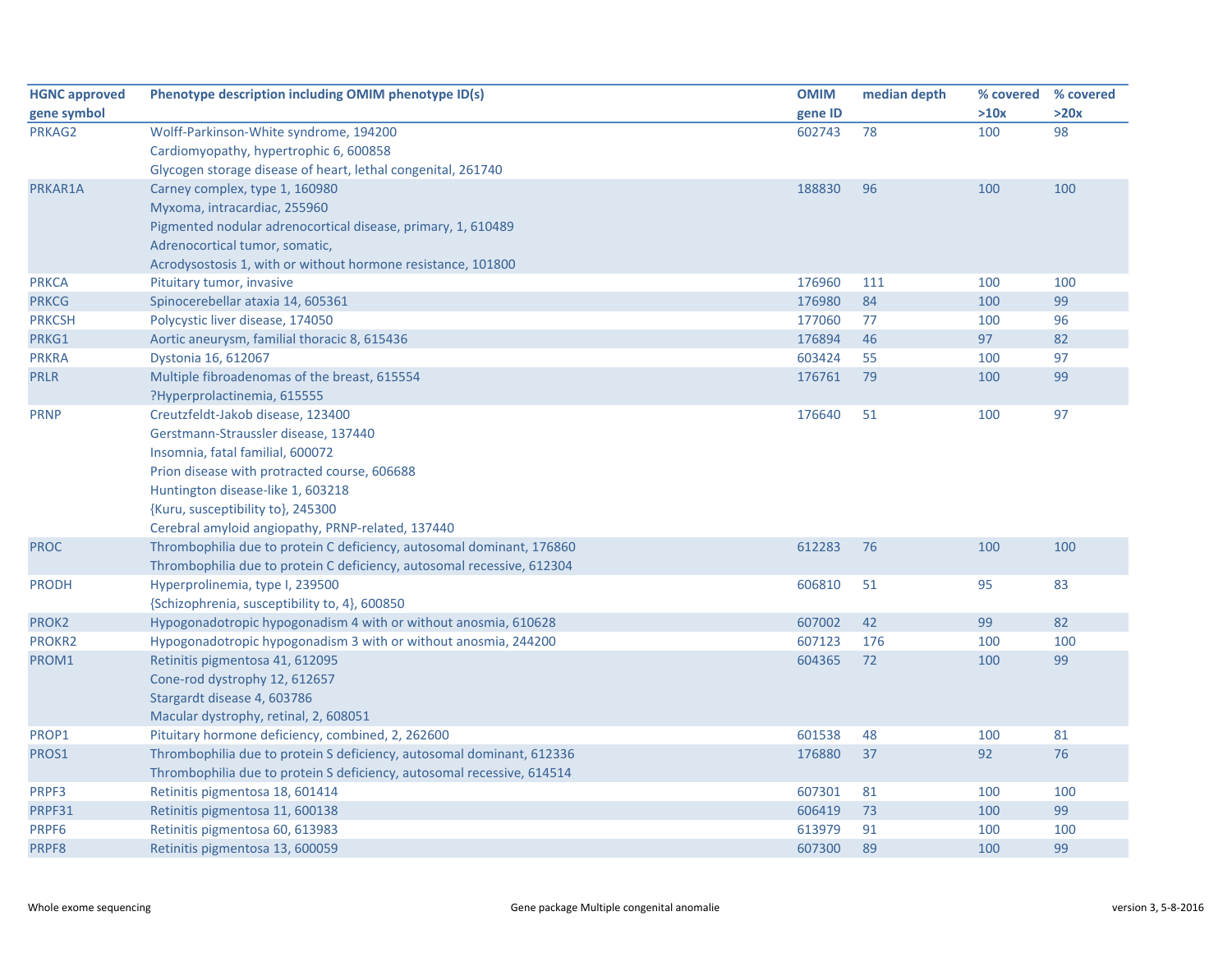| HGNC approved gene symbol | Phenotype description including OMIM phenotype ID(s) | OMIM gene ID | median depth | % covered >10x | % covered >20x |
|---|---|---|---|---|---|
| PRKAG2 | Wolff-Parkinson-White syndrome, 194200<br>Cardiomyopathy, hypertrophic 6, 600858<br>Glycogen storage disease of heart, lethal congenital, 261740 | 602743 | 78 | 100 | 98 |
| PRKAR1A | Carney complex, type 1, 160980<br>Myxoma, intracardiac, 255960<br>Pigmented nodular adrenocortical disease, primary, 1, 610489<br>Adrenocortical tumor, somatic,<br>Acrodysostosis 1, with or without hormone resistance, 101800 | 188830 | 96 | 100 | 100 |
| PRKCA | Pituitary tumor, invasive | 176960 | 111 | 100 | 100 |
| PRKCG | Spinocerebellar ataxia 14, 605361 | 176980 | 84 | 100 | 99 |
| PRKCSH | Polycystic liver disease, 174050 | 177060 | 77 | 100 | 96 |
| PRKG1 | Aortic aneurysm, familial thoracic 8, 615436 | 176894 | 46 | 97 | 82 |
| PRKRA | Dystonia 16, 612067 | 603424 | 55 | 100 | 97 |
| PRLR | Multiple fibroadenomas of the breast, 615554<br>?Hyperprolactinemia, 615555 | 176761 | 79 | 100 | 99 |
| PRNP | Creutzfeldt-Jakob disease, 123400<br>Gerstmann-Straussler disease, 137440<br>Insomnia, fatal familial, 600072<br>Prion disease with protracted course, 606688<br>Huntington disease-like 1, 603218<br>{Kuru, susceptibility to}, 245300<br>Cerebral amyloid angiopathy, PRNP-related, 137440 | 176640 | 51 | 100 | 97 |
| PROC | Thrombophilia due to protein C deficiency, autosomal dominant, 176860<br>Thrombophilia due to protein C deficiency, autosomal recessive, 612304 | 612283 | 76 | 100 | 100 |
| PRODH | Hyperprolinemia, type I, 239500<br>{Schizophrenia, susceptibility to, 4}, 600850 | 606810 | 51 | 95 | 83 |
| PROK2 | Hypogonadotropic hypogonadism 4 with or without anosmia, 610628 | 607002 | 42 | 99 | 82 |
| PROKR2 | Hypogonadotropic hypogonadism 3 with or without anosmia, 244200 | 607123 | 176 | 100 | 100 |
| PROM1 | Retinitis pigmentosa 41, 612095<br>Cone-rod dystrophy 12, 612657<br>Stargardt disease 4, 603786<br>Macular dystrophy, retinal, 2, 608051 | 604365 | 72 | 100 | 99 |
| PROP1 | Pituitary hormone deficiency, combined, 2, 262600 | 601538 | 48 | 100 | 81 |
| PROS1 | Thrombophilia due to protein S deficiency, autosomal dominant, 612336<br>Thrombophilia due to protein S deficiency, autosomal recessive, 614514 | 176880 | 37 | 92 | 76 |
| PRPF3 | Retinitis pigmentosa 18, 601414 | 607301 | 81 | 100 | 100 |
| PRPF31 | Retinitis pigmentosa 11, 600138 | 606419 | 73 | 100 | 99 |
| PRPF6 | Retinitis pigmentosa 60, 613983 | 613979 | 91 | 100 | 100 |
| PRPF8 | Retinitis pigmentosa 13, 600059 | 607300 | 89 | 100 | 99 |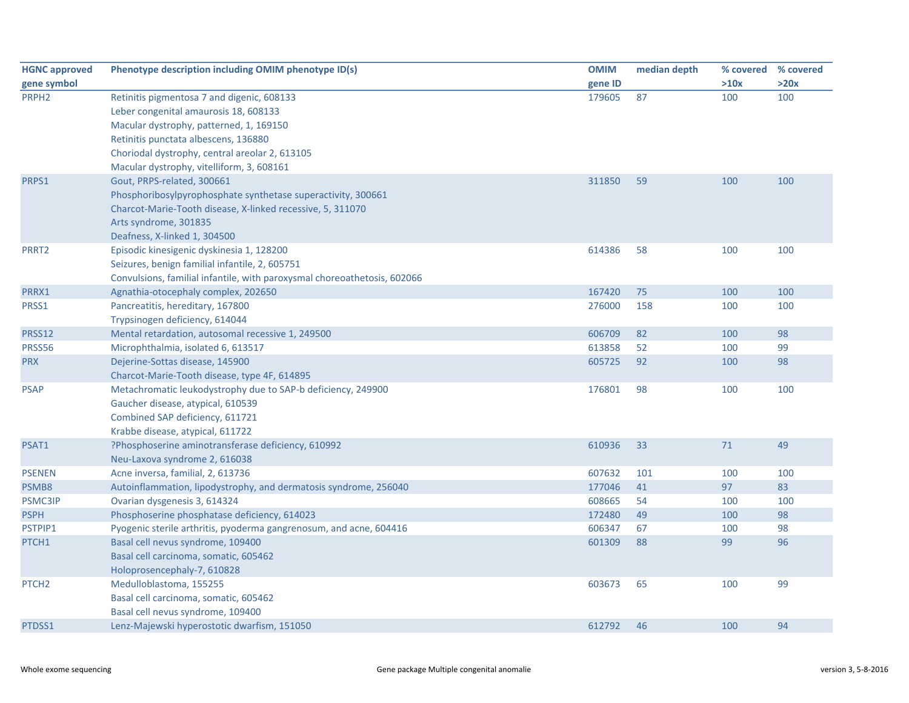| HGNC approved gene symbol | Phenotype description including OMIM phenotype ID(s) | OMIM gene ID | median depth | % covered >10x | % covered >20x |
|---|---|---|---|---|---|
| PRPH2 | Retinitis pigmentosa 7 and digenic, 608133 | 179605 | 87 | 100 | 100 |
| | Leber congenital amaurosis 18, 608133 | | | | |
| | Macular dystrophy, patterned, 1, 169150 | | | | |
| | Retinitis punctata albescens, 136880 | | | | |
| | Choriodal dystrophy, central areolar 2, 613105 | | | | |
| | Macular dystrophy, vitelliform, 3, 608161 | | | | |
| PRPS1 | Gout, PRPS-related, 300661 | 311850 | 59 | 100 | 100 |
| | Phosphoribosylpyrophosphate synthetase superactivity, 300661 | | | | |
| | Charcot-Marie-Tooth disease, X-linked recessive, 5, 311070 | | | | |
| | Arts syndrome, 301835 | | | | |
| | Deafness, X-linked 1, 304500 | | | | |
| PRRT2 | Episodic kinesigenic dyskinesia 1, 128200 | 614386 | 58 | 100 | 100 |
| | Seizures, benign familial infantile, 2, 605751 | | | | |
| | Convulsions, familial infantile, with paroxysmal choreoathetosis, 602066 | | | | |
| PRRX1 | Agnathia-otocephaly complex, 202650 | 167420 | 75 | 100 | 100 |
| PRSS1 | Pancreatitis, hereditary, 167800 | 276000 | 158 | 100 | 100 |
| | Trypsinogen deficiency, 614044 | | | | |
| PRSS12 | Mental retardation, autosomal recessive 1, 249500 | 606709 | 82 | 100 | 98 |
| PRSS56 | Microphthalmia, isolated 6, 613517 | 613858 | 52 | 100 | 99 |
| PRX | Dejerine-Sottas disease, 145900 | 605725 | 92 | 100 | 98 |
| | Charcot-Marie-Tooth disease, type 4F, 614895 | | | | |
| PSAP | Metachromatic leukodystrophy due to SAP-b deficiency, 249900 | 176801 | 98 | 100 | 100 |
| | Gaucher disease, atypical, 610539 | | | | |
| | Combined SAP deficiency, 611721 | | | | |
| | Krabbe disease, atypical, 611722 | | | | |
| PSAT1 | ?Phosphoserine aminotransferase deficiency, 610992 | 610936 | 33 | 71 | 49 |
| | Neu-Laxova syndrome 2, 616038 | | | | |
| PSENEN | Acne inversa, familial, 2, 613736 | 607632 | 101 | 100 | 100 |
| PSMB8 | Autoinflammation, lipodystrophy, and dermatosis syndrome, 256040 | 177046 | 41 | 97 | 83 |
| PSMC3IP | Ovarian dysgenesis 3, 614324 | 608665 | 54 | 100 | 100 |
| PSPH | Phosphoserine phosphatase deficiency, 614023 | 172480 | 49 | 100 | 98 |
| PSTPIP1 | Pyogenic sterile arthritis, pyoderma gangrenosum, and acne, 604416 | 606347 | 67 | 100 | 98 |
| PTCH1 | Basal cell nevus syndrome, 109400 | 601309 | 88 | 99 | 96 |
| | Basal cell carcinoma, somatic, 605462 | | | | |
| | Holoprosencephaly-7, 610828 | | | | |
| PTCH2 | Medulloblastoma, 155255 | 603673 | 65 | 100 | 99 |
| | Basal cell carcinoma, somatic, 605462 | | | | |
| | Basal cell nevus syndrome, 109400 | | | | |
| PTDSS1 | Lenz-Majewski hyperostotic dwarfism, 151050 | 612792 | 46 | 100 | 94 |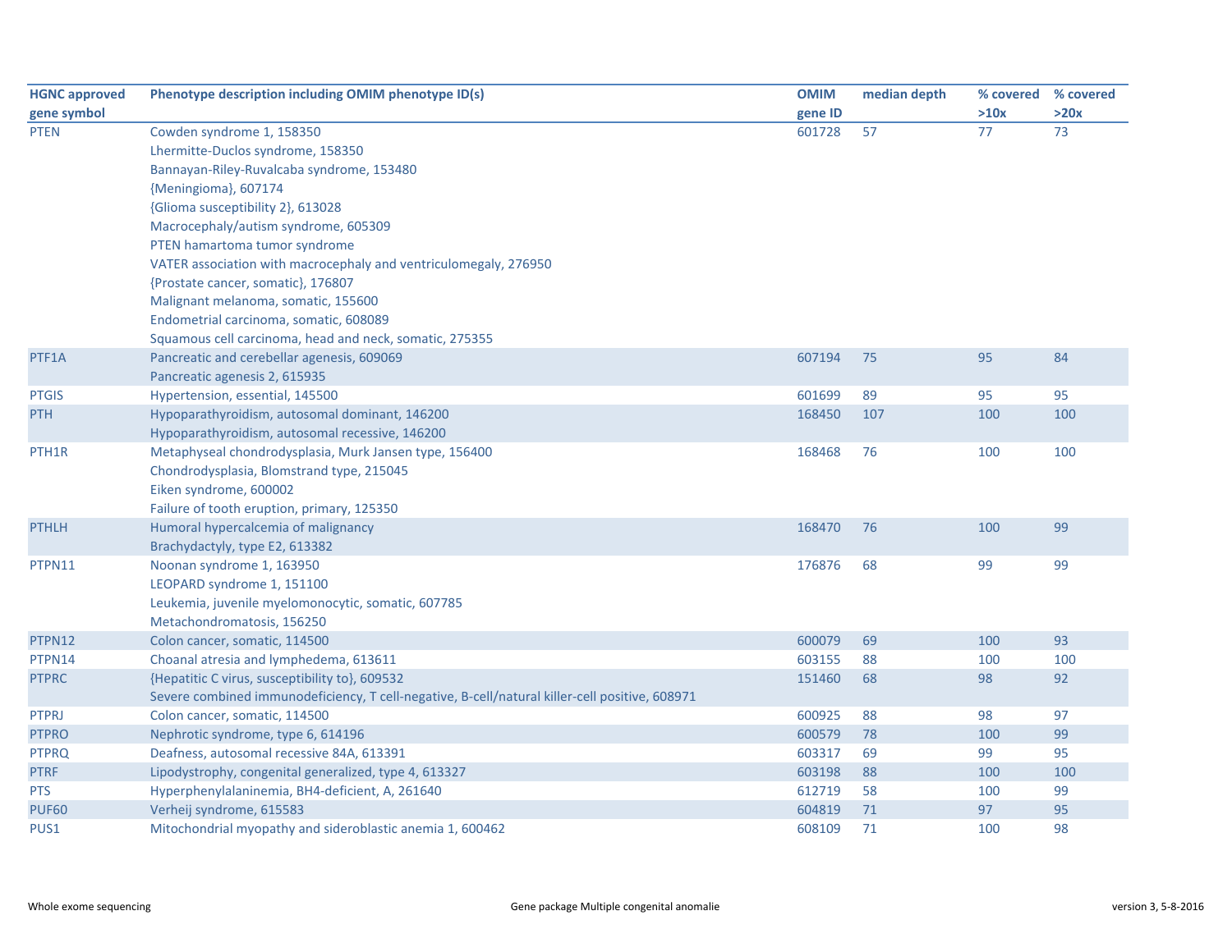| HGNC approved gene symbol | Phenotype description including OMIM phenotype ID(s) | OMIM gene ID | median depth | % covered >10x | % covered >20x |
|---|---|---|---|---|---|
| PTEN | Cowden syndrome 1, 158350 | 601728 | 57 | 77 | 73 |
| | Lhermitte-Duclos syndrome, 158350 | | | | |
| | Bannayan-Riley-Ruvalcaba syndrome, 153480 | | | | |
| | {Meningioma}, 607174 | | | | |
| | {Glioma susceptibility 2}, 613028 | | | | |
| | Macrocephaly/autism syndrome, 605309 | | | | |
| | PTEN hamartoma tumor syndrome | | | | |
| | VATER association with macrocephaly and ventriculomegaly, 276950 | | | | |
| | {Prostate cancer, somatic}, 176807 | | | | |
| | Malignant melanoma, somatic, 155600 | | | | |
| | Endometrial carcinoma, somatic, 608089 | | | | |
| | Squamous cell carcinoma, head and neck, somatic, 275355 | | | | |
| PTF1A | Pancreatic and cerebellar agenesis, 609069 | 607194 | 75 | 95 | 84 |
| | Pancreatic agenesis 2, 615935 | | | | |
| PTGIS | Hypertension, essential, 145500 | 601699 | 89 | 95 | 95 |
| PTH | Hypoparathyroidism, autosomal dominant, 146200 | 168450 | 107 | 100 | 100 |
| | Hypoparathyroidism, autosomal recessive, 146200 | | | | |
| PTH1R | Metaphyseal chondrodysplasia, Murk Jansen type, 156400 | 168468 | 76 | 100 | 100 |
| | Chondrodysplasia, Blomstrand type, 215045 | | | | |
| | Eiken syndrome, 600002 | | | | |
| | Failure of tooth eruption, primary, 125350 | | | | |
| PTHLH | Humoral hypercalcemia of malignancy | 168470 | 76 | 100 | 99 |
| | Brachydactyly, type E2, 613382 | | | | |
| PTPN11 | Noonan syndrome 1, 163950 | 176876 | 68 | 99 | 99 |
| | LEOPARD syndrome 1, 151100 | | | | |
| | Leukemia, juvenile myelomonocytic, somatic, 607785 | | | | |
| | Metachondromatosis, 156250 | | | | |
| PTPN12 | Colon cancer, somatic, 114500 | 600079 | 69 | 100 | 93 |
| PTPN14 | Choanal atresia and lymphedema, 613611 | 603155 | 88 | 100 | 100 |
| PTPRC | {Hepatitic C virus, susceptibility to}, 609532 | 151460 | 68 | 98 | 92 |
| | Severe combined immunodeficiency, T cell-negative, B-cell/natural killer-cell positive, 608971 | | | | |
| PTPRJ | Colon cancer, somatic, 114500 | 600925 | 88 | 98 | 97 |
| PTPRO | Nephrotic syndrome, type 6, 614196 | 600579 | 78 | 100 | 99 |
| PTPRQ | Deafness, autosomal recessive 84A, 613391 | 603317 | 69 | 99 | 95 |
| PTRF | Lipodystrophy, congenital generalized, type 4, 613327 | 603198 | 88 | 100 | 100 |
| PTS | Hyperphenylalaninemia, BH4-deficient, A, 261640 | 612719 | 58 | 100 | 99 |
| PUF60 | Verheij syndrome, 615583 | 604819 | 71 | 97 | 95 |
| PUS1 | Mitochondrial myopathy and sideroblastic anemia 1, 600462 | 608109 | 71 | 100 | 98 |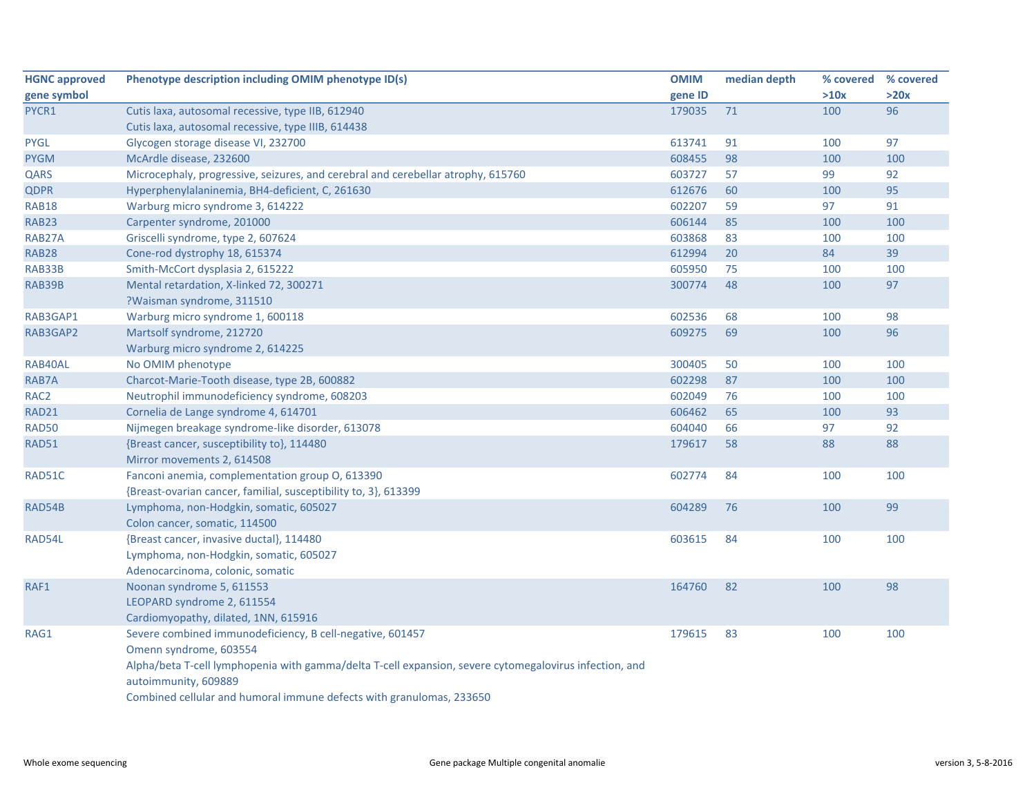| HGNC approved gene symbol | Phenotype description including OMIM phenotype ID(s) | OMIM gene ID | median depth | % covered >10x | % covered >20x |
|---|---|---|---|---|---|
| PYCR1 | Cutis laxa, autosomal recessive, type IIB, 612940<br>Cutis laxa, autosomal recessive, type IIIB, 614438 | 179035 | 71 | 100 | 96 |
| PYGL | Glycogen storage disease VI, 232700 | 613741 | 91 | 100 | 97 |
| PYGM | McArdle disease, 232600 | 608455 | 98 | 100 | 100 |
| QARS | Microcephaly, progressive, seizures, and cerebral and cerebellar atrophy, 615760 | 603727 | 57 | 99 | 92 |
| QDPR | Hyperphenylalaninemia, BH4-deficient, C, 261630 | 612676 | 60 | 100 | 95 |
| RAB18 | Warburg micro syndrome 3, 614222 | 602207 | 59 | 97 | 91 |
| RAB23 | Carpenter syndrome, 201000 | 606144 | 85 | 100 | 100 |
| RAB27A | Griscelli syndrome, type 2, 607624 | 603868 | 83 | 100 | 100 |
| RAB28 | Cone-rod dystrophy 18, 615374 | 612994 | 20 | 84 | 39 |
| RAB33B | Smith-McCort dysplasia 2, 615222 | 605950 | 75 | 100 | 100 |
| RAB39B | Mental retardation, X-linked 72, 300271<br>?Waisman syndrome, 311510 | 300774 | 48 | 100 | 97 |
| RAB3GAP1 | Warburg micro syndrome 1, 600118 | 602536 | 68 | 100 | 98 |
| RAB3GAP2 | Martsolf syndrome, 212720<br>Warburg micro syndrome 2, 614225 | 609275 | 69 | 100 | 96 |
| RAB40AL | No OMIM phenotype | 300405 | 50 | 100 | 100 |
| RAB7A | Charcot-Marie-Tooth disease, type 2B, 600882 | 602298 | 87 | 100 | 100 |
| RAC2 | Neutrophil immunodeficiency syndrome, 608203 | 602049 | 76 | 100 | 100 |
| RAD21 | Cornelia de Lange syndrome 4, 614701 | 606462 | 65 | 100 | 93 |
| RAD50 | Nijmegen breakage syndrome-like disorder, 613078 | 604040 | 66 | 97 | 92 |
| RAD51 | {Breast cancer, susceptibility to}, 114480<br>Mirror movements 2, 614508 | 179617 | 58 | 88 | 88 |
| RAD51C | Fanconi anemia, complementation group O, 613390<br>{Breast-ovarian cancer, familial, susceptibility to, 3}, 613399 | 602774 | 84 | 100 | 100 |
| RAD54B | Lymphoma, non-Hodgkin, somatic, 605027<br>Colon cancer, somatic, 114500 | 604289 | 76 | 100 | 99 |
| RAD54L | {Breast cancer, invasive ductal}, 114480<br>Lymphoma, non-Hodgkin, somatic, 605027<br>Adenocarcinoma, colonic, somatic | 603615 | 84 | 100 | 100 |
| RAF1 | Noonan syndrome 5, 611553<br>LEOPARD syndrome 2, 611554<br>Cardiomyopathy, dilated, 1NN, 615916 | 164760 | 82 | 100 | 98 |
| RAG1 | Severe combined immunodeficiency, B cell-negative, 601457<br>Omenn syndrome, 603554<br>Alpha/beta T-cell lymphopenia with gamma/delta T-cell expansion, severe cytomegalovirus infection, and autoimmunity, 609889<br>Combined cellular and humoral immune defects with granulomas, 233650 | 179615 | 83 | 100 | 100 |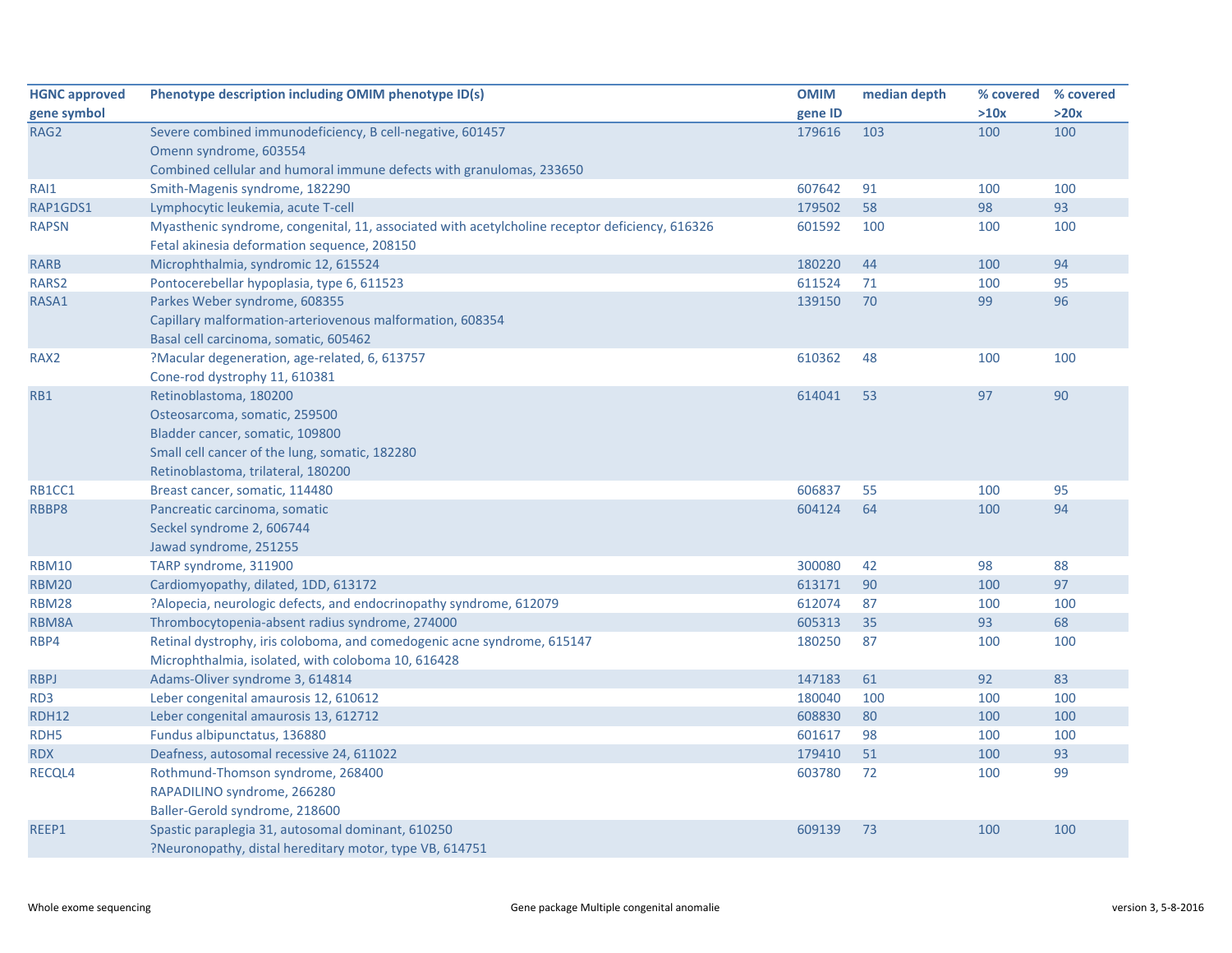| HGNC approved gene symbol | Phenotype description including OMIM phenotype ID(s) | OMIM gene ID | median depth | % covered >10x | % covered >20x |
|---|---|---|---|---|---|
| RAG2 | Severe combined immunodeficiency, B cell-negative, 601457<br>Omenn syndrome, 603554<br>Combined cellular and humoral immune defects with granulomas, 233650 | 179616 | 103 | 100 | 100 |
| RAI1 | Smith-Magenis syndrome, 182290 | 607642 | 91 | 100 | 100 |
| RAP1GDS1 | Lymphocytic leukemia, acute T-cell | 179502 | 58 | 98 | 93 |
| RAPSN | Myasthenic syndrome, congenital, 11, associated with acetylcholine receptor deficiency, 616326<br>Fetal akinesia deformation sequence, 208150 | 601592 | 100 | 100 | 100 |
| RARB | Microphthalmia, syndromic 12, 615524 | 180220 | 44 | 100 | 94 |
| RARS2 | Pontocerebellar hypoplasia, type 6, 611523 | 611524 | 71 | 100 | 95 |
| RASA1 | Parkes Weber syndrome, 608355<br>Capillary malformation-arteriovenous malformation, 608354<br>Basal cell carcinoma, somatic, 605462 | 139150 | 70 | 99 | 96 |
| RAX2 | ?Macular degeneration, age-related, 6, 613757<br>Cone-rod dystrophy 11, 610381 | 610362 | 48 | 100 | 100 |
| RB1 | Retinoblastoma, 180200<br>Osteosarcoma, somatic, 259500<br>Bladder cancer, somatic, 109800<br>Small cell cancer of the lung, somatic, 182280<br>Retinoblastoma, trilateral, 180200 | 614041 | 53 | 97 | 90 |
| RB1CC1 | Breast cancer, somatic, 114480 | 606837 | 55 | 100 | 95 |
| RBBP8 | Pancreatic carcinoma, somatic<br>Seckel syndrome 2, 606744<br>Jawad syndrome, 251255 | 604124 | 64 | 100 | 94 |
| RBM10 | TARP syndrome, 311900 | 300080 | 42 | 98 | 88 |
| RBM20 | Cardiomyopathy, dilated, 1DD, 613172 | 613171 | 90 | 100 | 97 |
| RBM28 | ?Alopecia, neurologic defects, and endocrinopathy syndrome, 612079 | 612074 | 87 | 100 | 100 |
| RBM8A | Thrombocytopenia-absent radius syndrome, 274000 | 605313 | 35 | 93 | 68 |
| RBP4 | Retinal dystrophy, iris coloboma, and comedogenic acne syndrome, 615147<br>Microphthalmia, isolated, with coloboma 10, 616428 | 180250 | 87 | 100 | 100 |
| RBPJ | Adams-Oliver syndrome 3, 614814 | 147183 | 61 | 92 | 83 |
| RD3 | Leber congenital amaurosis 12, 610612 | 180040 | 100 | 100 | 100 |
| RDH12 | Leber congenital amaurosis 13, 612712 | 608830 | 80 | 100 | 100 |
| RDH5 | Fundus albipunctatus, 136880 | 601617 | 98 | 100 | 100 |
| RDX | Deafness, autosomal recessive 24, 611022 | 179410 | 51 | 100 | 93 |
| RECQL4 | Rothmund-Thomson syndrome, 268400<br>RAPADILINO syndrome, 266280<br>Baller-Gerold syndrome, 218600 | 603780 | 72 | 100 | 99 |
| REEP1 | Spastic paraplegia 31, autosomal dominant, 610250<br>?Neuronopathy, distal hereditary motor, type VB, 614751 | 609139 | 73 | 100 | 100 |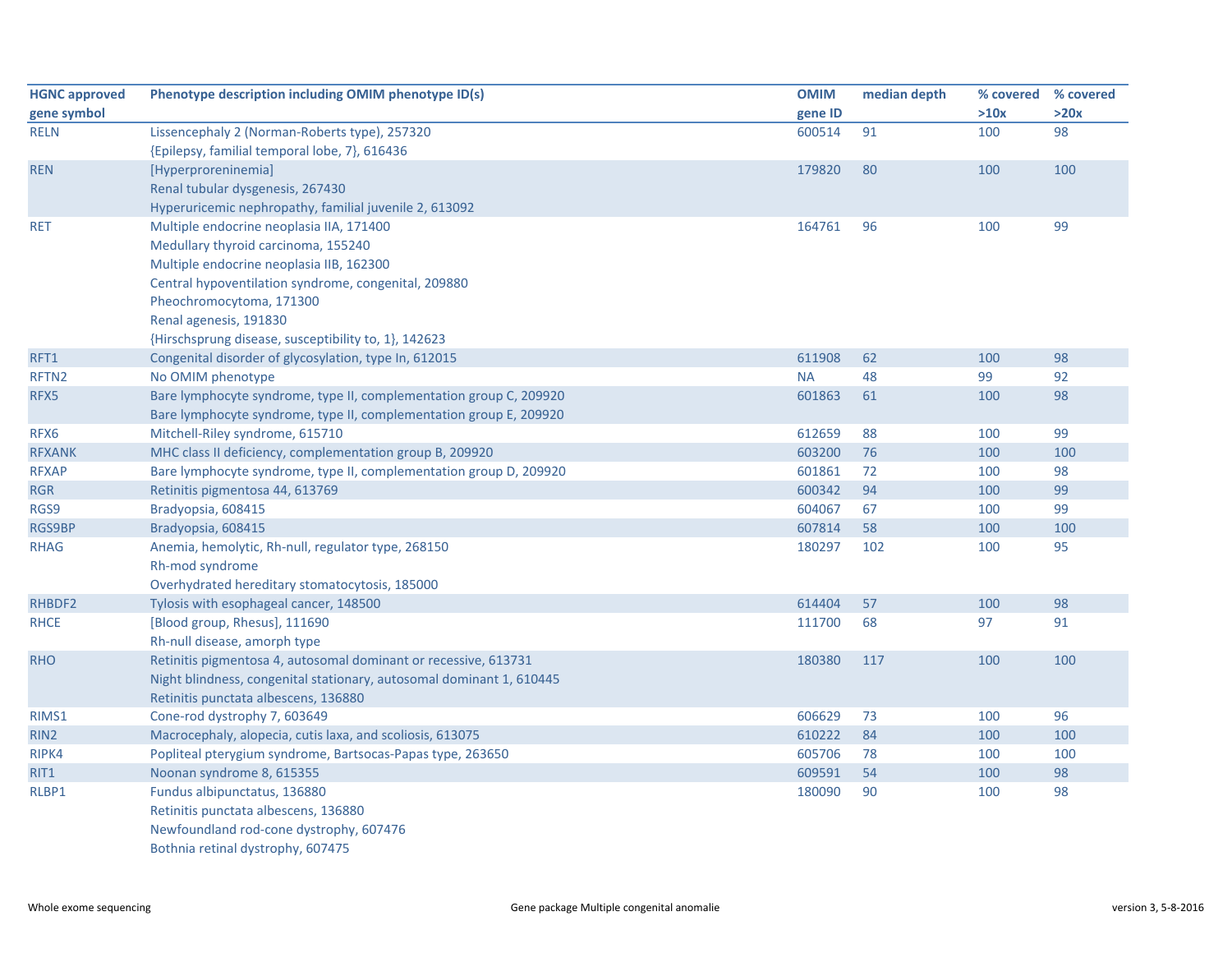| HGNC approved gene symbol | Phenotype description including OMIM phenotype ID(s) | OMIM gene ID | median depth | % covered >10x | % covered >20x |
|---|---|---|---|---|---|
| RELN | Lissencephaly 2 (Norman-Roberts type), 257320<br>{Epilepsy, familial temporal lobe, 7}, 616436 | 600514 | 91 | 100 | 98 |
| REN | [Hyperproreninemia]<br>Renal tubular dysgenesis, 267430<br>Hyperuricemic nephropathy, familial juvenile 2, 613092 | 179820 | 80 | 100 | 100 |
| RET | Multiple endocrine neoplasia IIA, 171400<br>Medullary thyroid carcinoma, 155240<br>Multiple endocrine neoplasia IIB, 162300<br>Central hypoventilation syndrome, congenital, 209880<br>Pheochromocytoma, 171300<br>Renal agenesis, 191830<br>{Hirschsprung disease, susceptibility to, 1}, 142623 | 164761 | 96 | 100 | 99 |
| RFT1 | Congenital disorder of glycosylation, type In, 612015 | 611908 | 62 | 100 | 98 |
| RFTN2 | No OMIM phenotype | NA | 48 | 99 | 92 |
| RFX5 | Bare lymphocyte syndrome, type II, complementation group C, 209920<br>Bare lymphocyte syndrome, type II, complementation group E, 209920 | 601863 | 61 | 100 | 98 |
| RFX6 | Mitchell-Riley syndrome, 615710 | 612659 | 88 | 100 | 99 |
| RFXANK | MHC class II deficiency, complementation group B, 209920 | 603200 | 76 | 100 | 100 |
| RFXAP | Bare lymphocyte syndrome, type II, complementation group D, 209920 | 601861 | 72 | 100 | 98 |
| RGR | Retinitis pigmentosa 44, 613769 | 600342 | 94 | 100 | 99 |
| RGS9 | Bradyopsia, 608415 | 604067 | 67 | 100 | 99 |
| RGS9BP | Bradyopsia, 608415 | 607814 | 58 | 100 | 100 |
| RHAG | Anemia, hemolytic, Rh-null, regulator type, 268150<br>Rh-mod syndrome<br>Overhydrated hereditary stomatocytosis, 185000 | 180297 | 102 | 100 | 95 |
| RHBDF2 | Tylosis with esophageal cancer, 148500 | 614404 | 57 | 100 | 98 |
| RHCE | [Blood group, Rhesus], 111690<br>Rh-null disease, amorph type | 111700 | 68 | 97 | 91 |
| RHO | Retinitis pigmentosa 4, autosomal dominant or recessive, 613731<br>Night blindness, congenital stationary, autosomal dominant 1, 610445<br>Retinitis punctata albescens, 136880 | 180380 | 117 | 100 | 100 |
| RIMS1 | Cone-rod dystrophy 7, 603649 | 606629 | 73 | 100 | 96 |
| RIN2 | Macrocephaly, alopecia, cutis laxa, and scoliosis, 613075 | 610222 | 84 | 100 | 100 |
| RIPK4 | Popliteal pterygium syndrome, Bartsocas-Papas type, 263650 | 605706 | 78 | 100 | 100 |
| RIT1 | Noonan syndrome 8, 615355 | 609591 | 54 | 100 | 98 |
| RLBP1 | Fundus albipunctatus, 136880<br>Retinitis punctata albescens, 136880<br>Newfoundland rod-cone dystrophy, 607476<br>Bothnia retinal dystrophy, 607475 | 180090 | 90 | 100 | 98 |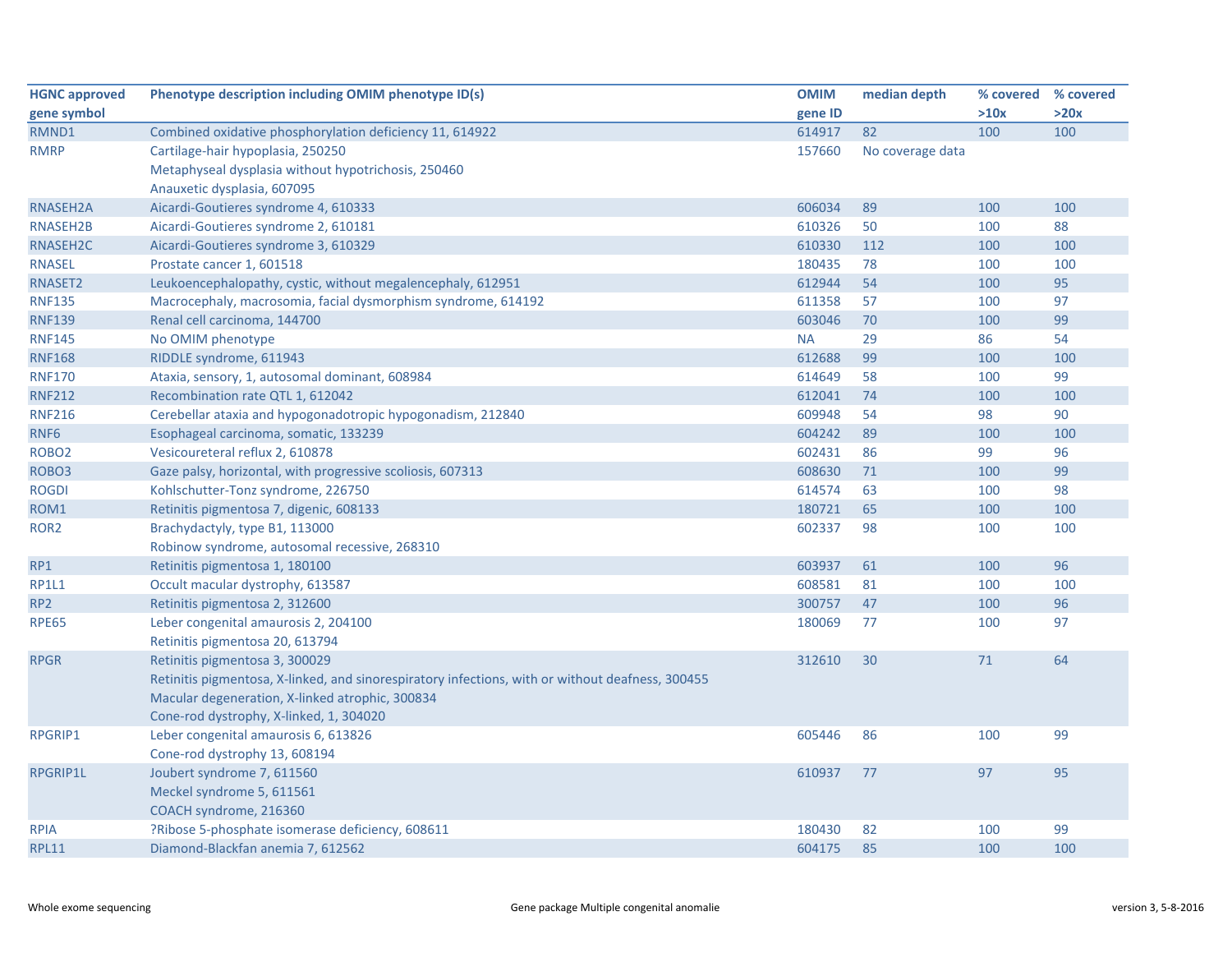| HGNC approved gene symbol | Phenotype description including OMIM phenotype ID(s) | OMIM gene ID | median depth | % covered >10x | % covered >20x |
|---|---|---|---|---|---|
| RMND1 | Combined oxidative phosphorylation deficiency 11, 614922 | 614917 | 82 | 100 | 100 |
| RMRP | Cartilage-hair hypoplasia, 250250<br>Metaphyseal dysplasia without hypotrichosis, 250460<br>Anauxetic dysplasia, 607095 | 157660 | No coverage data | | |
| RNASEH2A | Aicardi-Goutieres syndrome 4, 610333 | 606034 | 89 | 100 | 100 |
| RNASEH2B | Aicardi-Goutieres syndrome 2, 610181 | 610326 | 50 | 100 | 88 |
| RNASEH2C | Aicardi-Goutieres syndrome 3, 610329 | 610330 | 112 | 100 | 100 |
| RNASEL | Prostate cancer 1, 601518 | 180435 | 78 | 100 | 100 |
| RNASET2 | Leukoencephalopathy, cystic, without megalencephaly, 612951 | 612944 | 54 | 100 | 95 |
| RNF135 | Macrocephaly, macrosomia, facial dysmorphism syndrome, 614192 | 611358 | 57 | 100 | 97 |
| RNF139 | Renal cell carcinoma, 144700 | 603046 | 70 | 100 | 99 |
| RNF145 | No OMIM phenotype | NA | 29 | 86 | 54 |
| RNF168 | RIDDLE syndrome, 611943 | 612688 | 99 | 100 | 100 |
| RNF170 | Ataxia, sensory, 1, autosomal dominant, 608984 | 614649 | 58 | 100 | 99 |
| RNF212 | Recombination rate QTL 1, 612042 | 612041 | 74 | 100 | 100 |
| RNF216 | Cerebellar ataxia and hypogonadotropic hypogonadism, 212840 | 609948 | 54 | 98 | 90 |
| RNF6 | Esophageal carcinoma, somatic, 133239 | 604242 | 89 | 100 | 100 |
| ROBO2 | Vesicoureteral reflux 2, 610878 | 602431 | 86 | 99 | 96 |
| ROBO3 | Gaze palsy, horizontal, with progressive scoliosis, 607313 | 608630 | 71 | 100 | 99 |
| ROGDI | Kohlschutter-Tonz syndrome, 226750 | 614574 | 63 | 100 | 98 |
| ROM1 | Retinitis pigmentosa 7, digenic, 608133 | 180721 | 65 | 100 | 100 |
| ROR2 | Brachydactyly, type B1, 113000<br>Robinow syndrome, autosomal recessive, 268310 | 602337 | 98 | 100 | 100 |
| RP1 | Retinitis pigmentosa 1, 180100 | 603937 | 61 | 100 | 96 |
| RP1L1 | Occult macular dystrophy, 613587 | 608581 | 81 | 100 | 100 |
| RP2 | Retinitis pigmentosa 2, 312600 | 300757 | 47 | 100 | 96 |
| RPE65 | Leber congenital amaurosis 2, 204100<br>Retinitis pigmentosa 20, 613794 | 180069 | 77 | 100 | 97 |
| RPGR | Retinitis pigmentosa 3, 300029<br>Retinitis pigmentosa, X-linked, and sinorespiratory infections, with or without deafness, 300455<br>Macular degeneration, X-linked atrophic, 300834<br>Cone-rod dystrophy, X-linked, 1, 304020 | 312610 | 30 | 71 | 64 |
| RPGRIP1 | Leber congenital amaurosis 6, 613826<br>Cone-rod dystrophy 13, 608194 | 605446 | 86 | 100 | 99 |
| RPGRIP1L | Joubert syndrome 7, 611560<br>Meckel syndrome 5, 611561<br>COACH syndrome, 216360 | 610937 | 77 | 97 | 95 |
| RPIA | ?Ribose 5-phosphate isomerase deficiency, 608611 | 180430 | 82 | 100 | 99 |
| RPL11 | Diamond-Blackfan anemia 7, 612562 | 604175 | 85 | 100 | 100 |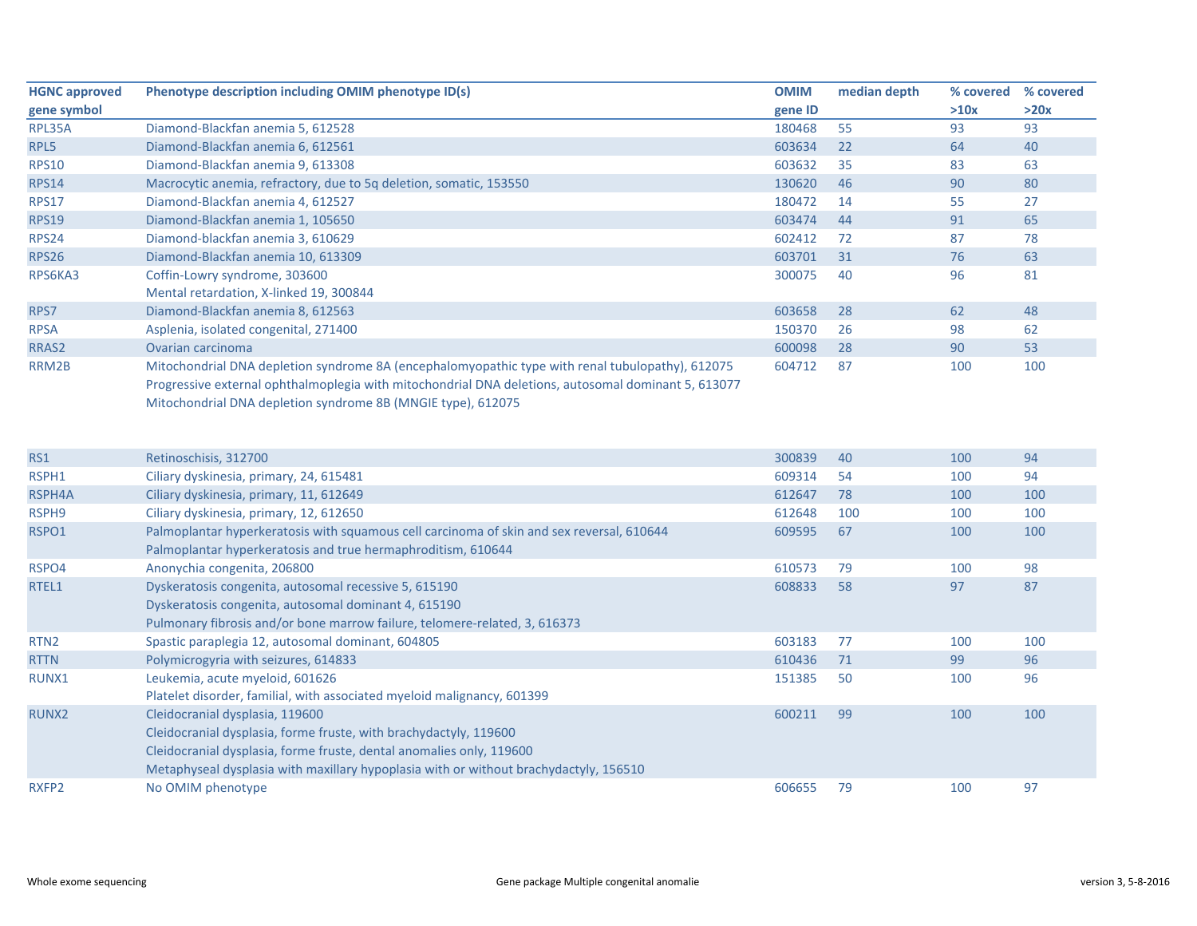| HGNC approved gene symbol | Phenotype description including OMIM phenotype ID(s) | OMIM gene ID | median depth | % covered >10x | % covered >20x |
|---|---|---|---|---|---|
| RPL35A | Diamond-Blackfan anemia 5, 612528 | 180468 | 55 | 93 | 93 |
| RPL5 | Diamond-Blackfan anemia 6, 612561 | 603634 | 22 | 64 | 40 |
| RPS10 | Diamond-Blackfan anemia 9, 613308 | 603632 | 35 | 83 | 63 |
| RPS14 | Macrocytic anemia, refractory, due to 5q deletion, somatic, 153550 | 130620 | 46 | 90 | 80 |
| RPS17 | Diamond-Blackfan anemia 4, 612527 | 180472 | 14 | 55 | 27 |
| RPS19 | Diamond-Blackfan anemia 1, 105650 | 603474 | 44 | 91 | 65 |
| RPS24 | Diamond-blackfan anemia 3, 610629 | 602412 | 72 | 87 | 78 |
| RPS26 | Diamond-Blackfan anemia 10, 613309 | 603701 | 31 | 76 | 63 |
| RPS6KA3 | Coffin-Lowry syndrome, 303600<br>Mental retardation, X-linked 19, 300844 | 300075 | 40 | 96 | 81 |
| RPS7 | Diamond-Blackfan anemia 8, 612563 | 603658 | 28 | 62 | 48 |
| RPSA | Asplenia, isolated congenital, 271400 | 150370 | 26 | 98 | 62 |
| RRAS2 | Ovarian carcinoma | 600098 | 28 | 90 | 53 |
| RRM2B | Mitochondrial DNA depletion syndrome 8A (encephalomyopathic type with renal tubulopathy), 612075<br>Progressive external ophthalmoplegia with mitochondrial DNA deletions, autosomal dominant 5, 613077<br>Mitochondrial DNA depletion syndrome 8B (MNGIE type), 612075 | 604712 | 87 | 100 | 100 |
| RS1 | Retinoschisis, 312700 | 300839 | 40 | 100 | 94 |
| RSPH1 | Ciliary dyskinesia, primary, 24, 615481 | 609314 | 54 | 100 | 94 |
| RSPH4A | Ciliary dyskinesia, primary, 11, 612649 | 612647 | 78 | 100 | 100 |
| RSPH9 | Ciliary dyskinesia, primary, 12, 612650 | 612648 | 100 | 100 | 100 |
| RSPO1 | Palmoplantar hyperkeratosis with squamous cell carcinoma of skin and sex reversal, 610644<br>Palmoplantar hyperkeratosis and true hermaphroditism, 610644 | 609595 | 67 | 100 | 100 |
| RSPO4 | Anonychia congenita, 206800 | 610573 | 79 | 100 | 98 |
| RTEL1 | Dyskeratosis congenita, autosomal recessive 5, 615190<br>Dyskeratosis congenita, autosomal dominant 4, 615190<br>Pulmonary fibrosis and/or bone marrow failure, telomere-related, 3, 616373 | 608833 | 58 | 97 | 87 |
| RTN2 | Spastic paraplegia 12, autosomal dominant, 604805 | 603183 | 77 | 100 | 100 |
| RTTN | Polymicrogyria with seizures, 614833 | 610436 | 71 | 99 | 96 |
| RUNX1 | Leukemia, acute myeloid, 601626<br>Platelet disorder, familial, with associated myeloid malignancy, 601399 | 151385 | 50 | 100 | 96 |
| RUNX2 | Cleidocranial dysplasia, 119600<br>Cleidocranial dysplasia, forme fruste, with brachydactyly, 119600<br>Cleidocranial dysplasia, forme fruste, dental anomalies only, 119600<br>Metaphyseal dysplasia with maxillary hypoplasia with or without brachydactyly, 156510 | 600211 | 99 | 100 | 100 |
| RXFP2 | No OMIM phenotype | 606655 | 79 | 100 | 97 |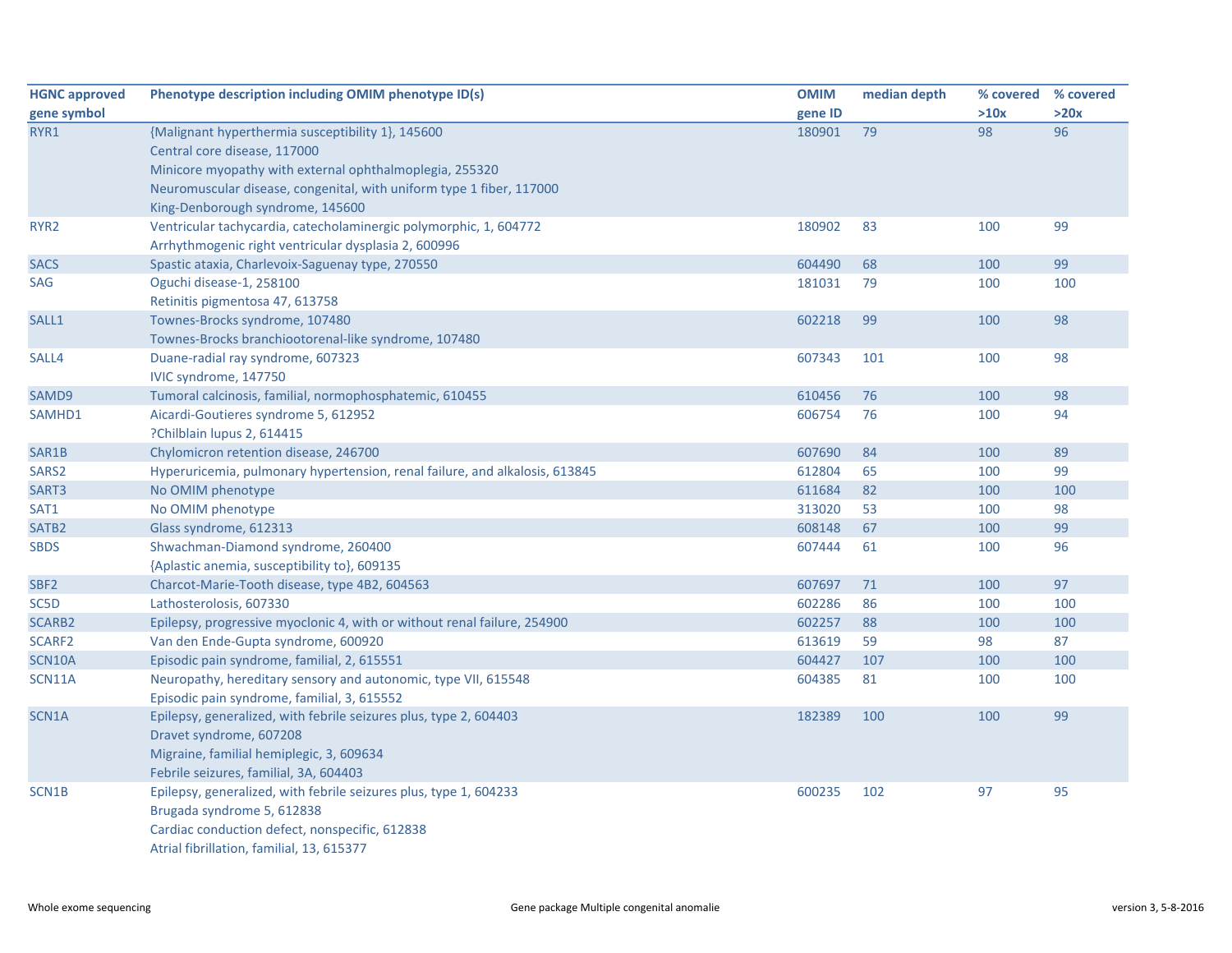| HGNC approved gene symbol | Phenotype description including OMIM phenotype ID(s) | OMIM gene ID | median depth | % covered >10x | % covered >20x |
|---|---|---|---|---|---|
| RYR1 | {Malignant hyperthermia susceptibility 1}, 145600<br>Central core disease, 117000<br>Minicore myopathy with external ophthalmoplegia, 255320<br>Neuromuscular disease, congenital, with uniform type 1 fiber, 117000<br>King-Denborough syndrome, 145600 | 180901 | 79 | 98 | 96 |
| RYR2 | Ventricular tachycardia, catecholaminergic polymorphic, 1, 604772<br>Arrhythmogenic right ventricular dysplasia 2, 600996 | 180902 | 83 | 100 | 99 |
| SACS | Spastic ataxia, Charlevoix-Saguenay type, 270550 | 604490 | 68 | 100 | 99 |
| SAG | Oguchi disease-1, 258100<br>Retinitis pigmentosa 47, 613758 | 181031 | 79 | 100 | 100 |
| SALL1 | Townes-Brocks syndrome, 107480<br>Townes-Brocks branchiootorenal-like syndrome, 107480 | 602218 | 99 | 100 | 98 |
| SALL4 | Duane-radial ray syndrome, 607323<br>IVIC syndrome, 147750 | 607343 | 101 | 100 | 98 |
| SAMD9 | Tumoral calcinosis, familial, normophosphatemic, 610455 | 610456 | 76 | 100 | 98 |
| SAMHD1 | Aicardi-Goutieres syndrome 5, 612952<br>?Chilblain lupus 2, 614415 | 606754 | 76 | 100 | 94 |
| SAR1B | Chylomicron retention disease, 246700 | 607690 | 84 | 100 | 89 |
| SARS2 | Hyperuricemia, pulmonary hypertension, renal failure, and alkalosis, 613845 | 612804 | 65 | 100 | 99 |
| SART3 | No OMIM phenotype | 611684 | 82 | 100 | 100 |
| SAT1 | No OMIM phenotype | 313020 | 53 | 100 | 98 |
| SATB2 | Glass syndrome, 612313 | 608148 | 67 | 100 | 99 |
| SBDS | Shwachman-Diamond syndrome, 260400<br>{Aplastic anemia, susceptibility to}, 609135 | 607444 | 61 | 100 | 96 |
| SBF2 | Charcot-Marie-Tooth disease, type 4B2, 604563 | 607697 | 71 | 100 | 97 |
| SC5D | Lathosterolosis, 607330 | 602286 | 86 | 100 | 100 |
| SCARB2 | Epilepsy, progressive myoclonic 4, with or without renal failure, 254900 | 602257 | 88 | 100 | 100 |
| SCARF2 | Van den Ende-Gupta syndrome, 600920 | 613619 | 59 | 98 | 87 |
| SCN10A | Episodic pain syndrome, familial, 2, 615551 | 604427 | 107 | 100 | 100 |
| SCN11A | Neuropathy, hereditary sensory and autonomic, type VII, 615548<br>Episodic pain syndrome, familial, 3, 615552 | 604385 | 81 | 100 | 100 |
| SCN1A | Epilepsy, generalized, with febrile seizures plus, type 2, 604403<br>Dravet syndrome, 607208<br>Migraine, familial hemiplegic, 3, 609634<br>Febrile seizures, familial, 3A, 604403 | 182389 | 100 | 100 | 99 |
| SCN1B | Epilepsy, generalized, with febrile seizures plus, type 1, 604233<br>Brugada syndrome 5, 612838<br>Cardiac conduction defect, nonspecific, 612838<br>Atrial fibrillation, familial, 13, 615377 | 600235 | 102 | 97 | 95 |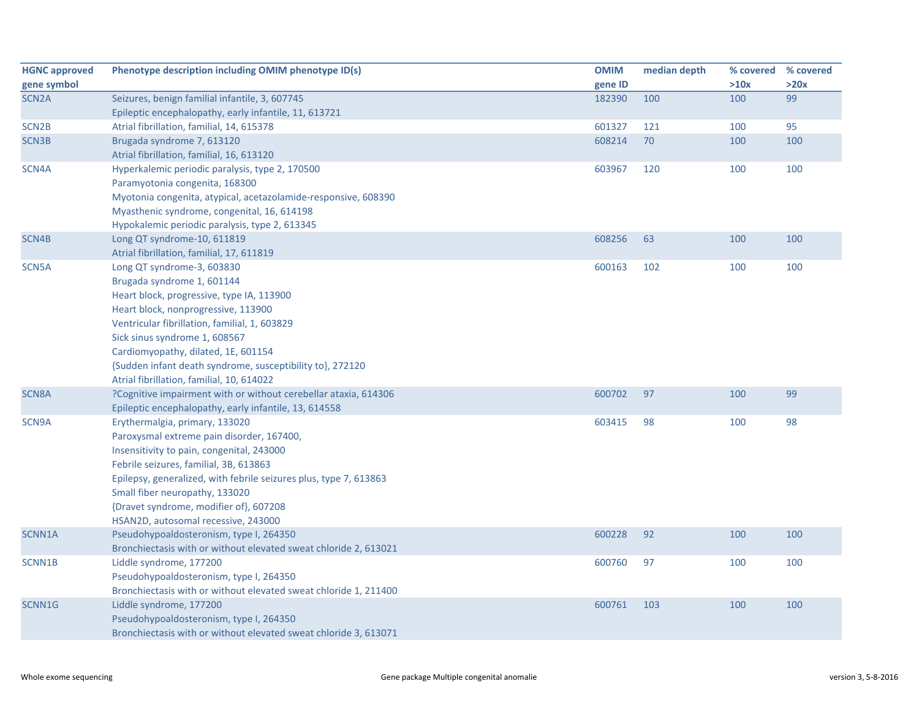| HGNC approved gene symbol | Phenotype description including OMIM phenotype ID(s) | OMIM gene ID | median depth | % covered >10x | % covered >20x |
|---|---|---|---|---|---|
| SCN2A | Seizures, benign familial infantile, 3, 607745<br>Epileptic encephalopathy, early infantile, 11, 613721 | 182390 | 100 | 100 | 99 |
| SCN2B | Atrial fibrillation, familial, 14, 615378 | 601327 | 121 | 100 | 95 |
| SCN3B | Brugada syndrome 7, 613120<br>Atrial fibrillation, familial, 16, 613120 | 608214 | 70 | 100 | 100 |
| SCN4A | Hyperkalemic periodic paralysis, type 2, 170500<br>Paramyotonia congenita, 168300<br>Myotonia congenita, atypical, acetazolamide-responsive, 608390<br>Myasthenic syndrome, congenital, 16, 614198<br>Hypokalemic periodic paralysis, type 2, 613345 | 603967 | 120 | 100 | 100 |
| SCN4B | Long QT syndrome-10, 611819<br>Atrial fibrillation, familial, 17, 611819 | 608256 | 63 | 100 | 100 |
| SCN5A | Long QT syndrome-3, 603830<br>Brugada syndrome 1, 601144<br>Heart block, progressive, type IA, 113900<br>Heart block, nonprogressive, 113900<br>Ventricular fibrillation, familial, 1, 603829<br>Sick sinus syndrome 1, 608567<br>Cardiomyopathy, dilated, 1E, 601154<br>{Sudden infant death syndrome, susceptibility to}, 272120<br>Atrial fibrillation, familial, 10, 614022 | 600163 | 102 | 100 | 100 |
| SCN8A | ?Cognitive impairment with or without cerebellar ataxia, 614306<br>Epileptic encephalopathy, early infantile, 13, 614558 | 600702 | 97 | 100 | 99 |
| SCN9A | Erythermalgia, primary, 133020<br>Paroxysmal extreme pain disorder, 167400,<br>Insensitivity to pain, congenital, 243000<br>Febrile seizures, familial, 3B, 613863<br>Epilepsy, generalized, with febrile seizures plus, type 7, 613863<br>Small fiber neuropathy, 133020<br>{Dravet syndrome, modifier of}, 607208<br>HSAN2D, autosomal recessive, 243000 | 603415 | 98 | 100 | 98 |
| SCNN1A | Pseudohypoaldosteronism, type I, 264350<br>Bronchiectasis with or without elevated sweat chloride 2, 613021 | 600228 | 92 | 100 | 100 |
| SCNN1B | Liddle syndrome, 177200<br>Pseudohypoaldosteronism, type I, 264350<br>Bronchiectasis with or without elevated sweat chloride 1, 211400 | 600760 | 97 | 100 | 100 |
| SCNN1G | Liddle syndrome, 177200<br>Pseudohypoaldosteronism, type I, 264350<br>Bronchiectasis with or without elevated sweat chloride 3, 613071 | 600761 | 103 | 100 | 100 |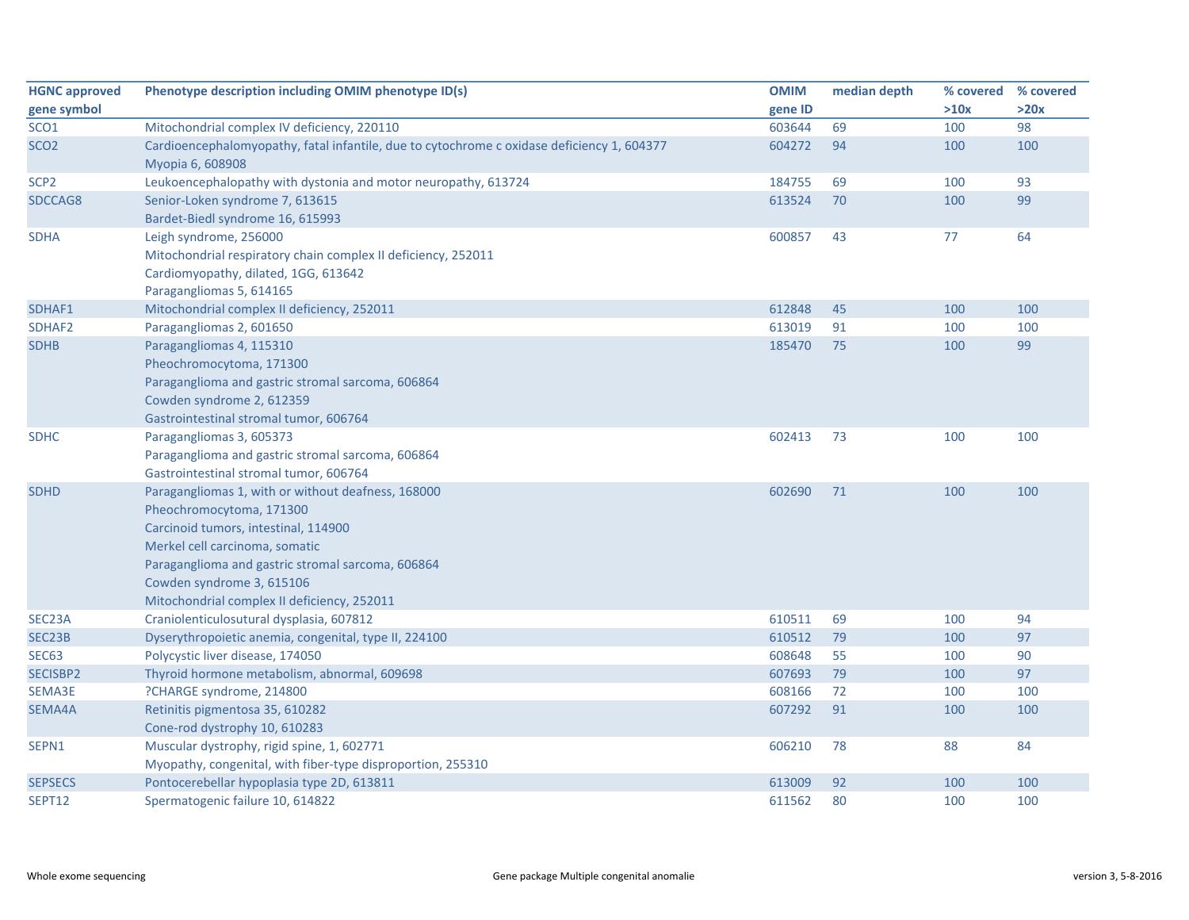| HGNC approved gene symbol | Phenotype description including OMIM phenotype ID(s) | OMIM gene ID | median depth | % covered >10x | % covered >20x |
|---|---|---|---|---|---|
| SCO1 | Mitochondrial complex IV deficiency, 220110 | 603644 | 69 | 100 | 98 |
| SCO2 | Cardioencephalomyopathy, fatal infantile, due to cytochrome c oxidase deficiency 1, 604377<br>Myopia 6, 608908 | 604272 | 94 | 100 | 100 |
| SCP2 | Leukoencephalopathy with dystonia and motor neuropathy, 613724 | 184755 | 69 | 100 | 93 |
| SDCCAG8 | Senior-Loken syndrome 7, 613615<br>Bardet-Biedl syndrome 16, 615993 | 613524 | 70 | 100 | 99 |
| SDHA | Leigh syndrome, 256000<br>Mitochondrial respiratory chain complex II deficiency, 252011<br>Cardiomyopathy, dilated, 1GG, 613642<br>Paragangliomas 5, 614165 | 600857 | 43 | 77 | 64 |
| SDHAF1 | Mitochondrial complex II deficiency, 252011 | 612848 | 45 | 100 | 100 |
| SDHAF2 | Paragangliomas 2, 601650 | 613019 | 91 | 100 | 100 |
| SDHB | Paragangliomas 4, 115310<br>Pheochromocytoma, 171300<br>Paraganglioma and gastric stromal sarcoma, 606864<br>Cowden syndrome 2, 612359<br>Gastrointestinal stromal tumor, 606764 | 185470 | 75 | 100 | 99 |
| SDHC | Paragangliomas 3, 605373<br>Paraganglioma and gastric stromal sarcoma, 606864<br>Gastrointestinal stromal tumor, 606764 | 602413 | 73 | 100 | 100 |
| SDHD | Paragangliomas 1, with or without deafness, 168000<br>Pheochromocytoma, 171300<br>Carcinoid tumors, intestinal, 114900<br>Merkel cell carcinoma, somatic<br>Paraganglioma and gastric stromal sarcoma, 606864<br>Cowden syndrome 3, 615106<br>Mitochondrial complex II deficiency, 252011 | 602690 | 71 | 100 | 100 |
| SEC23A | Craniolenticulosutural dysplasia, 607812 | 610511 | 69 | 100 | 94 |
| SEC23B | Dyserythropoietic anemia, congenital, type II, 224100 | 610512 | 79 | 100 | 97 |
| SEC63 | Polycystic liver disease, 174050 | 608648 | 55 | 100 | 90 |
| SECISBP2 | Thyroid hormone metabolism, abnormal, 609698 | 607693 | 79 | 100 | 97 |
| SEMA3E | ?CHARGE syndrome, 214800 | 608166 | 72 | 100 | 100 |
| SEMA4A | Retinitis pigmentosa 35, 610282<br>Cone-rod dystrophy 10, 610283 | 607292 | 91 | 100 | 100 |
| SEPN1 | Muscular dystrophy, rigid spine, 1, 602771<br>Myopathy, congenital, with fiber-type disproportion, 255310 | 606210 | 78 | 88 | 84 |
| SEPSECS | Pontocerebellar hypoplasia type 2D, 613811 | 613009 | 92 | 100 | 100 |
| SEPT12 | Spermatogenic failure 10, 614822 | 611562 | 80 | 100 | 100 |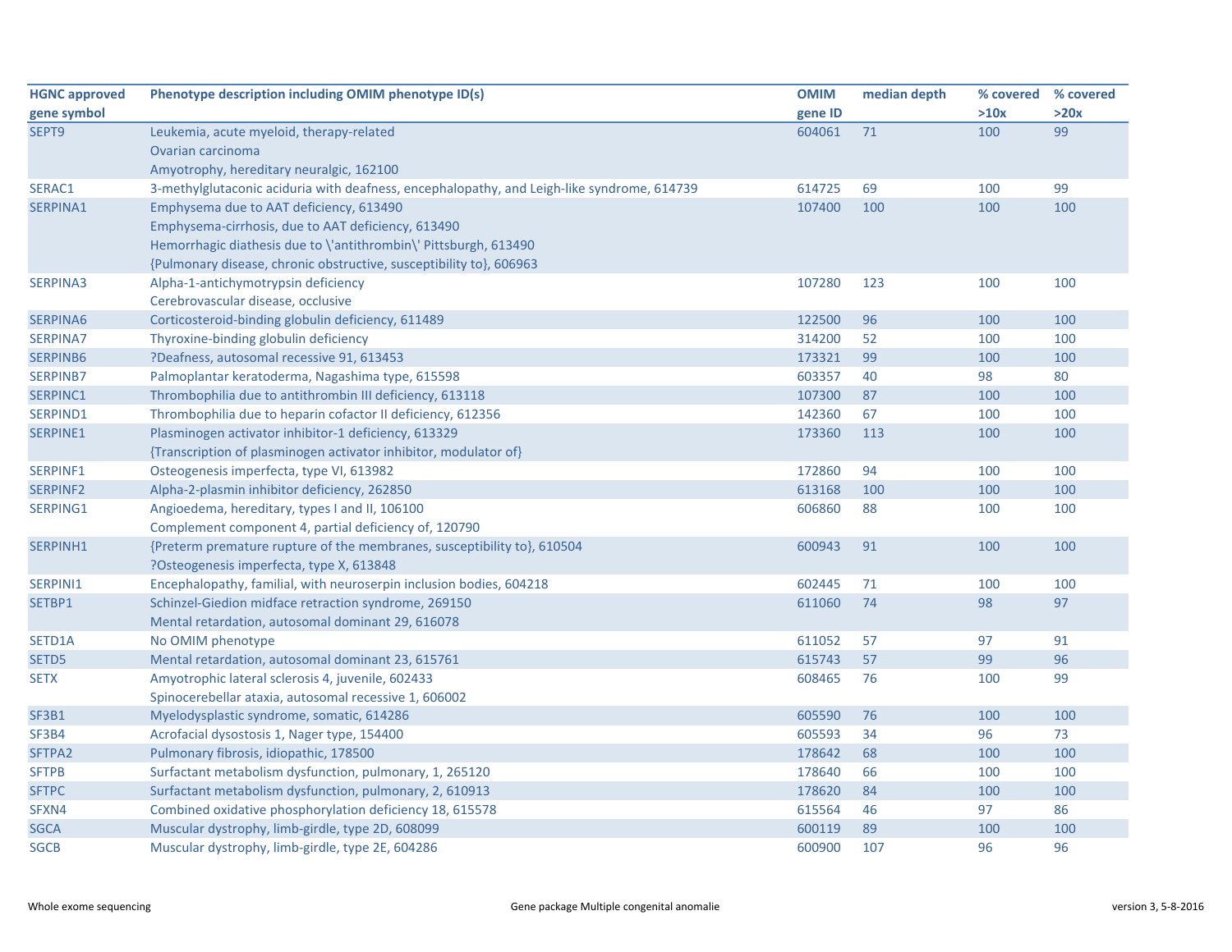| HGNC approved gene symbol | Phenotype description including OMIM phenotype ID(s) | OMIM gene ID | median depth | % covered >10x | % covered >20x |
|---|---|---|---|---|---|
| SEPT9 | Leukemia, acute myeloid, therapy-related<br>Ovarian carcinoma<br>Amyotrophy, hereditary neuralgic, 162100 | 604061 | 71 | 100 | 99 |
| SERAC1 | 3-methylglutaconic aciduria with deafness, encephalopathy, and Leigh-like syndrome, 614739 | 614725 | 69 | 100 | 99 |
| SERPINA1 | Emphysema due to AAT deficiency, 613490<br>Emphysema-cirrhosis, due to AAT deficiency, 613490<br>Hemorrhagic diathesis due to \'antithrombin\' Pittsburgh, 613490<br>{Pulmonary disease, chronic obstructive, susceptibility to}, 606963 | 107400 | 100 | 100 | 100 |
| SERPINA3 | Alpha-1-antichymotrypsin deficiency<br>Cerebrovascular disease, occlusive | 107280 | 123 | 100 | 100 |
| SERPINA6 | Corticosteroid-binding globulin deficiency, 611489 | 122500 | 96 | 100 | 100 |
| SERPINA7 | Thyroxine-binding globulin deficiency | 314200 | 52 | 100 | 100 |
| SERPINB6 | ?Deafness, autosomal recessive 91, 613453 | 173321 | 99 | 100 | 100 |
| SERPINB7 | Palmoplantar keratoderma, Nagashima type, 615598 | 603357 | 40 | 98 | 80 |
| SERPINC1 | Thrombophilia due to antithrombin III deficiency, 613118 | 107300 | 87 | 100 | 100 |
| SERPIND1 | Thrombophilia due to heparin cofactor II deficiency, 612356 | 142360 | 67 | 100 | 100 |
| SERPINE1 | Plasminogen activator inhibitor-1 deficiency, 613329<br>{Transcription of plasminogen activator inhibitor, modulator of} | 173360 | 113 | 100 | 100 |
| SERPINF1 | Osteogenesis imperfecta, type VI, 613982 | 172860 | 94 | 100 | 100 |
| SERPINF2 | Alpha-2-plasmin inhibitor deficiency, 262850 | 613168 | 100 | 100 | 100 |
| SERPING1 | Angioedema, hereditary, types I and II, 106100<br>Complement component 4, partial deficiency of, 120790 | 606860 | 88 | 100 | 100 |
| SERPINH1 | {Preterm premature rupture of the membranes, susceptibility to}, 610504<br>?Osteogenesis imperfecta, type X, 613848 | 600943 | 91 | 100 | 100 |
| SERPINI1 | Encephalopathy, familial, with neuroserpin inclusion bodies, 604218 | 602445 | 71 | 100 | 100 |
| SETBP1 | Schinzel-Giedion midface retraction syndrome, 269150<br>Mental retardation, autosomal dominant 29, 616078 | 611060 | 74 | 98 | 97 |
| SETD1A | No OMIM phenotype | 611052 | 57 | 97 | 91 |
| SETD5 | Mental retardation, autosomal dominant 23, 615761 | 615743 | 57 | 99 | 96 |
| SETX | Amyotrophic lateral sclerosis 4, juvenile, 602433<br>Spinocerebellar ataxia, autosomal recessive 1, 606002 | 608465 | 76 | 100 | 99 |
| SF3B1 | Myelodysplastic syndrome, somatic, 614286 | 605590 | 76 | 100 | 100 |
| SF3B4 | Acrofacial dysostosis 1, Nager type, 154400 | 605593 | 34 | 96 | 73 |
| SFTPA2 | Pulmonary fibrosis, idiopathic, 178500 | 178642 | 68 | 100 | 100 |
| SFTPB | Surfactant metabolism dysfunction, pulmonary, 1, 265120 | 178640 | 66 | 100 | 100 |
| SFTPC | Surfactant metabolism dysfunction, pulmonary, 2, 610913 | 178620 | 84 | 100 | 100 |
| SFXN4 | Combined oxidative phosphorylation deficiency 18, 615578 | 615564 | 46 | 97 | 86 |
| SGCA | Muscular dystrophy, limb-girdle, type 2D, 608099 | 600119 | 89 | 100 | 100 |
| SGCB | Muscular dystrophy, limb-girdle, type 2E, 604286 | 600900 | 107 | 96 | 96 |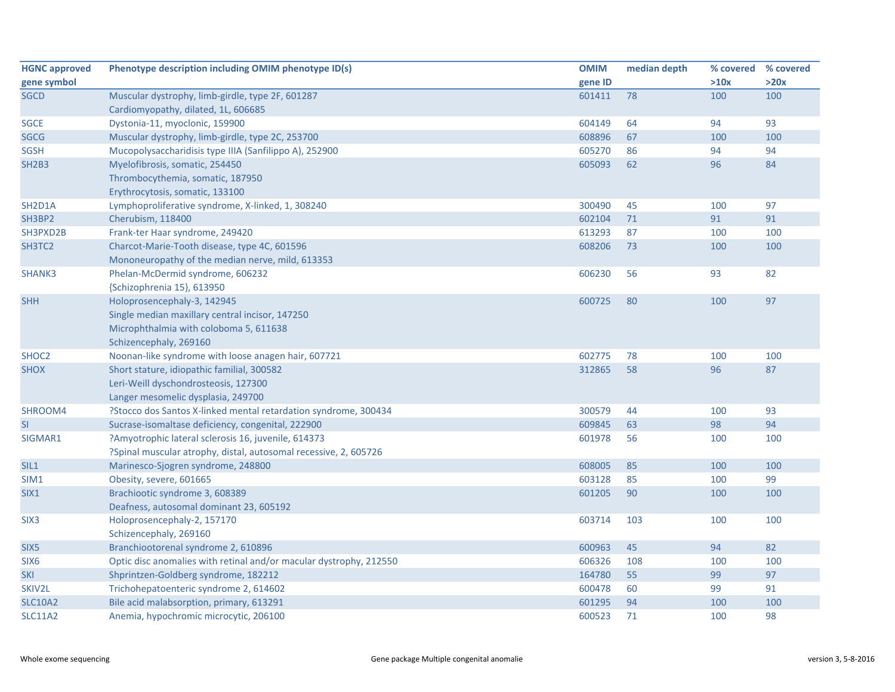| HGNC approved gene symbol | Phenotype description including OMIM phenotype ID(s) | OMIM gene ID | median depth | % covered >10x | % covered >20x |
|---|---|---|---|---|---|
| SGCD | Muscular dystrophy, limb-girdle, type 2F, 601287<br>Cardiomyopathy, dilated, 1L, 606685 | 601411 | 78 | 100 | 100 |
| SGCE | Dystonia-11, myoclonic, 159900 | 604149 | 64 | 94 | 93 |
| SGCG | Muscular dystrophy, limb-girdle, type 2C, 253700 | 608896 | 67 | 100 | 100 |
| SGSH | Mucopolysaccharidisis type IIIA (Sanfilippo A), 252900 | 605270 | 86 | 94 | 94 |
| SH2B3 | Myelofibrosis, somatic, 254450<br>Thrombocythemia, somatic, 187950<br>Erythrocytosis, somatic, 133100 | 605093 | 62 | 96 | 84 |
| SH2D1A | Lymphoproliferative syndrome, X-linked, 1, 308240 | 300490 | 45 | 100 | 97 |
| SH3BP2 | Cherubism, 118400 | 602104 | 71 | 91 | 91 |
| SH3PXD2B | Frank-ter Haar syndrome, 249420 | 613293 | 87 | 100 | 100 |
| SH3TC2 | Charcot-Marie-Tooth disease, type 4C, 601596<br>Mononeuropathy of the median nerve, mild, 613353 | 608206 | 73 | 100 | 100 |
| SHANK3 | Phelan-McDermid syndrome, 606232<br>{Schizophrenia 15}, 613950 | 606230 | 56 | 93 | 82 |
| SHH | Holoprosencephaly-3, 142945<br>Single median maxillary central incisor, 147250<br>Microphthalmia with coloboma 5, 611638<br>Schizencephaly, 269160 | 600725 | 80 | 100 | 97 |
| SHOC2 | Noonan-like syndrome with loose anagen hair, 607721 | 602775 | 78 | 100 | 100 |
| SHOX | Short stature, idiopathic familial, 300582<br>Leri-Weill dyschondrosteosis, 127300<br>Langer mesomelic dysplasia, 249700 | 312865 | 58 | 96 | 87 |
| SHROOM4 | ?Stocco dos Santos X-linked mental retardation syndrome, 300434 | 300579 | 44 | 100 | 93 |
| SI | Sucrase-isomaltase deficiency, congenital, 222900 | 609845 | 63 | 98 | 94 |
| SIGMAR1 | ?Amyotrophic lateral sclerosis 16, juvenile, 614373<br>?Spinal muscular atrophy, distal, autosomal recessive, 2, 605726 | 601978 | 56 | 100 | 100 |
| SIL1 | Marinesco-Sjogren syndrome, 248800 | 608005 | 85 | 100 | 100 |
| SIM1 | Obesity, severe, 601665 | 603128 | 85 | 100 | 99 |
| SIX1 | Brachiootic syndrome 3, 608389<br>Deafness, autosomal dominant 23, 605192 | 601205 | 90 | 100 | 100 |
| SIX3 | Holoprosencephaly-2, 157170<br>Schizencephaly, 269160 | 603714 | 103 | 100 | 100 |
| SIX5 | Branchiootorenal syndrome 2, 610896 | 600963 | 45 | 94 | 82 |
| SIX6 | Optic disc anomalies with retinal and/or macular dystrophy, 212550 | 606326 | 108 | 100 | 100 |
| SKI | Shprintzen-Goldberg syndrome, 182212 | 164780 | 55 | 99 | 97 |
| SKIV2L | Trichohepatoenteric syndrome 2, 614602 | 600478 | 60 | 99 | 91 |
| SLC10A2 | Bile acid malabsorption, primary, 613291 | 601295 | 94 | 100 | 100 |
| SLC11A2 | Anemia, hypochromic microcytic, 206100 | 600523 | 71 | 100 | 98 |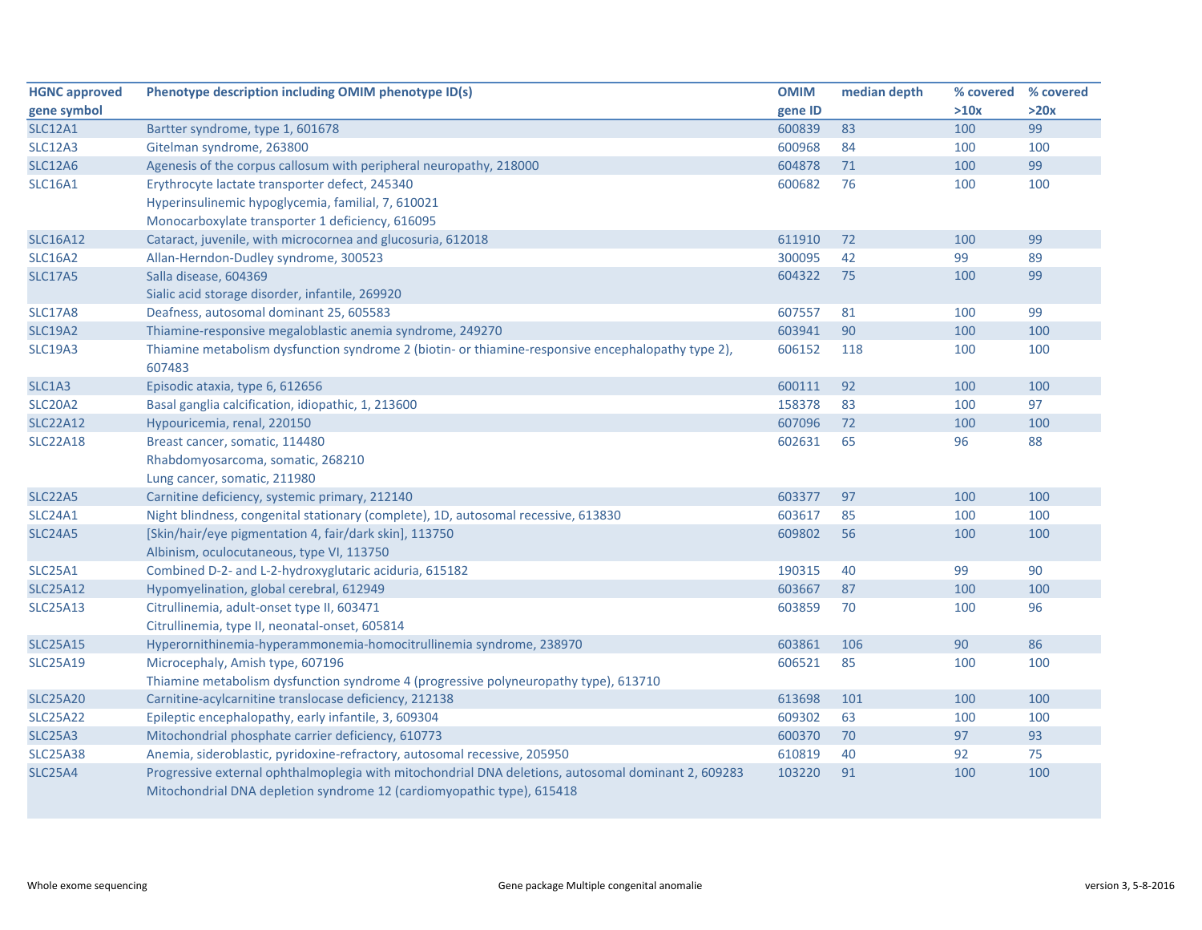| HGNC approved gene symbol | Phenotype description including OMIM phenotype ID(s) | OMIM gene ID | median depth | % covered >10x | % covered >20x |
|---|---|---|---|---|---|
| SLC12A1 | Bartter syndrome, type 1, 601678 | 600839 | 83 | 100 | 99 |
| SLC12A3 | Gitelman syndrome, 263800 | 600968 | 84 | 100 | 100 |
| SLC12A6 | Agenesis of the corpus callosum with peripheral neuropathy, 218000 | 604878 | 71 | 100 | 99 |
| SLC16A1 | Erythrocyte lactate transporter defect, 245340<br>Hyperinsulinemic hypoglycemia, familial, 7, 610021<br>Monocarboxylate transporter 1 deficiency, 616095 | 600682 | 76 | 100 | 100 |
| SLC16A12 | Cataract, juvenile, with microcornea and glucosuria, 612018 | 611910 | 72 | 100 | 99 |
| SLC16A2 | Allan-Herndon-Dudley syndrome, 300523 | 300095 | 42 | 99 | 89 |
| SLC17A5 | Salla disease, 604369<br>Sialic acid storage disorder, infantile, 269920 | 604322 | 75 | 100 | 99 |
| SLC17A8 | Deafness, autosomal dominant 25, 605583 | 607557 | 81 | 100 | 99 |
| SLC19A2 | Thiamine-responsive megaloblastic anemia syndrome, 249270 | 603941 | 90 | 100 | 100 |
| SLC19A3 | Thiamine metabolism dysfunction syndrome 2 (biotin- or thiamine-responsive encephalopathy type 2), 607483 | 606152 | 118 | 100 | 100 |
| SLC1A3 | Episodic ataxia, type 6, 612656 | 600111 | 92 | 100 | 100 |
| SLC20A2 | Basal ganglia calcification, idiopathic, 1, 213600 | 158378 | 83 | 100 | 97 |
| SLC22A12 | Hypouricemia, renal, 220150 | 607096 | 72 | 100 | 100 |
| SLC22A18 | Breast cancer, somatic, 114480<br>Rhabdomyosarcoma, somatic, 268210<br>Lung cancer, somatic, 211980 | 602631 | 65 | 96 | 88 |
| SLC22A5 | Carnitine deficiency, systemic primary, 212140 | 603377 | 97 | 100 | 100 |
| SLC24A1 | Night blindness, congenital stationary (complete), 1D, autosomal recessive, 613830 | 603617 | 85 | 100 | 100 |
| SLC24A5 | [Skin/hair/eye pigmentation 4, fair/dark skin], 113750<br>Albinism, oculocutaneous, type VI, 113750 | 609802 | 56 | 100 | 100 |
| SLC25A1 | Combined D-2- and L-2-hydroxyglutaric aciduria, 615182 | 190315 | 40 | 99 | 90 |
| SLC25A12 | Hypomyelination, global cerebral, 612949 | 603667 | 87 | 100 | 100 |
| SLC25A13 | Citrullinemia, adult-onset type II, 603471<br>Citrullinemia, type II, neonatal-onset, 605814 | 603859 | 70 | 100 | 96 |
| SLC25A15 | Hyperornithinemia-hyperammonemia-homocitrullinemia syndrome, 238970 | 603861 | 106 | 90 | 86 |
| SLC25A19 | Microcephaly, Amish type, 607196<br>Thiamine metabolism dysfunction syndrome 4 (progressive polyneuropathy type), 613710 | 606521 | 85 | 100 | 100 |
| SLC25A20 | Carnitine-acylcarnitine translocase deficiency, 212138 | 613698 | 101 | 100 | 100 |
| SLC25A22 | Epileptic encephalopathy, early infantile, 3, 609304 | 609302 | 63 | 100 | 100 |
| SLC25A3 | Mitochondrial phosphate carrier deficiency, 610773 | 600370 | 70 | 97 | 93 |
| SLC25A38 | Anemia, sideroblastic, pyridoxine-refractory, autosomal recessive, 205950 | 610819 | 40 | 92 | 75 |
| SLC25A4 | Progressive external ophthalmoplegia with mitochondrial DNA deletions, autosomal dominant 2, 609283<br>Mitochondrial DNA depletion syndrome 12 (cardiomyopathic type), 615418 | 103220 | 91 | 100 | 100 |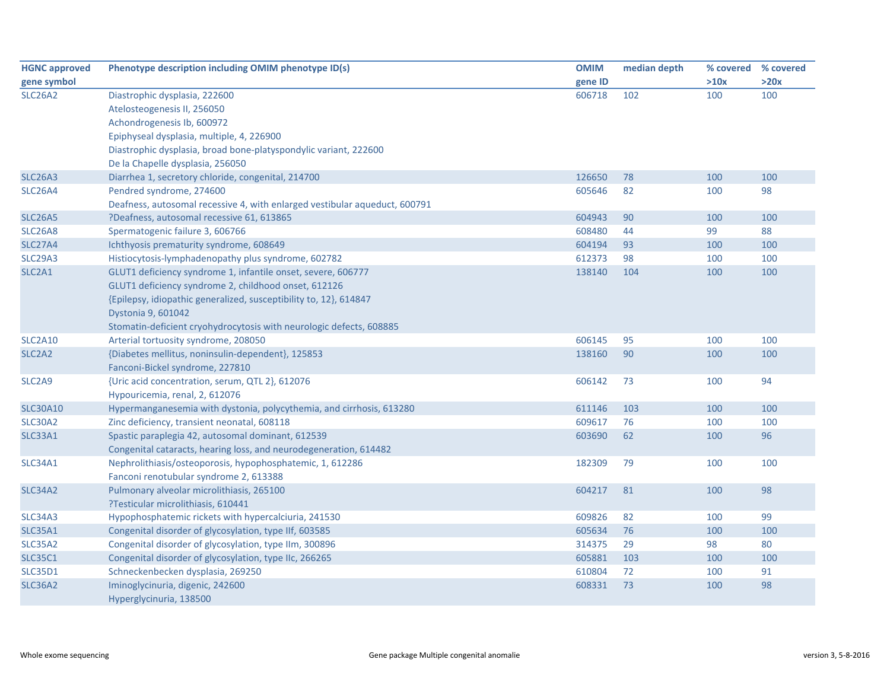| HGNC approved gene symbol | Phenotype description including OMIM phenotype ID(s) | OMIM gene ID | median depth | % covered >10x | % covered >20x |
|---|---|---|---|---|---|
| SLC26A2 | Diastrophic dysplasia, 222600<br>Atelosteogenesis II, 256050<br>Achondrogenesis Ib, 600972<br>Epiphyseal dysplasia, multiple, 4, 226900<br>Diastrophic dysplasia, broad bone-platyspondylic variant, 222600<br>De la Chapelle dysplasia, 256050 | 606718 | 102 | 100 | 100 |
| SLC26A3 | Diarrhea 1, secretory chloride, congenital, 214700 | 126650 | 78 | 100 | 100 |
| SLC26A4 | Pendred syndrome, 274600<br>Deafness, autosomal recessive 4, with enlarged vestibular aqueduct, 600791 | 605646 | 82 | 100 | 98 |
| SLC26A5 | ?Deafness, autosomal recessive 61, 613865 | 604943 | 90 | 100 | 100 |
| SLC26A8 | Spermatogenic failure 3, 606766 | 608480 | 44 | 99 | 88 |
| SLC27A4 | Ichthyosis prematurity syndrome, 608649 | 604194 | 93 | 100 | 100 |
| SLC29A3 | Histiocytosis-lymphadenopathy plus syndrome, 602782 | 612373 | 98 | 100 | 100 |
| SLC2A1 | GLUT1 deficiency syndrome 1, infantile onset, severe, 606777<br>GLUT1 deficiency syndrome 2, childhood onset, 612126<br>{Epilepsy, idiopathic generalized, susceptibility to, 12}, 614847<br>Dystonia 9, 601042<br>Stomatin-deficient cryohydrocytosis with neurologic defects, 608885 | 138140 | 104 | 100 | 100 |
| SLC2A10 | Arterial tortuosity syndrome, 208050 | 606145 | 95 | 100 | 100 |
| SLC2A2 | {Diabetes mellitus, noninsulin-dependent}, 125853<br>Fanconi-Bickel syndrome, 227810 | 138160 | 90 | 100 | 100 |
| SLC2A9 | {Uric acid concentration, serum, QTL 2}, 612076<br>Hypouricemia, renal, 2, 612076 | 606142 | 73 | 100 | 94 |
| SLC30A10 | Hypermanganesemia with dystonia, polycythemia, and cirrhosis, 613280 | 611146 | 103 | 100 | 100 |
| SLC30A2 | Zinc deficiency, transient neonatal, 608118 | 609617 | 76 | 100 | 100 |
| SLC33A1 | Spastic paraplegia 42, autosomal dominant, 612539<br>Congenital cataracts, hearing loss, and neurodegeneration, 614482 | 603690 | 62 | 100 | 96 |
| SLC34A1 | Nephrolithiasis/osteoporosis, hypophosphatemic, 1, 612286<br>Fanconi renotubular syndrome 2, 613388 | 182309 | 79 | 100 | 100 |
| SLC34A2 | Pulmonary alveolar microlithiasis, 265100<br>?Testicular microlithiasis, 610441 | 604217 | 81 | 100 | 98 |
| SLC34A3 | Hypophosphatemic rickets with hypercalciuria, 241530 | 609826 | 82 | 100 | 99 |
| SLC35A1 | Congenital disorder of glycosylation, type IIf, 603585 | 605634 | 76 | 100 | 100 |
| SLC35A2 | Congenital disorder of glycosylation, type IIm, 300896 | 314375 | 29 | 98 | 80 |
| SLC35C1 | Congenital disorder of glycosylation, type IIc, 266265 | 605881 | 103 | 100 | 100 |
| SLC35D1 | Schneckenbecken dysplasia, 269250 | 610804 | 72 | 100 | 91 |
| SLC36A2 | Iminoglycinuria, digenic, 242600<br>Hyperglycinuria, 138500 | 608331 | 73 | 100 | 98 |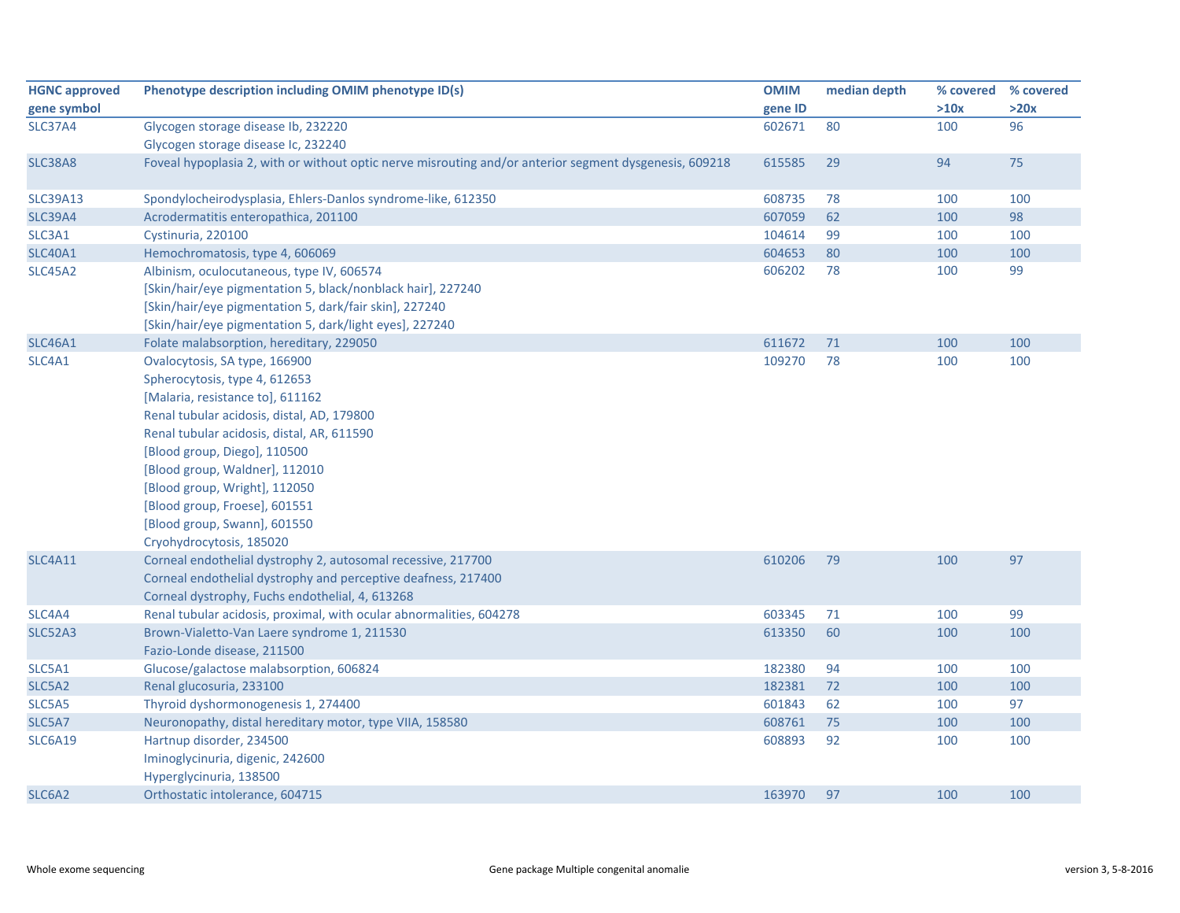| HGNC approved gene symbol | Phenotype description including OMIM phenotype ID(s) | OMIM gene ID | median depth | % covered >10x | % covered >20x |
|---|---|---|---|---|---|
| SLC37A4 | Glycogen storage disease Ib, 232220<br>Glycogen storage disease Ic, 232240 | 602671 | 80 | 100 | 96 |
| SLC38A8 | Foveal hypoplasia 2, with or without optic nerve misrouting and/or anterior segment dysgenesis, 609218 | 615585 | 29 | 94 | 75 |
| SLC39A13 | Spondylocheirodysplasia, Ehlers-Danlos syndrome-like, 612350 | 608735 | 78 | 100 | 100 |
| SLC39A4 | Acrodermatitis enteropathica, 201100 | 607059 | 62 | 100 | 98 |
| SLC3A1 | Cystinuria, 220100 | 104614 | 99 | 100 | 100 |
| SLC40A1 | Hemochromatosis, type 4, 606069 | 604653 | 80 | 100 | 100 |
| SLC45A2 | Albinism, oculocutaneous, type IV, 606574<br>[Skin/hair/eye pigmentation 5, black/nonblack hair], 227240<br>[Skin/hair/eye pigmentation 5, dark/fair skin], 227240<br>[Skin/hair/eye pigmentation 5, dark/light eyes], 227240 | 606202 | 78 | 100 | 99 |
| SLC46A1 | Folate malabsorption, hereditary, 229050 | 611672 | 71 | 100 | 100 |
| SLC4A1 | Ovalocytosis, SA type, 166900<br>Spherocytosis, type 4, 612653<br>[Malaria, resistance to], 611162<br>Renal tubular acidosis, distal, AD, 179800<br>Renal tubular acidosis, distal, AR, 611590<br>[Blood group, Diego], 110500<br>[Blood group, Waldner], 112010<br>[Blood group, Wright], 112050<br>[Blood group, Froese], 601551<br>[Blood group, Swann], 601550<br>Cryohydrocytosis, 185020 | 109270 | 78 | 100 | 100 |
| SLC4A11 | Corneal endothelial dystrophy 2, autosomal recessive, 217700<br>Corneal endothelial dystrophy and perceptive deafness, 217400<br>Corneal dystrophy, Fuchs endothelial, 4, 613268 | 610206 | 79 | 100 | 97 |
| SLC4A4 | Renal tubular acidosis, proximal, with ocular abnormalities, 604278 | 603345 | 71 | 100 | 99 |
| SLC52A3 | Brown-Vialetto-Van Laere syndrome 1, 211530<br>Fazio-Londe disease, 211500 | 613350 | 60 | 100 | 100 |
| SLC5A1 | Glucose/galactose malabsorption, 606824 | 182380 | 94 | 100 | 100 |
| SLC5A2 | Renal glucosuria, 233100 | 182381 | 72 | 100 | 100 |
| SLC5A5 | Thyroid dyshormonogenesis 1, 274400 | 601843 | 62 | 100 | 97 |
| SLC5A7 | Neuronopathy, distal hereditary motor, type VIIA, 158580 | 608761 | 75 | 100 | 100 |
| SLC6A19 | Hartnup disorder, 234500<br>Iminoglycinuria, digenic, 242600<br>Hyperglycinuria, 138500 | 608893 | 92 | 100 | 100 |
| SLC6A2 | Orthostatic intolerance, 604715 | 163970 | 97 | 100 | 100 |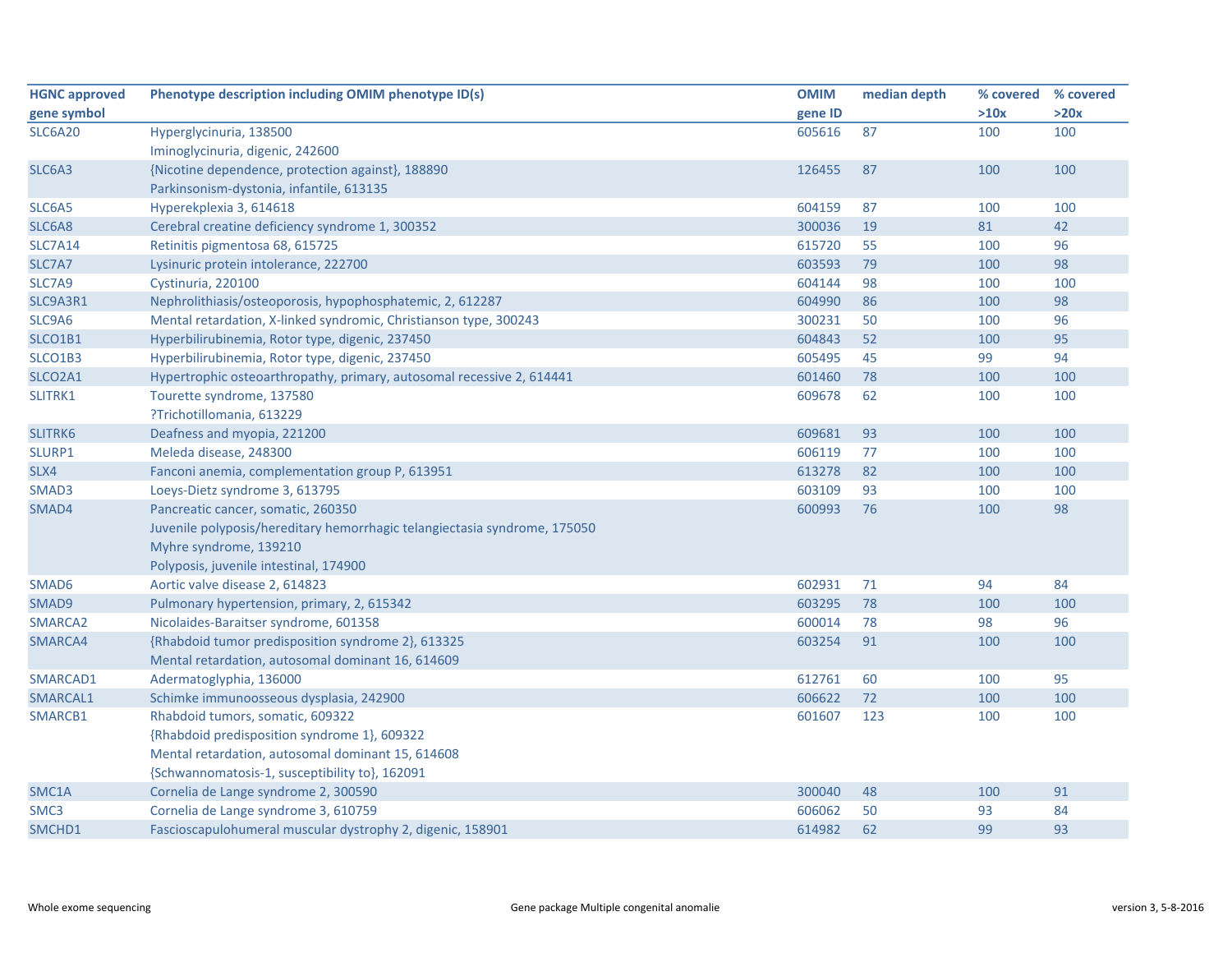| HGNC approved gene symbol | Phenotype description including OMIM phenotype ID(s) | OMIM gene ID | median depth | % covered >10x | % covered >20x |
|---|---|---|---|---|---|
| SLC6A20 | Hyperglycinuria, 138500<br>Iminoglycinuria, digenic, 242600 | 605616 | 87 | 100 | 100 |
| SLC6A3 | {Nicotine dependence, protection against}, 188890<br>Parkinsonism-dystonia, infantile, 613135 | 126455 | 87 | 100 | 100 |
| SLC6A5 | Hyperekplexia 3, 614618 | 604159 | 87 | 100 | 100 |
| SLC6A8 | Cerebral creatine deficiency syndrome 1, 300352 | 300036 | 19 | 81 | 42 |
| SLC7A14 | Retinitis pigmentosa 68, 615725 | 615720 | 55 | 100 | 96 |
| SLC7A7 | Lysinuric protein intolerance, 222700 | 603593 | 79 | 100 | 98 |
| SLC7A9 | Cystinuria, 220100 | 604144 | 98 | 100 | 100 |
| SLC9A3R1 | Nephrolithiasis/osteoporosis, hypophosphatemic, 2, 612287 | 604990 | 86 | 100 | 98 |
| SLC9A6 | Mental retardation, X-linked syndromic, Christianson type, 300243 | 300231 | 50 | 100 | 96 |
| SLCO1B1 | Hyperbilirubinemia, Rotor type, digenic, 237450 | 604843 | 52 | 100 | 95 |
| SLCO1B3 | Hyperbilirubinemia, Rotor type, digenic, 237450 | 605495 | 45 | 99 | 94 |
| SLCO2A1 | Hypertrophic osteoarthropathy, primary, autosomal recessive 2, 614441 | 601460 | 78 | 100 | 100 |
| SLITRK1 | Tourette syndrome, 137580<br>?Trichotillomania, 613229 | 609678 | 62 | 100 | 100 |
| SLITRK6 | Deafness and myopia, 221200 | 609681 | 93 | 100 | 100 |
| SLURP1 | Meleda disease, 248300 | 606119 | 77 | 100 | 100 |
| SLX4 | Fanconi anemia, complementation group P, 613951 | 613278 | 82 | 100 | 100 |
| SMAD3 | Loeys-Dietz syndrome 3, 613795 | 603109 | 93 | 100 | 100 |
| SMAD4 | Pancreatic cancer, somatic, 260350<br>Juvenile polyposis/hereditary hemorrhagic telangiectasia syndrome, 175050<br>Myhre syndrome, 139210<br>Polyposis, juvenile intestinal, 174900 | 600993 | 76 | 100 | 98 |
| SMAD6 | Aortic valve disease 2, 614823 | 602931 | 71 | 94 | 84 |
| SMAD9 | Pulmonary hypertension, primary, 2, 615342 | 603295 | 78 | 100 | 100 |
| SMARCA2 | Nicolaides-Baraitser syndrome, 601358 | 600014 | 78 | 98 | 96 |
| SMARCA4 | {Rhabdoid tumor predisposition syndrome 2}, 613325<br>Mental retardation, autosomal dominant 16, 614609 | 603254 | 91 | 100 | 100 |
| SMARCAD1 | Adermatoglyphia, 136000 | 612761 | 60 | 100 | 95 |
| SMARCAL1 | Schimke immunoosseous dysplasia, 242900 | 606622 | 72 | 100 | 100 |
| SMARCB1 | Rhabdoid tumors, somatic, 609322<br>{Rhabdoid predisposition syndrome 1}, 609322<br>Mental retardation, autosomal dominant 15, 614608<br>{Schwannomatosis-1, susceptibility to}, 162091 | 601607 | 123 | 100 | 100 |
| SMC1A | Cornelia de Lange syndrome 2, 300590 | 300040 | 48 | 100 | 91 |
| SMC3 | Cornelia de Lange syndrome 3, 610759 | 606062 | 50 | 93 | 84 |
| SMCHD1 | Fascioscapulohumeral muscular dystrophy 2, digenic, 158901 | 614982 | 62 | 99 | 93 |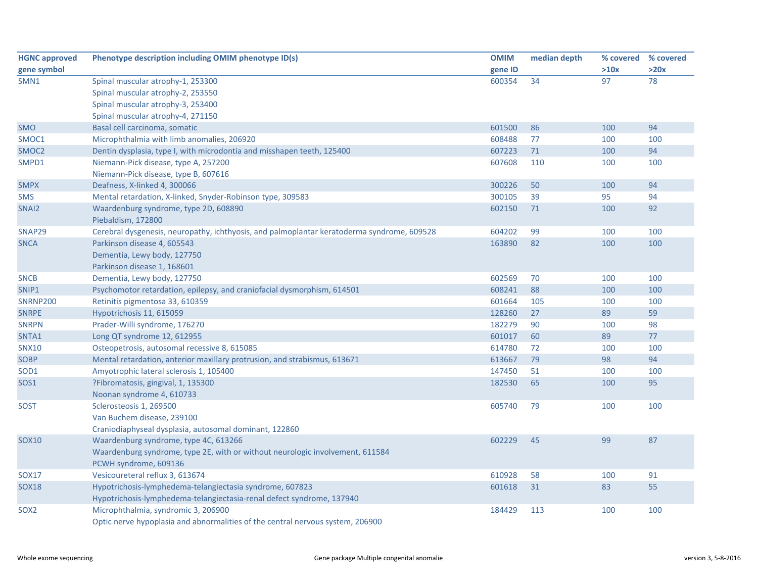| HGNC approved gene symbol | Phenotype description including OMIM phenotype ID(s) | OMIM gene ID | median depth | % covered >10x | % covered >20x |
|---|---|---|---|---|---|
| SMN1 | Spinal muscular atrophy-1, 253300<br>Spinal muscular atrophy-2, 253550<br>Spinal muscular atrophy-3, 253400<br>Spinal muscular atrophy-4, 271150 | 600354 | 34 | 97 | 78 |
| SMO | Basal cell carcinoma, somatic | 601500 | 86 | 100 | 94 |
| SMOC1 | Microphthalmia with limb anomalies, 206920 | 608488 | 77 | 100 | 100 |
| SMOC2 | Dentin dysplasia, type I, with microdontia and misshapen teeth, 125400 | 607223 | 71 | 100 | 94 |
| SMPD1 | Niemann-Pick disease, type A, 257200<br>Niemann-Pick disease, type B, 607616 | 607608 | 110 | 100 | 100 |
| SMPX | Deafness, X-linked 4, 300066 | 300226 | 50 | 100 | 94 |
| SMS | Mental retardation, X-linked, Snyder-Robinson type, 309583 | 300105 | 39 | 95 | 94 |
| SNAI2 | Waardenburg syndrome, type 2D, 608890<br>Piebaldism, 172800 | 602150 | 71 | 100 | 92 |
| SNAP29 | Cerebral dysgenesis, neuropathy, ichthyosis, and palmoplantar keratoderma syndrome, 609528 | 604202 | 99 | 100 | 100 |
| SNCA | Parkinson disease 4, 605543<br>Dementia, Lewy body, 127750<br>Parkinson disease 1, 168601 | 163890 | 82 | 100 | 100 |
| SNCB | Dementia, Lewy body, 127750 | 602569 | 70 | 100 | 100 |
| SNIP1 | Psychomotor retardation, epilepsy, and craniofacial dysmorphism, 614501 | 608241 | 88 | 100 | 100 |
| SNRNP200 | Retinitis pigmentosa 33, 610359 | 601664 | 105 | 100 | 100 |
| SNRPE | Hypotrichosis 11, 615059 | 128260 | 27 | 89 | 59 |
| SNRPN | Prader-Willi syndrome, 176270 | 182279 | 90 | 100 | 98 |
| SNTA1 | Long QT syndrome 12, 612955 | 601017 | 60 | 89 | 77 |
| SNX10 | Osteopetrosis, autosomal recessive 8, 615085 | 614780 | 72 | 100 | 100 |
| SOBP | Mental retardation, anterior maxillary protrusion, and strabismus, 613671 | 613667 | 79 | 98 | 94 |
| SOD1 | Amyotrophic lateral sclerosis 1, 105400 | 147450 | 51 | 100 | 100 |
| SOS1 | ?Fibromatosis, gingival, 1, 135300<br>Noonan syndrome 4, 610733 | 182530 | 65 | 100 | 95 |
| SOST | Sclerosteosis 1, 269500<br>Van Buchem disease, 239100<br>Craniodiaphyseal dysplasia, autosomal dominant, 122860 | 605740 | 79 | 100 | 100 |
| SOX10 | Waardenburg syndrome, type 4C, 613266<br>Waardenburg syndrome, type 2E, with or without neurologic involvement, 611584<br>PCWH syndrome, 609136 | 602229 | 45 | 99 | 87 |
| SOX17 | Vesicoureteral reflux 3, 613674 | 610928 | 58 | 100 | 91 |
| SOX18 | Hypotrichosis-lymphedema-telangiectasia syndrome, 607823<br>Hypotrichosis-lymphedema-telangiectasia-renal defect syndrome, 137940 | 601618 | 31 | 83 | 55 |
| SOX2 | Microphthalmia, syndromic 3, 206900<br>Optic nerve hypoplasia and abnormalities of the central nervous system, 206900 | 184429 | 113 | 100 | 100 |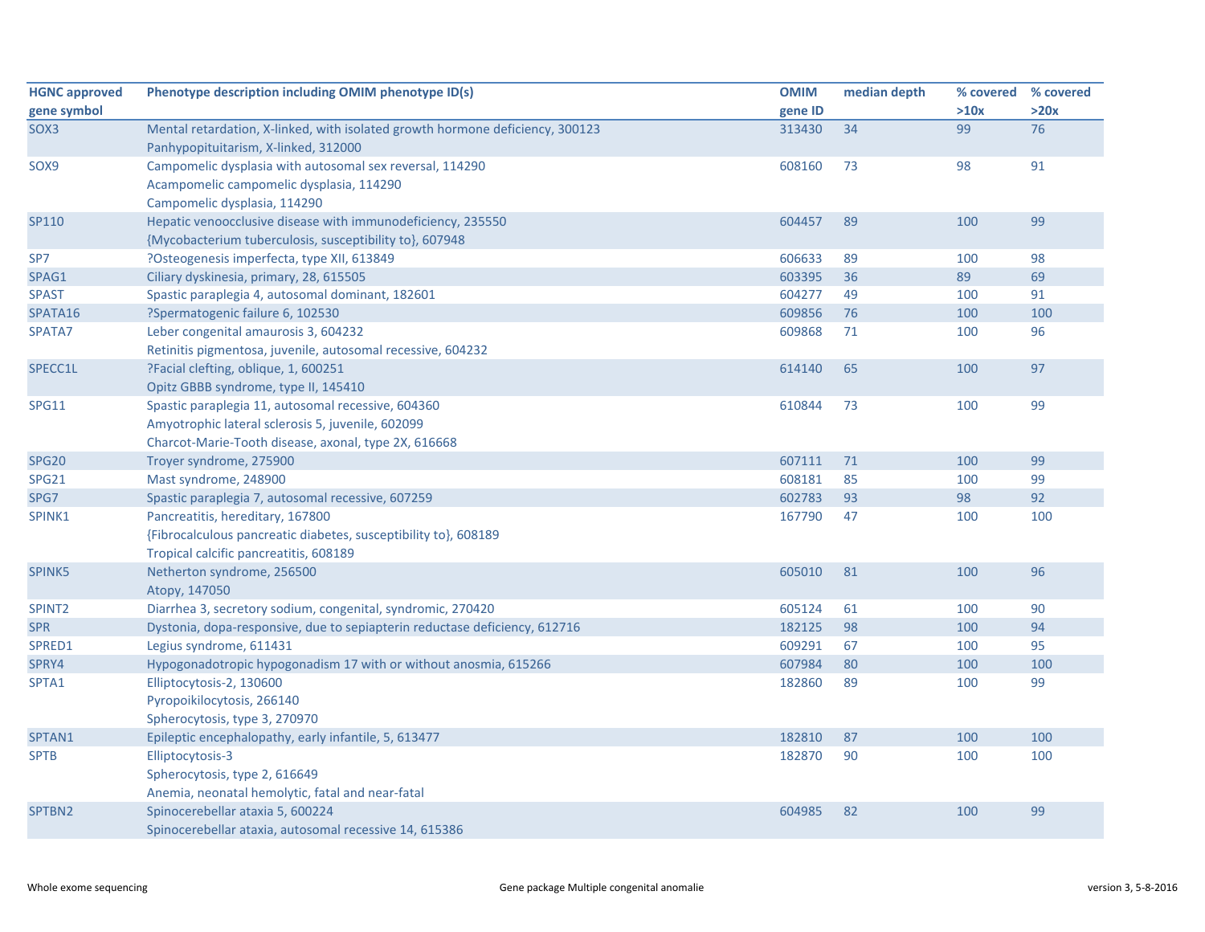| HGNC approved gene symbol | Phenotype description including OMIM phenotype ID(s) | OMIM gene ID | median depth | % covered >10x | % covered >20x |
|---|---|---|---|---|---|
| SOX3 | Mental retardation, X-linked, with isolated growth hormone deficiency, 300123<br>Panhypopituitarism, X-linked, 312000 | 313430 | 34 | 99 | 76 |
| SOX9 | Campomelic dysplasia with autosomal sex reversal, 114290<br>Acampomelic campomelic dysplasia, 114290<br>Campomelic dysplasia, 114290 | 608160 | 73 | 98 | 91 |
| SP110 | Hepatic venoocclusive disease with immunodeficiency, 235550<br>{Mycobacterium tuberculosis, susceptibility to}, 607948 | 604457 | 89 | 100 | 99 |
| SP7 | ?Osteogenesis imperfecta, type XII, 613849 | 606633 | 89 | 100 | 98 |
| SPAG1 | Ciliary dyskinesia, primary, 28, 615505 | 603395 | 36 | 89 | 69 |
| SPAST | Spastic paraplegia 4, autosomal dominant, 182601 | 604277 | 49 | 100 | 91 |
| SPATA16 | ?Spermatogenic failure 6, 102530 | 609856 | 76 | 100 | 100 |
| SPATA7 | Leber congenital amaurosis 3, 604232<br>Retinitis pigmentosa, juvenile, autosomal recessive, 604232 | 609868 | 71 | 100 | 96 |
| SPECC1L | ?Facial clefting, oblique, 1, 600251<br>Opitz GBBB syndrome, type II, 145410 | 614140 | 65 | 100 | 97 |
| SPG11 | Spastic paraplegia 11, autosomal recessive, 604360<br>Amyotrophic lateral sclerosis 5, juvenile, 602099<br>Charcot-Marie-Tooth disease, axonal, type 2X, 616668 | 610844 | 73 | 100 | 99 |
| SPG20 | Troyer syndrome, 275900 | 607111 | 71 | 100 | 99 |
| SPG21 | Mast syndrome, 248900 | 608181 | 85 | 100 | 99 |
| SPG7 | Spastic paraplegia 7, autosomal recessive, 607259 | 602783 | 93 | 98 | 92 |
| SPINK1 | Pancreatitis, hereditary, 167800<br>{Fibrocalculous pancreatic diabetes, susceptibility to}, 608189<br>Tropical calcific pancreatitis, 608189 | 167790 | 47 | 100 | 100 |
| SPINK5 | Netherton syndrome, 256500<br>Atopy, 147050 | 605010 | 81 | 100 | 96 |
| SPINT2 | Diarrhea 3, secretory sodium, congenital, syndromic, 270420 | 605124 | 61 | 100 | 90 |
| SPR | Dystonia, dopa-responsive, due to sepiapterin reductase deficiency, 612716 | 182125 | 98 | 100 | 94 |
| SPRED1 | Legius syndrome, 611431 | 609291 | 67 | 100 | 95 |
| SPRY4 | Hypogonadotropic hypogonadism 17 with or without anosmia, 615266 | 607984 | 80 | 100 | 100 |
| SPTA1 | Elliptocytosis-2, 130600<br>Pyropoikilocytosis, 266140<br>Spherocytosis, type 3, 270970 | 182860 | 89 | 100 | 99 |
| SPTAN1 | Epileptic encephalopathy, early infantile, 5, 613477 | 182810 | 87 | 100 | 100 |
| SPTB | Elliptocytosis-3<br>Spherocytosis, type 2, 616649<br>Anemia, neonatal hemolytic, fatal and near-fatal | 182870 | 90 | 100 | 100 |
| SPTBN2 | Spinocerebellar ataxia 5, 600224<br>Spinocerebellar ataxia, autosomal recessive 14, 615386 | 604985 | 82 | 100 | 99 |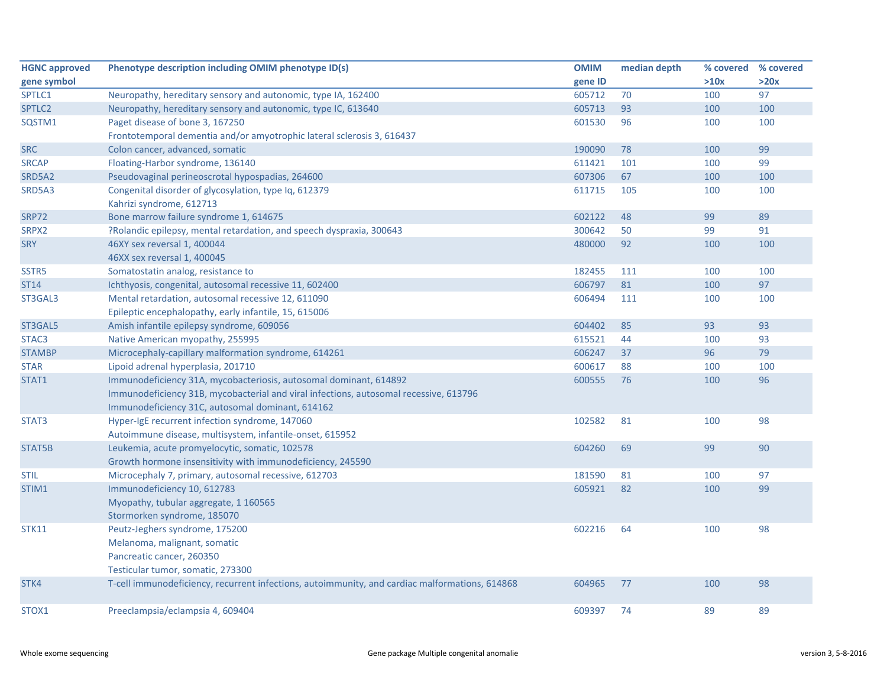| HGNC approved gene symbol | Phenotype description including OMIM phenotype ID(s) | OMIM gene ID | median depth | % covered >10x | % covered >20x |
|---|---|---|---|---|---|
| SPTLC1 | Neuropathy, hereditary sensory and autonomic, type IA, 162400 | 605712 | 70 | 100 | 97 |
| SPTLC2 | Neuropathy, hereditary sensory and autonomic, type IC, 613640 | 605713 | 93 | 100 | 100 |
| SQSTM1 | Paget disease of bone 3, 167250<br>Frontotemporal dementia and/or amyotrophic lateral sclerosis 3, 616437 | 601530 | 96 | 100 | 100 |
| SRC | Colon cancer, advanced, somatic | 190090 | 78 | 100 | 99 |
| SRCAP | Floating-Harbor syndrome, 136140 | 611421 | 101 | 100 | 99 |
| SRD5A2 | Pseudovaginal perineoscrotal hypospadias, 264600 | 607306 | 67 | 100 | 100 |
| SRD5A3 | Congenital disorder of glycosylation, type Iq, 612379<br>Kahrizi syndrome, 612713 | 611715 | 105 | 100 | 100 |
| SRP72 | Bone marrow failure syndrome 1, 614675 | 602122 | 48 | 99 | 89 |
| SRPX2 | ?Rolandic epilepsy, mental retardation, and speech dyspraxia, 300643 | 300642 | 50 | 99 | 91 |
| SRY | 46XY sex reversal 1, 400044<br>46XX sex reversal 1, 400045 | 480000 | 92 | 100 | 100 |
| SSTR5 | Somatostatin analog, resistance to | 182455 | 111 | 100 | 100 |
| ST14 | Ichthyosis, congenital, autosomal recessive 11, 602400 | 606797 | 81 | 100 | 97 |
| ST3GAL3 | Mental retardation, autosomal recessive 12, 611090<br>Epileptic encephalopathy, early infantile, 15, 615006 | 606494 | 111 | 100 | 100 |
| ST3GAL5 | Amish infantile epilepsy syndrome, 609056 | 604402 | 85 | 93 | 93 |
| STAC3 | Native American myopathy, 255995 | 615521 | 44 | 100 | 93 |
| STAMBP | Microcephaly-capillary malformation syndrome, 614261 | 606247 | 37 | 96 | 79 |
| STAR | Lipoid adrenal hyperplasia, 201710 | 600617 | 88 | 100 | 100 |
| STAT1 | Immunodeficiency 31A, mycobacteriosis, autosomal dominant, 614892<br>Immunodeficiency 31B, mycobacterial and viral infections, autosomal recessive, 613796<br>Immunodeficiency 31C, autosomal dominant, 614162 | 600555 | 76 | 100 | 96 |
| STAT3 | Hyper-IgE recurrent infection syndrome, 147060<br>Autoimmune disease, multisystem, infantile-onset, 615952 | 102582 | 81 | 100 | 98 |
| STAT5B | Leukemia, acute promyelocytic, somatic, 102578<br>Growth hormone insensitivity with immunodeficiency, 245590 | 604260 | 69 | 99 | 90 |
| STIL | Microcephaly 7, primary, autosomal recessive, 612703 | 181590 | 81 | 100 | 97 |
| STIM1 | Immunodeficiency 10, 612783<br>Myopathy, tubular aggregate, 1 160565<br>Stormorken syndrome, 185070 | 605921 | 82 | 100 | 99 |
| STK11 | Peutz-Jeghers syndrome, 175200<br>Melanoma, malignant, somatic<br>Pancreatic cancer, 260350<br>Testicular tumor, somatic, 273300 | 602216 | 64 | 100 | 98 |
| STK4 | T-cell immunodeficiency, recurrent infections, autoimmunity, and cardiac malformations, 614868 | 604965 | 77 | 100 | 98 |
| STOX1 | Preeclampsia/eclampsia 4, 609404 | 609397 | 74 | 89 | 89 |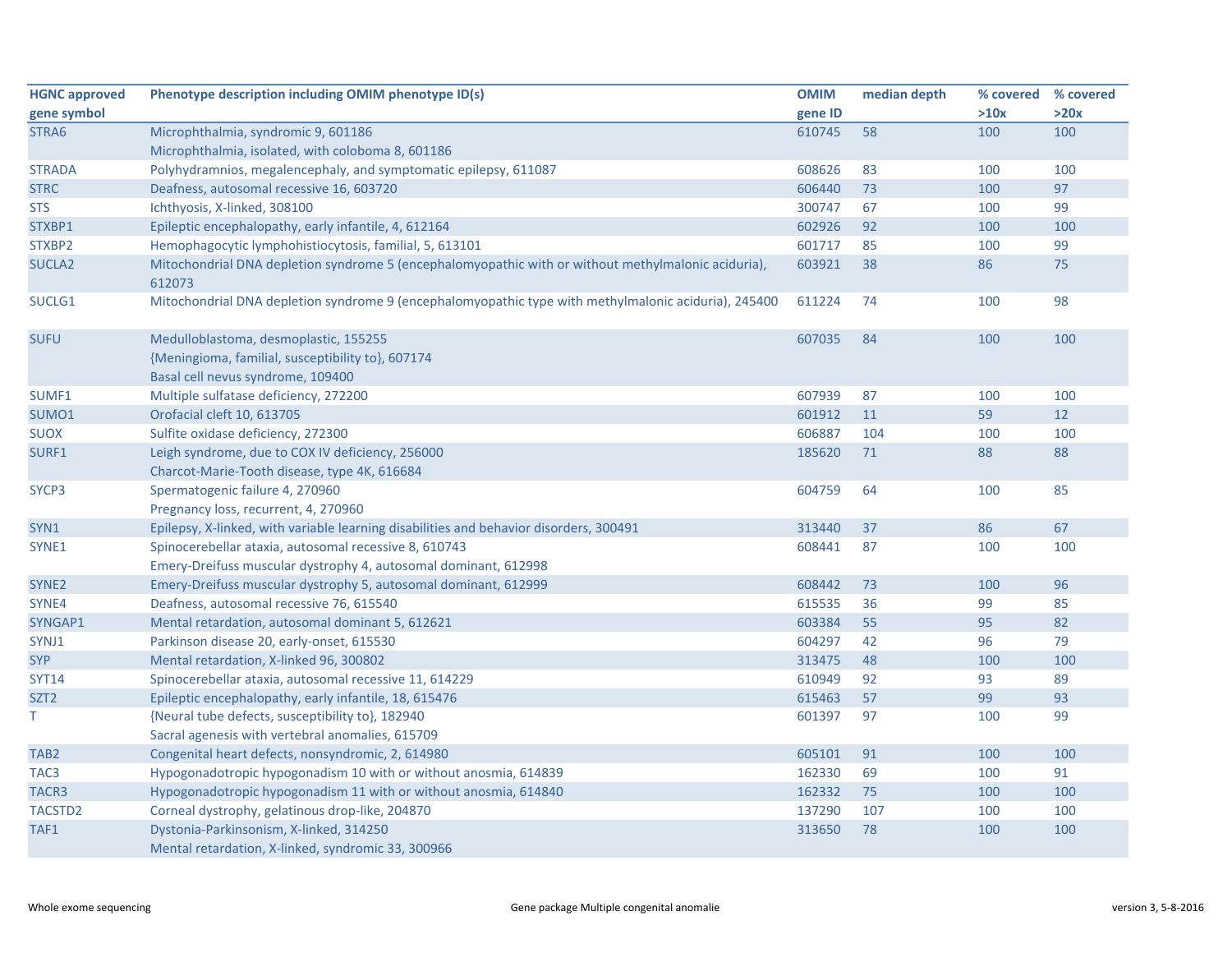| HGNC approved gene symbol | Phenotype description including OMIM phenotype ID(s) | OMIM gene ID | median depth | % covered >10x | % covered >20x |
|---|---|---|---|---|---|
| STRA6 | Microphthalmia, syndromic 9, 601186<br>Microphthalmia, isolated, with coloboma 8, 601186 | 610745 | 58 | 100 | 100 |
| STRADA | Polyhydramnios, megalencephaly, and symptomatic epilepsy, 611087 | 608626 | 83 | 100 | 100 |
| STRC | Deafness, autosomal recessive 16, 603720 | 606440 | 73 | 100 | 97 |
| STS | Ichthyosis, X-linked, 308100 | 300747 | 67 | 100 | 99 |
| STXBP1 | Epileptic encephalopathy, early infantile, 4, 612164 | 602926 | 92 | 100 | 100 |
| STXBP2 | Hemophagocytic lymphohistiocytosis, familial, 5, 613101 | 601717 | 85 | 100 | 99 |
| SUCLA2 | Mitochondrial DNA depletion syndrome 5 (encephalomyopathic with or without methylmalonic aciduria), 612073 | 603921 | 38 | 86 | 75 |
| SUCLG1 | Mitochondrial DNA depletion syndrome 9 (encephalomyopathic type with methylmalonic aciduria), 245400 | 611224 | 74 | 100 | 98 |
| SUFU | Medulloblastoma, desmoplastic, 155255<br>{Meningioma, familial, susceptibility to}, 607174<br>Basal cell nevus syndrome, 109400 | 607035 | 84 | 100 | 100 |
| SUMF1 | Multiple sulfatase deficiency, 272200 | 607939 | 87 | 100 | 100 |
| SUMO1 | Orofacial cleft 10, 613705 | 601912 | 11 | 59 | 12 |
| SUOX | Sulfite oxidase deficiency, 272300 | 606887 | 104 | 100 | 100 |
| SURF1 | Leigh syndrome, due to COX IV deficiency, 256000<br>Charcot-Marie-Tooth disease, type 4K, 616684 | 185620 | 71 | 88 | 88 |
| SYCP3 | Spermatogenic failure 4, 270960<br>Pregnancy loss, recurrent, 4, 270960 | 604759 | 64 | 100 | 85 |
| SYN1 | Epilepsy, X-linked, with variable learning disabilities and behavior disorders, 300491 | 313440 | 37 | 86 | 67 |
| SYNE1 | Spinocerebellar ataxia, autosomal recessive 8, 610743<br>Emery-Dreifuss muscular dystrophy 4, autosomal dominant, 612998 | 608441 | 87 | 100 | 100 |
| SYNE2 | Emery-Dreifuss muscular dystrophy 5, autosomal dominant, 612999 | 608442 | 73 | 100 | 96 |
| SYNE4 | Deafness, autosomal recessive 76, 615540 | 615535 | 36 | 99 | 85 |
| SYNGAP1 | Mental retardation, autosomal dominant 5, 612621 | 603384 | 55 | 95 | 82 |
| SYNJ1 | Parkinson disease 20, early-onset, 615530 | 604297 | 42 | 96 | 79 |
| SYP | Mental retardation, X-linked 96, 300802 | 313475 | 48 | 100 | 100 |
| SYT14 | Spinocerebellar ataxia, autosomal recessive 11, 614229 | 610949 | 92 | 93 | 89 |
| SZT2 | Epileptic encephalopathy, early infantile, 18, 615476 | 615463 | 57 | 99 | 93 |
| T | {Neural tube defects, susceptibility to}, 182940<br>Sacral agenesis with vertebral anomalies, 615709 | 601397 | 97 | 100 | 99 |
| TAB2 | Congenital heart defects, nonsyndromic, 2, 614980 | 605101 | 91 | 100 | 100 |
| TAC3 | Hypogonadotropic hypogonadism 10 with or without anosmia, 614839 | 162330 | 69 | 100 | 91 |
| TACR3 | Hypogonadotropic hypogonadism 11 with or without anosmia, 614840 | 162332 | 75 | 100 | 100 |
| TACSTD2 | Corneal dystrophy, gelatinous drop-like, 204870 | 137290 | 107 | 100 | 100 |
| TAF1 | Dystonia-Parkinsonism, X-linked, 314250<br>Mental retardation, X-linked, syndromic 33, 300966 | 313650 | 78 | 100 | 100 |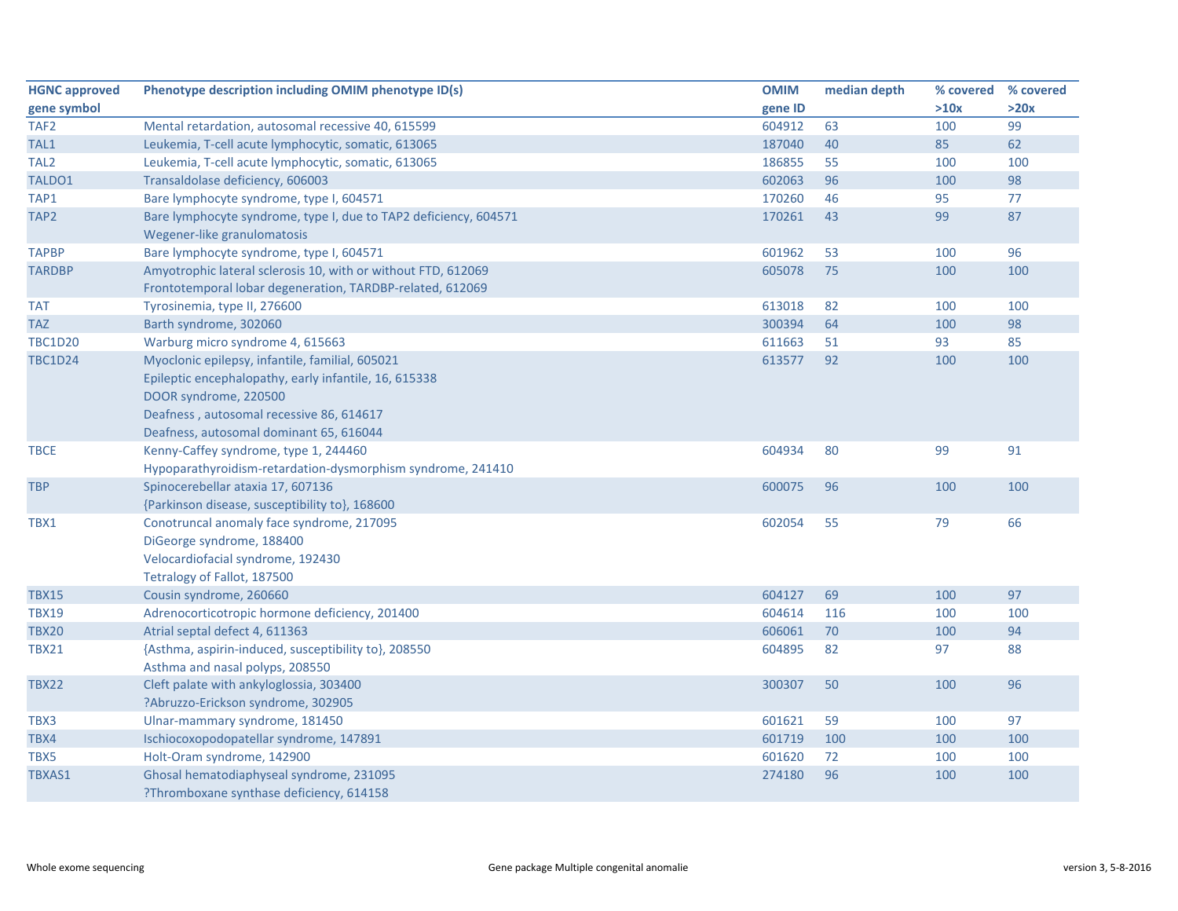| HGNC approved gene symbol | Phenotype description including OMIM phenotype ID(s) | OMIM gene ID | median depth | % covered >10x | % covered >20x |
|---|---|---|---|---|---|
| TAF2 | Mental retardation, autosomal recessive 40, 615599 | 604912 | 63 | 100 | 99 |
| TAL1 | Leukemia, T-cell acute lymphocytic, somatic, 613065 | 187040 | 40 | 85 | 62 |
| TAL2 | Leukemia, T-cell acute lymphocytic, somatic, 613065 | 186855 | 55 | 100 | 100 |
| TALDO1 | Transaldolase deficiency, 606003 | 602063 | 96 | 100 | 98 |
| TAP1 | Bare lymphocyte syndrome, type I, 604571 | 170260 | 46 | 95 | 77 |
| TAP2 | Bare lymphocyte syndrome, type I, due to TAP2 deficiency, 604571<br>Wegener-like granulomatosis | 170261 | 43 | 99 | 87 |
| TAPBP | Bare lymphocyte syndrome, type I, 604571 | 601962 | 53 | 100 | 96 |
| TARDBP | Amyotrophic lateral sclerosis 10, with or without FTD, 612069<br>Frontotemporal lobar degeneration, TARDBP-related, 612069 | 605078 | 75 | 100 | 100 |
| TAT | Tyrosinemia, type II, 276600 | 613018 | 82 | 100 | 100 |
| TAZ | Barth syndrome, 302060 | 300394 | 64 | 100 | 98 |
| TBC1D20 | Warburg micro syndrome 4, 615663 | 611663 | 51 | 93 | 85 |
| TBC1D24 | Myoclonic epilepsy, infantile, familial, 605021<br>Epileptic encephalopathy, early infantile, 16, 615338<br>DOOR syndrome, 220500<br>Deafness , autosomal recessive 86, 614617<br>Deafness, autosomal dominant 65, 616044 | 613577 | 92 | 100 | 100 |
| TBCE | Kenny-Caffey syndrome, type 1, 244460<br>Hypoparathyroidism-retardation-dysmorphism syndrome, 241410 | 604934 | 80 | 99 | 91 |
| TBP | Spinocerebellar ataxia 17, 607136<br>{Parkinson disease, susceptibility to}, 168600 | 600075 | 96 | 100 | 100 |
| TBX1 | Conotruncal anomaly face syndrome, 217095<br>DiGeorge syndrome, 188400<br>Velocardiofacial syndrome, 192430<br>Tetralogy of Fallot, 187500 | 602054 | 55 | 79 | 66 |
| TBX15 | Cousin syndrome, 260660 | 604127 | 69 | 100 | 97 |
| TBX19 | Adrenocorticotropic hormone deficiency, 201400 | 604614 | 116 | 100 | 100 |
| TBX20 | Atrial septal defect 4, 611363 | 606061 | 70 | 100 | 94 |
| TBX21 | {Asthma, aspirin-induced, susceptibility to}, 208550<br>Asthma and nasal polyps, 208550 | 604895 | 82 | 97 | 88 |
| TBX22 | Cleft palate with ankyloglossia, 303400<br>?Abruzzo-Erickson syndrome, 302905 | 300307 | 50 | 100 | 96 |
| TBX3 | Ulnar-mammary syndrome, 181450 | 601621 | 59 | 100 | 97 |
| TBX4 | Ischiocoxopodopatellar syndrome, 147891 | 601719 | 100 | 100 | 100 |
| TBX5 | Holt-Oram syndrome, 142900 | 601620 | 72 | 100 | 100 |
| TBXAS1 | Ghosal hematodiaphyseal syndrome, 231095<br>?Thromboxane synthase deficiency, 614158 | 274180 | 96 | 100 | 100 |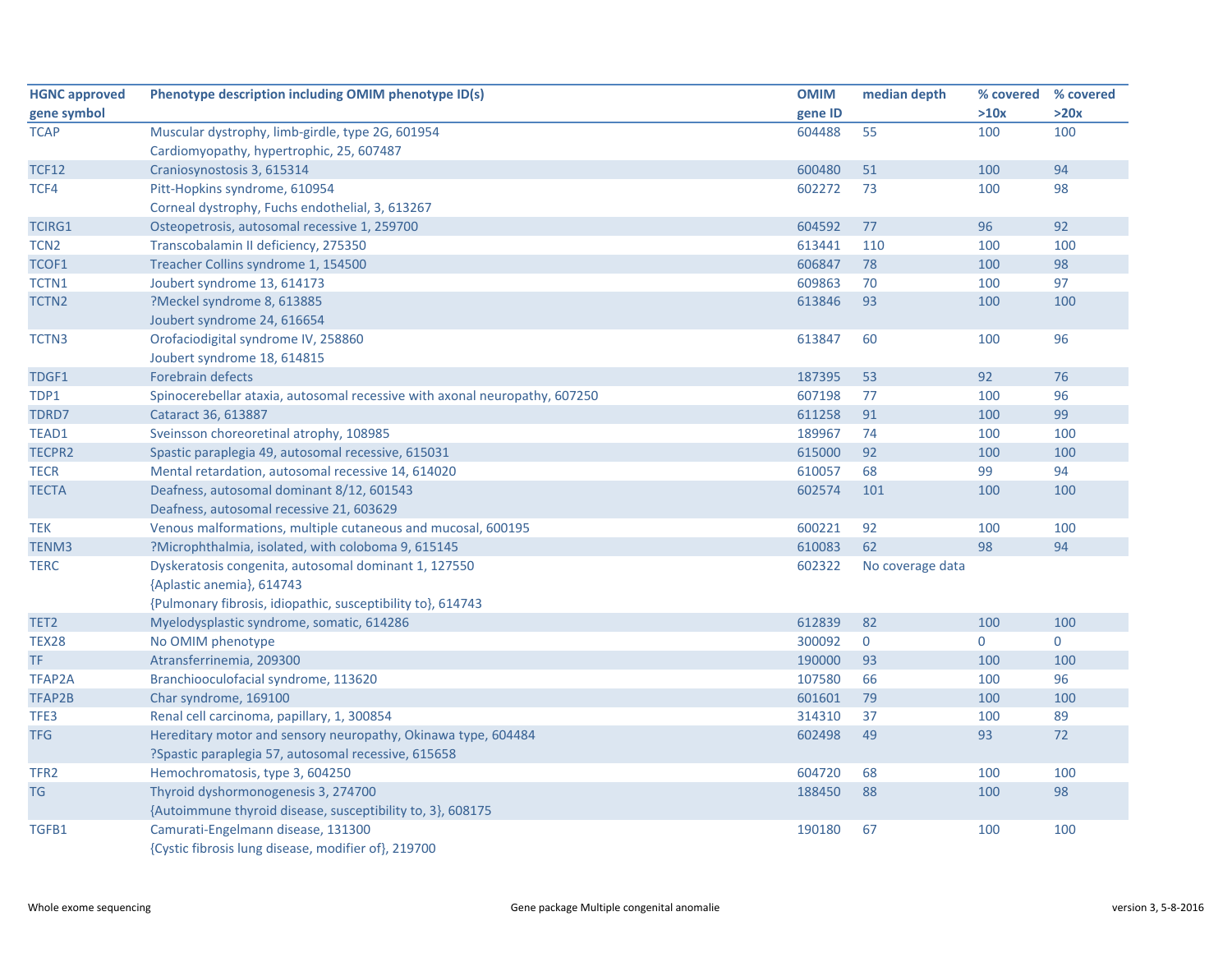| HGNC approved gene symbol | Phenotype description including OMIM phenotype ID(s) | OMIM gene ID | median depth | % covered >10x | % covered >20x |
|---|---|---|---|---|---|
| TCAP | Muscular dystrophy, limb-girdle, type 2G, 601954<br>Cardiomyopathy, hypertrophic, 25, 607487 | 604488 | 55 | 100 | 100 |
| TCF12 | Craniosynostosis 3, 615314 | 600480 | 51 | 100 | 94 |
| TCF4 | Pitt-Hopkins syndrome, 610954<br>Corneal dystrophy, Fuchs endothelial, 3, 613267 | 602272 | 73 | 100 | 98 |
| TCIRG1 | Osteopetrosis, autosomal recessive 1, 259700 | 604592 | 77 | 96 | 92 |
| TCN2 | Transcobalamin II deficiency, 275350 | 613441 | 110 | 100 | 100 |
| TCOF1 | Treacher Collins syndrome 1, 154500 | 606847 | 78 | 100 | 98 |
| TCTN1 | Joubert syndrome 13, 614173 | 609863 | 70 | 100 | 97 |
| TCTN2 | ?Meckel syndrome 8, 613885<br>Joubert syndrome 24, 616654 | 613846 | 93 | 100 | 100 |
| TCTN3 | Orofaciodigital syndrome IV, 258860<br>Joubert syndrome 18, 614815 | 613847 | 60 | 100 | 96 |
| TDGF1 | Forebrain defects | 187395 | 53 | 92 | 76 |
| TDP1 | Spinocerebellar ataxia, autosomal recessive with axonal neuropathy, 607250 | 607198 | 77 | 100 | 96 |
| TDRD7 | Cataract 36, 613887 | 611258 | 91 | 100 | 99 |
| TEAD1 | Sveinsson choreoretinal atrophy, 108985 | 189967 | 74 | 100 | 100 |
| TECPR2 | Spastic paraplegia 49, autosomal recessive, 615031 | 615000 | 92 | 100 | 100 |
| TECR | Mental retardation, autosomal recessive 14, 614020 | 610057 | 68 | 99 | 94 |
| TECTA | Deafness, autosomal dominant 8/12, 601543<br>Deafness, autosomal recessive 21, 603629 | 602574 | 101 | 100 | 100 |
| TEK | Venous malformations, multiple cutaneous and mucosal, 600195 | 600221 | 92 | 100 | 100 |
| TENM3 | ?Microphthalmia, isolated, with coloboma 9, 615145 | 610083 | 62 | 98 | 94 |
| TERC | Dyskeratosis congenita, autosomal dominant 1, 127550<br>{Aplastic anemia}, 614743<br>{Pulmonary fibrosis, idiopathic, susceptibility to}, 614743 | 602322 | No coverage data | | |
| TET2 | Myelodysplastic syndrome, somatic, 614286 | 612839 | 82 | 100 | 100 |
| TEX28 | No OMIM phenotype | 300092 | 0 | 0 | 0 |
| TF | Atransferrinemia, 209300 | 190000 | 93 | 100 | 100 |
| TFAP2A | Branchiooculofacial syndrome, 113620 | 107580 | 66 | 100 | 96 |
| TFAP2B | Char syndrome, 169100 | 601601 | 79 | 100 | 100 |
| TFE3 | Renal cell carcinoma, papillary, 1, 300854 | 314310 | 37 | 100 | 89 |
| TFG | Hereditary motor and sensory neuropathy, Okinawa type, 604484<br>?Spastic paraplegia 57, autosomal recessive, 615658 | 602498 | 49 | 93 | 72 |
| TFR2 | Hemochromatosis, type 3, 604250 | 604720 | 68 | 100 | 100 |
| TG | Thyroid dyshormonogenesis 3, 274700<br>{Autoimmune thyroid disease, susceptibility to, 3}, 608175 | 188450 | 88 | 100 | 98 |
| TGFB1 | Camurati-Engelmann disease, 131300<br>{Cystic fibrosis lung disease, modifier of}, 219700 | 190180 | 67 | 100 | 100 |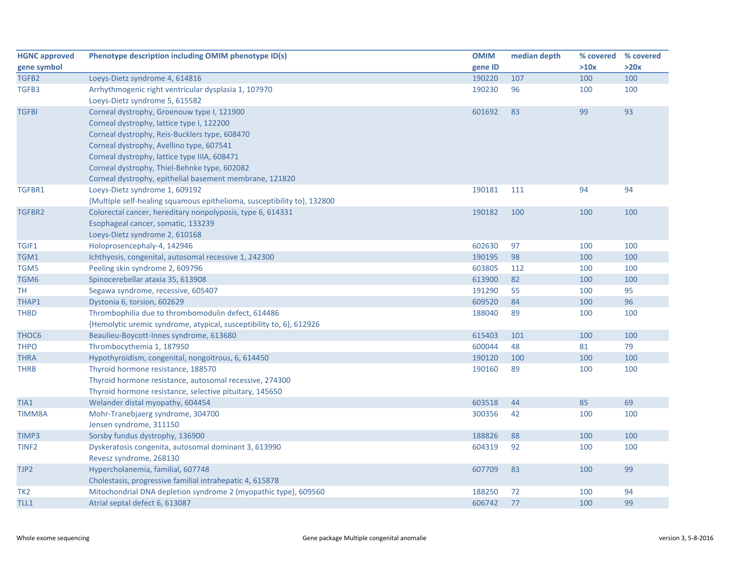| HGNC approved gene symbol | Phenotype description including OMIM phenotype ID(s) | OMIM gene ID | median depth | % covered >10x | % covered >20x |
|---|---|---|---|---|---|
| TGFB2 | Loeys-Dietz syndrome 4, 614816 | 190220 | 107 | 100 | 100 |
| TGFB3 | Arrhythmogenic right ventricular dysplasia 1, 107970<br>Loeys-Dietz syndrome 5, 615582 | 190230 | 96 | 100 | 100 |
| TGFBI | Corneal dystrophy, Groenouw type I, 121900<br>Corneal dystrophy, lattice type I, 122200<br>Corneal dystrophy, Reis-Bucklers type, 608470<br>Corneal dystrophy, Avellino type, 607541<br>Corneal dystrophy, lattice type IIIA, 608471<br>Corneal dystrophy, Thiel-Behnke type, 602082<br>Corneal dystrophy, epithelial basement membrane, 121820 | 601692 | 83 | 99 | 93 |
| TGFBR1 | Loeys-Dietz syndrome 1, 609192<br>{Multiple self-healing squamous epithelioma, susceptibility to}, 132800 | 190181 | 111 | 94 | 94 |
| TGFBR2 | Colorectal cancer, hereditary nonpolyposis, type 6, 614331<br>Esophageal cancer, somatic, 133239<br>Loeys-Dietz syndrome 2, 610168 | 190182 | 100 | 100 | 100 |
| TGIF1 | Holoprosencephaly-4, 142946 | 602630 | 97 | 100 | 100 |
| TGM1 | Ichthyosis, congenital, autosomal recessive 1, 242300 | 190195 | 98 | 100 | 100 |
| TGM5 | Peeling skin syndrome 2, 609796 | 603805 | 112 | 100 | 100 |
| TGM6 | Spinocerebellar ataxia 35, 613908 | 613900 | 82 | 100 | 100 |
| TH | Segawa syndrome, recessive, 605407 | 191290 | 55 | 100 | 95 |
| THAP1 | Dystonia 6, torsion, 602629 | 609520 | 84 | 100 | 96 |
| THBD | Thrombophilia due to thrombomodulin defect, 614486<br>{Hemolytic uremic syndrome, atypical, susceptibility to, 6}, 612926 | 188040 | 89 | 100 | 100 |
| THOC6 | Beaulieu-Boycott-Innes syndrome, 613680 | 615403 | 101 | 100 | 100 |
| THPO | Thrombocythemia 1, 187950 | 600044 | 48 | 81 | 79 |
| THRA | Hypothyroidism, congenital, nongoitrous, 6, 614450 | 190120 | 100 | 100 | 100 |
| THRB | Thyroid hormone resistance, 188570<br>Thyroid hormone resistance, autosomal recessive, 274300<br>Thyroid hormone resistance, selective pituitary, 145650 | 190160 | 89 | 100 | 100 |
| TIA1 | Welander distal myopathy, 604454 | 603518 | 44 | 85 | 69 |
| TIMM8A | Mohr-Tranebjaerg syndrome, 304700<br>Jensen syndrome, 311150 | 300356 | 42 | 100 | 100 |
| TIMP3 | Sorsby fundus dystrophy, 136900 | 188826 | 88 | 100 | 100 |
| TINF2 | Dyskeratosis congenita, autosomal dominant 3, 613990<br>Revesz syndrome, 268130 | 604319 | 92 | 100 | 100 |
| TJP2 | Hypercholanemia, familial, 607748<br>Cholestasis, progressive familial intrahepatic 4, 615878 | 607709 | 83 | 100 | 99 |
| TK2 | Mitochondrial DNA depletion syndrome 2 (myopathic type), 609560 | 188250 | 72 | 100 | 94 |
| TLL1 | Atrial septal defect 6, 613087 | 606742 | 77 | 100 | 99 |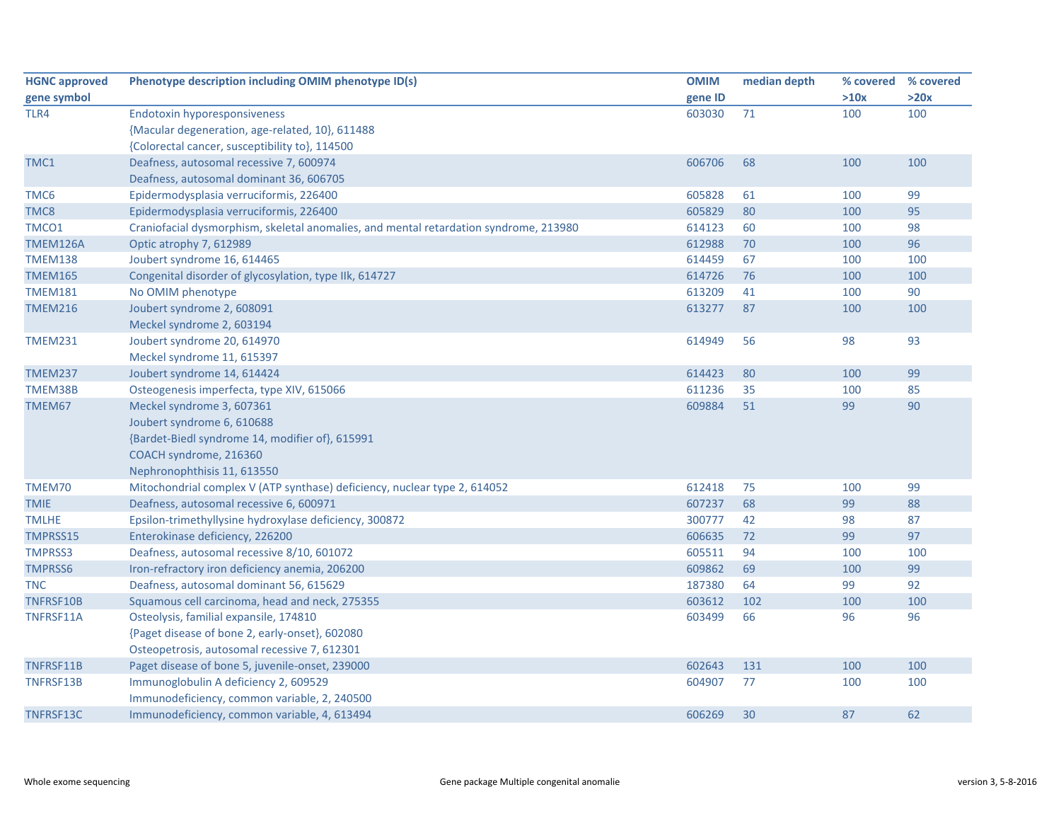| HGNC approved gene symbol | Phenotype description including OMIM phenotype ID(s) | OMIM gene ID | median depth | % covered >10x | % covered >20x |
|---|---|---|---|---|---|
| TLR4 | Endotoxin hyporesponsiveness<br>{Macular degeneration, age-related, 10}, 611488<br>{Colorectal cancer, susceptibility to}, 114500 | 603030 | 71 | 100 | 100 |
| TMC1 | Deafness, autosomal recessive 7, 600974<br>Deafness, autosomal dominant 36, 606705 | 606706 | 68 | 100 | 100 |
| TMC6 | Epidermodysplasia verruciformis, 226400 | 605828 | 61 | 100 | 99 |
| TMC8 | Epidermodysplasia verruciformis, 226400 | 605829 | 80 | 100 | 95 |
| TMCO1 | Craniofacial dysmorphism, skeletal anomalies, and mental retardation syndrome, 213980 | 614123 | 60 | 100 | 98 |
| TMEM126A | Optic atrophy 7, 612989 | 612988 | 70 | 100 | 96 |
| TMEM138 | Joubert syndrome 16, 614465 | 614459 | 67 | 100 | 100 |
| TMEM165 | Congenital disorder of glycosylation, type IIk, 614727 | 614726 | 76 | 100 | 100 |
| TMEM181 | No OMIM phenotype | 613209 | 41 | 100 | 90 |
| TMEM216 | Joubert syndrome 2, 608091<br>Meckel syndrome 2, 603194 | 613277 | 87 | 100 | 100 |
| TMEM231 | Joubert syndrome 20, 614970<br>Meckel syndrome 11, 615397 | 614949 | 56 | 98 | 93 |
| TMEM237 | Joubert syndrome 14, 614424 | 614423 | 80 | 100 | 99 |
| TMEM38B | Osteogenesis imperfecta, type XIV, 615066 | 611236 | 35 | 100 | 85 |
| TMEM67 | Meckel syndrome 3, 607361<br>Joubert syndrome 6, 610688<br>{Bardet-Biedl syndrome 14, modifier of}, 615991<br>COACH syndrome, 216360<br>Nephronophthisis 11, 613550 | 609884 | 51 | 99 | 90 |
| TMEM70 | Mitochondrial complex V (ATP synthase) deficiency, nuclear type 2, 614052 | 612418 | 75 | 100 | 99 |
| TMIE | Deafness, autosomal recessive 6, 600971 | 607237 | 68 | 99 | 88 |
| TMLHE | Epsilon-trimethyllysine hydroxylase deficiency, 300872 | 300777 | 42 | 98 | 87 |
| TMPRSS15 | Enterokinase deficiency, 226200 | 606635 | 72 | 99 | 97 |
| TMPRSS3 | Deafness, autosomal recessive 8/10, 601072 | 605511 | 94 | 100 | 100 |
| TMPRSS6 | Iron-refractory iron deficiency anemia, 206200 | 609862 | 69 | 100 | 99 |
| TNC | Deafness, autosomal dominant 56, 615629 | 187380 | 64 | 99 | 92 |
| TNFRSF10B | Squamous cell carcinoma, head and neck, 275355 | 603612 | 102 | 100 | 100 |
| TNFRSF11A | Osteolysis, familial expansile, 174810<br>{Paget disease of bone 2, early-onset}, 602080<br>Osteopetrosis, autosomal recessive 7, 612301 | 603499 | 66 | 96 | 96 |
| TNFRSF11B | Paget disease of bone 5, juvenile-onset, 239000 | 602643 | 131 | 100 | 100 |
| TNFRSF13B | Immunoglobulin A deficiency 2, 609529<br>Immunodeficiency, common variable, 2, 240500 | 604907 | 77 | 100 | 100 |
| TNFRSF13C | Immunodeficiency, common variable, 4, 613494 | 606269 | 30 | 87 | 62 |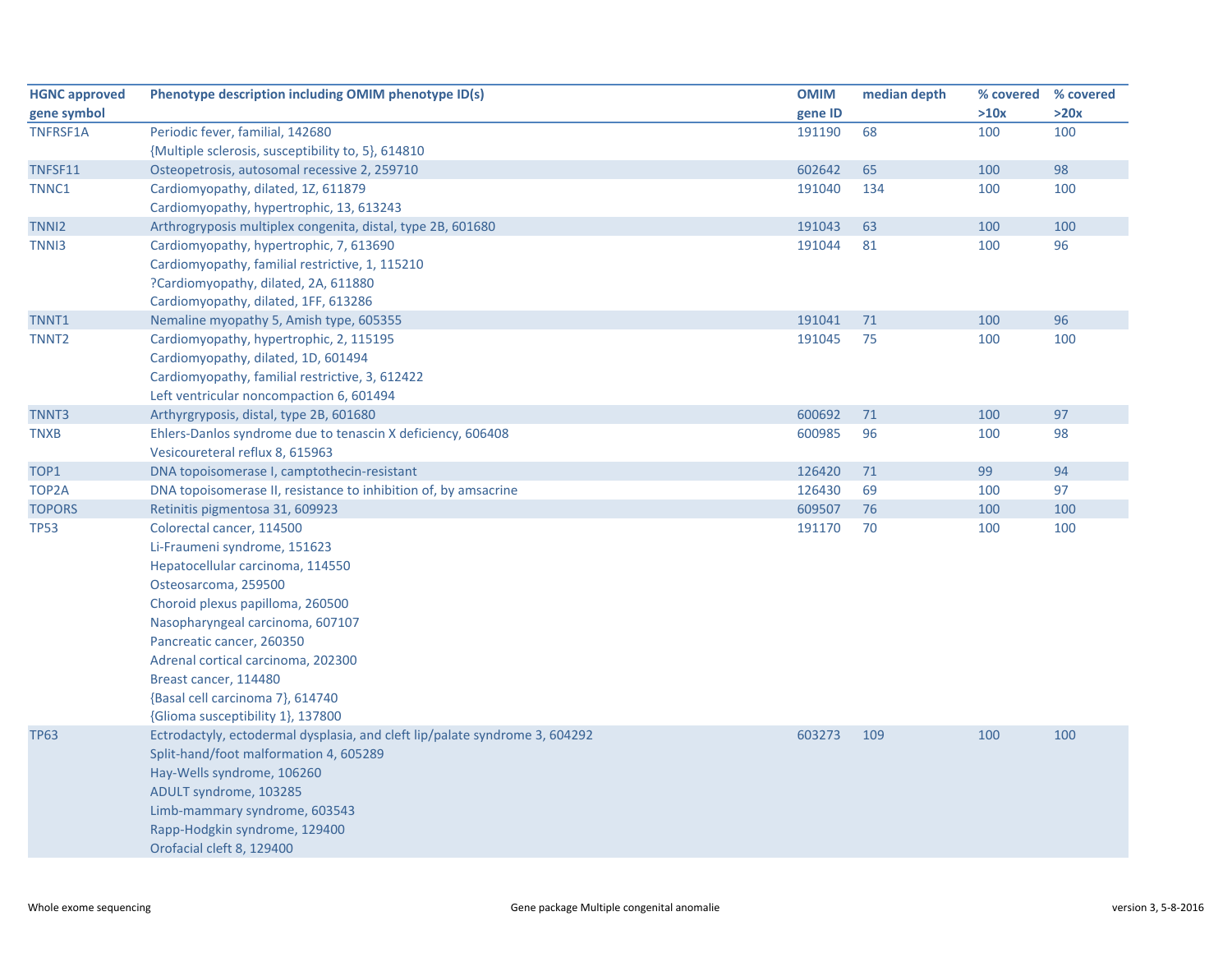| HGNC approved gene symbol | Phenotype description including OMIM phenotype ID(s) | OMIM gene ID | median depth | % covered >10x | % covered >20x |
|---|---|---|---|---|---|
| TNFRSF1A | Periodic fever, familial, 142680 | 191190 | 68 | 100 | 100 |
| | {Multiple sclerosis, susceptibility to, 5}, 614810 | | | | |
| TNFSF11 | Osteopetrosis, autosomal recessive 2, 259710 | 602642 | 65 | 100 | 98 |
| TNNC1 | Cardiomyopathy, dilated, 1Z, 611879 | 191040 | 134 | 100 | 100 |
| | Cardiomyopathy, hypertrophic, 13, 613243 | | | | |
| TNNI2 | Arthrogryposis multiplex congenita, distal, type 2B, 601680 | 191043 | 63 | 100 | 100 |
| TNNI3 | Cardiomyopathy, hypertrophic, 7, 613690 | 191044 | 81 | 100 | 96 |
| | Cardiomyopathy, familial restrictive, 1, 115210 | | | | |
| | ?Cardiomyopathy, dilated, 2A, 611880 | | | | |
| | Cardiomyopathy, dilated, 1FF, 613286 | | | | |
| TNNT1 | Nemaline myopathy 5, Amish type, 605355 | 191041 | 71 | 100 | 96 |
| TNNT2 | Cardiomyopathy, hypertrophic, 2, 115195 | 191045 | 75 | 100 | 100 |
| | Cardiomyopathy, dilated, 1D, 601494 | | | | |
| | Cardiomyopathy, familial restrictive, 3, 612422 | | | | |
| | Left ventricular noncompaction 6, 601494 | | | | |
| TNNT3 | Arthyrgryposis, distal, type 2B, 601680 | 600692 | 71 | 100 | 97 |
| TNXB | Ehlers-Danlos syndrome due to tenascin X deficiency, 606408 | 600985 | 96 | 100 | 98 |
| | Vesicoureteral reflux 8, 615963 | | | | |
| TOP1 | DNA topoisomerase I, camptothecin-resistant | 126420 | 71 | 99 | 94 |
| TOP2A | DNA topoisomerase II, resistance to inhibition of, by amsacrine | 126430 | 69 | 100 | 97 |
| TOPORS | Retinitis pigmentosa 31, 609923 | 609507 | 76 | 100 | 100 |
| TP53 | Colorectal cancer, 114500 | 191170 | 70 | 100 | 100 |
| | Li-Fraumeni syndrome, 151623 | | | | |
| | Hepatocellular carcinoma, 114550 | | | | |
| | Osteosarcoma, 259500 | | | | |
| | Choroid plexus papilloma, 260500 | | | | |
| | Nasopharyngeal carcinoma, 607107 | | | | |
| | Pancreatic cancer, 260350 | | | | |
| | Adrenal cortical carcinoma, 202300 | | | | |
| | Breast cancer, 114480 | | | | |
| | {Basal cell carcinoma 7}, 614740 | | | | |
| | {Glioma susceptibility 1}, 137800 | | | | |
| TP63 | Ectrodactyly, ectodermal dysplasia, and cleft lip/palate syndrome 3, 604292 | 603273 | 109 | 100 | 100 |
| | Split-hand/foot malformation 4, 605289 | | | | |
| | Hay-Wells syndrome, 106260 | | | | |
| | ADULT syndrome, 103285 | | | | |
| | Limb-mammary syndrome, 603543 | | | | |
| | Rapp-Hodgkin syndrome, 129400 | | | | |
| | Orofacial cleft 8, 129400 | | | | |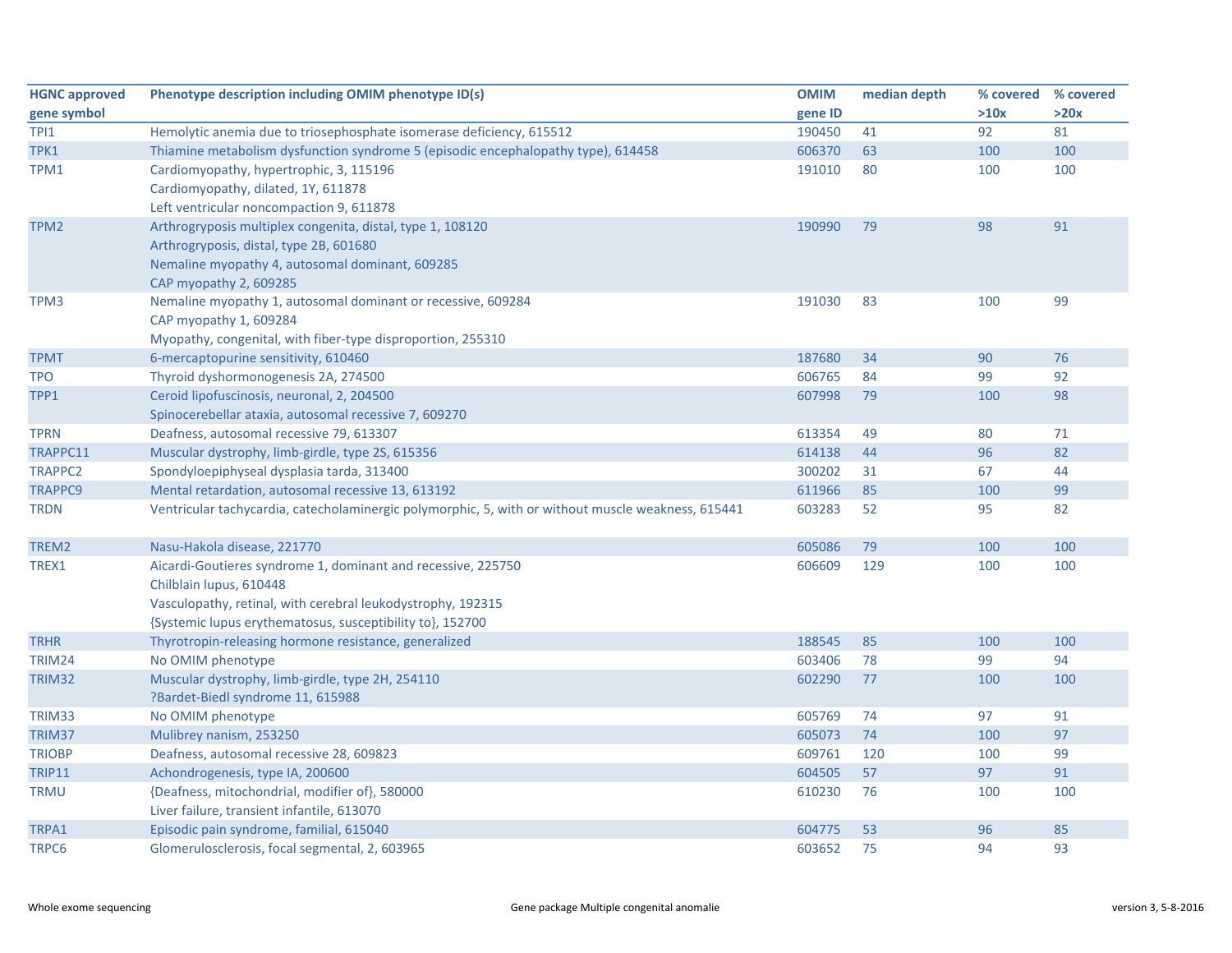| HGNC approved gene symbol | Phenotype description including OMIM phenotype ID(s) | OMIM gene ID | median depth | % covered >10x | % covered >20x |
|---|---|---|---|---|---|
| TPI1 | Hemolytic anemia due to triosephosphate isomerase deficiency, 615512 | 190450 | 41 | 92 | 81 |
| TPK1 | Thiamine metabolism dysfunction syndrome 5 (episodic encephalopathy type), 614458 | 606370 | 63 | 100 | 100 |
| TPM1 | Cardiomyopathy, hypertrophic, 3, 115196<br>Cardiomyopathy, dilated, 1Y, 611878<br>Left ventricular noncompaction 9, 611878 | 191010 | 80 | 100 | 100 |
| TPM2 | Arthrogryposis multiplex congenita, distal, type 1, 108120<br>Arthrogryposis, distal, type 2B, 601680<br>Nemaline myopathy 4, autosomal dominant, 609285<br>CAP myopathy 2, 609285 | 190990 | 79 | 98 | 91 |
| TPM3 | Nemaline myopathy 1, autosomal dominant or recessive, 609284<br>CAP myopathy 1, 609284<br>Myopathy, congenital, with fiber-type disproportion, 255310 | 191030 | 83 | 100 | 99 |
| TPMT | 6-mercaptopurine sensitivity, 610460 | 187680 | 34 | 90 | 76 |
| TPO | Thyroid dyshormonogenesis 2A, 274500 | 606765 | 84 | 99 | 92 |
| TPP1 | Ceroid lipofuscinosis, neuronal, 2, 204500<br>Spinocerebellar ataxia, autosomal recessive 7, 609270 | 607998 | 79 | 100 | 98 |
| TPRN | Deafness, autosomal recessive 79, 613307 | 613354 | 49 | 80 | 71 |
| TRAPPC11 | Muscular dystrophy, limb-girdle, type 2S, 615356 | 614138 | 44 | 96 | 82 |
| TRAPPC2 | Spondyloepiphyseal dysplasia tarda, 313400 | 300202 | 31 | 67 | 44 |
| TRAPPC9 | Mental retardation, autosomal recessive 13, 613192 | 611966 | 85 | 100 | 99 |
| TRDN | Ventricular tachycardia, catecholaminergic polymorphic, 5, with or without muscle weakness, 615441 | 603283 | 52 | 95 | 82 |
| TREM2 | Nasu-Hakola disease, 221770 | 605086 | 79 | 100 | 100 |
| TREX1 | Aicardi-Goutieres syndrome 1, dominant and recessive, 225750<br>Chilblain lupus, 610448<br>Vasculopathy, retinal, with cerebral leukodystrophy, 192315<br>{Systemic lupus erythematosus, susceptibility to}, 152700 | 606609 | 129 | 100 | 100 |
| TRHR | Thyrotropin-releasing hormone resistance, generalized | 188545 | 85 | 100 | 100 |
| TRIM24 | No OMIM phenotype | 603406 | 78 | 99 | 94 |
| TRIM32 | Muscular dystrophy, limb-girdle, type 2H, 254110<br>?Bardet-Biedl syndrome 11, 615988 | 602290 | 77 | 100 | 100 |
| TRIM33 | No OMIM phenotype | 605769 | 74 | 97 | 91 |
| TRIM37 | Mulibrey nanism, 253250 | 605073 | 74 | 100 | 97 |
| TRIOBP | Deafness, autosomal recessive 28, 609823 | 609761 | 120 | 100 | 99 |
| TRIP11 | Achondrogenesis, type IA, 200600 | 604505 | 57 | 97 | 91 |
| TRMU | {Deafness, mitochondrial, modifier of}, 580000<br>Liver failure, transient infantile, 613070 | 610230 | 76 | 100 | 100 |
| TRPA1 | Episodic pain syndrome, familial, 615040 | 604775 | 53 | 96 | 85 |
| TRPC6 | Glomerulosclerosis, focal segmental, 2, 603965 | 603652 | 75 | 94 | 93 |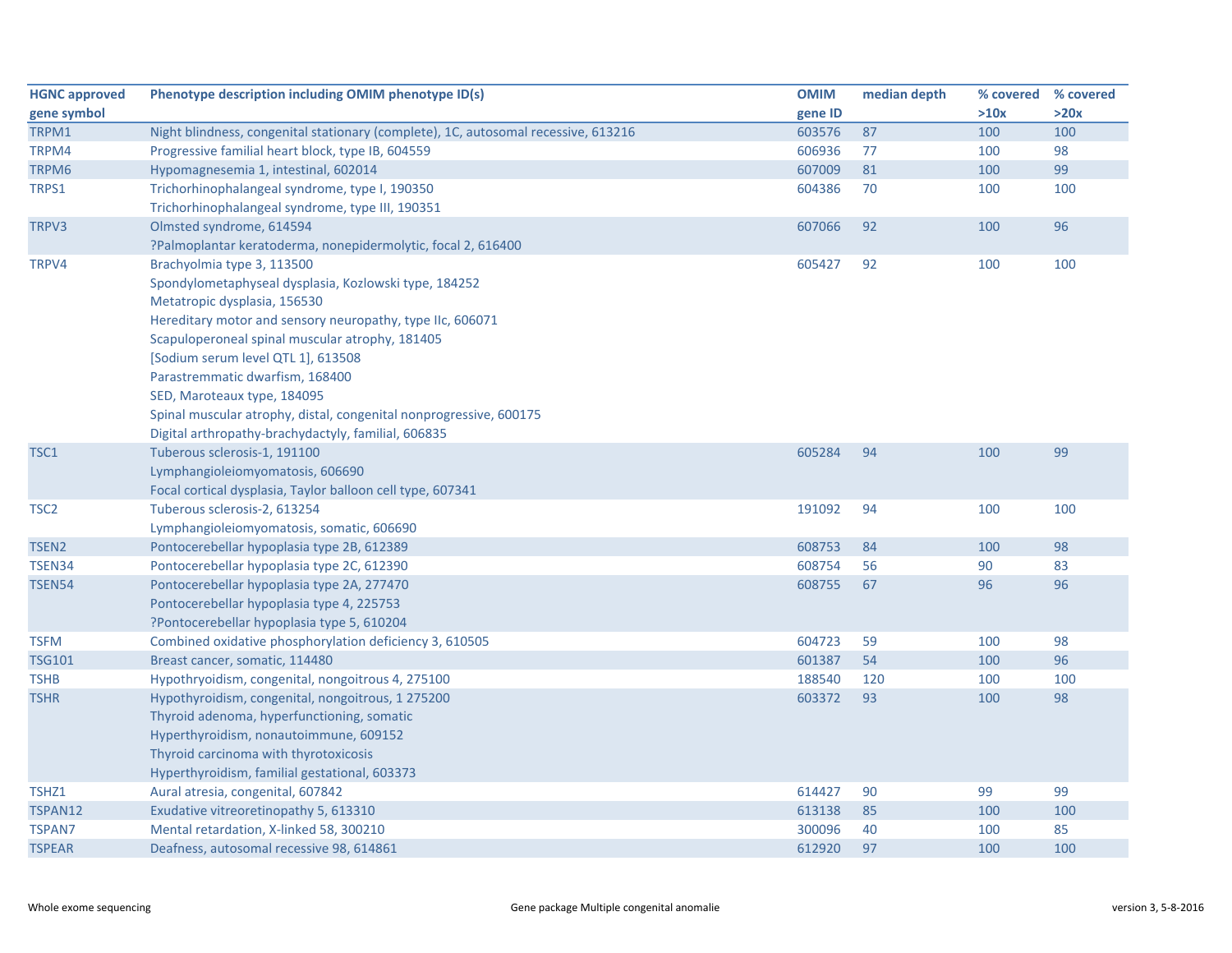| HGNC approved gene symbol | Phenotype description including OMIM phenotype ID(s) | OMIM gene ID | median depth | % covered >10x | % covered >20x |
|---|---|---|---|---|---|
| TRPM1 | Night blindness, congenital stationary (complete), 1C, autosomal recessive, 613216 | 603576 | 87 | 100 | 100 |
| TRPM4 | Progressive familial heart block, type IB, 604559 | 606936 | 77 | 100 | 98 |
| TRPM6 | Hypomagnesemia 1, intestinal, 602014 | 607009 | 81 | 100 | 99 |
| TRPS1 | Trichorhinophalangeal syndrome, type I, 190350<br>Trichorhinophalangeal syndrome, type III, 190351 | 604386 | 70 | 100 | 100 |
| TRPV3 | Olmsted syndrome, 614594<br>?Palmoplantar keratoderma, nonepidermolytic, focal 2, 616400 | 607066 | 92 | 100 | 96 |
| TRPV4 | Brachyolmia type 3, 113500<br>Spondylometaphyseal dysplasia, Kozlowski type, 184252<br>Metatropic dysplasia, 156530<br>Hereditary motor and sensory neuropathy, type IIc, 606071<br>Scapuloperoneal spinal muscular atrophy, 181405<br>[Sodium serum level QTL 1], 613508<br>Parastremmatic dwarfism, 168400<br>SED, Maroteaux type, 184095<br>Spinal muscular atrophy, distal, congenital nonprogressive, 600175<br>Digital arthropathy-brachydactyly, familial, 606835 | 605427 | 92 | 100 | 100 |
| TSC1 | Tuberous sclerosis-1, 191100<br>Lymphangioleiomyomatosis, 606690<br>Focal cortical dysplasia, Taylor balloon cell type, 607341 | 605284 | 94 | 100 | 99 |
| TSC2 | Tuberous sclerosis-2, 613254<br>Lymphangioleiomyomatosis, somatic, 606690 | 191092 | 94 | 100 | 100 |
| TSEN2 | Pontocerebellar hypoplasia type 2B, 612389 | 608753 | 84 | 100 | 98 |
| TSEN34 | Pontocerebellar hypoplasia type 2C, 612390 | 608754 | 56 | 90 | 83 |
| TSEN54 | Pontocerebellar hypoplasia type 2A, 277470<br>Pontocerebellar hypoplasia type 4, 225753<br>?Pontocerebellar hypoplasia type 5, 610204 | 608755 | 67 | 96 | 96 |
| TSFM | Combined oxidative phosphorylation deficiency 3, 610505 | 604723 | 59 | 100 | 98 |
| TSG101 | Breast cancer, somatic, 114480 | 601387 | 54 | 100 | 96 |
| TSHB | Hypothyroidism, congenital, nongoitrous 4, 275100 | 188540 | 120 | 100 | 100 |
| TSHR | Hypothyroidism, congenital, nongoitrous, 1 275200<br>Thyroid adenoma, hyperfunctioning, somatic<br>Hyperthyroidism, nonautoimmune, 609152<br>Thyroid carcinoma with thyrotoxicosis<br>Hyperthyroidism, familial gestational, 603373 | 603372 | 93 | 100 | 98 |
| TSHZ1 | Aural atresia, congenital, 607842 | 614427 | 90 | 99 | 99 |
| TSPAN12 | Exudative vitreoretinopathy 5, 613310 | 613138 | 85 | 100 | 100 |
| TSPAN7 | Mental retardation, X-linked 58, 300210 | 300096 | 40 | 100 | 85 |
| TSPEAR | Deafness, autosomal recessive 98, 614861 | 612920 | 97 | 100 | 100 |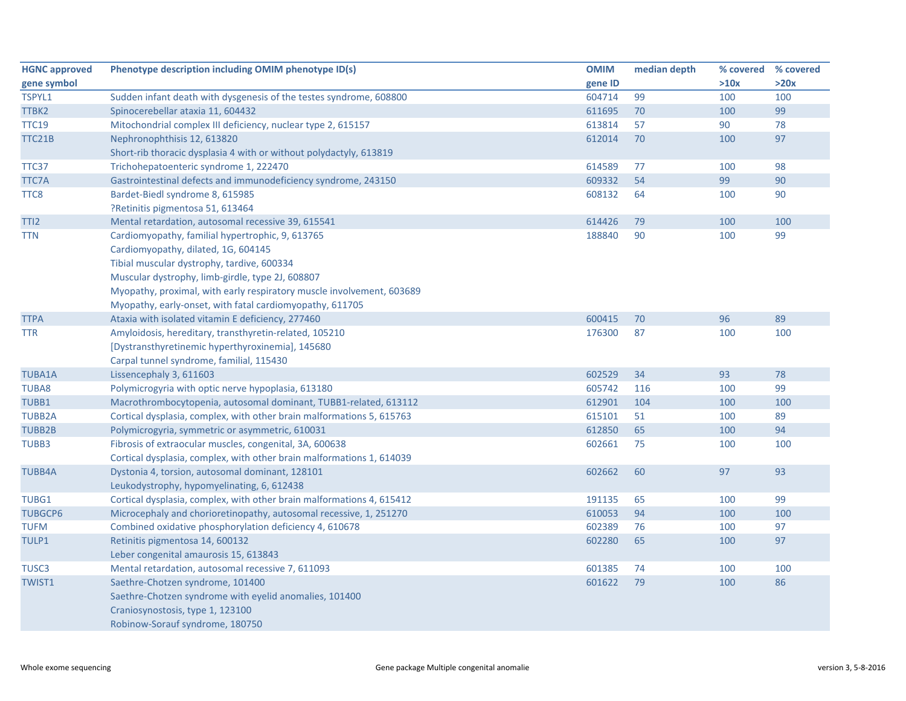| HGNC approved gene symbol | Phenotype description including OMIM phenotype ID(s) | OMIM gene ID | median depth | % covered >10x | % covered >20x |
|---|---|---|---|---|---|
| TSPYL1 | Sudden infant death with dysgenesis of the testes syndrome, 608800 | 604714 | 99 | 100 | 100 |
| TTBK2 | Spinocerebellar ataxia 11, 604432 | 611695 | 70 | 100 | 99 |
| TTC19 | Mitochondrial complex III deficiency, nuclear type 2, 615157 | 613814 | 57 | 90 | 78 |
| TTC21B | Nephronophthisis 12, 613820<br>Short-rib thoracic dysplasia 4 with or without polydactyly, 613819 | 612014 | 70 | 100 | 97 |
| TTC37 | Trichohepatoenteric syndrome 1, 222470 | 614589 | 77 | 100 | 98 |
| TTC7A | Gastrointestinal defects and immunodeficiency syndrome, 243150 | 609332 | 54 | 99 | 90 |
| TTC8 | Bardet-Biedl syndrome 8, 615985<br>?Retinitis pigmentosa 51, 613464 | 608132 | 64 | 100 | 90 |
| TTI2 | Mental retardation, autosomal recessive 39, 615541 | 614426 | 79 | 100 | 100 |
| TTN | Cardiomyopathy, familial hypertrophic, 9, 613765<br>Cardiomyopathy, dilated, 1G, 604145<br>Tibial muscular dystrophy, tardive, 600334<br>Muscular dystrophy, limb-girdle, type 2J, 608807<br>Myopathy, proximal, with early respiratory muscle involvement, 603689<br>Myopathy, early-onset, with fatal cardiomyopathy, 611705 | 188840 | 90 | 100 | 99 |
| TTPA | Ataxia with isolated vitamin E deficiency, 277460 | 600415 | 70 | 96 | 89 |
| TTR | Amyloidosis, hereditary, transthyretin-related, 105210<br>[Dystransthyretinemic hyperthyroxinemia], 145680<br>Carpal tunnel syndrome, familial, 115430 | 176300 | 87 | 100 | 100 |
| TUBA1A | Lissencephaly 3, 611603 | 602529 | 34 | 93 | 78 |
| TUBA8 | Polymicrogyria with optic nerve hypoplasia, 613180 | 605742 | 116 | 100 | 99 |
| TUBB1 | Macrothrombocytopenia, autosomal dominant, TUBB1-related, 613112 | 612901 | 104 | 100 | 100 |
| TUBB2A | Cortical dysplasia, complex, with other brain malformations 5, 615763 | 615101 | 51 | 100 | 89 |
| TUBB2B | Polymicrogyria, symmetric or asymmetric, 610031 | 612850 | 65 | 100 | 94 |
| TUBB3 | Fibrosis of extraocular muscles, congenital, 3A, 600638<br>Cortical dysplasia, complex, with other brain malformations 1, 614039 | 602661 | 75 | 100 | 100 |
| TUBB4A | Dystonia 4, torsion, autosomal dominant, 128101<br>Leukodystrophy, hypomyelinating, 6, 612438 | 602662 | 60 | 97 | 93 |
| TUBG1 | Cortical dysplasia, complex, with other brain malformations 4, 615412 | 191135 | 65 | 100 | 99 |
| TUBGCP6 | Microcephaly and chorioretinopathy, autosomal recessive, 1, 251270 | 610053 | 94 | 100 | 100 |
| TUFM | Combined oxidative phosphorylation deficiency 4, 610678 | 602389 | 76 | 100 | 97 |
| TULP1 | Retinitis pigmentosa 14, 600132<br>Leber congenital amaurosis 15, 613843 | 602280 | 65 | 100 | 97 |
| TUSC3 | Mental retardation, autosomal recessive 7, 611093 | 601385 | 74 | 100 | 100 |
| TWIST1 | Saethre-Chotzen syndrome, 101400<br>Saethre-Chotzen syndrome with eyelid anomalies, 101400<br>Craniosynostosis, type 1, 123100<br>Robinow-Sorauf syndrome, 180750 | 601622 | 79 | 100 | 86 |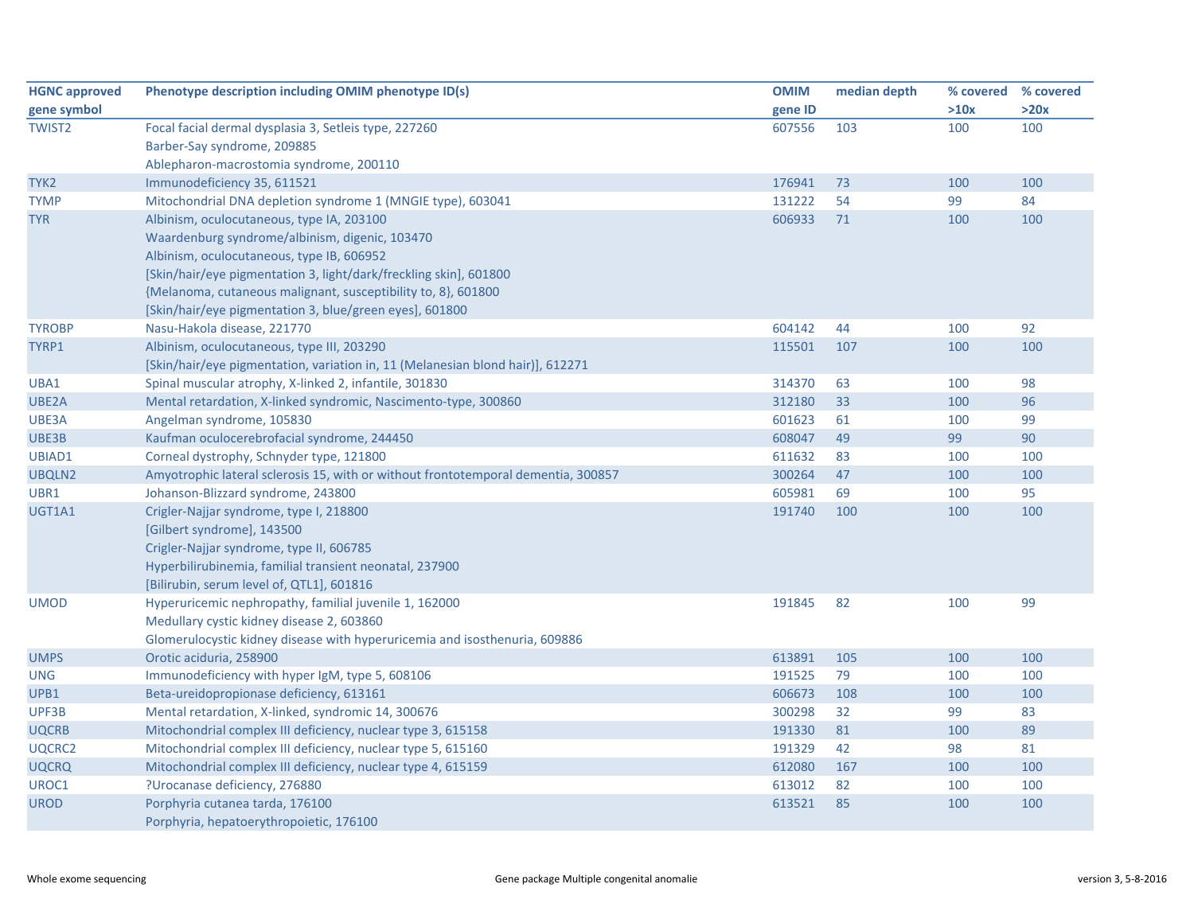| HGNC approved gene symbol | Phenotype description including OMIM phenotype ID(s) | OMIM gene ID | median depth | % covered >10x | % covered >20x |
|---|---|---|---|---|---|
| TWIST2 | Focal facial dermal dysplasia 3, Setleis type, 227260<br>Barber-Say syndrome, 209885<br>Ablepharon-macrostomia syndrome, 200110 | 607556 | 103 | 100 | 100 |
| TYK2 | Immunodeficiency 35, 611521 | 176941 | 73 | 100 | 100 |
| TYMP | Mitochondrial DNA depletion syndrome 1 (MNGIE type), 603041 | 131222 | 54 | 99 | 84 |
| TYR | Albinism, oculocutaneous, type IA, 203100<br>Waardenburg syndrome/albinism, digenic, 103470<br>Albinism, oculocutaneous, type IB, 606952<br>[Skin/hair/eye pigmentation 3, light/dark/freckling skin], 601800<br>{Melanoma, cutaneous malignant, susceptibility to, 8}, 601800<br>[Skin/hair/eye pigmentation 3, blue/green eyes], 601800 | 606933 | 71 | 100 | 100 |
| TYROBP | Nasu-Hakola disease, 221770 | 604142 | 44 | 100 | 92 |
| TYRP1 | Albinism, oculocutaneous, type III, 203290<br>[Skin/hair/eye pigmentation, variation in, 11 (Melanesian blond hair)], 612271 | 115501 | 107 | 100 | 100 |
| UBA1 | Spinal muscular atrophy, X-linked 2, infantile, 301830 | 314370 | 63 | 100 | 98 |
| UBE2A | Mental retardation, X-linked syndromic, Nascimento-type, 300860 | 312180 | 33 | 100 | 96 |
| UBE3A | Angelman syndrome, 105830 | 601623 | 61 | 100 | 99 |
| UBE3B | Kaufman oculocerebrofacial syndrome, 244450 | 608047 | 49 | 99 | 90 |
| UBIAD1 | Corneal dystrophy, Schnyder type, 121800 | 611632 | 83 | 100 | 100 |
| UBQLN2 | Amyotrophic lateral sclerosis 15, with or without frontotemporal dementia, 300857 | 300264 | 47 | 100 | 100 |
| UBR1 | Johanson-Blizzard syndrome, 243800 | 605981 | 69 | 100 | 95 |
| UGT1A1 | Crigler-Najjar syndrome, type I, 218800<br>[Gilbert syndrome], 143500<br>Crigler-Najjar syndrome, type II, 606785<br>Hyperbilirubinemia, familial transient neonatal, 237900<br>[Bilirubin, serum level of, QTL1], 601816 | 191740 | 100 | 100 | 100 |
| UMOD | Hyperuricemic nephropathy, familial juvenile 1, 162000<br>Medullary cystic kidney disease 2, 603860<br>Glomerulocystic kidney disease with hyperuricemia and isosthenuria, 609886 | 191845 | 82 | 100 | 99 |
| UMPS | Orotic aciduria, 258900 | 613891 | 105 | 100 | 100 |
| UNG | Immunodeficiency with hyper IgM, type 5, 608106 | 191525 | 79 | 100 | 100 |
| UPB1 | Beta-ureidopropionase deficiency, 613161 | 606673 | 108 | 100 | 100 |
| UPF3B | Mental retardation, X-linked, syndromic 14, 300676 | 300298 | 32 | 99 | 83 |
| UQCRB | Mitochondrial complex III deficiency, nuclear type 3, 615158 | 191330 | 81 | 100 | 89 |
| UQCRC2 | Mitochondrial complex III deficiency, nuclear type 5, 615160 | 191329 | 42 | 98 | 81 |
| UQCRQ | Mitochondrial complex III deficiency, nuclear type 4, 615159 | 612080 | 167 | 100 | 100 |
| UROC1 | ?Urocanase deficiency, 276880 | 613012 | 82 | 100 | 100 |
| UROD | Porphyria cutanea tarda, 176100<br>Porphyria, hepatoerythropoietic, 176100 | 613521 | 85 | 100 | 100 |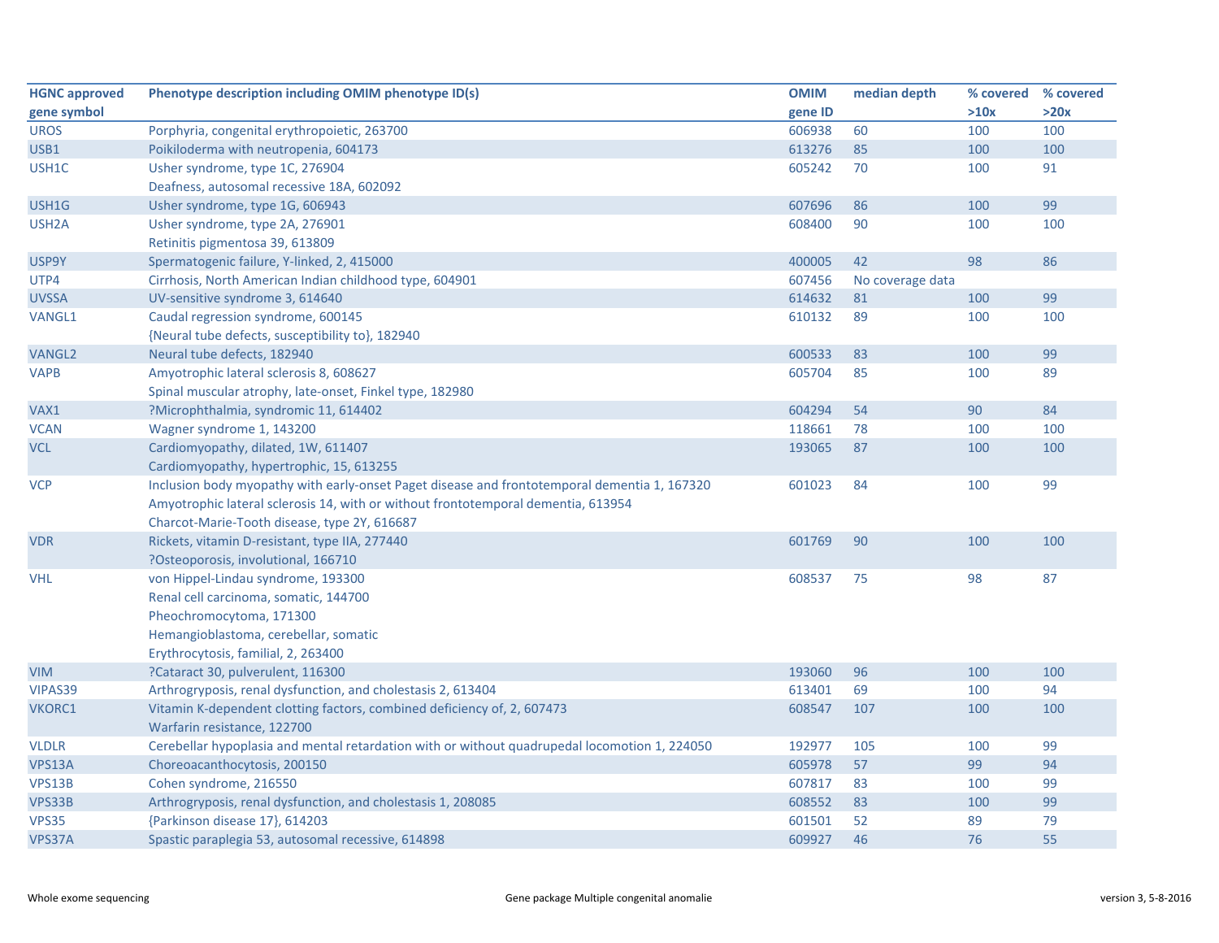| HGNC approved gene symbol | Phenotype description including OMIM phenotype ID(s) | OMIM gene ID | median depth | % covered >10x | % covered >20x |
|---|---|---|---|---|---|
| UROS | Porphyria, congenital erythropoietic, 263700 | 606938 | 60 | 100 | 100 |
| USB1 | Poikiloderma with neutropenia, 604173 | 613276 | 85 | 100 | 100 |
| USH1C | Usher syndrome, type 1C, 276904<br>Deafness, autosomal recessive 18A, 602092 | 605242 | 70 | 100 | 91 |
| USH1G | Usher syndrome, type 1G, 606943 | 607696 | 86 | 100 | 99 |
| USH2A | Usher syndrome, type 2A, 276901<br>Retinitis pigmentosa 39, 613809 | 608400 | 90 | 100 | 100 |
| USP9Y | Spermatogenic failure, Y-linked, 2, 415000 | 400005 | 42 | 98 | 86 |
| UTP4 | Cirrhosis, North American Indian childhood type, 604901 | 607456 | No coverage data | | |
| UVSSA | UV-sensitive syndrome 3, 614640 | 614632 | 81 | 100 | 99 |
| VANGL1 | Caudal regression syndrome, 600145<br>{Neural tube defects, susceptibility to}, 182940 | 610132 | 89 | 100 | 100 |
| VANGL2 | Neural tube defects, 182940 | 600533 | 83 | 100 | 99 |
| VAPB | Amyotrophic lateral sclerosis 8, 608627<br>Spinal muscular atrophy, late-onset, Finkel type, 182980 | 605704 | 85 | 100 | 89 |
| VAX1 | ?Microphthalmia, syndromic 11, 614402 | 604294 | 54 | 90 | 84 |
| VCAN | Wagner syndrome 1, 143200 | 118661 | 78 | 100 | 100 |
| VCL | Cardiomyopathy, dilated, 1W, 611407<br>Cardiomyopathy, hypertrophic, 15, 613255 | 193065 | 87 | 100 | 100 |
| VCP | Inclusion body myopathy with early-onset Paget disease and frontotemporal dementia 1, 167320<br>Amyotrophic lateral sclerosis 14, with or without frontotemporal dementia, 613954<br>Charcot-Marie-Tooth disease, type 2Y, 616687 | 601023 | 84 | 100 | 99 |
| VDR | Rickets, vitamin D-resistant, type IIA, 277440<br>?Osteoporosis, involutional, 166710 | 601769 | 90 | 100 | 100 |
| VHL | von Hippel-Lindau syndrome, 193300<br>Renal cell carcinoma, somatic, 144700<br>Pheochromocytoma, 171300<br>Hemangioblastoma, cerebellar, somatic<br>Erythrocytosis, familial, 2, 263400 | 608537 | 75 | 98 | 87 |
| VIM | ?Cataract 30, pulverulent, 116300 | 193060 | 96 | 100 | 100 |
| VIPAS39 | Arthrogryposis, renal dysfunction, and cholestasis 2, 613404 | 613401 | 69 | 100 | 94 |
| VKORC1 | Vitamin K-dependent clotting factors, combined deficiency of, 2, 607473<br>Warfarin resistance, 122700 | 608547 | 107 | 100 | 100 |
| VLDLR | Cerebellar hypoplasia and mental retardation with or without quadrupedal locomotion 1, 224050 | 192977 | 105 | 100 | 99 |
| VPS13A | Choreoacanthocytosis, 200150 | 605978 | 57 | 99 | 94 |
| VPS13B | Cohen syndrome, 216550 | 607817 | 83 | 100 | 99 |
| VPS33B | Arthrogryposis, renal dysfunction, and cholestasis 1, 208085 | 608552 | 83 | 100 | 99 |
| VPS35 | {Parkinson disease 17}, 614203 | 601501 | 52 | 89 | 79 |
| VPS37A | Spastic paraplegia 53, autosomal recessive, 614898 | 609927 | 46 | 76 | 55 |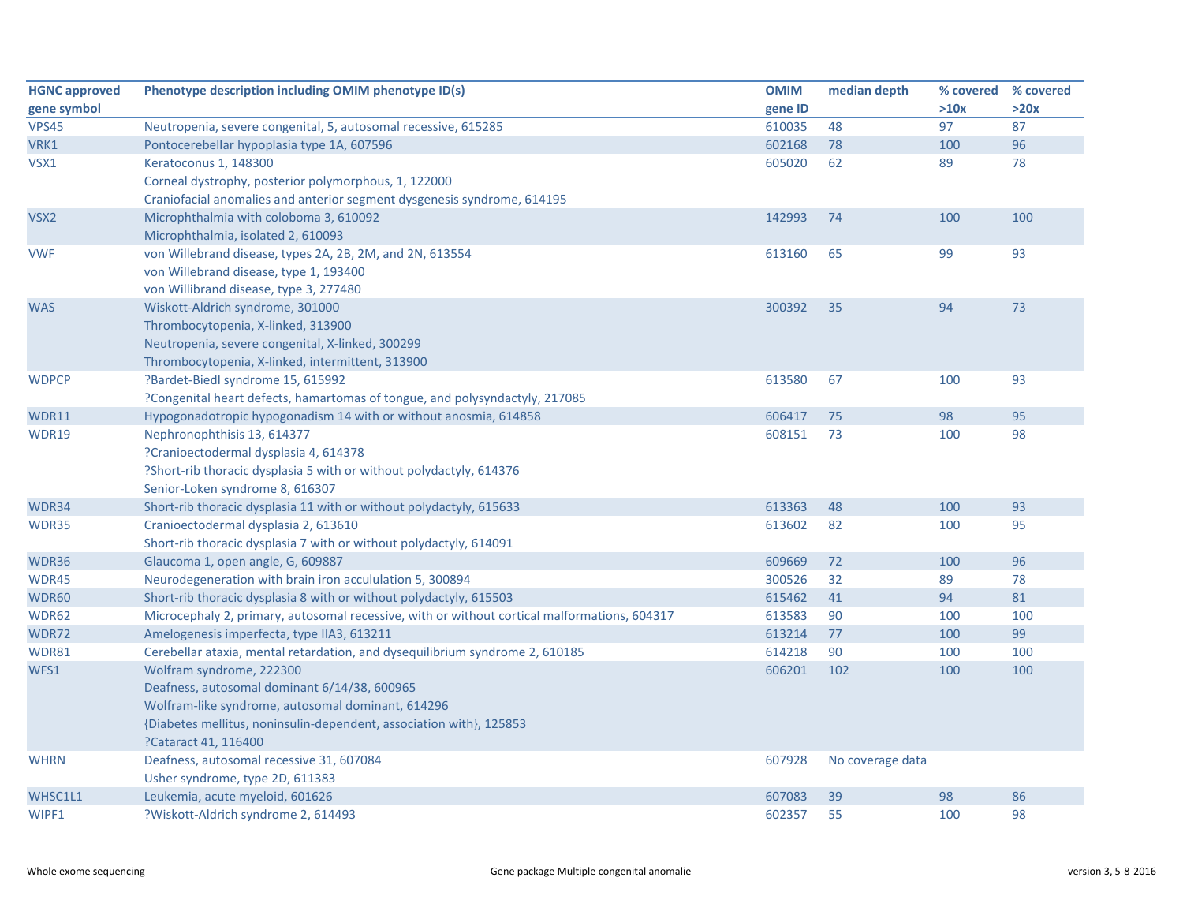| HGNC approved gene symbol | Phenotype description including OMIM phenotype ID(s) | OMIM gene ID | median depth | % covered >10x | % covered >20x |
|---|---|---|---|---|---|
| VPS45 | Neutropenia, severe congenital, 5, autosomal recessive, 615285 | 610035 | 48 | 97 | 87 |
| VRK1 | Pontocerebellar hypoplasia type 1A, 607596 | 602168 | 78 | 100 | 96 |
| VSX1 | Keratoconus 1, 148300<br>Corneal dystrophy, posterior polymorphous, 1, 122000<br>Craniofacial anomalies and anterior segment dysgenesis syndrome, 614195 | 605020 | 62 | 89 | 78 |
| VSX2 | Microphthalmia with coloboma 3, 610092<br>Microphthalmia, isolated 2, 610093 | 142993 | 74 | 100 | 100 |
| VWF | von Willebrand disease, types 2A, 2B, 2M, and 2N, 613554<br>von Willebrand disease, type 1, 193400<br>von Willibrand disease, type 3, 277480 | 613160 | 65 | 99 | 93 |
| WAS | Wiskott-Aldrich syndrome, 301000<br>Thrombocytopenia, X-linked, 313900<br>Neutropenia, severe congenital, X-linked, 300299<br>Thrombocytopenia, X-linked, intermittent, 313900 | 300392 | 35 | 94 | 73 |
| WDPCP | ?Bardet-Biedl syndrome 15, 615992<br>?Congenital heart defects, hamartomas of tongue, and polysyndactyly, 217085 | 613580 | 67 | 100 | 93 |
| WDR11 | Hypogonadotropic hypogonadism 14 with or without anosmia, 614858 | 606417 | 75 | 98 | 95 |
| WDR19 | Nephronophthisis 13, 614377<br>?Cranioectodermal dysplasia 4, 614378<br>?Short-rib thoracic dysplasia 5 with or without polydactyly, 614376<br>Senior-Loken syndrome 8, 616307 | 608151 | 73 | 100 | 98 |
| WDR34 | Short-rib thoracic dysplasia 11 with or without polydactyly, 615633 | 613363 | 48 | 100 | 93 |
| WDR35 | Cranioectodermal dysplasia 2, 613610<br>Short-rib thoracic dysplasia 7 with or without polydactyly, 614091 | 613602 | 82 | 100 | 95 |
| WDR36 | Glaucoma 1, open angle, G, 609887 | 609669 | 72 | 100 | 96 |
| WDR45 | Neurodegeneration with brain iron accululation 5, 300894 | 300526 | 32 | 89 | 78 |
| WDR60 | Short-rib thoracic dysplasia 8 with or without polydactyly, 615503 | 615462 | 41 | 94 | 81 |
| WDR62 | Microcephaly 2, primary, autosomal recessive, with or without cortical malformations, 604317 | 613583 | 90 | 100 | 100 |
| WDR72 | Amelogenesis imperfecta, type IIA3, 613211 | 613214 | 77 | 100 | 99 |
| WDR81 | Cerebellar ataxia, mental retardation, and dysequilibrium syndrome 2, 610185 | 614218 | 90 | 100 | 100 |
| WFS1 | Wolfram syndrome, 222300<br>Deafness, autosomal dominant 6/14/38, 600965<br>Wolfram-like syndrome, autosomal dominant, 614296<br>{Diabetes mellitus, noninsulin-dependent, association with}, 125853<br>?Cataract 41, 116400 | 606201 | 102 | 100 | 100 |
| WHRN | Deafness, autosomal recessive 31, 607084<br>Usher syndrome, type 2D, 611383 | 607928 | No coverage data | | |
| WHSC1L1 | Leukemia, acute myeloid, 601626 | 607083 | 39 | 98 | 86 |
| WIPF1 | ?Wiskott-Aldrich syndrome 2, 614493 | 602357 | 55 | 100 | 98 |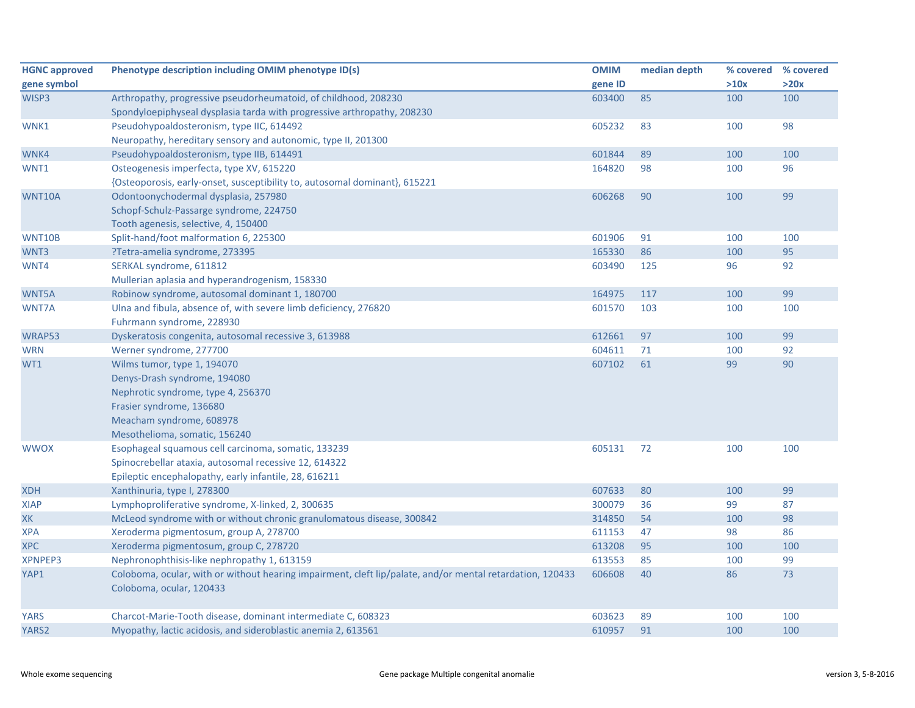| HGNC approved gene symbol | Phenotype description including OMIM phenotype ID(s) | OMIM gene ID | median depth | % covered >10x | % covered >20x |
|---|---|---|---|---|---|
| WISP3 | Arthropathy, progressive pseudorheumatoid, of childhood, 208230<br>Spondyloepiphyseal dysplasia tarda with progressive arthropathy, 208230 | 603400 | 85 | 100 | 100 |
| WNK1 | Pseudohypoaldosteronism, type IIC, 614492<br>Neuropathy, hereditary sensory and autonomic, type II, 201300 | 605232 | 83 | 100 | 98 |
| WNK4 | Pseudohypoaldosteronism, type IIB, 614491 | 601844 | 89 | 100 | 100 |
| WNT1 | Osteogenesis imperfecta, type XV, 615220<br>{Osteoporosis, early-onset, susceptibility to, autosomal dominant}, 615221 | 164820 | 98 | 100 | 96 |
| WNT10A | Odontoonychodermal dysplasia, 257980<br>Schopf-Schulz-Passarge syndrome, 224750<br>Tooth agenesis, selective, 4, 150400 | 606268 | 90 | 100 | 99 |
| WNT10B | Split-hand/foot malformation 6, 225300 | 601906 | 91 | 100 | 100 |
| WNT3 | ?Tetra-amelia syndrome, 273395 | 165330 | 86 | 100 | 95 |
| WNT4 | SERKAL syndrome, 611812<br>Mullerian aplasia and hyperandrogenism, 158330 | 603490 | 125 | 96 | 92 |
| WNT5A | Robinow syndrome, autosomal dominant 1, 180700 | 164975 | 117 | 100 | 99 |
| WNT7A | Ulna and fibula, absence of, with severe limb deficiency, 276820<br>Fuhrmann syndrome, 228930 | 601570 | 103 | 100 | 100 |
| WRAP53 | Dyskeratosis congenita, autosomal recessive 3, 613988 | 612661 | 97 | 100 | 99 |
| WRN | Werner syndrome, 277700 | 604611 | 71 | 100 | 92 |
| WT1 | Wilms tumor, type 1, 194070<br>Denys-Drash syndrome, 194080<br>Nephrotic syndrome, type 4, 256370<br>Frasier syndrome, 136680<br>Meacham syndrome, 608978<br>Mesothelioma, somatic, 156240 | 607102 | 61 | 99 | 90 |
| WWOX | Esophageal squamous cell carcinoma, somatic, 133239<br>Spinocrebellar ataxia, autosomal recessive 12, 614322<br>Epileptic encephalopathy, early infantile, 28, 616211 | 605131 | 72 | 100 | 100 |
| XDH | Xanthinuria, type I, 278300 | 607633 | 80 | 100 | 99 |
| XIAP | Lymphoproliferative syndrome, X-linked, 2, 300635 | 300079 | 36 | 99 | 87 |
| XK | McLeod syndrome with or without chronic granulomatous disease, 300842 | 314850 | 54 | 100 | 98 |
| XPA | Xeroderma pigmentosum, group A, 278700 | 611153 | 47 | 98 | 86 |
| XPC | Xeroderma pigmentosum, group C, 278720 | 613208 | 95 | 100 | 100 |
| XPNPEP3 | Nephronophthisis-like nephropathy 1, 613159 | 613553 | 85 | 100 | 99 |
| YAP1 | Coloboma, ocular, with or without hearing impairment, cleft lip/palate, and/or mental retardation, 120433<br>Coloboma, ocular, 120433 | 606608 | 40 | 86 | 73 |
| YARS | Charcot-Marie-Tooth disease, dominant intermediate C, 608323 | 603623 | 89 | 100 | 100 |
| YARS2 | Myopathy, lactic acidosis, and sideroblastic anemia 2, 613561 | 610957 | 91 | 100 | 100 |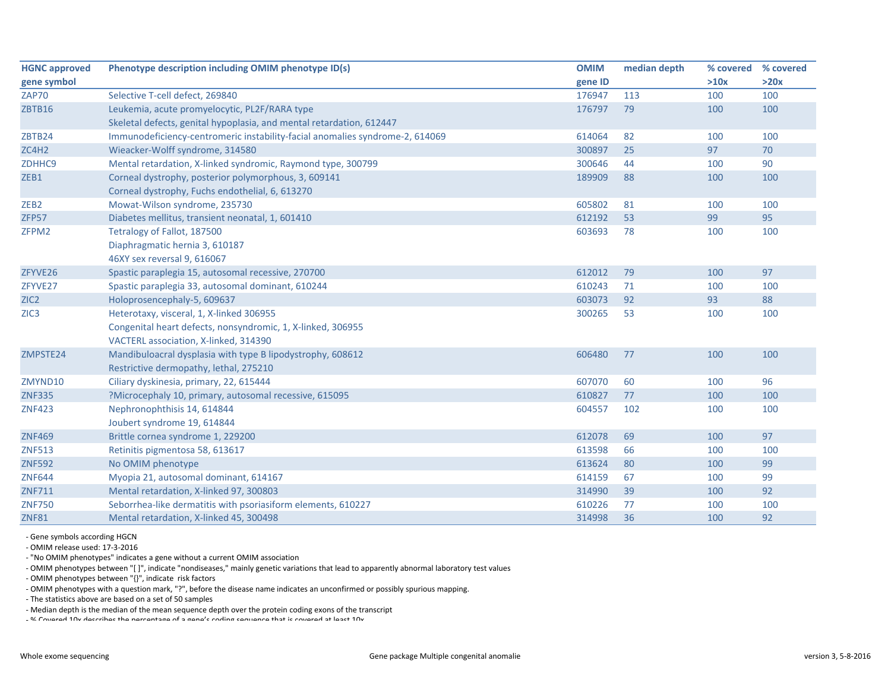| HGNC approved gene symbol | Phenotype description including OMIM phenotype ID(s) | OMIM gene ID | median depth | % covered >10x | % covered >20x |
|---|---|---|---|---|---|
| ZAP70 | Selective T-cell defect, 269840 | 176947 | 113 | 100 | 100 |
| ZBTB16 | Leukemia, acute promyelocytic, PL2F/RARA type<br>Skeletal defects, genital hypoplasia, and mental retardation, 612447 | 176797 | 79 | 100 | 100 |
| ZBTB24 | Immunodeficiency-centromeric instability-facial anomalies syndrome-2, 614069 | 614064 | 82 | 100 | 100 |
| ZC4H2 | Wieacker-Wolff syndrome, 314580 | 300897 | 25 | 97 | 70 |
| ZDHHC9 | Mental retardation, X-linked syndromic, Raymond type, 300799 | 300646 | 44 | 100 | 90 |
| ZEB1 | Corneal dystrophy, posterior polymorphous, 3, 609141<br>Corneal dystrophy, Fuchs endothelial, 6, 613270 | 189909 | 88 | 100 | 100 |
| ZEB2 | Mowat-Wilson syndrome, 235730 | 605802 | 81 | 100 | 100 |
| ZFP57 | Diabetes mellitus, transient neonatal, 1, 601410 | 612192 | 53 | 99 | 95 |
| ZFPM2 | Tetralogy of Fallot, 187500<br>Diaphragmatic hernia 3, 610187<br>46XY sex reversal 9, 616067 | 603693 | 78 | 100 | 100 |
| ZFYVE26 | Spastic paraplegia 15, autosomal recessive, 270700 | 612012 | 79 | 100 | 97 |
| ZFYVE27 | Spastic paraplegia 33, autosomal dominant, 610244 | 610243 | 71 | 100 | 100 |
| ZIC2 | Holoprosencephaly-5, 609637 | 603073 | 92 | 93 | 88 |
| ZIC3 | Heterotaxy, visceral, 1, X-linked 306955<br>Congenital heart defects, nonsyndromic, 1, X-linked, 306955<br>VACTERL association, X-linked, 314390 | 300265 | 53 | 100 | 100 |
| ZMPSTE24 | Mandibuloacral dysplasia with type B lipodystrophy, 608612<br>Restrictive dermopathy, lethal, 275210 | 606480 | 77 | 100 | 100 |
| ZMYND10 | Ciliary dyskinesia, primary, 22, 615444 | 607070 | 60 | 100 | 96 |
| ZNF335 | ?Microcephaly 10, primary, autosomal recessive, 615095 | 610827 | 77 | 100 | 100 |
| ZNF423 | Nephronophthisis 14, 614844<br>Joubert syndrome 19, 614844 | 604557 | 102 | 100 | 100 |
| ZNF469 | Brittle cornea syndrome 1, 229200 | 612078 | 69 | 100 | 97 |
| ZNF513 | Retinitis pigmentosa 58, 613617 | 613598 | 66 | 100 | 100 |
| ZNF592 | No OMIM phenotype | 613624 | 80 | 100 | 99 |
| ZNF644 | Myopia 21, autosomal dominant, 614167 | 614159 | 67 | 100 | 99 |
| ZNF711 | Mental retardation, X-linked 97, 300803 | 314990 | 39 | 100 | 92 |
| ZNF750 | Seborrhea-like dermatitis with psoriasiform elements, 610227 | 610226 | 77 | 100 | 100 |
| ZNF81 | Mental retardation, X-linked 45, 300498 | 314998 | 36 | 100 | 92 |

- Gene symbols according HGCN
- OMIM release used: 17-3-2016
- "No OMIM phenotypes" indicates a gene without a current OMIM association
- OMIM phenotypes between "[ ]", indicate "nondiseases," mainly genetic variations that lead to apparently abnormal laboratory test values
- OMIM phenotypes between "{}", indicate risk factors
- OMIM phenotypes with a question mark, "?", before the disease name indicates an unconfirmed or possibly spurious mapping.
- The statistics above are based on a set of 50 samples
- Median depth is the median of the mean sequence depth over the protein coding exons of the transcript
- % Covered 10x describes the percentage of a gene's coding sequence that is covered at least 10x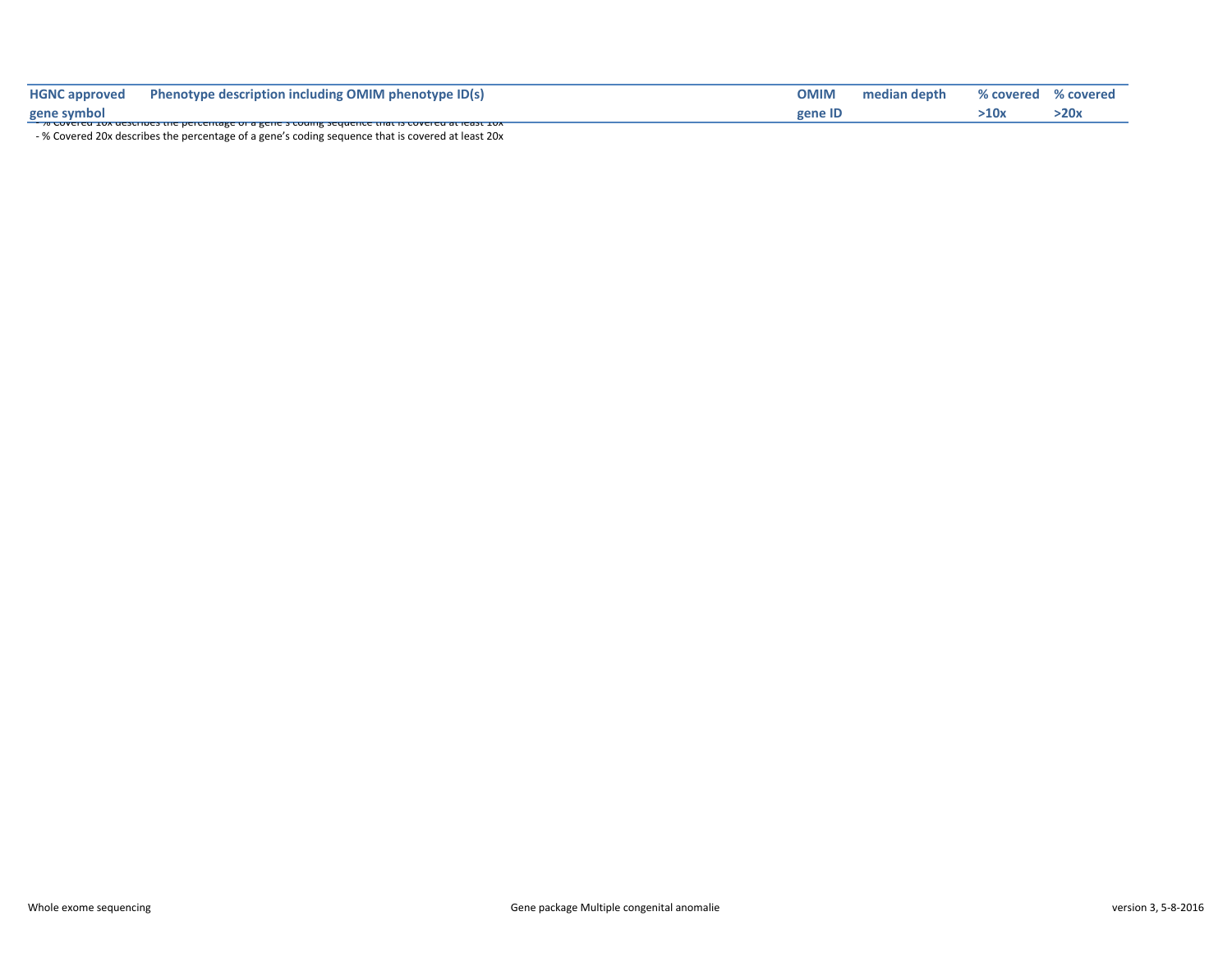| HGNC approved gene symbol | Phenotype description including OMIM phenotype ID(s) | OMIM gene ID | median depth | % covered >10x | % covered >20x |
|---|---|---|---|---|---|

- % Covered 10x describes the percentage of a gene's coding sequence that is covered at least 10x
- % Covered 20x describes the percentage of a gene's coding sequence that is covered at least 20x